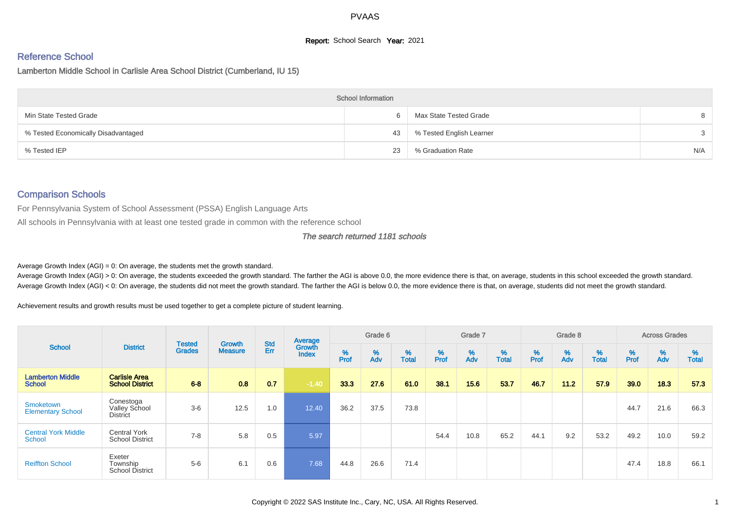PVAAS

**Report:** School Search **Year:** 2021

## Reference School

### Lamberton Middle School in Carlisle Area School District (Cumberland, IU 15)

| School Information | | | |
|---|---|---|---|
| Min State Tested Grade | 6 | Max State Tested Grade | 8 |
| % Tested Economically Disadvantaged | 43 | % Tested English Learner | 3 |
| % Tested IEP | 23 | % Graduation Rate | N/A |

## Comparison Schools

For Pennsylvania System of School Assessment (PSSA) English Language Arts

All schools in Pennsylvania with at least one tested grade in common with the reference school

*The search returned 1181 schools*

Average Growth Index (AGI) = 0: On average, the students met the growth standard.

Average Growth Index (AGI) > 0: On average, the students exceeded the growth standard. The farther the AGI is above 0.0, the more evidence there is that, on average, students in this school exceeded the growth standard.

Average Growth Index (AGI) < 0: On average, the students did not meet the growth standard. The farther the AGI is below 0.0, the more evidence there is that, on average, students did not meet the growth standard.

Achievement results and growth results must be used together to get a complete picture of student learning.

| School | District | Tested Grades | Growth Measure | Std Err | Average Growth Index | Grade 6 | | | Grade 7 | | | Grade 8 | | | Across Grades | | |
|---|---|---|---|---|---|---|---|---|---|---|---|---|---|---|---|---|---|
| | | | | | | % Prof | % Adv | % Total | % Prof | % Adv | % Total | % Prof | % Adv | % Total | % Prof | % Adv | % Total |
| **Lamberton Middle School** | **Carlisle Area School District** | **6-8** | **0.8** | **0.7** | **-1.40** | **33.3** | **27.6** | **61.0** | **38.1** | **15.6** | **53.7** | **46.7** | **11.2** | **57.9** | **39.0** | **18.3** | **57.3** |
| Smoketown Elementary School | Conestoga Valley School District | 3-6 | 12.5 | 1.0 | 12.40 | 36.2 | 37.5 | 73.8 | | | | | | | 44.7 | 21.6 | 66.3 |
| Central York Middle School | Central York School District | 7-8 | 5.8 | 0.5 | 5.97 | | | | 54.4 | 10.8 | 65.2 | 44.1 | 9.2 | 53.2 | 49.2 | 10.0 | 59.2 |
| Reiffton School | Exeter Township School District | 5-6 | 6.1 | 0.6 | 7.68 | 44.8 | 26.6 | 71.4 | | | | | | | 47.4 | 18.8 | 66.1 |

Copyright © 2022 SAS Institute Inc., Cary, NC, USA. All Rights Reserved.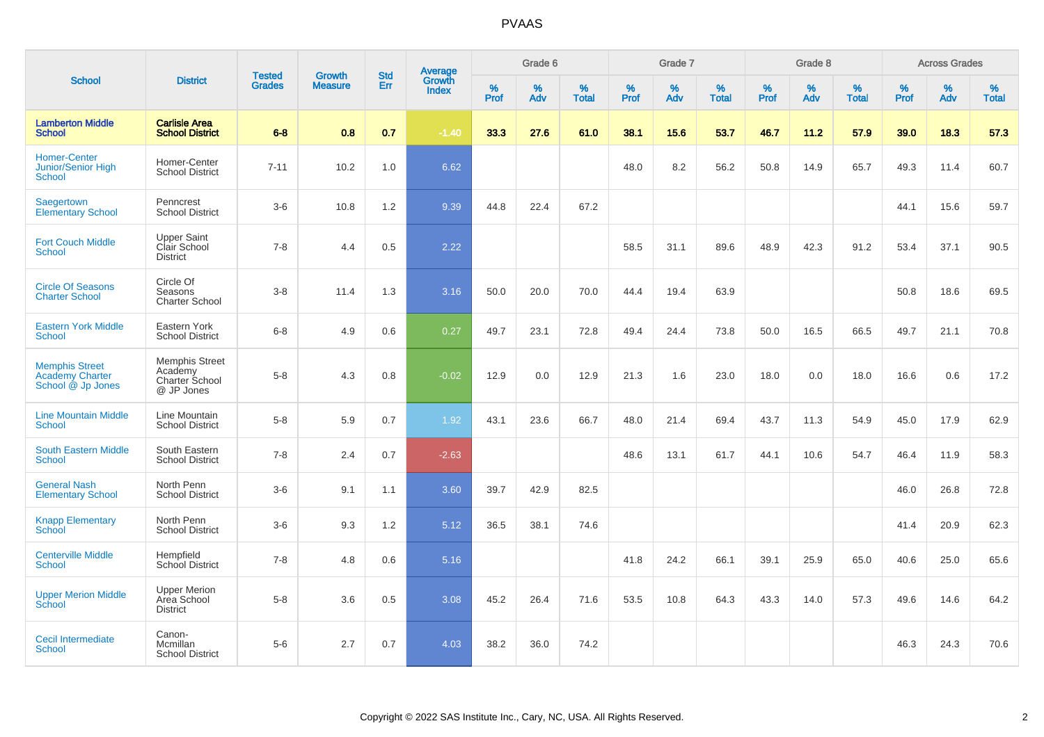# PVAAS

| School | District | Tested Grades | Growth Measure | Std Err | Average Growth Index | Grade 6 | | | Grade 7 | | | Grade 8 | | | Across Grades | | |
|---|---|---|---|---|---|---|---|---|---|---|---|---|---|---|---|---|---|
| | | | | | | % Prof | % Adv | % Total | % Prof | % Adv | % Total | % Prof | % Adv | % Total | % Prof | % Adv | % Total |
| **Lamberton Middle School** | **Carlisle Area School District** | **6-8** | **0.8** | **0.7** | **-1.40** | **33.3** | **27.6** | **61.0** | **38.1** | **15.6** | **53.7** | **46.7** | **11.2** | **57.9** | **39.0** | **18.3** | **57.3** |
| Homer-Center Junior/Senior High School | Homer-Center School District | 7-11 | 10.2 | 1.0 | 6.62 | | | | 48.0 | 8.2 | 56.2 | 50.8 | 14.9 | 65.7 | 49.3 | 11.4 | 60.7 |
| Saegertown Elementary School | Penncrest School District | 3-6 | 10.8 | 1.2 | 9.39 | 44.8 | 22.4 | 67.2 | | | | | | | 44.1 | 15.6 | 59.7 |
| Fort Couch Middle School | Upper Saint Clair School District | 7-8 | 4.4 | 0.5 | 2.22 | | | | 58.5 | 31.1 | 89.6 | 48.9 | 42.3 | 91.2 | 53.4 | 37.1 | 90.5 |
| Circle Of Seasons Charter School | Circle Of Seasons Charter School | 3-8 | 11.4 | 1.3 | 3.16 | 50.0 | 20.0 | 70.0 | 44.4 | 19.4 | 63.9 | | | | 50.8 | 18.6 | 69.5 |
| Eastern York Middle School | Eastern York School District | 6-8 | 4.9 | 0.6 | 0.27 | 49.7 | 23.1 | 72.8 | 49.4 | 24.4 | 73.8 | 50.0 | 16.5 | 66.5 | 49.7 | 21.1 | 70.8 |
| Memphis Street Academy Charter School @ Jp Jones | Memphis Street Academy Charter School @ JP Jones | 5-8 | 4.3 | 0.8 | -0.02 | 12.9 | 0.0 | 12.9 | 21.3 | 1.6 | 23.0 | 18.0 | 0.0 | 18.0 | 16.6 | 0.6 | 17.2 |
| Line Mountain Middle School | Line Mountain School District | 5-8 | 5.9 | 0.7 | 1.92 | 43.1 | 23.6 | 66.7 | 48.0 | 21.4 | 69.4 | 43.7 | 11.3 | 54.9 | 45.0 | 17.9 | 62.9 |
| South Eastern Middle School | South Eastern School District | 7-8 | 2.4 | 0.7 | -2.63 | | | | 48.6 | 13.1 | 61.7 | 44.1 | 10.6 | 54.7 | 46.4 | 11.9 | 58.3 |
| General Nash Elementary School | North Penn School District | 3-6 | 9.1 | 1.1 | 3.60 | 39.7 | 42.9 | 82.5 | | | | | | | 46.0 | 26.8 | 72.8 |
| Knapp Elementary School | North Penn School District | 3-6 | 9.3 | 1.2 | 5.12 | 36.5 | 38.1 | 74.6 | | | | | | | 41.4 | 20.9 | 62.3 |
| Centerville Middle School | Hempfield School District | 7-8 | 4.8 | 0.6 | 5.16 | | | | 41.8 | 24.2 | 66.1 | 39.1 | 25.9 | 65.0 | 40.6 | 25.0 | 65.6 |
| Upper Merion Middle School | Upper Merion Area School District | 5-8 | 3.6 | 0.5 | 3.08 | 45.2 | 26.4 | 71.6 | 53.5 | 10.8 | 64.3 | 43.3 | 14.0 | 57.3 | 49.6 | 14.6 | 64.2 |
| Cecil Intermediate School | Canon-Mcmillan School District | 5-6 | 2.7 | 0.7 | 4.03 | 38.2 | 36.0 | 74.2 | | | | | | | 46.3 | 24.3 | 70.6 |

Copyright © 2022 SAS Institute Inc., Cary, NC, USA. All Rights Reserved.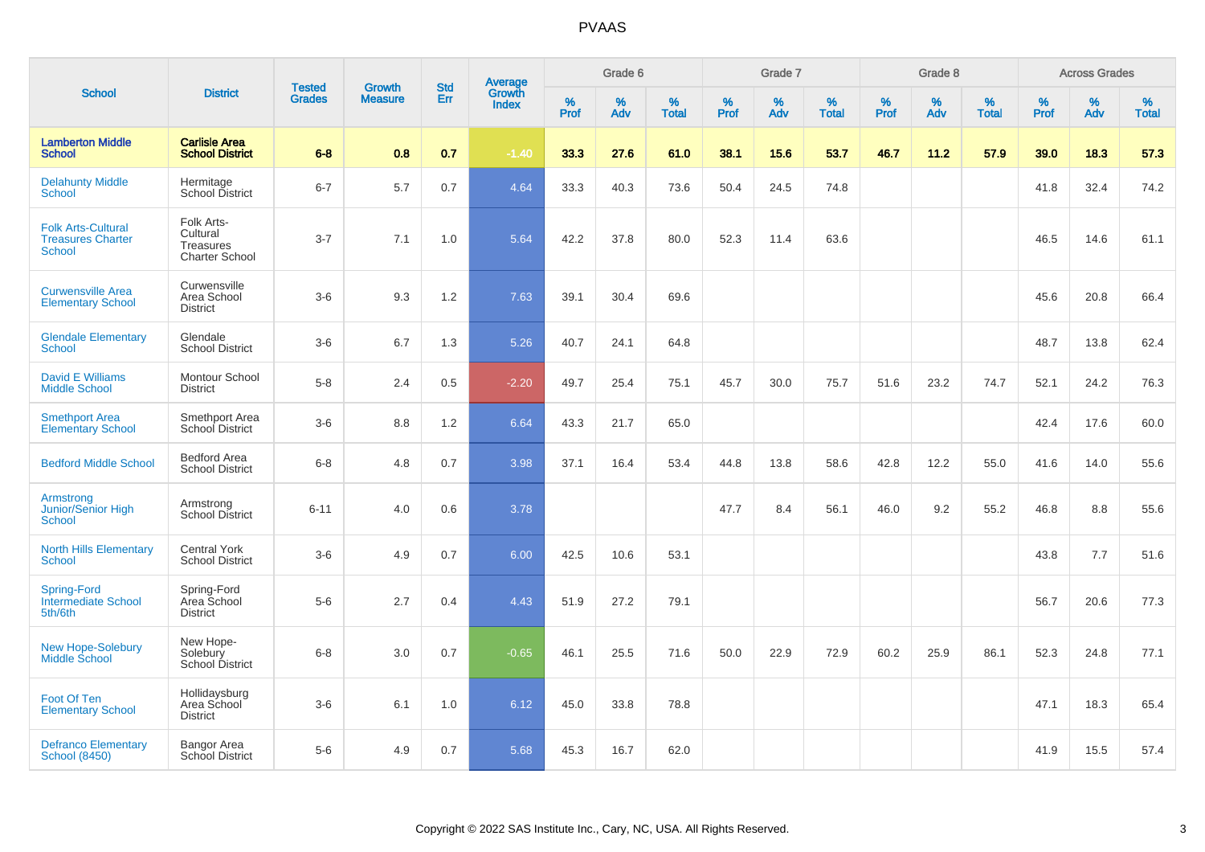# PVAAS

| School | District | Tested Grades | Growth Measure | Std Err | Average Growth Index | Grade 6 | | | Grade 7 | | | Grade 8 | | | Across Grades | | |
|---|---|---|---|---|---|---|---|---|---|---|---|---|---|---|---|---|---|
| | | | | | | % Prof | % Adv | % Total | % Prof | % Adv | % Total | % Prof | % Adv | % Total | % Prof | % Adv | % Total |
| **Lamberton Middle School** | **Carlisle Area School District** | **6-8** | **0.8** | **0.7** | **-1.40** | **33.3** | **27.6** | **61.0** | **38.1** | **15.6** | **53.7** | **46.7** | **11.2** | **57.9** | **39.0** | **18.3** | **57.3** |
| Delahunty Middle School | Hermitage School District | 6-7 | 5.7 | 0.7 | 4.64 | 33.3 | 40.3 | 73.6 | 50.4 | 24.5 | 74.8 | | | | 41.8 | 32.4 | 74.2 |
| Folk Arts-Cultural Treasures Charter School | Folk Arts-Cultural Treasures Charter School | 3-7 | 7.1 | 1.0 | 5.64 | 42.2 | 37.8 | 80.0 | 52.3 | 11.4 | 63.6 | | | | 46.5 | 14.6 | 61.1 |
| Curwensville Area Elementary School | Curwensville Area School District | 3-6 | 9.3 | 1.2 | 7.63 | 39.1 | 30.4 | 69.6 | | | | | | | 45.6 | 20.8 | 66.4 |
| Glendale Elementary School | Glendale School District | 3-6 | 6.7 | 1.3 | 5.26 | 40.7 | 24.1 | 64.8 | | | | | | | 48.7 | 13.8 | 62.4 |
| David E Williams Middle School | Montour School District | 5-8 | 2.4 | 0.5 | -2.20 | 49.7 | 25.4 | 75.1 | 45.7 | 30.0 | 75.7 | 51.6 | 23.2 | 74.7 | 52.1 | 24.2 | 76.3 |
| Smethport Area Elementary School | Smethport Area School District | 3-6 | 8.8 | 1.2 | 6.64 | 43.3 | 21.7 | 65.0 | | | | | | | 42.4 | 17.6 | 60.0 |
| Bedford Middle School | Bedford Area School District | 6-8 | 4.8 | 0.7 | 3.98 | 37.1 | 16.4 | 53.4 | 44.8 | 13.8 | 58.6 | 42.8 | 12.2 | 55.0 | 41.6 | 14.0 | 55.6 |
| Armstrong Junior/Senior High School | Armstrong School District | 6-11 | 4.0 | 0.6 | 3.78 | | | | 47.7 | 8.4 | 56.1 | 46.0 | 9.2 | 55.2 | 46.8 | 8.8 | 55.6 |
| North Hills Elementary School | Central York School District | 3-6 | 4.9 | 0.7 | 6.00 | 42.5 | 10.6 | 53.1 | | | | | | | 43.8 | 7.7 | 51.6 |
| Spring-Ford Intermediate School 5th/6th | Spring-Ford Area School District | 5-6 | 2.7 | 0.4 | 4.43 | 51.9 | 27.2 | 79.1 | | | | | | | 56.7 | 20.6 | 77.3 |
| New Hope-Solebury Middle School | New Hope-Solebury School District | 6-8 | 3.0 | 0.7 | -0.65 | 46.1 | 25.5 | 71.6 | 50.0 | 22.9 | 72.9 | 60.2 | 25.9 | 86.1 | 52.3 | 24.8 | 77.1 |
| Foot Of Ten Elementary School | Hollidaysburg Area School District | 3-6 | 6.1 | 1.0 | 6.12 | 45.0 | 33.8 | 78.8 | | | | | | | 47.1 | 18.3 | 65.4 |
| Defranco Elementary School (8450) | Bangor Area School District | 5-6 | 4.9 | 0.7 | 5.68 | 45.3 | 16.7 | 62.0 | | | | | | | 41.9 | 15.5 | 57.4 |

Copyright © 2022 SAS Institute Inc., Cary, NC, USA. All Rights Reserved.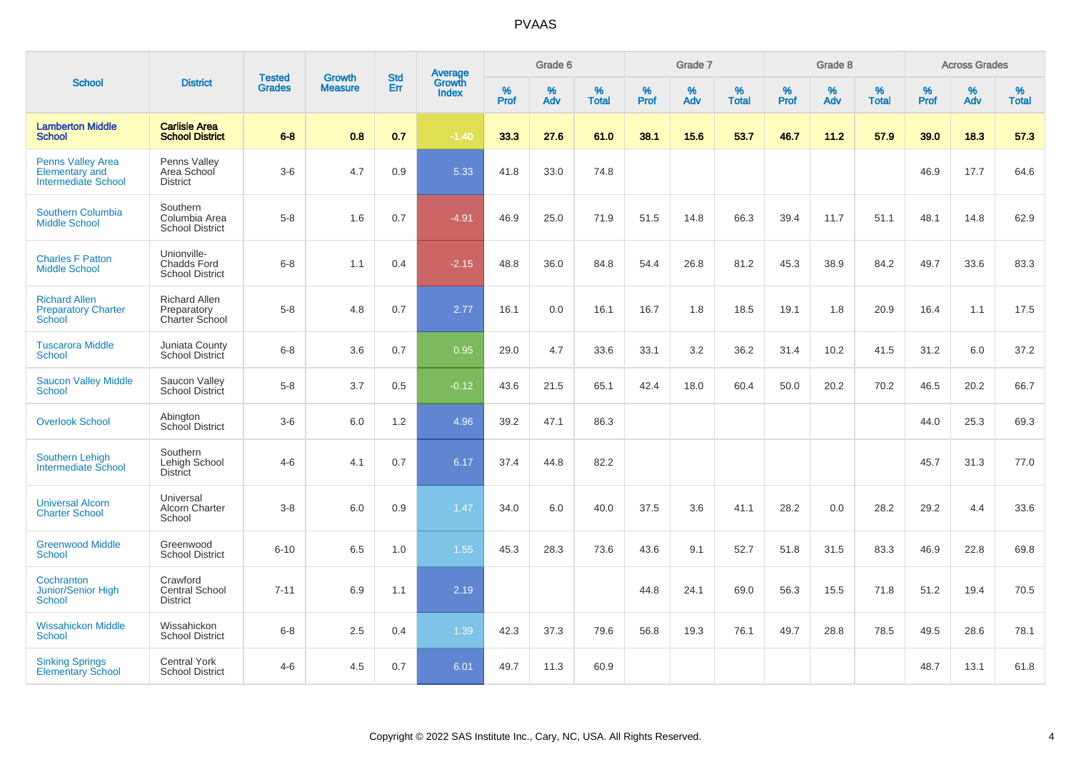# PVAAS

| School | District | Tested Grades | Growth Measure | Std Err | Average Growth Index | Grade 6 | | | Grade 7 | | | Grade 8 | | | Across Grades | | |
|---|---|---|---|---|---|---|---|---|---|---|---|---|---|---|---|---|---|
| | | | | | | % Prof | % Adv | % Total | % Prof | % Adv | % Total | % Prof | % Adv | % Total | % Prof | % Adv | % Total |
| **Lamberton Middle School** | **Carlisle Area School District** | **6-8** | **0.8** | **0.7** | **-1.40** | **33.3** | **27.6** | **61.0** | **38.1** | **15.6** | **53.7** | **46.7** | **11.2** | **57.9** | **39.0** | **18.3** | **57.3** |
| Penns Valley Area Elementary and Intermediate School | Penns Valley Area School District | 3-6 | 4.7 | 0.9 | 5.33 | 41.8 | 33.0 | 74.8 | | | | | | | 46.9 | 17.7 | 64.6 |
| Southern Columbia Middle School | Southern Columbia Area School District | 5-8 | 1.6 | 0.7 | -4.91 | 46.9 | 25.0 | 71.9 | 51.5 | 14.8 | 66.3 | 39.4 | 11.7 | 51.1 | 48.1 | 14.8 | 62.9 |
| Charles F Patton Middle School | Unionville-Chadds Ford School District | 6-8 | 1.1 | 0.4 | -2.15 | 48.8 | 36.0 | 84.8 | 54.4 | 26.8 | 81.2 | 45.3 | 38.9 | 84.2 | 49.7 | 33.6 | 83.3 |
| Richard Allen Preparatory Charter School | Richard Allen Preparatory Charter School | 5-8 | 4.8 | 0.7 | 2.77 | 16.1 | 0.0 | 16.1 | 16.7 | 1.8 | 18.5 | 19.1 | 1.8 | 20.9 | 16.4 | 1.1 | 17.5 |
| Tuscarora Middle School | Juniata County School District | 6-8 | 3.6 | 0.7 | 0.95 | 29.0 | 4.7 | 33.6 | 33.1 | 3.2 | 36.2 | 31.4 | 10.2 | 41.5 | 31.2 | 6.0 | 37.2 |
| Saucon Valley Middle School | Saucon Valley School District | 5-8 | 3.7 | 0.5 | -0.12 | 43.6 | 21.5 | 65.1 | 42.4 | 18.0 | 60.4 | 50.0 | 20.2 | 70.2 | 46.5 | 20.2 | 66.7 |
| Overlook School | Abington School District | 3-6 | 6.0 | 1.2 | 4.96 | 39.2 | 47.1 | 86.3 | | | | | | | 44.0 | 25.3 | 69.3 |
| Southern Lehigh Intermediate School | Southern Lehigh School District | 4-6 | 4.1 | 0.7 | 6.17 | 37.4 | 44.8 | 82.2 | | | | | | | 45.7 | 31.3 | 77.0 |
| Universal Alcorn Charter School | Universal Alcorn Charter School | 3-8 | 6.0 | 0.9 | 1.47 | 34.0 | 6.0 | 40.0 | 37.5 | 3.6 | 41.1 | 28.2 | 0.0 | 28.2 | 29.2 | 4.4 | 33.6 |
| Greenwood Middle School | Greenwood School District | 6-10 | 6.5 | 1.0 | 1.55 | 45.3 | 28.3 | 73.6 | 43.6 | 9.1 | 52.7 | 51.8 | 31.5 | 83.3 | 46.9 | 22.8 | 69.8 |
| Cochranton Junior/Senior High School | Crawford Central School District | 7-11 | 6.9 | 1.1 | 2.19 | | | | 44.8 | 24.1 | 69.0 | 56.3 | 15.5 | 71.8 | 51.2 | 19.4 | 70.5 |
| Wissahickon Middle School | Wissahickon School District | 6-8 | 2.5 | 0.4 | 1.39 | 42.3 | 37.3 | 79.6 | 56.8 | 19.3 | 76.1 | 49.7 | 28.8 | 78.5 | 49.5 | 28.6 | 78.1 |
| Sinking Springs Elementary School | Central York School District | 4-6 | 4.5 | 0.7 | 6.01 | 49.7 | 11.3 | 60.9 | | | | | | | 48.7 | 13.1 | 61.8 |

Copyright © 2022 SAS Institute Inc., Cary, NC, USA. All Rights Reserved.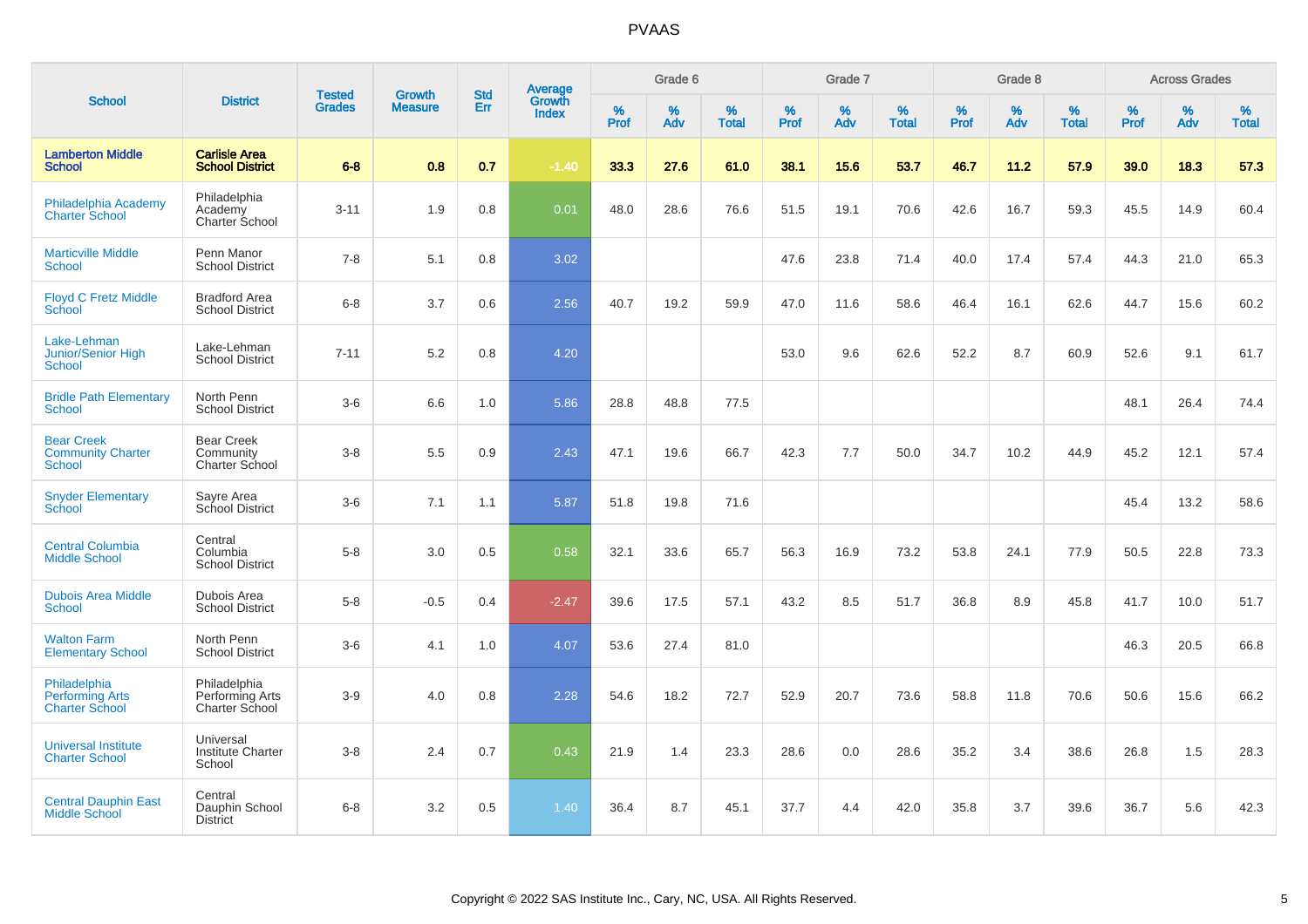# PVAAS

| School | District | Tested Grades | Growth Measure | Std Err | Average Growth Index | Grade 6 | | | Grade 7 | | | Grade 8 | | | Across Grades | | |
|---|---|---|---|---|---|---|---|---|---|---|---|---|---|---|---|---|---|
| | | | | | | % Prof | % Adv | % Total | % Prof | % Adv | % Total | % Prof | % Adv | % Total | % Prof | % Adv | % Total |
| **Lamberton Middle School** | **Carlisle Area School District** | **6-8** | **0.8** | **0.7** | **-1.40** | **33.3** | **27.6** | **61.0** | **38.1** | **15.6** | **53.7** | **46.7** | **11.2** | **57.9** | **39.0** | **18.3** | **57.3** |
| Philadelphia Academy Charter School | Philadelphia Academy Charter School | 3-11 | 1.9 | 0.8 | 0.01 | 48.0 | 28.6 | 76.6 | 51.5 | 19.1 | 70.6 | 42.6 | 16.7 | 59.3 | 45.5 | 14.9 | 60.4 |
| Marticville Middle School | Penn Manor School District | 7-8 | 5.1 | 0.8 | 3.02 | | | | 47.6 | 23.8 | 71.4 | 40.0 | 17.4 | 57.4 | 44.3 | 21.0 | 65.3 |
| Floyd C Fretz Middle School | Bradford Area School District | 6-8 | 3.7 | 0.6 | 2.56 | 40.7 | 19.2 | 59.9 | 47.0 | 11.6 | 58.6 | 46.4 | 16.1 | 62.6 | 44.7 | 15.6 | 60.2 |
| Lake-Lehman Junior/Senior High School | Lake-Lehman School District | 7-11 | 5.2 | 0.8 | 4.20 | | | | 53.0 | 9.6 | 62.6 | 52.2 | 8.7 | 60.9 | 52.6 | 9.1 | 61.7 |
| Bridle Path Elementary School | North Penn School District | 3-6 | 6.6 | 1.0 | 5.86 | 28.8 | 48.8 | 77.5 | | | | | | | 48.1 | 26.4 | 74.4 |
| Bear Creek Community Charter School | Bear Creek Community Charter School | 3-8 | 5.5 | 0.9 | 2.43 | 47.1 | 19.6 | 66.7 | 42.3 | 7.7 | 50.0 | 34.7 | 10.2 | 44.9 | 45.2 | 12.1 | 57.4 |
| Snyder Elementary School | Sayre Area School District | 3-6 | 7.1 | 1.1 | 5.87 | 51.8 | 19.8 | 71.6 | | | | | | | 45.4 | 13.2 | 58.6 |
| Central Columbia Middle School | Central Columbia School District | 5-8 | 3.0 | 0.5 | 0.58 | 32.1 | 33.6 | 65.7 | 56.3 | 16.9 | 73.2 | 53.8 | 24.1 | 77.9 | 50.5 | 22.8 | 73.3 |
| Dubois Area Middle School | Dubois Area School District | 5-8 | -0.5 | 0.4 | -2.47 | 39.6 | 17.5 | 57.1 | 43.2 | 8.5 | 51.7 | 36.8 | 8.9 | 45.8 | 41.7 | 10.0 | 51.7 |
| Walton Farm Elementary School | North Penn School District | 3-6 | 4.1 | 1.0 | 4.07 | 53.6 | 27.4 | 81.0 | | | | | | | 46.3 | 20.5 | 66.8 |
| Philadelphia Performing Arts Charter School | Philadelphia Performing Arts Charter School | 3-9 | 4.0 | 0.8 | 2.28 | 54.6 | 18.2 | 72.7 | 52.9 | 20.7 | 73.6 | 58.8 | 11.8 | 70.6 | 50.6 | 15.6 | 66.2 |
| Universal Institute Charter School | Universal Institute Charter School | 3-8 | 2.4 | 0.7 | 0.43 | 21.9 | 1.4 | 23.3 | 28.6 | 0.0 | 28.6 | 35.2 | 3.4 | 38.6 | 26.8 | 1.5 | 28.3 |
| Central Dauphin East Middle School | Central Dauphin School District | 6-8 | 3.2 | 0.5 | 1.40 | 36.4 | 8.7 | 45.1 | 37.7 | 4.4 | 42.0 | 35.8 | 3.7 | 39.6 | 36.7 | 5.6 | 42.3 |

Copyright © 2022 SAS Institute Inc., Cary, NC, USA. All Rights Reserved.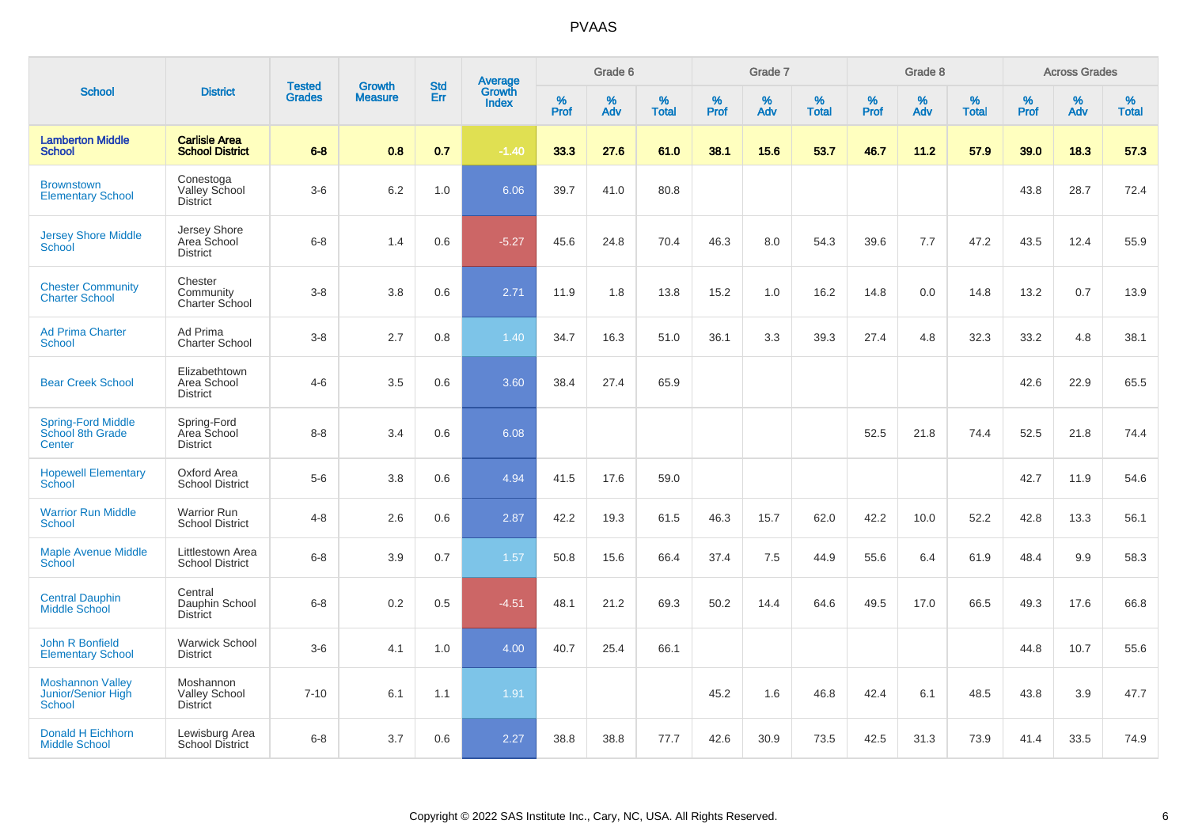# PVAAS

| School | District | Tested Grades | Growth Measure | Std Err | Average Growth Index | Grade 6 | | | Grade 7 | | | Grade 8 | | | Across Grades | | |
|---|---|---|---|---|---|---|---|---|---|---|---|---|---|---|---|---|---|
| | | | | | | % Prof | % Adv | % Total | % Prof | % Adv | % Total | % Prof | % Adv | % Total | % Prof | % Adv | % Total |
| **Lamberton Middle School** | **Carlisle Area School District** | **6-8** | **0.8** | **0.7** | **-1.40** | **33.3** | **27.6** | **61.0** | **38.1** | **15.6** | **53.7** | **46.7** | **11.2** | **57.9** | **39.0** | **18.3** | **57.3** |
| Brownstown Elementary School | Conestoga Valley School District | 3-6 | 6.2 | 1.0 | 6.06 | 39.7 | 41.0 | 80.8 | | | | | | | 43.8 | 28.7 | 72.4 |
| Jersey Shore Middle School | Jersey Shore Area School District | 6-8 | 1.4 | 0.6 | -5.27 | 45.6 | 24.8 | 70.4 | 46.3 | 8.0 | 54.3 | 39.6 | 7.7 | 47.2 | 43.5 | 12.4 | 55.9 |
| Chester Community Charter School | Chester Community Charter School | 3-8 | 3.8 | 0.6 | 2.71 | 11.9 | 1.8 | 13.8 | 15.2 | 1.0 | 16.2 | 14.8 | 0.0 | 14.8 | 13.2 | 0.7 | 13.9 |
| Ad Prima Charter School | Ad Prima Charter School | 3-8 | 2.7 | 0.8 | 1.40 | 34.7 | 16.3 | 51.0 | 36.1 | 3.3 | 39.3 | 27.4 | 4.8 | 32.3 | 33.2 | 4.8 | 38.1 |
| Bear Creek School | Elizabethtown Area School District | 4-6 | 3.5 | 0.6 | 3.60 | 38.4 | 27.4 | 65.9 | | | | | | | 42.6 | 22.9 | 65.5 |
| Spring-Ford Middle School 8th Grade Center | Spring-Ford Area School District | 8-8 | 3.4 | 0.6 | 6.08 | | | | | | | 52.5 | 21.8 | 74.4 | 52.5 | 21.8 | 74.4 |
| Hopewell Elementary School | Oxford Area School District | 5-6 | 3.8 | 0.6 | 4.94 | 41.5 | 17.6 | 59.0 | | | | | | | 42.7 | 11.9 | 54.6 |
| Warrior Run Middle School | Warrior Run School District | 4-8 | 2.6 | 0.6 | 2.87 | 42.2 | 19.3 | 61.5 | 46.3 | 15.7 | 62.0 | 42.2 | 10.0 | 52.2 | 42.8 | 13.3 | 56.1 |
| Maple Avenue Middle School | Littlestown Area School District | 6-8 | 3.9 | 0.7 | 1.57 | 50.8 | 15.6 | 66.4 | 37.4 | 7.5 | 44.9 | 55.6 | 6.4 | 61.9 | 48.4 | 9.9 | 58.3 |
| Central Dauphin Middle School | Central Dauphin School District | 6-8 | 0.2 | 0.5 | -4.51 | 48.1 | 21.2 | 69.3 | 50.2 | 14.4 | 64.6 | 49.5 | 17.0 | 66.5 | 49.3 | 17.6 | 66.8 |
| John R Bonfield Elementary School | Warwick School District | 3-6 | 4.1 | 1.0 | 4.00 | 40.7 | 25.4 | 66.1 | | | | | | | 44.8 | 10.7 | 55.6 |
| Moshannon Valley Junior/Senior High School | Moshannon Valley School District | 7-10 | 6.1 | 1.1 | 1.91 | | | | 45.2 | 1.6 | 46.8 | 42.4 | 6.1 | 48.5 | 43.8 | 3.9 | 47.7 |
| Donald H Eichhorn Middle School | Lewisburg Area School District | 6-8 | 3.7 | 0.6 | 2.27 | 38.8 | 38.8 | 77.7 | 42.6 | 30.9 | 73.5 | 42.5 | 31.3 | 73.9 | 41.4 | 33.5 | 74.9 |

Copyright © 2022 SAS Institute Inc., Cary, NC, USA. All Rights Reserved.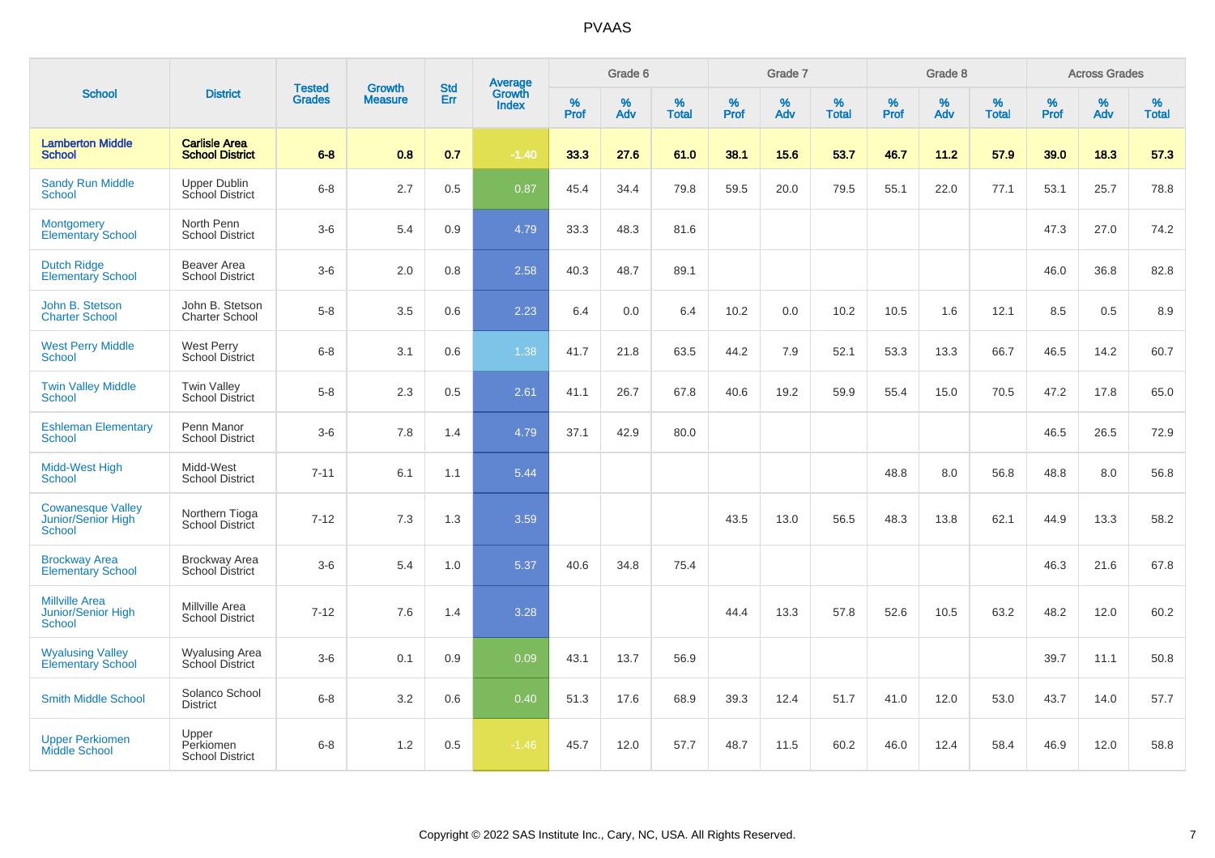# PVAAS

| School | District | Tested Grades | Growth Measure | Std Err | Average Growth Index | Grade 6 | | | Grade 7 | | | Grade 8 | | | Across Grades | | |
|---|---|---|---|---|---|---|---|---|---|---|---|---|---|---|---|---|---|
| | | | | | | % Prof | % Adv | % Total | % Prof | % Adv | % Total | % Prof | % Adv | % Total | % Prof | % Adv | % Total |
| **Lamberton Middle School** | **Carlisle Area School District** | **6-8** | **0.8** | **0.7** | **-1.40** | **33.3** | **27.6** | **61.0** | **38.1** | **15.6** | **53.7** | **46.7** | **11.2** | **57.9** | **39.0** | **18.3** | **57.3** |
| Sandy Run Middle School | Upper Dublin School District | 6-8 | 2.7 | 0.5 | 0.87 | 45.4 | 34.4 | 79.8 | 59.5 | 20.0 | 79.5 | 55.1 | 22.0 | 77.1 | 53.1 | 25.7 | 78.8 |
| Montgomery Elementary School | North Penn School District | 3-6 | 5.4 | 0.9 | 4.79 | 33.3 | 48.3 | 81.6 | | | | | | | 47.3 | 27.0 | 74.2 |
| Dutch Ridge Elementary School | Beaver Area School District | 3-6 | 2.0 | 0.8 | 2.58 | 40.3 | 48.7 | 89.1 | | | | | | | 46.0 | 36.8 | 82.8 |
| John B. Stetson Charter School | John B. Stetson Charter School | 5-8 | 3.5 | 0.6 | 2.23 | 6.4 | 0.0 | 6.4 | 10.2 | 0.0 | 10.2 | 10.5 | 1.6 | 12.1 | 8.5 | 0.5 | 8.9 |
| West Perry Middle School | West Perry School District | 6-8 | 3.1 | 0.6 | 1.38 | 41.7 | 21.8 | 63.5 | 44.2 | 7.9 | 52.1 | 53.3 | 13.3 | 66.7 | 46.5 | 14.2 | 60.7 |
| Twin Valley Middle School | Twin Valley School District | 5-8 | 2.3 | 0.5 | 2.61 | 41.1 | 26.7 | 67.8 | 40.6 | 19.2 | 59.9 | 55.4 | 15.0 | 70.5 | 47.2 | 17.8 | 65.0 |
| Eshleman Elementary School | Penn Manor School District | 3-6 | 7.8 | 1.4 | 4.79 | 37.1 | 42.9 | 80.0 | | | | | | | 46.5 | 26.5 | 72.9 |
| Midd-West High School | Midd-West School District | 7-11 | 6.1 | 1.1 | 5.44 | | | | | | | 48.8 | 8.0 | 56.8 | 48.8 | 8.0 | 56.8 |
| Cowanesque Valley Junior/Senior High School | Northern Tioga School District | 7-12 | 7.3 | 1.3 | 3.59 | | | | 43.5 | 13.0 | 56.5 | 48.3 | 13.8 | 62.1 | 44.9 | 13.3 | 58.2 |
| Brockway Area Elementary School | Brockway Area School District | 3-6 | 5.4 | 1.0 | 5.37 | 40.6 | 34.8 | 75.4 | | | | | | | 46.3 | 21.6 | 67.8 |
| Millville Area Junior/Senior High School | Millville Area School District | 7-12 | 7.6 | 1.4 | 3.28 | | | | 44.4 | 13.3 | 57.8 | 52.6 | 10.5 | 63.2 | 48.2 | 12.0 | 60.2 |
| Wyalusing Valley Elementary School | Wyalusing Area School District | 3-6 | 0.1 | 0.9 | 0.09 | 43.1 | 13.7 | 56.9 | | | | | | | 39.7 | 11.1 | 50.8 |
| Smith Middle School | Solanco School District | 6-8 | 3.2 | 0.6 | 0.40 | 51.3 | 17.6 | 68.9 | 39.3 | 12.4 | 51.7 | 41.0 | 12.0 | 53.0 | 43.7 | 14.0 | 57.7 |
| Upper Perkiomen Middle School | Upper Perkiomen School District | 6-8 | 1.2 | 0.5 | -1.46 | 45.7 | 12.0 | 57.7 | 48.7 | 11.5 | 60.2 | 46.0 | 12.4 | 58.4 | 46.9 | 12.0 | 58.8 |

Copyright © 2022 SAS Institute Inc., Cary, NC, USA. All Rights Reserved.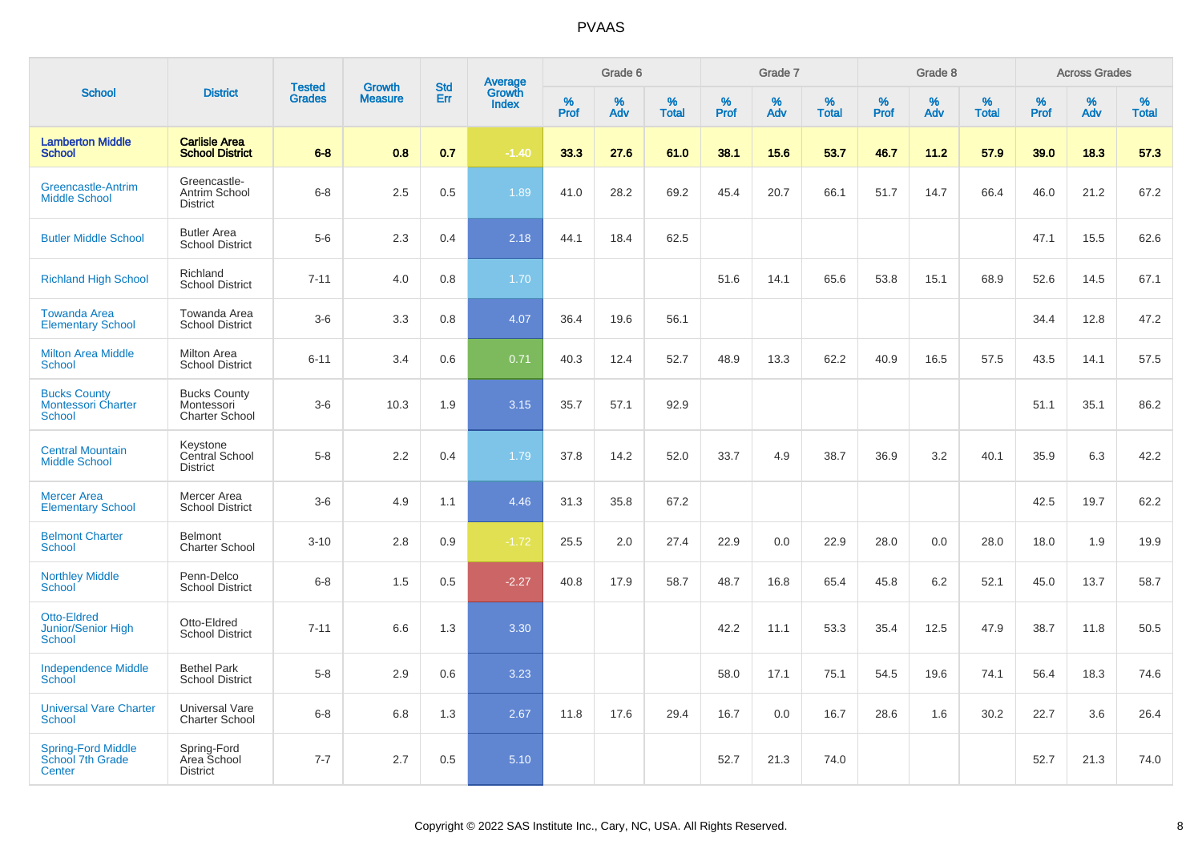# PVAAS

| School | District | Tested Grades | Growth Measure | Std Err | Average Growth Index | Grade 6 | | | Grade 7 | | | Grade 8 | | | Across Grades | | |
|---|---|---|---|---|---|---|---|---|---|---|---|---|---|---|---|---|---|
| | | | | | | % Prof | % Adv | % Total | % Prof | % Adv | % Total | % Prof | % Adv | % Total | % Prof | % Adv | % Total |
| **Lamberton Middle School** | **Carlisle Area School District** | **6-8** | **0.8** | **0.7** | **-1.40** | **33.3** | **27.6** | **61.0** | **38.1** | **15.6** | **53.7** | **46.7** | **11.2** | **57.9** | **39.0** | **18.3** | **57.3** |
| Greencastle-Antrim Middle School | Greencastle-Antrim School District | 6-8 | 2.5 | 0.5 | 1.89 | 41.0 | 28.2 | 69.2 | 45.4 | 20.7 | 66.1 | 51.7 | 14.7 | 66.4 | 46.0 | 21.2 | 67.2 |
| Butler Middle School | Butler Area School District | 5-6 | 2.3 | 0.4 | 2.18 | 44.1 | 18.4 | 62.5 | | | | | | | 47.1 | 15.5 | 62.6 |
| Richland High School | Richland School District | 7-11 | 4.0 | 0.8 | 1.70 | | | | 51.6 | 14.1 | 65.6 | 53.8 | 15.1 | 68.9 | 52.6 | 14.5 | 67.1 |
| Towanda Area Elementary School | Towanda Area School District | 3-6 | 3.3 | 0.8 | 4.07 | 36.4 | 19.6 | 56.1 | | | | | | | 34.4 | 12.8 | 47.2 |
| Milton Area Middle School | Milton Area School District | 6-11 | 3.4 | 0.6 | 0.71 | 40.3 | 12.4 | 52.7 | 48.9 | 13.3 | 62.2 | 40.9 | 16.5 | 57.5 | 43.5 | 14.1 | 57.5 |
| Bucks County Montessori Charter School | Bucks County Montessori Charter School | 3-6 | 10.3 | 1.9 | 3.15 | 35.7 | 57.1 | 92.9 | | | | | | | 51.1 | 35.1 | 86.2 |
| Central Mountain Middle School | Keystone Central School District | 5-8 | 2.2 | 0.4 | 1.79 | 37.8 | 14.2 | 52.0 | 33.7 | 4.9 | 38.7 | 36.9 | 3.2 | 40.1 | 35.9 | 6.3 | 42.2 |
| Mercer Area Elementary School | Mercer Area School District | 3-6 | 4.9 | 1.1 | 4.46 | 31.3 | 35.8 | 67.2 | | | | | | | 42.5 | 19.7 | 62.2 |
| Belmont Charter School | Belmont Charter School | 3-10 | 2.8 | 0.9 | -1.72 | 25.5 | 2.0 | 27.4 | 22.9 | 0.0 | 22.9 | 28.0 | 0.0 | 28.0 | 18.0 | 1.9 | 19.9 |
| Northley Middle School | Penn-Delco School District | 6-8 | 1.5 | 0.5 | -2.27 | 40.8 | 17.9 | 58.7 | 48.7 | 16.8 | 65.4 | 45.8 | 6.2 | 52.1 | 45.0 | 13.7 | 58.7 |
| Otto-Eldred Junior/Senior High School | Otto-Eldred School District | 7-11 | 6.6 | 1.3 | 3.30 | | | | 42.2 | 11.1 | 53.3 | 35.4 | 12.5 | 47.9 | 38.7 | 11.8 | 50.5 |
| Independence Middle School | Bethel Park School District | 5-8 | 2.9 | 0.6 | 3.23 | | | | 58.0 | 17.1 | 75.1 | 54.5 | 19.6 | 74.1 | 56.4 | 18.3 | 74.6 |
| Universal Vare Charter School | Universal Vare Charter School | 6-8 | 6.8 | 1.3 | 2.67 | 11.8 | 17.6 | 29.4 | 16.7 | 0.0 | 16.7 | 28.6 | 1.6 | 30.2 | 22.7 | 3.6 | 26.4 |
| Spring-Ford Middle School 7th Grade Center | Spring-Ford Area School District | 7-7 | 2.7 | 0.5 | 5.10 | | | | 52.7 | 21.3 | 74.0 | | | | 52.7 | 21.3 | 74.0 |

Copyright © 2022 SAS Institute Inc., Cary, NC, USA. All Rights Reserved.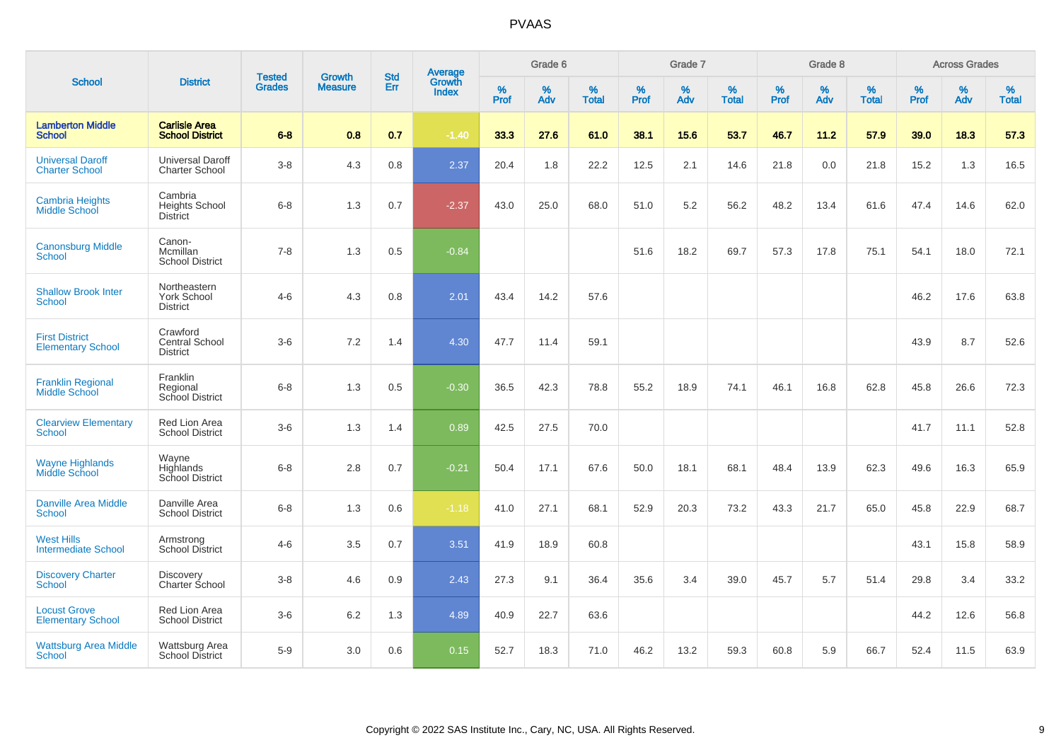# PVAAS

| School | District | Tested Grades | Growth Measure | Std Err | Average Growth Index | Grade 6 | | | Grade 7 | | | Grade 8 | | | Across Grades | | |
|---|---|---|---|---|---|---|---|---|---|---|---|---|---|---|---|---|---|
| | | | | | | % Prof | % Adv | % Total | % Prof | % Adv | % Total | % Prof | % Adv | % Total | % Prof | % Adv | % Total |
| **Lamberton Middle School** | **Carlisle Area School District** | **6-8** | **0.8** | **0.7** | **-1.40** | **33.3** | **27.6** | **61.0** | **38.1** | **15.6** | **53.7** | **46.7** | **11.2** | **57.9** | **39.0** | **18.3** | **57.3** |
| Universal Daroff Charter School | Universal Daroff Charter School | 3-8 | 4.3 | 0.8 | 2.37 | 20.4 | 1.8 | 22.2 | 12.5 | 2.1 | 14.6 | 21.8 | 0.0 | 21.8 | 15.2 | 1.3 | 16.5 |
| Cambria Heights Middle School | Cambria Heights School District | 6-8 | 1.3 | 0.7 | -2.37 | 43.0 | 25.0 | 68.0 | 51.0 | 5.2 | 56.2 | 48.2 | 13.4 | 61.6 | 47.4 | 14.6 | 62.0 |
| Canonsburg Middle School | Canon-Mcmillan School District | 7-8 | 1.3 | 0.5 | -0.84 | | | | 51.6 | 18.2 | 69.7 | 57.3 | 17.8 | 75.1 | 54.1 | 18.0 | 72.1 |
| Shallow Brook Inter School | Northeastern York School District | 4-6 | 4.3 | 0.8 | 2.01 | 43.4 | 14.2 | 57.6 | | | | | | | 46.2 | 17.6 | 63.8 |
| First District Elementary School | Crawford Central School District | 3-6 | 7.2 | 1.4 | 4.30 | 47.7 | 11.4 | 59.1 | | | | | | | 43.9 | 8.7 | 52.6 |
| Franklin Regional Middle School | Franklin Regional School District | 6-8 | 1.3 | 0.5 | -0.30 | 36.5 | 42.3 | 78.8 | 55.2 | 18.9 | 74.1 | 46.1 | 16.8 | 62.8 | 45.8 | 26.6 | 72.3 |
| Clearview Elementary School | Red Lion Area School District | 3-6 | 1.3 | 1.4 | 0.89 | 42.5 | 27.5 | 70.0 | | | | | | | 41.7 | 11.1 | 52.8 |
| Wayne Highlands Middle School | Wayne Highlands School District | 6-8 | 2.8 | 0.7 | -0.21 | 50.4 | 17.1 | 67.6 | 50.0 | 18.1 | 68.1 | 48.4 | 13.9 | 62.3 | 49.6 | 16.3 | 65.9 |
| Danville Area Middle School | Danville Area School District | 6-8 | 1.3 | 0.6 | -1.18 | 41.0 | 27.1 | 68.1 | 52.9 | 20.3 | 73.2 | 43.3 | 21.7 | 65.0 | 45.8 | 22.9 | 68.7 |
| West Hills Intermediate School | Armstrong School District | 4-6 | 3.5 | 0.7 | 3.51 | 41.9 | 18.9 | 60.8 | | | | | | | 43.1 | 15.8 | 58.9 |
| Discovery Charter School | Discovery Charter School | 3-8 | 4.6 | 0.9 | 2.43 | 27.3 | 9.1 | 36.4 | 35.6 | 3.4 | 39.0 | 45.7 | 5.7 | 51.4 | 29.8 | 3.4 | 33.2 |
| Locust Grove Elementary School | Red Lion Area School District | 3-6 | 6.2 | 1.3 | 4.89 | 40.9 | 22.7 | 63.6 | | | | | | | 44.2 | 12.6 | 56.8 |
| Wattsburg Area Middle School | Wattsburg Area School District | 5-9 | 3.0 | 0.6 | 0.15 | 52.7 | 18.3 | 71.0 | 46.2 | 13.2 | 59.3 | 60.8 | 5.9 | 66.7 | 52.4 | 11.5 | 63.9 |

Copyright © 2022 SAS Institute Inc., Cary, NC, USA. All Rights Reserved.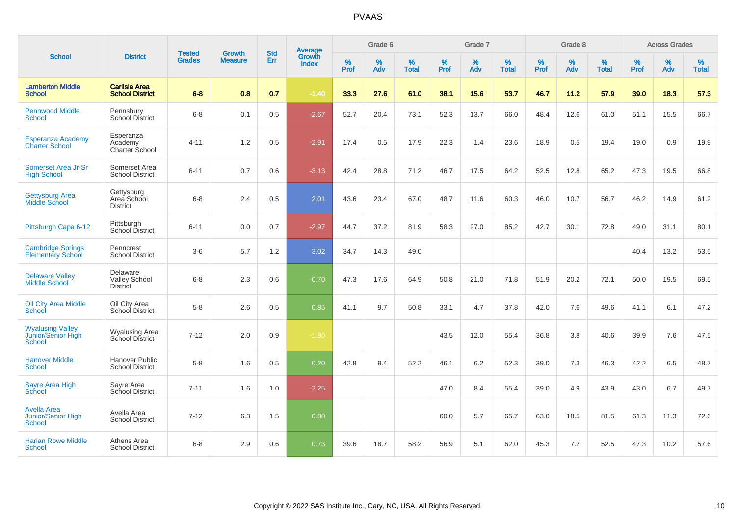# PVAAS

| School | District | Tested Grades | Growth Measure | Std Err | Average Growth Index | Grade 6 | | | Grade 7 | | | Grade 8 | | | Across Grades | | |
|---|---|---|---|---|---|---|---|---|---|---|---|---|---|---|---|---|---|
| | | | | | | % Prof | % Adv | % Total | % Prof | % Adv | % Total | % Prof | % Adv | % Total | % Prof | % Adv | % Total |
| **Lamberton Middle School** | **Carlisle Area School District** | **6-8** | **0.8** | **0.7** | **-1.40** | **33.3** | **27.6** | **61.0** | **38.1** | **15.6** | **53.7** | **46.7** | **11.2** | **57.9** | **39.0** | **18.3** | **57.3** |
| Pennwood Middle School | Pennsbury School District | 6-8 | 0.1 | 0.5 | -2.67 | 52.7 | 20.4 | 73.1 | 52.3 | 13.7 | 66.0 | 48.4 | 12.6 | 61.0 | 51.1 | 15.5 | 66.7 |
| Esperanza Academy Charter School | Esperanza Academy Charter School | 4-11 | 1.2 | 0.5 | -2.91 | 17.4 | 0.5 | 17.9 | 22.3 | 1.4 | 23.6 | 18.9 | 0.5 | 19.4 | 19.0 | 0.9 | 19.9 |
| Somerset Area Jr-Sr High School | Somerset Area School District | 6-11 | 0.7 | 0.6 | -3.13 | 42.4 | 28.8 | 71.2 | 46.7 | 17.5 | 64.2 | 52.5 | 12.8 | 65.2 | 47.3 | 19.5 | 66.8 |
| Gettysburg Area Middle School | Gettysburg Area School District | 6-8 | 2.4 | 0.5 | 2.01 | 43.6 | 23.4 | 67.0 | 48.7 | 11.6 | 60.3 | 46.0 | 10.7 | 56.7 | 46.2 | 14.9 | 61.2 |
| Pittsburgh Capa 6-12 | Pittsburgh School District | 6-11 | 0.0 | 0.7 | -2.97 | 44.7 | 37.2 | 81.9 | 58.3 | 27.0 | 85.2 | 42.7 | 30.1 | 72.8 | 49.0 | 31.1 | 80.1 |
| Cambridge Springs Elementary School | Penncrest School District | 3-6 | 5.7 | 1.2 | 3.02 | 34.7 | 14.3 | 49.0 | | | | | | | 40.4 | 13.2 | 53.5 |
| Delaware Valley Middle School | Delaware Valley School District | 6-8 | 2.3 | 0.6 | -0.70 | 47.3 | 17.6 | 64.9 | 50.8 | 21.0 | 71.8 | 51.9 | 20.2 | 72.1 | 50.0 | 19.5 | 69.5 |
| Oil City Area Middle School | Oil City Area School District | 5-8 | 2.6 | 0.5 | 0.85 | 41.1 | 9.7 | 50.8 | 33.1 | 4.7 | 37.8 | 42.0 | 7.6 | 49.6 | 41.1 | 6.1 | 47.2 |
| Wyalusing Valley Junior/Senior High School | Wyalusing Area School District | 7-12 | 2.0 | 0.9 | -1.80 | | | | 43.5 | 12.0 | 55.4 | 36.8 | 3.8 | 40.6 | 39.9 | 7.6 | 47.5 |
| Hanover Middle School | Hanover Public School District | 5-8 | 1.6 | 0.5 | 0.20 | 42.8 | 9.4 | 52.2 | 46.1 | 6.2 | 52.3 | 39.0 | 7.3 | 46.3 | 42.2 | 6.5 | 48.7 |
| Sayre Area High School | Sayre Area School District | 7-11 | 1.6 | 1.0 | -2.25 | | | | 47.0 | 8.4 | 55.4 | 39.0 | 4.9 | 43.9 | 43.0 | 6.7 | 49.7 |
| Avella Area Junior/Senior High School | Avella Area School District | 7-12 | 6.3 | 1.5 | 0.80 | | | | 60.0 | 5.7 | 65.7 | 63.0 | 18.5 | 81.5 | 61.3 | 11.3 | 72.6 |
| Harlan Rowe Middle School | Athens Area School District | 6-8 | 2.9 | 0.6 | 0.73 | 39.6 | 18.7 | 58.2 | 56.9 | 5.1 | 62.0 | 45.3 | 7.2 | 52.5 | 47.3 | 10.2 | 57.6 |

Copyright © 2022 SAS Institute Inc., Cary, NC, USA. All Rights Reserved.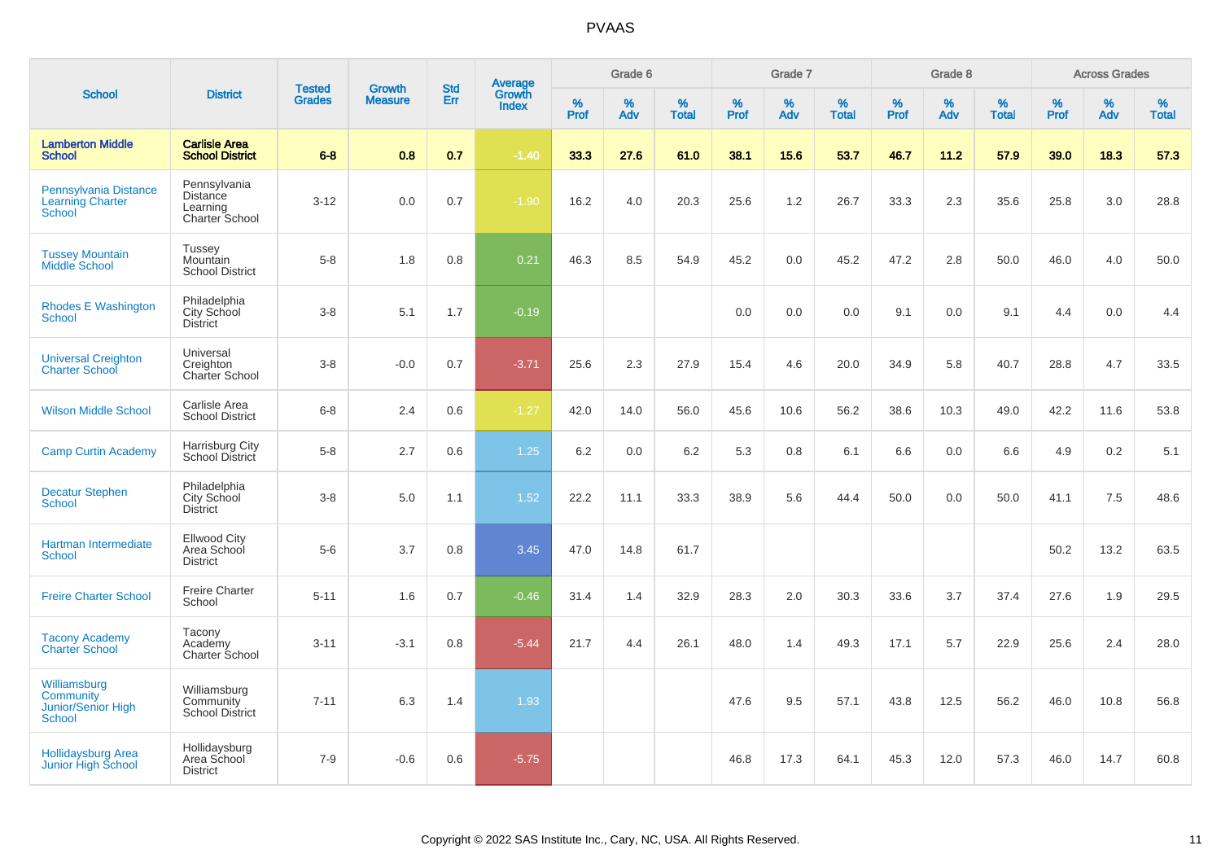# PVAAS

| School | District | Tested Grades | Growth Measure | Std Err | Average Growth Index | Grade 6 | | | Grade 7 | | | Grade 8 | | | Across Grades | | |
|---|---|---|---|---|---|---|---|---|---|---|---|---|---|---|---|---|---|
| | | | | | | % Prof | % Adv | % Total | % Prof | % Adv | % Total | % Prof | % Adv | % Total | % Prof | % Adv | % Total |
| **Lamberton Middle School** | **Carlisle Area School District** | **6-8** | **0.8** | **0.7** | **-1.40** | **33.3** | **27.6** | **61.0** | **38.1** | **15.6** | **53.7** | **46.7** | **11.2** | **57.9** | **39.0** | **18.3** | **57.3** |
| Pennsylvania Distance Learning Charter School | Pennsylvania Distance Learning Charter School | 3-12 | 0.0 | 0.7 | -1.90 | 16.2 | 4.0 | 20.3 | 25.6 | 1.2 | 26.7 | 33.3 | 2.3 | 35.6 | 25.8 | 3.0 | 28.8 |
| Tussey Mountain Middle School | Tussey Mountain School District | 5-8 | 1.8 | 0.8 | 0.21 | 46.3 | 8.5 | 54.9 | 45.2 | 0.0 | 45.2 | 47.2 | 2.8 | 50.0 | 46.0 | 4.0 | 50.0 |
| Rhodes E Washington School | Philadelphia City School District | 3-8 | 5.1 | 1.7 | -0.19 | | | | 0.0 | 0.0 | 0.0 | 9.1 | 0.0 | 9.1 | 4.4 | 0.0 | 4.4 |
| Universal Creighton Charter School | Universal Creighton Charter School | 3-8 | -0.0 | 0.7 | -3.71 | 25.6 | 2.3 | 27.9 | 15.4 | 4.6 | 20.0 | 34.9 | 5.8 | 40.7 | 28.8 | 4.7 | 33.5 |
| Wilson Middle School | Carlisle Area School District | 6-8 | 2.4 | 0.6 | -1.27 | 42.0 | 14.0 | 56.0 | 45.6 | 10.6 | 56.2 | 38.6 | 10.3 | 49.0 | 42.2 | 11.6 | 53.8 |
| Camp Curtin Academy | Harrisburg City School District | 5-8 | 2.7 | 0.6 | 1.25 | 6.2 | 0.0 | 6.2 | 5.3 | 0.8 | 6.1 | 6.6 | 0.0 | 6.6 | 4.9 | 0.2 | 5.1 |
| Decatur Stephen School | Philadelphia City School District | 3-8 | 5.0 | 1.1 | 1.52 | 22.2 | 11.1 | 33.3 | 38.9 | 5.6 | 44.4 | 50.0 | 0.0 | 50.0 | 41.1 | 7.5 | 48.6 |
| Hartman Intermediate School | Ellwood City Area School District | 5-6 | 3.7 | 0.8 | 3.45 | 47.0 | 14.8 | 61.7 | | | | | | | 50.2 | 13.2 | 63.5 |
| Freire Charter School | Freire Charter School | 5-11 | 1.6 | 0.7 | -0.46 | 31.4 | 1.4 | 32.9 | 28.3 | 2.0 | 30.3 | 33.6 | 3.7 | 37.4 | 27.6 | 1.9 | 29.5 |
| Tacony Academy Charter School | Tacony Academy Charter School | 3-11 | -3.1 | 0.8 | -5.44 | 21.7 | 4.4 | 26.1 | 48.0 | 1.4 | 49.3 | 17.1 | 5.7 | 22.9 | 25.6 | 2.4 | 28.0 |
| Williamsburg Community Junior/Senior High School | Williamsburg Community School District | 7-11 | 6.3 | 1.4 | 1.93 | | | | 47.6 | 9.5 | 57.1 | 43.8 | 12.5 | 56.2 | 46.0 | 10.8 | 56.8 |
| Hollidaysburg Area Junior High School | Hollidaysburg Area School District | 7-9 | -0.6 | 0.6 | -5.75 | | | | 46.8 | 17.3 | 64.1 | 45.3 | 12.0 | 57.3 | 46.0 | 14.7 | 60.8 |

Copyright © 2022 SAS Institute Inc., Cary, NC, USA. All Rights Reserved.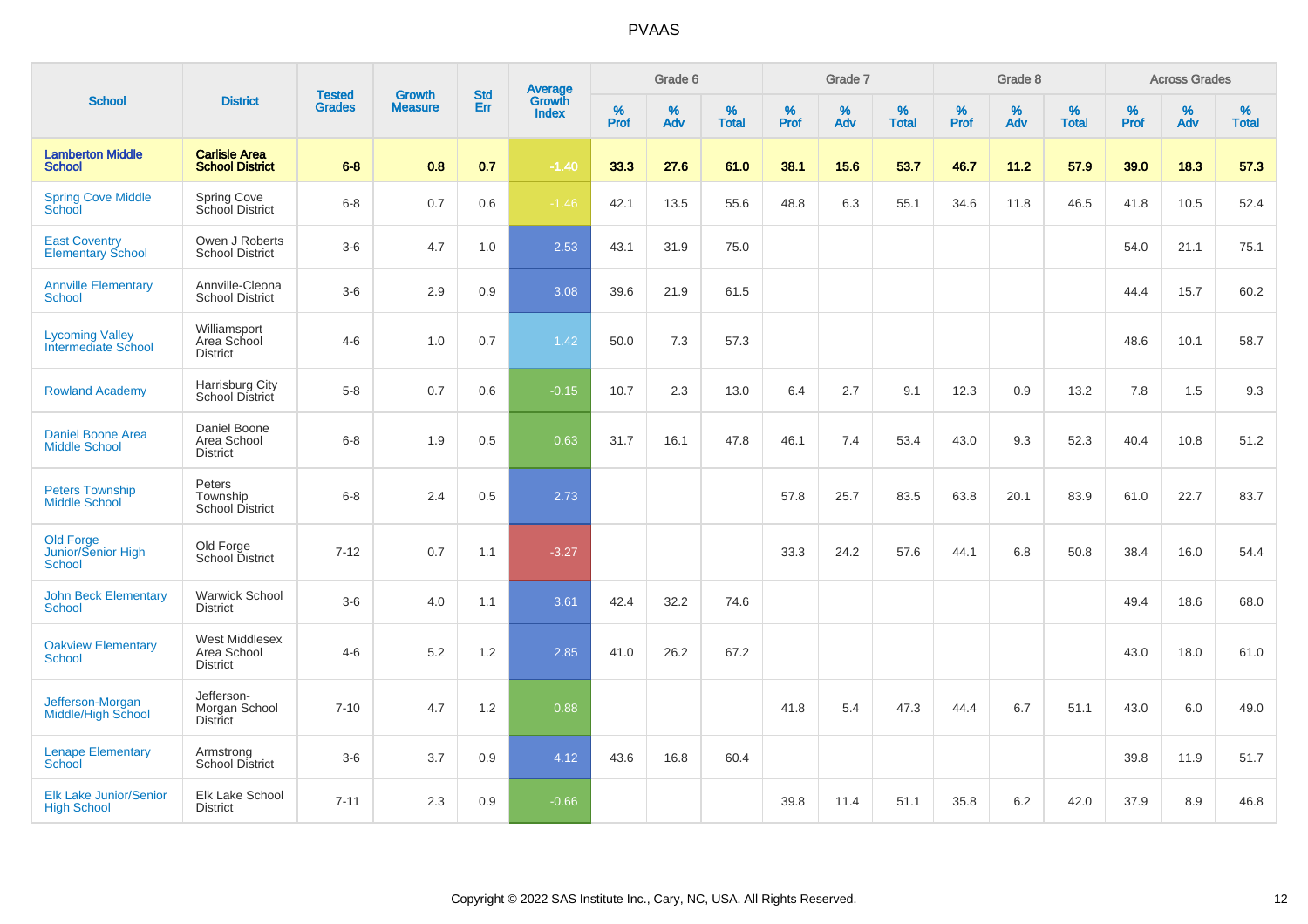# PVAAS

| School | District | Tested Grades | Growth Measure | Std Err | Average Growth Index | Grade 6 | | | Grade 7 | | | Grade 8 | | | Across Grades | | |
|---|---|---|---|---|---|---|---|---|---|---|---|---|---|---|---|---|---|
| | | | | | | % Prof | % Adv | % Total | % Prof | % Adv | % Total | % Prof | % Adv | % Total | % Prof | % Adv | % Total |
| **Lamberton Middle School** | **Carlisle Area School District** | **6-8** | **0.8** | **0.7** | **-1.40** | **33.3** | **27.6** | **61.0** | **38.1** | **15.6** | **53.7** | **46.7** | **11.2** | **57.9** | **39.0** | **18.3** | **57.3** |
| Spring Cove Middle School | Spring Cove School District | 6-8 | 0.7 | 0.6 | -1.46 | 42.1 | 13.5 | 55.6 | 48.8 | 6.3 | 55.1 | 34.6 | 11.8 | 46.5 | 41.8 | 10.5 | 52.4 |
| East Coventry Elementary School | Owen J Roberts School District | 3-6 | 4.7 | 1.0 | 2.53 | 43.1 | 31.9 | 75.0 | | | | | | | 54.0 | 21.1 | 75.1 |
| Annville Elementary School | Annville-Cleona School District | 3-6 | 2.9 | 0.9 | 3.08 | 39.6 | 21.9 | 61.5 | | | | | | | 44.4 | 15.7 | 60.2 |
| Lycoming Valley Intermediate School | Williamsport Area School District | 4-6 | 1.0 | 0.7 | 1.42 | 50.0 | 7.3 | 57.3 | | | | | | | 48.6 | 10.1 | 58.7 |
| Rowland Academy | Harrisburg City School District | 5-8 | 0.7 | 0.6 | -0.15 | 10.7 | 2.3 | 13.0 | 6.4 | 2.7 | 9.1 | 12.3 | 0.9 | 13.2 | 7.8 | 1.5 | 9.3 |
| Daniel Boone Area Middle School | Daniel Boone Area School District | 6-8 | 1.9 | 0.5 | 0.63 | 31.7 | 16.1 | 47.8 | 46.1 | 7.4 | 53.4 | 43.0 | 9.3 | 52.3 | 40.4 | 10.8 | 51.2 |
| Peters Township Middle School | Peters Township School District | 6-8 | 2.4 | 0.5 | 2.73 | | | | 57.8 | 25.7 | 83.5 | 63.8 | 20.1 | 83.9 | 61.0 | 22.7 | 83.7 |
| Old Forge Junior/Senior High School | Old Forge School District | 7-12 | 0.7 | 1.1 | -3.27 | | | | 33.3 | 24.2 | 57.6 | 44.1 | 6.8 | 50.8 | 38.4 | 16.0 | 54.4 |
| John Beck Elementary School | Warwick School District | 3-6 | 4.0 | 1.1 | 3.61 | 42.4 | 32.2 | 74.6 | | | | | | | 49.4 | 18.6 | 68.0 |
| Oakview Elementary School | West Middlesex Area School District | 4-6 | 5.2 | 1.2 | 2.85 | 41.0 | 26.2 | 67.2 | | | | | | | 43.0 | 18.0 | 61.0 |
| Jefferson-Morgan Middle/High School | Jefferson-Morgan School District | 7-10 | 4.7 | 1.2 | 0.88 | | | | 41.8 | 5.4 | 47.3 | 44.4 | 6.7 | 51.1 | 43.0 | 6.0 | 49.0 |
| Lenape Elementary School | Armstrong School District | 3-6 | 3.7 | 0.9 | 4.12 | 43.6 | 16.8 | 60.4 | | | | | | | 39.8 | 11.9 | 51.7 |
| Elk Lake Junior/Senior High School | Elk Lake School District | 7-11 | 2.3 | 0.9 | -0.66 | | | | 39.8 | 11.4 | 51.1 | 35.8 | 6.2 | 42.0 | 37.9 | 8.9 | 46.8 |

Copyright © 2022 SAS Institute Inc., Cary, NC, USA. All Rights Reserved.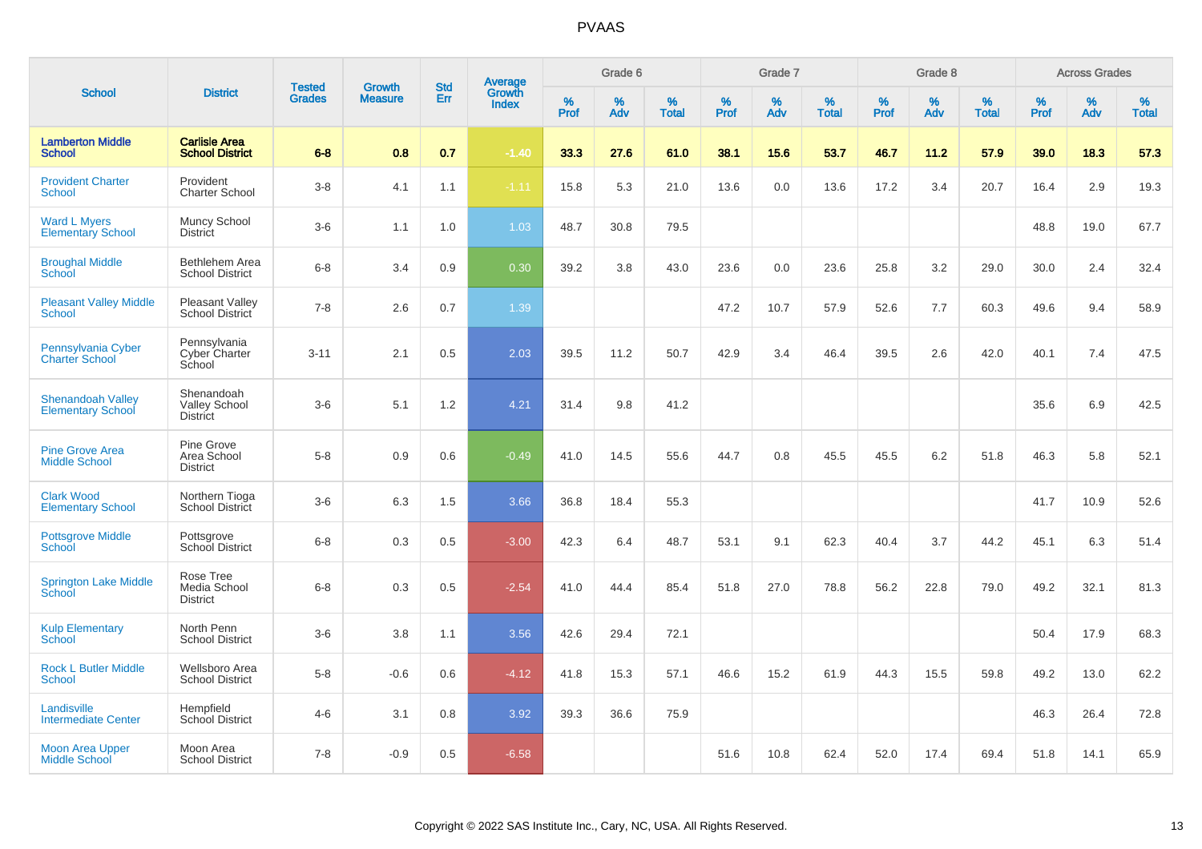# PVAAS

| School | District | Tested Grades | Growth Measure | Std Err | Average Growth Index | Grade 6 | | | Grade 7 | | | Grade 8 | | | Across Grades | | |
|---|---|---|---|---|---|---|---|---|---|---|---|---|---|---|---|---|---|
| | | | | | | % Prof | % Adv | % Total | % Prof | % Adv | % Total | % Prof | % Adv | % Total | % Prof | % Adv | % Total |
| **Lamberton Middle School** | **Carlisle Area School District** | **6-8** | **0.8** | **0.7** | **-1.40** | **33.3** | **27.6** | **61.0** | **38.1** | **15.6** | **53.7** | **46.7** | **11.2** | **57.9** | **39.0** | **18.3** | **57.3** |
| Provident Charter School | Provident Charter School | 3-8 | 4.1 | 1.1 | -1.11 | 15.8 | 5.3 | 21.0 | 13.6 | 0.0 | 13.6 | 17.2 | 3.4 | 20.7 | 16.4 | 2.9 | 19.3 |
| Ward L Myers Elementary School | Muncy School District | 3-6 | 1.1 | 1.0 | 1.03 | 48.7 | 30.8 | 79.5 | | | | | | | 48.8 | 19.0 | 67.7 |
| Broughal Middle School | Bethlehem Area School District | 6-8 | 3.4 | 0.9 | 0.30 | 39.2 | 3.8 | 43.0 | 23.6 | 0.0 | 23.6 | 25.8 | 3.2 | 29.0 | 30.0 | 2.4 | 32.4 |
| Pleasant Valley Middle School | Pleasant Valley School District | 7-8 | 2.6 | 0.7 | 1.39 | | | | 47.2 | 10.7 | 57.9 | 52.6 | 7.7 | 60.3 | 49.6 | 9.4 | 58.9 |
| Pennsylvania Cyber Charter School | Pennsylvania Cyber Charter School | 3-11 | 2.1 | 0.5 | 2.03 | 39.5 | 11.2 | 50.7 | 42.9 | 3.4 | 46.4 | 39.5 | 2.6 | 42.0 | 40.1 | 7.4 | 47.5 |
| Shenandoah Valley Elementary School | Shenandoah Valley School District | 3-6 | 5.1 | 1.2 | 4.21 | 31.4 | 9.8 | 41.2 | | | | | | | 35.6 | 6.9 | 42.5 |
| Pine Grove Area Middle School | Pine Grove Area School District | 5-8 | 0.9 | 0.6 | -0.49 | 41.0 | 14.5 | 55.6 | 44.7 | 0.8 | 45.5 | 45.5 | 6.2 | 51.8 | 46.3 | 5.8 | 52.1 |
| Clark Wood Elementary School | Northern Tioga School District | 3-6 | 6.3 | 1.5 | 3.66 | 36.8 | 18.4 | 55.3 | | | | | | | 41.7 | 10.9 | 52.6 |
| Pottsgrove Middle School | Pottsgrove School District | 6-8 | 0.3 | 0.5 | -3.00 | 42.3 | 6.4 | 48.7 | 53.1 | 9.1 | 62.3 | 40.4 | 3.7 | 44.2 | 45.1 | 6.3 | 51.4 |
| Springton Lake Middle School | Rose Tree Media School District | 6-8 | 0.3 | 0.5 | -2.54 | 41.0 | 44.4 | 85.4 | 51.8 | 27.0 | 78.8 | 56.2 | 22.8 | 79.0 | 49.2 | 32.1 | 81.3 |
| Kulp Elementary School | North Penn School District | 3-6 | 3.8 | 1.1 | 3.56 | 42.6 | 29.4 | 72.1 | | | | | | | 50.4 | 17.9 | 68.3 |
| Rock L Butler Middle School | Wellsboro Area School District | 5-8 | -0.6 | 0.6 | -4.12 | 41.8 | 15.3 | 57.1 | 46.6 | 15.2 | 61.9 | 44.3 | 15.5 | 59.8 | 49.2 | 13.0 | 62.2 |
| Landisville Intermediate Center | Hempfield School District | 4-6 | 3.1 | 0.8 | 3.92 | 39.3 | 36.6 | 75.9 | | | | | | | 46.3 | 26.4 | 72.8 |
| Moon Area Upper Middle School | Moon Area School District | 7-8 | -0.9 | 0.5 | -6.58 | | | | 51.6 | 10.8 | 62.4 | 52.0 | 17.4 | 69.4 | 51.8 | 14.1 | 65.9 |

Copyright © 2022 SAS Institute Inc., Cary, NC, USA. All Rights Reserved.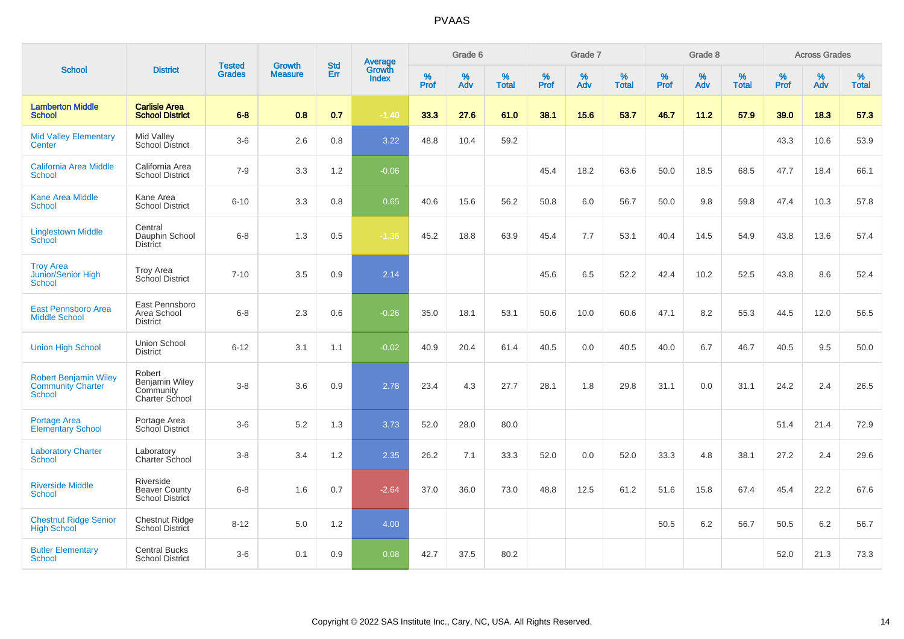# PVAAS

| School | District | Tested Grades | Growth Measure | Std Err | Average Growth Index | Grade 6 | | | Grade 7 | | | Grade 8 | | | Across Grades | | |
|---|---|---|---|---|---|---|---|---|---|---|---|---|---|---|---|---|---|
| | | | | | | % Prof | % Adv | % Total | % Prof | % Adv | % Total | % Prof | % Adv | % Total | % Prof | % Adv | % Total |
| **Lamberton Middle School** | **Carlisle Area School District** | **6-8** | **0.8** | **0.7** | **-1.40** | **33.3** | **27.6** | **61.0** | **38.1** | **15.6** | **53.7** | **46.7** | **11.2** | **57.9** | **39.0** | **18.3** | **57.3** |
| Mid Valley Elementary Center | Mid Valley School District | 3-6 | 2.6 | 0.8 | 3.22 | 48.8 | 10.4 | 59.2 | | | | | | | 43.3 | 10.6 | 53.9 |
| California Area Middle School | California Area School District | 7-9 | 3.3 | 1.2 | -0.06 | | | | 45.4 | 18.2 | 63.6 | 50.0 | 18.5 | 68.5 | 47.7 | 18.4 | 66.1 |
| Kane Area Middle School | Kane Area School District | 6-10 | 3.3 | 0.8 | 0.65 | 40.6 | 15.6 | 56.2 | 50.8 | 6.0 | 56.7 | 50.0 | 9.8 | 59.8 | 47.4 | 10.3 | 57.8 |
| Linglestown Middle School | Central Dauphin School District | 6-8 | 1.3 | 0.5 | -1.36 | 45.2 | 18.8 | 63.9 | 45.4 | 7.7 | 53.1 | 40.4 | 14.5 | 54.9 | 43.8 | 13.6 | 57.4 |
| Troy Area Junior/Senior High School | Troy Area School District | 7-10 | 3.5 | 0.9 | 2.14 | | | | 45.6 | 6.5 | 52.2 | 42.4 | 10.2 | 52.5 | 43.8 | 8.6 | 52.4 |
| East Pennsboro Area Middle School | East Pennsboro Area School District | 6-8 | 2.3 | 0.6 | -0.26 | 35.0 | 18.1 | 53.1 | 50.6 | 10.0 | 60.6 | 47.1 | 8.2 | 55.3 | 44.5 | 12.0 | 56.5 |
| Union High School | Union School District | 6-12 | 3.1 | 1.1 | -0.02 | 40.9 | 20.4 | 61.4 | 40.5 | 0.0 | 40.5 | 40.0 | 6.7 | 46.7 | 40.5 | 9.5 | 50.0 |
| Robert Benjamin Wiley Community Charter School | Robert Benjamin Wiley Community Charter School | 3-8 | 3.6 | 0.9 | 2.78 | 23.4 | 4.3 | 27.7 | 28.1 | 1.8 | 29.8 | 31.1 | 0.0 | 31.1 | 24.2 | 2.4 | 26.5 |
| Portage Area Elementary School | Portage Area School District | 3-6 | 5.2 | 1.3 | 3.73 | 52.0 | 28.0 | 80.0 | | | | | | | 51.4 | 21.4 | 72.9 |
| Laboratory Charter School | Laboratory Charter School | 3-8 | 3.4 | 1.2 | 2.35 | 26.2 | 7.1 | 33.3 | 52.0 | 0.0 | 52.0 | 33.3 | 4.8 | 38.1 | 27.2 | 2.4 | 29.6 |
| Riverside Middle School | Riverside Beaver County School District | 6-8 | 1.6 | 0.7 | -2.64 | 37.0 | 36.0 | 73.0 | 48.8 | 12.5 | 61.2 | 51.6 | 15.8 | 67.4 | 45.4 | 22.2 | 67.6 |
| Chestnut Ridge Senior High School | Chestnut Ridge School District | 8-12 | 5.0 | 1.2 | 4.00 | | | | | | | 50.5 | 6.2 | 56.7 | 50.5 | 6.2 | 56.7 |
| Butler Elementary School | Central Bucks School District | 3-6 | 0.1 | 0.9 | 0.08 | 42.7 | 37.5 | 80.2 | | | | | | | 52.0 | 21.3 | 73.3 |

Copyright © 2022 SAS Institute Inc., Cary, NC, USA. All Rights Reserved.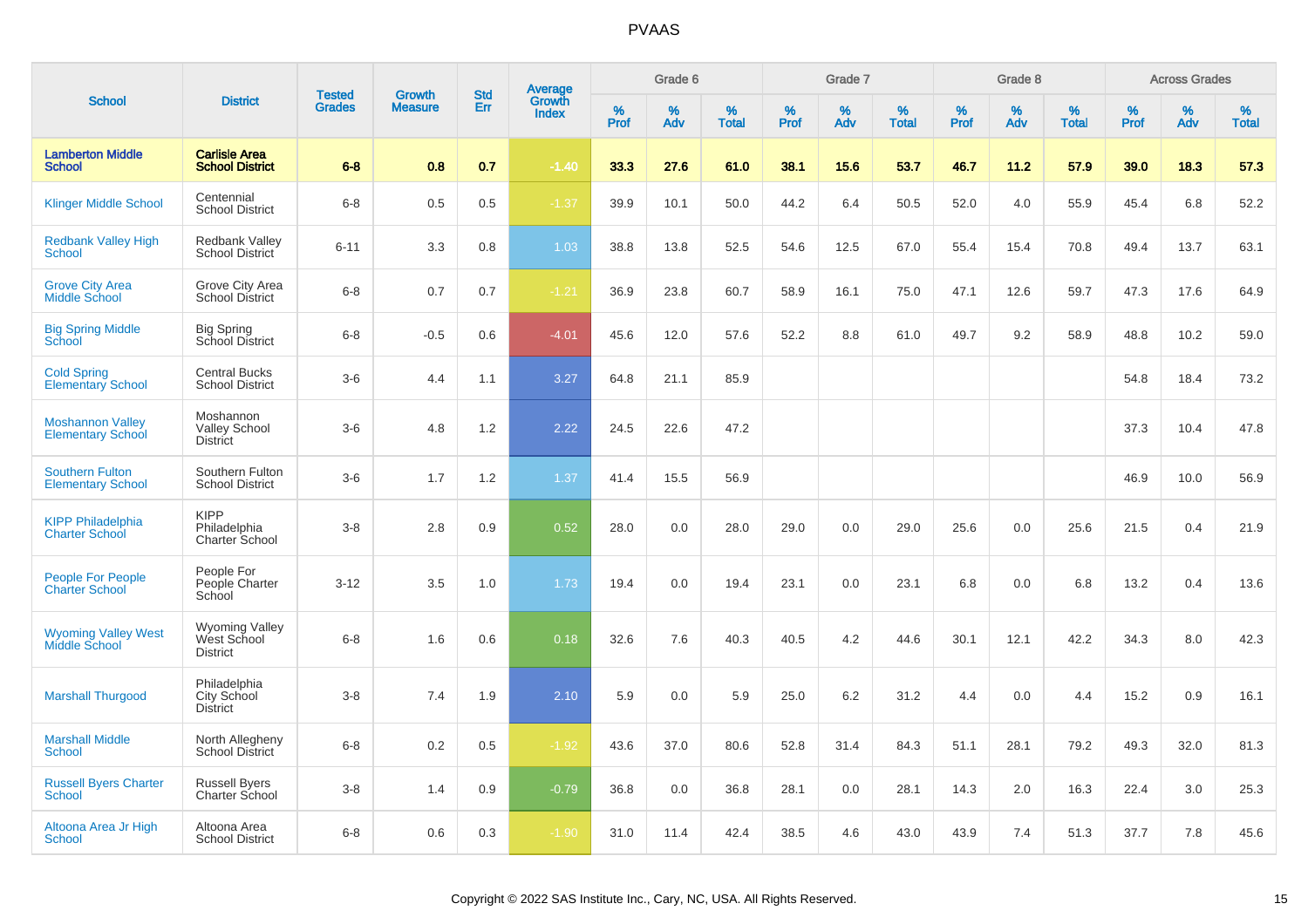# PVAAS

| School | District | Tested Grades | Growth Measure | Std Err | Average Growth Index | Grade 6 | | | Grade 7 | | | Grade 8 | | | Across Grades | | |
|---|---|---|---|---|---|---|---|---|---|---|---|---|---|---|---|---|---|
| | | | | | | % Prof | % Adv | % Total | % Prof | % Adv | % Total | % Prof | % Adv | % Total | % Prof | % Adv | % Total |
| **Lamberton Middle School** | **Carlisle Area School District** | **6-8** | **0.8** | **0.7** | **-1.40** | **33.3** | **27.6** | **61.0** | **38.1** | **15.6** | **53.7** | **46.7** | **11.2** | **57.9** | **39.0** | **18.3** | **57.3** |
| Klinger Middle School | Centennial School District | 6-8 | 0.5 | 0.5 | -1.37 | 39.9 | 10.1 | 50.0 | 44.2 | 6.4 | 50.5 | 52.0 | 4.0 | 55.9 | 45.4 | 6.8 | 52.2 |
| Redbank Valley High School | Redbank Valley School District | 6-11 | 3.3 | 0.8 | 1.03 | 38.8 | 13.8 | 52.5 | 54.6 | 12.5 | 67.0 | 55.4 | 15.4 | 70.8 | 49.4 | 13.7 | 63.1 |
| Grove City Area Middle School | Grove City Area School District | 6-8 | 0.7 | 0.7 | -1.21 | 36.9 | 23.8 | 60.7 | 58.9 | 16.1 | 75.0 | 47.1 | 12.6 | 59.7 | 47.3 | 17.6 | 64.9 |
| Big Spring Middle School | Big Spring School District | 6-8 | -0.5 | 0.6 | -4.01 | 45.6 | 12.0 | 57.6 | 52.2 | 8.8 | 61.0 | 49.7 | 9.2 | 58.9 | 48.8 | 10.2 | 59.0 |
| Cold Spring Elementary School | Central Bucks School District | 3-6 | 4.4 | 1.1 | 3.27 | 64.8 | 21.1 | 85.9 | | | | | | | 54.8 | 18.4 | 73.2 |
| Moshannon Valley Elementary School | Moshannon Valley School District | 3-6 | 4.8 | 1.2 | 2.22 | 24.5 | 22.6 | 47.2 | | | | | | | 37.3 | 10.4 | 47.8 |
| Southern Fulton Elementary School | Southern Fulton School District | 3-6 | 1.7 | 1.2 | 1.37 | 41.4 | 15.5 | 56.9 | | | | | | | 46.9 | 10.0 | 56.9 |
| KIPP Philadelphia Charter School | KIPP Philadelphia Charter School | 3-8 | 2.8 | 0.9 | 0.52 | 28.0 | 0.0 | 28.0 | 29.0 | 0.0 | 29.0 | 25.6 | 0.0 | 25.6 | 21.5 | 0.4 | 21.9 |
| People For People Charter School | People For People Charter School | 3-12 | 3.5 | 1.0 | 1.73 | 19.4 | 0.0 | 19.4 | 23.1 | 0.0 | 23.1 | 6.8 | 0.0 | 6.8 | 13.2 | 0.4 | 13.6 |
| Wyoming Valley West Middle School | Wyoming Valley West School District | 6-8 | 1.6 | 0.6 | 0.18 | 32.6 | 7.6 | 40.3 | 40.5 | 4.2 | 44.6 | 30.1 | 12.1 | 42.2 | 34.3 | 8.0 | 42.3 |
| Marshall Thurgood | Philadelphia City School District | 3-8 | 7.4 | 1.9 | 2.10 | 5.9 | 0.0 | 5.9 | 25.0 | 6.2 | 31.2 | 4.4 | 0.0 | 4.4 | 15.2 | 0.9 | 16.1 |
| Marshall Middle School | North Allegheny School District | 6-8 | 0.2 | 0.5 | -1.92 | 43.6 | 37.0 | 80.6 | 52.8 | 31.4 | 84.3 | 51.1 | 28.1 | 79.2 | 49.3 | 32.0 | 81.3 |
| Russell Byers Charter School | Russell Byers Charter School | 3-8 | 1.4 | 0.9 | -0.79 | 36.8 | 0.0 | 36.8 | 28.1 | 0.0 | 28.1 | 14.3 | 2.0 | 16.3 | 22.4 | 3.0 | 25.3 |
| Altoona Area Jr High School | Altoona Area School District | 6-8 | 0.6 | 0.3 | -1.90 | 31.0 | 11.4 | 42.4 | 38.5 | 4.6 | 43.0 | 43.9 | 7.4 | 51.3 | 37.7 | 7.8 | 45.6 |

Copyright © 2022 SAS Institute Inc., Cary, NC, USA. All Rights Reserved.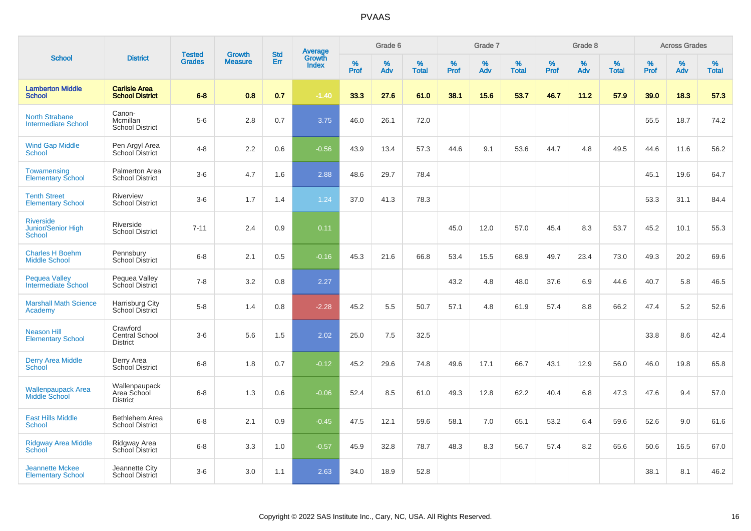# PVAAS

| School | District | Tested Grades | Growth Measure | Std Err | Average Growth Index | Grade 6 | | | Grade 7 | | | Grade 8 | | | Across Grades | | |
|---|---|---|---|---|---|---|---|---|---|---|---|---|---|---|---|---|---|
| | | | | | | % Prof | % Adv | % Total | % Prof | % Adv | % Total | % Prof | % Adv | % Total | % Prof | % Adv | % Total |
| **Lamberton Middle School** | **Carlisle Area School District** | **6-8** | **0.8** | **0.7** | **-1.40** | **33.3** | **27.6** | **61.0** | **38.1** | **15.6** | **53.7** | **46.7** | **11.2** | **57.9** | **39.0** | **18.3** | **57.3** |
| North Strabane Intermediate School | Canon-Mcmillan School District | 5-6 | 2.8 | 0.7 | 3.75 | 46.0 | 26.1 | 72.0 | | | | | | | 55.5 | 18.7 | 74.2 |
| Wind Gap Middle School | Pen Argyl Area School District | 4-8 | 2.2 | 0.6 | -0.56 | 43.9 | 13.4 | 57.3 | 44.6 | 9.1 | 53.6 | 44.7 | 4.8 | 49.5 | 44.6 | 11.6 | 56.2 |
| Towamensing Elementary School | Palmerton Area School District | 3-6 | 4.7 | 1.6 | 2.88 | 48.6 | 29.7 | 78.4 | | | | | | | 45.1 | 19.6 | 64.7 |
| Tenth Street Elementary School | Riverview School District | 3-6 | 1.7 | 1.4 | 1.24 | 37.0 | 41.3 | 78.3 | | | | | | | 53.3 | 31.1 | 84.4 |
| Riverside Junior/Senior High School | Riverside School District | 7-11 | 2.4 | 0.9 | 0.11 | | | | 45.0 | 12.0 | 57.0 | 45.4 | 8.3 | 53.7 | 45.2 | 10.1 | 55.3 |
| Charles H Boehm Middle School | Pennsbury School District | 6-8 | 2.1 | 0.5 | -0.16 | 45.3 | 21.6 | 66.8 | 53.4 | 15.5 | 68.9 | 49.7 | 23.4 | 73.0 | 49.3 | 20.2 | 69.6 |
| Pequea Valley Intermediate School | Pequea Valley School District | 7-8 | 3.2 | 0.8 | 2.27 | | | | 43.2 | 4.8 | 48.0 | 37.6 | 6.9 | 44.6 | 40.7 | 5.8 | 46.5 |
| Marshall Math Science Academy | Harrisburg City School District | 5-8 | 1.4 | 0.8 | -2.28 | 45.2 | 5.5 | 50.7 | 57.1 | 4.8 | 61.9 | 57.4 | 8.8 | 66.2 | 47.4 | 5.2 | 52.6 |
| Neason Hill Elementary School | Crawford Central School District | 3-6 | 5.6 | 1.5 | 2.02 | 25.0 | 7.5 | 32.5 | | | | | | | 33.8 | 8.6 | 42.4 |
| Derry Area Middle School | Derry Area School District | 6-8 | 1.8 | 0.7 | -0.12 | 45.2 | 29.6 | 74.8 | 49.6 | 17.1 | 66.7 | 43.1 | 12.9 | 56.0 | 46.0 | 19.8 | 65.8 |
| Wallenpaupack Area Middle School | Wallenpaupack Area School District | 6-8 | 1.3 | 0.6 | -0.06 | 52.4 | 8.5 | 61.0 | 49.3 | 12.8 | 62.2 | 40.4 | 6.8 | 47.3 | 47.6 | 9.4 | 57.0 |
| East Hills Middle School | Bethlehem Area School District | 6-8 | 2.1 | 0.9 | -0.45 | 47.5 | 12.1 | 59.6 | 58.1 | 7.0 | 65.1 | 53.2 | 6.4 | 59.6 | 52.6 | 9.0 | 61.6 |
| Ridgway Area Middle School | Ridgway Area School District | 6-8 | 3.3 | 1.0 | -0.57 | 45.9 | 32.8 | 78.7 | 48.3 | 8.3 | 56.7 | 57.4 | 8.2 | 65.6 | 50.6 | 16.5 | 67.0 |
| Jeannette Mckee Elementary School | Jeannette City School District | 3-6 | 3.0 | 1.1 | 2.63 | 34.0 | 18.9 | 52.8 | | | | | | | 38.1 | 8.1 | 46.2 |

Copyright © 2022 SAS Institute Inc., Cary, NC, USA. All Rights Reserved.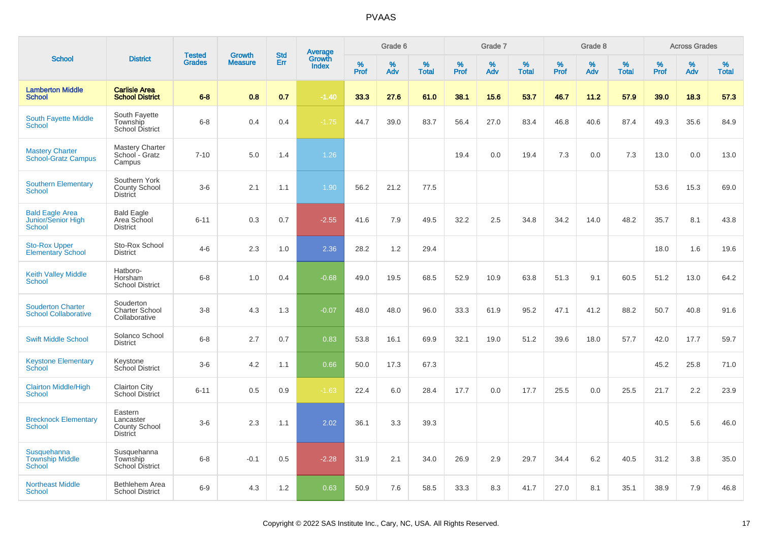# PVAAS

| School | District | Tested Grades | Growth Measure | Std Err | Average Growth Index | Grade 6 | | | Grade 7 | | | Grade 8 | | | Across Grades | | |
|---|---|---|---|---|---|---|---|---|---|---|---|---|---|---|---|---|---|
| | | | | | | % Prof | % Adv | % Total | % Prof | % Adv | % Total | % Prof | % Adv | % Total | % Prof | % Adv | % Total |
| **Lamberton Middle School** | **Carlisle Area School District** | **6-8** | **0.8** | **0.7** | **-1.40** | **33.3** | **27.6** | **61.0** | **38.1** | **15.6** | **53.7** | **46.7** | **11.2** | **57.9** | **39.0** | **18.3** | **57.3** |
| South Fayette Middle School | South Fayette Township School District | 6-8 | 0.4 | 0.4 | -1.75 | 44.7 | 39.0 | 83.7 | 56.4 | 27.0 | 83.4 | 46.8 | 40.6 | 87.4 | 49.3 | 35.6 | 84.9 |
| Mastery Charter School-Gratz Campus | Mastery Charter School - Gratz Campus | 7-10 | 5.0 | 1.4 | 1.26 | | | | 19.4 | 0.0 | 19.4 | 7.3 | 0.0 | 7.3 | 13.0 | 0.0 | 13.0 |
| Southern Elementary School | Southern York County School District | 3-6 | 2.1 | 1.1 | 1.90 | 56.2 | 21.2 | 77.5 | | | | | | | 53.6 | 15.3 | 69.0 |
| Bald Eagle Area Junior/Senior High School | Bald Eagle Area School District | 6-11 | 0.3 | 0.7 | -2.55 | 41.6 | 7.9 | 49.5 | 32.2 | 2.5 | 34.8 | 34.2 | 14.0 | 48.2 | 35.7 | 8.1 | 43.8 |
| Sto-Rox Upper Elementary School | Sto-Rox School District | 4-6 | 2.3 | 1.0 | 2.36 | 28.2 | 1.2 | 29.4 | | | | | | | 18.0 | 1.6 | 19.6 |
| Keith Valley Middle School | Hatboro-Horsham School District | 6-8 | 1.0 | 0.4 | -0.68 | 49.0 | 19.5 | 68.5 | 52.9 | 10.9 | 63.8 | 51.3 | 9.1 | 60.5 | 51.2 | 13.0 | 64.2 |
| Souderton Charter School Collaborative | Souderton Charter School Collaborative | 3-8 | 4.3 | 1.3 | -0.07 | 48.0 | 48.0 | 96.0 | 33.3 | 61.9 | 95.2 | 47.1 | 41.2 | 88.2 | 50.7 | 40.8 | 91.6 |
| Swift Middle School | Solanco School District | 6-8 | 2.7 | 0.7 | 0.83 | 53.8 | 16.1 | 69.9 | 32.1 | 19.0 | 51.2 | 39.6 | 18.0 | 57.7 | 42.0 | 17.7 | 59.7 |
| Keystone Elementary School | Keystone School District | 3-6 | 4.2 | 1.1 | 0.66 | 50.0 | 17.3 | 67.3 | | | | | | | 45.2 | 25.8 | 71.0 |
| Clairton Middle/High School | Clairton City School District | 6-11 | 0.5 | 0.9 | -1.63 | 22.4 | 6.0 | 28.4 | 17.7 | 0.0 | 17.7 | 25.5 | 0.0 | 25.5 | 21.7 | 2.2 | 23.9 |
| Brecknock Elementary School | Eastern Lancaster County School District | 3-6 | 2.3 | 1.1 | 2.02 | 36.1 | 3.3 | 39.3 | | | | | | | 40.5 | 5.6 | 46.0 |
| Susquehanna Township Middle School | Susquehanna Township School District | 6-8 | -0.1 | 0.5 | -2.28 | 31.9 | 2.1 | 34.0 | 26.9 | 2.9 | 29.7 | 34.4 | 6.2 | 40.5 | 31.2 | 3.8 | 35.0 |
| Northeast Middle School | Bethlehem Area School District | 6-9 | 4.3 | 1.2 | 0.63 | 50.9 | 7.6 | 58.5 | 33.3 | 8.3 | 41.7 | 27.0 | 8.1 | 35.1 | 38.9 | 7.9 | 46.8 |

Copyright © 2022 SAS Institute Inc., Cary, NC, USA. All Rights Reserved.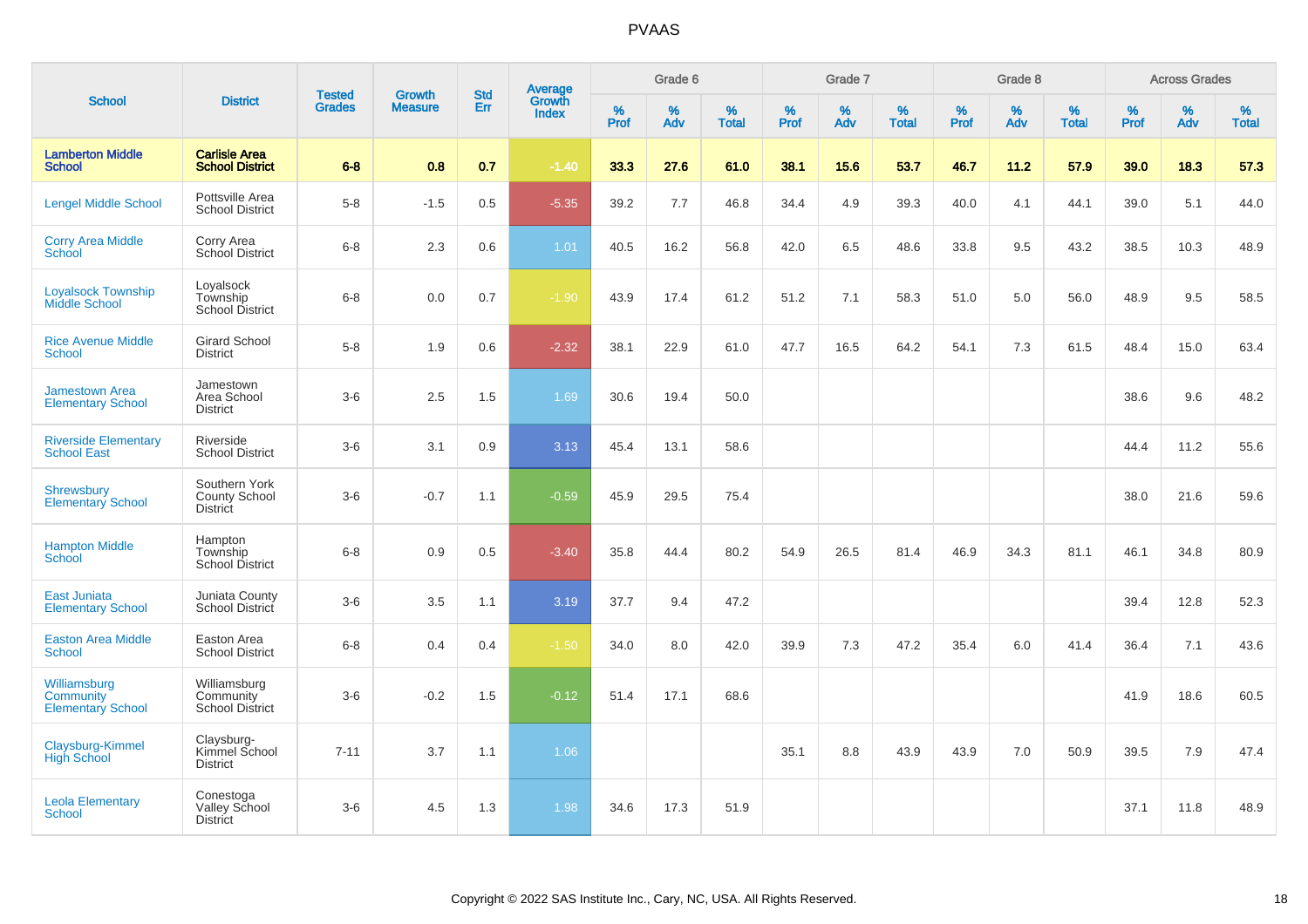# PVAAS

| School | District | Tested Grades | Growth Measure | Std Err | Average Growth Index | Grade 6 | | | Grade 7 | | | Grade 8 | | | Across Grades | | |
|---|---|---|---|---|---|---|---|---|---|---|---|---|---|---|---|---|---|
| | | | | | | % Prof | % Adv | % Total | % Prof | % Adv | % Total | % Prof | % Adv | % Total | % Prof | % Adv | % Total |
| **Lamberton Middle School** | **Carlisle Area School District** | **6-8** | **0.8** | **0.7** | **-1.40** | **33.3** | **27.6** | **61.0** | **38.1** | **15.6** | **53.7** | **46.7** | **11.2** | **57.9** | **39.0** | **18.3** | **57.3** |
| Lengel Middle School | Pottsville Area School District | 5-8 | -1.5 | 0.5 | -5.35 | 39.2 | 7.7 | 46.8 | 34.4 | 4.9 | 39.3 | 40.0 | 4.1 | 44.1 | 39.0 | 5.1 | 44.0 |
| Corry Area Middle School | Corry Area School District | 6-8 | 2.3 | 0.6 | 1.01 | 40.5 | 16.2 | 56.8 | 42.0 | 6.5 | 48.6 | 33.8 | 9.5 | 43.2 | 38.5 | 10.3 | 48.9 |
| Loyalsock Township Middle School | Loyalsock Township School District | 6-8 | 0.0 | 0.7 | -1.90 | 43.9 | 17.4 | 61.2 | 51.2 | 7.1 | 58.3 | 51.0 | 5.0 | 56.0 | 48.9 | 9.5 | 58.5 |
| Rice Avenue Middle School | Girard School District | 5-8 | 1.9 | 0.6 | -2.32 | 38.1 | 22.9 | 61.0 | 47.7 | 16.5 | 64.2 | 54.1 | 7.3 | 61.5 | 48.4 | 15.0 | 63.4 |
| Jamestown Area Elementary School | Jamestown Area School District | 3-6 | 2.5 | 1.5 | 1.69 | 30.6 | 19.4 | 50.0 | | | | | | | 38.6 | 9.6 | 48.2 |
| Riverside Elementary School East | Riverside School District | 3-6 | 3.1 | 0.9 | 3.13 | 45.4 | 13.1 | 58.6 | | | | | | | 44.4 | 11.2 | 55.6 |
| Shrewsbury Elementary School | Southern York County School District | 3-6 | -0.7 | 1.1 | -0.59 | 45.9 | 29.5 | 75.4 | | | | | | | 38.0 | 21.6 | 59.6 |
| Hampton Middle School | Hampton Township School District | 6-8 | 0.9 | 0.5 | -3.40 | 35.8 | 44.4 | 80.2 | 54.9 | 26.5 | 81.4 | 46.9 | 34.3 | 81.1 | 46.1 | 34.8 | 80.9 |
| East Juniata Elementary School | Juniata County School District | 3-6 | 3.5 | 1.1 | 3.19 | 37.7 | 9.4 | 47.2 | | | | | | | 39.4 | 12.8 | 52.3 |
| Easton Area Middle School | Easton Area School District | 6-8 | 0.4 | 0.4 | -1.50 | 34.0 | 8.0 | 42.0 | 39.9 | 7.3 | 47.2 | 35.4 | 6.0 | 41.4 | 36.4 | 7.1 | 43.6 |
| Williamsburg Community Elementary School | Williamsburg Community School District | 3-6 | -0.2 | 1.5 | -0.12 | 51.4 | 17.1 | 68.6 | | | | | | | 41.9 | 18.6 | 60.5 |
| Claysburg-Kimmel High School | Claysburg-Kimmel School District | 7-11 | 3.7 | 1.1 | 1.06 | | | | 35.1 | 8.8 | 43.9 | 43.9 | 7.0 | 50.9 | 39.5 | 7.9 | 47.4 |
| Leola Elementary School | Conestoga Valley School District | 3-6 | 4.5 | 1.3 | 1.98 | 34.6 | 17.3 | 51.9 | | | | | | | 37.1 | 11.8 | 48.9 |

Copyright © 2022 SAS Institute Inc., Cary, NC, USA. All Rights Reserved.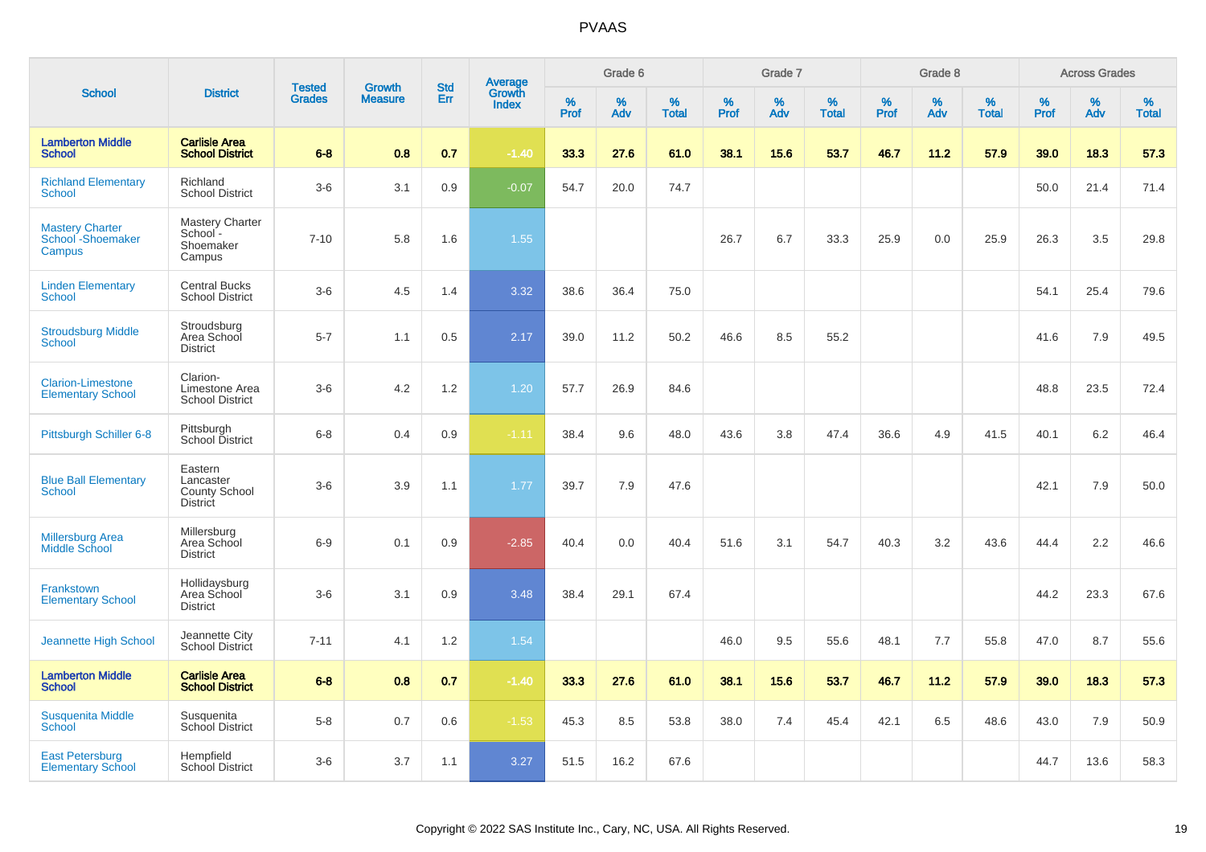# PVAAS

| School | District | Tested Grades | Growth Measure | Std Err | Average Growth Index | Grade 6 | | | Grade 7 | | | Grade 8 | | | Across Grades | | |
|---|---|---|---|---|---|---|---|---|---|---|---|---|---|---|---|---|---|
| | | | | | | % Prof | % Adv | % Total | % Prof | % Adv | % Total | % Prof | % Adv | % Total | % Prof | % Adv | % Total |
| **Lamberton Middle School** | **Carlisle Area School District** | **6-8** | **0.8** | **0.7** | **-1.40** | **33.3** | **27.6** | **61.0** | **38.1** | **15.6** | **53.7** | **46.7** | **11.2** | **57.9** | **39.0** | **18.3** | **57.3** |
| Richland Elementary School | Richland School District | 3-6 | 3.1 | 0.9 | -0.07 | 54.7 | 20.0 | 74.7 | | | | | | | 50.0 | 21.4 | 71.4 |
| Mastery Charter School -Shoemaker Campus | Mastery Charter School - Shoemaker Campus | 7-10 | 5.8 | 1.6 | 1.55 | | | | 26.7 | 6.7 | 33.3 | 25.9 | 0.0 | 25.9 | 26.3 | 3.5 | 29.8 |
| Linden Elementary School | Central Bucks School District | 3-6 | 4.5 | 1.4 | 3.32 | 38.6 | 36.4 | 75.0 | | | | | | | 54.1 | 25.4 | 79.6 |
| Stroudsburg Middle School | Stroudsburg Area School District | 5-7 | 1.1 | 0.5 | 2.17 | 39.0 | 11.2 | 50.2 | 46.6 | 8.5 | 55.2 | | | | 41.6 | 7.9 | 49.5 |
| Clarion-Limestone Elementary School | Clarion-Limestone Area School District | 3-6 | 4.2 | 1.2 | 1.20 | 57.7 | 26.9 | 84.6 | | | | | | | 48.8 | 23.5 | 72.4 |
| Pittsburgh Schiller 6-8 | Pittsburgh School District | 6-8 | 0.4 | 0.9 | -1.11 | 38.4 | 9.6 | 48.0 | 43.6 | 3.8 | 47.4 | 36.6 | 4.9 | 41.5 | 40.1 | 6.2 | 46.4 |
| Blue Ball Elementary School | Eastern Lancaster County School District | 3-6 | 3.9 | 1.1 | 1.77 | 39.7 | 7.9 | 47.6 | | | | | | | 42.1 | 7.9 | 50.0 |
| Millersburg Area Middle School | Millersburg Area School District | 6-9 | 0.1 | 0.9 | -2.85 | 40.4 | 0.0 | 40.4 | 51.6 | 3.1 | 54.7 | 40.3 | 3.2 | 43.6 | 44.4 | 2.2 | 46.6 |
| Frankstown Elementary School | Hollidaysburg Area School District | 3-6 | 3.1 | 0.9 | 3.48 | 38.4 | 29.1 | 67.4 | | | | | | | 44.2 | 23.3 | 67.6 |
| Jeannette High School | Jeannette City School District | 7-11 | 4.1 | 1.2 | 1.54 | | | | 46.0 | 9.5 | 55.6 | 48.1 | 7.7 | 55.8 | 47.0 | 8.7 | 55.6 |
| **Lamberton Middle School** | **Carlisle Area School District** | **6-8** | **0.8** | **0.7** | **-1.40** | **33.3** | **27.6** | **61.0** | **38.1** | **15.6** | **53.7** | **46.7** | **11.2** | **57.9** | **39.0** | **18.3** | **57.3** |
| Susquenita Middle School | Susquenita School District | 5-8 | 0.7 | 0.6 | -1.53 | 45.3 | 8.5 | 53.8 | 38.0 | 7.4 | 45.4 | 42.1 | 6.5 | 48.6 | 43.0 | 7.9 | 50.9 |
| East Petersburg Elementary School | Hempfield School District | 3-6 | 3.7 | 1.1 | 3.27 | 51.5 | 16.2 | 67.6 | | | | | | | 44.7 | 13.6 | 58.3 |

Copyright © 2022 SAS Institute Inc., Cary, NC, USA. All Rights Reserved.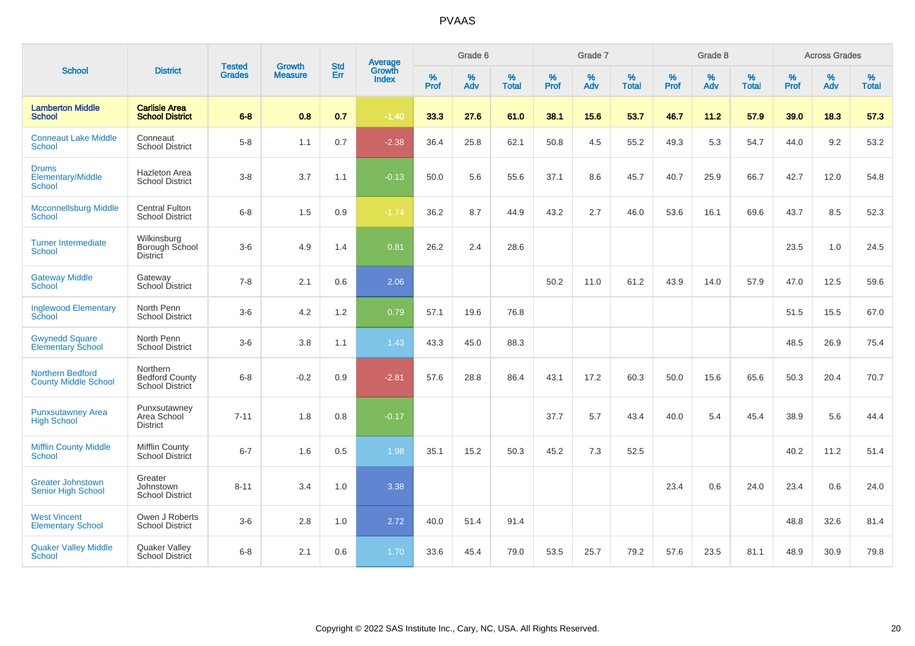# PVAAS

| School | District | Tested Grades | Growth Measure | Std Err | Average Growth Index | Grade 6 | | | Grade 7 | | | Grade 8 | | | Across Grades | | |
|---|---|---|---|---|---|---|---|---|---|---|---|---|---|---|---|---|---|
| | | | | | | % Prof | % Adv | % Total | % Prof | % Adv | % Total | % Prof | % Adv | % Total | % Prof | % Adv | % Total |
| **Lamberton Middle School** | **Carlisle Area School District** | **6-8** | **0.8** | **0.7** | **-1.40** | **33.3** | **27.6** | **61.0** | **38.1** | **15.6** | **53.7** | **46.7** | **11.2** | **57.9** | **39.0** | **18.3** | **57.3** |
| Conneaut Lake Middle School | Conneaut School District | 5-8 | 1.1 | 0.7 | -2.38 | 36.4 | 25.8 | 62.1 | 50.8 | 4.5 | 55.2 | 49.3 | 5.3 | 54.7 | 44.0 | 9.2 | 53.2 |
| Drums Elementary/Middle School | Hazleton Area School District | 3-8 | 3.7 | 1.1 | -0.13 | 50.0 | 5.6 | 55.6 | 37.1 | 8.6 | 45.7 | 40.7 | 25.9 | 66.7 | 42.7 | 12.0 | 54.8 |
| Mcconnellsburg Middle School | Central Fulton School District | 6-8 | 1.5 | 0.9 | -1.74 | 36.2 | 8.7 | 44.9 | 43.2 | 2.7 | 46.0 | 53.6 | 16.1 | 69.6 | 43.7 | 8.5 | 52.3 |
| Turner Intermediate School | Wilkinsburg Borough School District | 3-6 | 4.9 | 1.4 | 0.81 | 26.2 | 2.4 | 28.6 | | | | | | | 23.5 | 1.0 | 24.5 |
| Gateway Middle School | Gateway School District | 7-8 | 2.1 | 0.6 | 2.06 | | | | 50.2 | 11.0 | 61.2 | 43.9 | 14.0 | 57.9 | 47.0 | 12.5 | 59.6 |
| Inglewood Elementary School | North Penn School District | 3-6 | 4.2 | 1.2 | 0.79 | 57.1 | 19.6 | 76.8 | | | | | | | 51.5 | 15.5 | 67.0 |
| Gwynedd Square Elementary School | North Penn School District | 3-6 | 3.8 | 1.1 | 1.43 | 43.3 | 45.0 | 88.3 | | | | | | | 48.5 | 26.9 | 75.4 |
| Northern Bedford County Middle School | Northern Bedford County School District | 6-8 | -0.2 | 0.9 | -2.81 | 57.6 | 28.8 | 86.4 | 43.1 | 17.2 | 60.3 | 50.0 | 15.6 | 65.6 | 50.3 | 20.4 | 70.7 |
| Punxsutawney Area High School | Punxsutawney Area School District | 7-11 | 1.8 | 0.8 | -0.17 | | | | 37.7 | 5.7 | 43.4 | 40.0 | 5.4 | 45.4 | 38.9 | 5.6 | 44.4 |
| Mifflin County Middle School | Mifflin County School District | 6-7 | 1.6 | 0.5 | 1.98 | 35.1 | 15.2 | 50.3 | 45.2 | 7.3 | 52.5 | | | | 40.2 | 11.2 | 51.4 |
| Greater Johnstown Senior High School | Greater Johnstown School District | 8-11 | 3.4 | 1.0 | 3.38 | | | | | | | 23.4 | 0.6 | 24.0 | 23.4 | 0.6 | 24.0 |
| West Vincent Elementary School | Owen J Roberts School District | 3-6 | 2.8 | 1.0 | 2.72 | 40.0 | 51.4 | 91.4 | | | | | | | 48.8 | 32.6 | 81.4 |
| Quaker Valley Middle School | Quaker Valley School District | 6-8 | 2.1 | 0.6 | 1.70 | 33.6 | 45.4 | 79.0 | 53.5 | 25.7 | 79.2 | 57.6 | 23.5 | 81.1 | 48.9 | 30.9 | 79.8 |

Copyright © 2022 SAS Institute Inc., Cary, NC, USA. All Rights Reserved.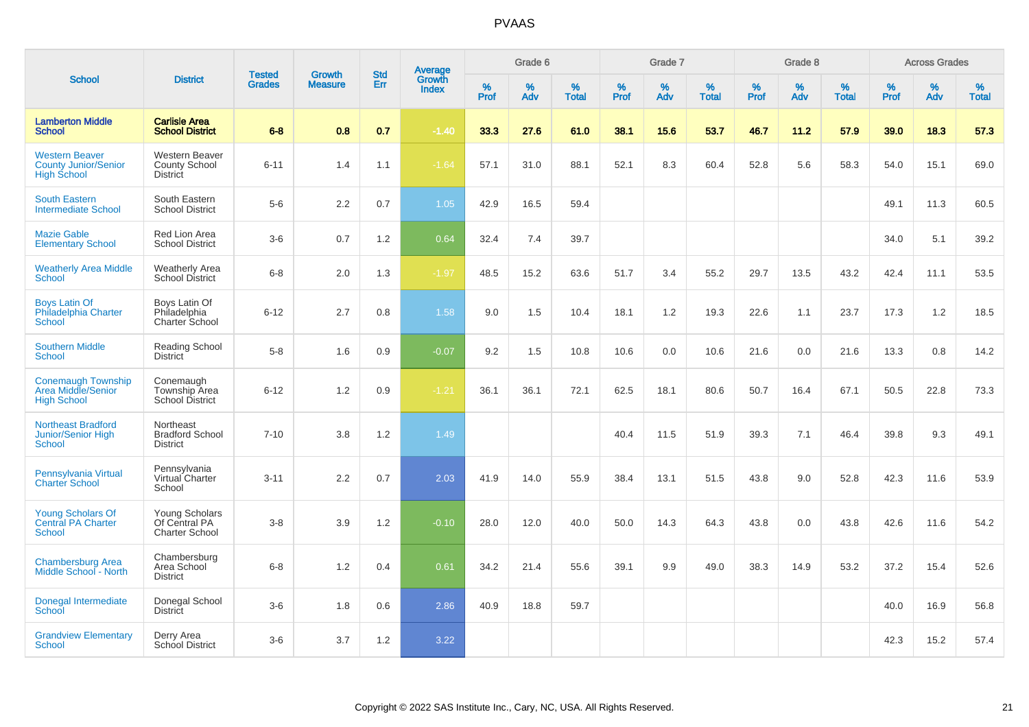# PVAAS

| School | District | Tested Grades | Growth Measure | Std Err | Average Growth Index | Grade 6 | | | Grade 7 | | | Grade 8 | | | Across Grades | | |
|---|---|---|---|---|---|---|---|---|---|---|---|---|---|---|---|---|---|
| | | | | | | % Prof | % Adv | % Total | % Prof | % Adv | % Total | % Prof | % Adv | % Total | % Prof | % Adv | % Total |
| **Lamberton Middle School** | **Carlisle Area School District** | **6-8** | **0.8** | **0.7** | **-1.40** | **33.3** | **27.6** | **61.0** | **38.1** | **15.6** | **53.7** | **46.7** | **11.2** | **57.9** | **39.0** | **18.3** | **57.3** |
| Western Beaver County Junior/Senior High School | Western Beaver County School District | 6-11 | 1.4 | 1.1 | -1.64 | 57.1 | 31.0 | 88.1 | 52.1 | 8.3 | 60.4 | 52.8 | 5.6 | 58.3 | 54.0 | 15.1 | 69.0 |
| South Eastern Intermediate School | South Eastern School District | 5-6 | 2.2 | 0.7 | 1.05 | 42.9 | 16.5 | 59.4 | | | | | | | 49.1 | 11.3 | 60.5 |
| Mazie Gable Elementary School | Red Lion Area School District | 3-6 | 0.7 | 1.2 | 0.64 | 32.4 | 7.4 | 39.7 | | | | | | | 34.0 | 5.1 | 39.2 |
| Weatherly Area Middle School | Weatherly Area School District | 6-8 | 2.0 | 1.3 | -1.97 | 48.5 | 15.2 | 63.6 | 51.7 | 3.4 | 55.2 | 29.7 | 13.5 | 43.2 | 42.4 | 11.1 | 53.5 |
| Boys Latin Of Philadelphia Charter School | Boys Latin Of Philadelphia Charter School | 6-12 | 2.7 | 0.8 | 1.58 | 9.0 | 1.5 | 10.4 | 18.1 | 1.2 | 19.3 | 22.6 | 1.1 | 23.7 | 17.3 | 1.2 | 18.5 |
| Southern Middle School | Reading School District | 5-8 | 1.6 | 0.9 | -0.07 | 9.2 | 1.5 | 10.8 | 10.6 | 0.0 | 10.6 | 21.6 | 0.0 | 21.6 | 13.3 | 0.8 | 14.2 |
| Conemaugh Township Area Middle/Senior High School | Conemaugh Township Area School District | 6-12 | 1.2 | 0.9 | -1.21 | 36.1 | 36.1 | 72.1 | 62.5 | 18.1 | 80.6 | 50.7 | 16.4 | 67.1 | 50.5 | 22.8 | 73.3 |
| Northeast Bradford Junior/Senior High School | Northeast Bradford School District | 7-10 | 3.8 | 1.2 | 1.49 | | | | 40.4 | 11.5 | 51.9 | 39.3 | 7.1 | 46.4 | 39.8 | 9.3 | 49.1 |
| Pennsylvania Virtual Charter School | Pennsylvania Virtual Charter School | 3-11 | 2.2 | 0.7 | 2.03 | 41.9 | 14.0 | 55.9 | 38.4 | 13.1 | 51.5 | 43.8 | 9.0 | 52.8 | 42.3 | 11.6 | 53.9 |
| Young Scholars Of Central PA Charter School | Young Scholars Of Central PA Charter School | 3-8 | 3.9 | 1.2 | -0.10 | 28.0 | 12.0 | 40.0 | 50.0 | 14.3 | 64.3 | 43.8 | 0.0 | 43.8 | 42.6 | 11.6 | 54.2 |
| Chambersburg Area Middle School - North | Chambersburg Area School District | 6-8 | 1.2 | 0.4 | 0.61 | 34.2 | 21.4 | 55.6 | 39.1 | 9.9 | 49.0 | 38.3 | 14.9 | 53.2 | 37.2 | 15.4 | 52.6 |
| Donegal Intermediate School | Donegal School District | 3-6 | 1.8 | 0.6 | 2.86 | 40.9 | 18.8 | 59.7 | | | | | | | 40.0 | 16.9 | 56.8 |
| Grandview Elementary School | Derry Area School District | 3-6 | 3.7 | 1.2 | 3.22 | | | | | | | | | | 42.3 | 15.2 | 57.4 |

Copyright © 2022 SAS Institute Inc., Cary, NC, USA. All Rights Reserved.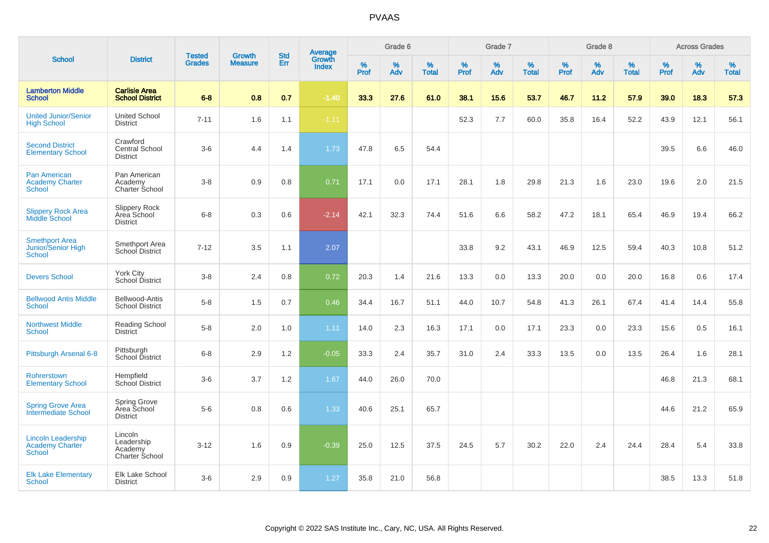# PVAAS

| School | District | Tested Grades | Growth Measure | Std Err | Average Growth Index | Grade 6 | | | Grade 7 | | | Grade 8 | | | Across Grades | | |
|---|---|---|---|---|---|---|---|---|---|---|---|---|---|---|---|---|---|
| | | | | | | % Prof | % Adv | % Total | % Prof | % Adv | % Total | % Prof | % Adv | % Total | % Prof | % Adv | % Total |
| **Lamberton Middle School** | **Carlisle Area School District** | **6-8** | **0.8** | **0.7** | **-1.40** | **33.3** | **27.6** | **61.0** | **38.1** | **15.6** | **53.7** | **46.7** | **11.2** | **57.9** | **39.0** | **18.3** | **57.3** |
| United Junior/Senior High School | United School District | 7-11 | 1.6 | 1.1 | -1.11 | | | | 52.3 | 7.7 | 60.0 | 35.8 | 16.4 | 52.2 | 43.9 | 12.1 | 56.1 |
| Second District Elementary School | Crawford Central School District | 3-6 | 4.4 | 1.4 | 1.73 | 47.8 | 6.5 | 54.4 | | | | | | | 39.5 | 6.6 | 46.0 |
| Pan American Academy Charter School | Pan American Academy Charter School | 3-8 | 0.9 | 0.8 | 0.71 | 17.1 | 0.0 | 17.1 | 28.1 | 1.8 | 29.8 | 21.3 | 1.6 | 23.0 | 19.6 | 2.0 | 21.5 |
| Slippery Rock Area Middle School | Slippery Rock Area School District | 6-8 | 0.3 | 0.6 | -2.14 | 42.1 | 32.3 | 74.4 | 51.6 | 6.6 | 58.2 | 47.2 | 18.1 | 65.4 | 46.9 | 19.4 | 66.2 |
| Smethport Area Junior/Senior High School | Smethport Area School District | 7-12 | 3.5 | 1.1 | 2.07 | | | | 33.8 | 9.2 | 43.1 | 46.9 | 12.5 | 59.4 | 40.3 | 10.8 | 51.2 |
| Devers School | York City School District | 3-8 | 2.4 | 0.8 | 0.72 | 20.3 | 1.4 | 21.6 | 13.3 | 0.0 | 13.3 | 20.0 | 0.0 | 20.0 | 16.8 | 0.6 | 17.4 |
| Bellwood Antis Middle School | Bellwood-Antis School District | 5-8 | 1.5 | 0.7 | 0.46 | 34.4 | 16.7 | 51.1 | 44.0 | 10.7 | 54.8 | 41.3 | 26.1 | 67.4 | 41.4 | 14.4 | 55.8 |
| Northwest Middle School | Reading School District | 5-8 | 2.0 | 1.0 | 1.11 | 14.0 | 2.3 | 16.3 | 17.1 | 0.0 | 17.1 | 23.3 | 0.0 | 23.3 | 15.6 | 0.5 | 16.1 |
| Pittsburgh Arsenal 6-8 | Pittsburgh School District | 6-8 | 2.9 | 1.2 | -0.05 | 33.3 | 2.4 | 35.7 | 31.0 | 2.4 | 33.3 | 13.5 | 0.0 | 13.5 | 26.4 | 1.6 | 28.1 |
| Rohrerstown Elementary School | Hempfield School District | 3-6 | 3.7 | 1.2 | 1.67 | 44.0 | 26.0 | 70.0 | | | | | | | 46.8 | 21.3 | 68.1 |
| Spring Grove Area Intermediate School | Spring Grove Area School District | 5-6 | 0.8 | 0.6 | 1.33 | 40.6 | 25.1 | 65.7 | | | | | | | 44.6 | 21.2 | 65.9 |
| Lincoln Leadership Academy Charter School | Lincoln Leadership Academy Charter School | 3-12 | 1.6 | 0.9 | -0.39 | 25.0 | 12.5 | 37.5 | 24.5 | 5.7 | 30.2 | 22.0 | 2.4 | 24.4 | 28.4 | 5.4 | 33.8 |
| Elk Lake Elementary School | Elk Lake School District | 3-6 | 2.9 | 0.9 | 1.27 | 35.8 | 21.0 | 56.8 | | | | | | | 38.5 | 13.3 | 51.8 |

Copyright © 2022 SAS Institute Inc., Cary, NC, USA. All Rights Reserved.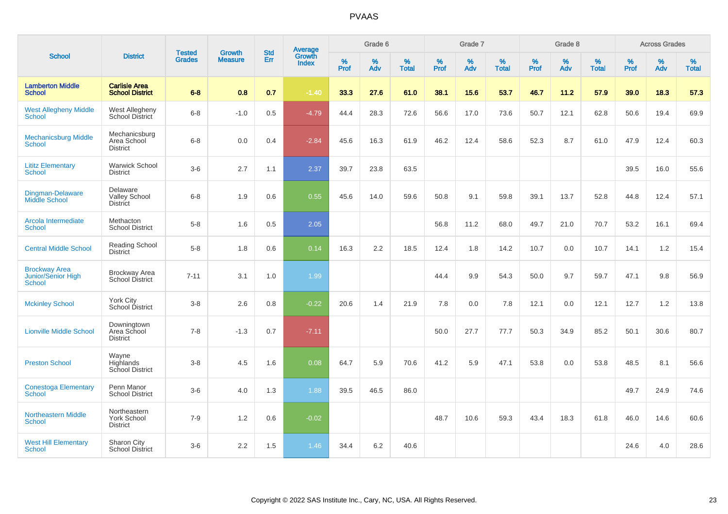# PVAAS

| School | District | Tested Grades | Growth Measure | Std Err | Average Growth Index | Grade 6 | | | Grade 7 | | | Grade 8 | | | Across Grades | | |
|---|---|---|---|---|---|---|---|---|---|---|---|---|---|---|---|---|---|
| | | | | | | % Prof | % Adv | % Total | % Prof | % Adv | % Total | % Prof | % Adv | % Total | % Prof | % Adv | % Total |
| **Lamberton Middle School** | **Carlisle Area School District** | **6-8** | **0.8** | **0.7** | **-1.40** | **33.3** | **27.6** | **61.0** | **38.1** | **15.6** | **53.7** | **46.7** | **11.2** | **57.9** | **39.0** | **18.3** | **57.3** |
| West Allegheny Middle School | West Allegheny School District | 6-8 | -1.0 | 0.5 | -4.79 | 44.4 | 28.3 | 72.6 | 56.6 | 17.0 | 73.6 | 50.7 | 12.1 | 62.8 | 50.6 | 19.4 | 69.9 |
| Mechanicsburg Middle School | Mechanicsburg Area School District | 6-8 | 0.0 | 0.4 | -2.84 | 45.6 | 16.3 | 61.9 | 46.2 | 12.4 | 58.6 | 52.3 | 8.7 | 61.0 | 47.9 | 12.4 | 60.3 |
| Lititz Elementary School | Warwick School District | 3-6 | 2.7 | 1.1 | 2.37 | 39.7 | 23.8 | 63.5 | | | | | | | 39.5 | 16.0 | 55.6 |
| Dingman-Delaware Middle School | Delaware Valley School District | 6-8 | 1.9 | 0.6 | 0.55 | 45.6 | 14.0 | 59.6 | 50.8 | 9.1 | 59.8 | 39.1 | 13.7 | 52.8 | 44.8 | 12.4 | 57.1 |
| Arcola Intermediate School | Methacton School District | 5-8 | 1.6 | 0.5 | 2.05 | | | | 56.8 | 11.2 | 68.0 | 49.7 | 21.0 | 70.7 | 53.2 | 16.1 | 69.4 |
| Central Middle School | Reading School District | 5-8 | 1.8 | 0.6 | 0.14 | 16.3 | 2.2 | 18.5 | 12.4 | 1.8 | 14.2 | 10.7 | 0.0 | 10.7 | 14.1 | 1.2 | 15.4 |
| Brockway Area Junior/Senior High School | Brockway Area School District | 7-11 | 3.1 | 1.0 | 1.99 | | | | 44.4 | 9.9 | 54.3 | 50.0 | 9.7 | 59.7 | 47.1 | 9.8 | 56.9 |
| Mckinley School | York City School District | 3-8 | 2.6 | 0.8 | -0.22 | 20.6 | 1.4 | 21.9 | 7.8 | 0.0 | 7.8 | 12.1 | 0.0 | 12.1 | 12.7 | 1.2 | 13.8 |
| Lionville Middle School | Downingtown Area School District | 7-8 | -1.3 | 0.7 | -7.11 | | | | 50.0 | 27.7 | 77.7 | 50.3 | 34.9 | 85.2 | 50.1 | 30.6 | 80.7 |
| Preston School | Wayne Highlands School District | 3-8 | 4.5 | 1.6 | 0.08 | 64.7 | 5.9 | 70.6 | 41.2 | 5.9 | 47.1 | 53.8 | 0.0 | 53.8 | 48.5 | 8.1 | 56.6 |
| Conestoga Elementary School | Penn Manor School District | 3-6 | 4.0 | 1.3 | 1.88 | 39.5 | 46.5 | 86.0 | | | | | | | 49.7 | 24.9 | 74.6 |
| Northeastern Middle School | Northeastern York School District | 7-9 | 1.2 | 0.6 | -0.02 | | | | 48.7 | 10.6 | 59.3 | 43.4 | 18.3 | 61.8 | 46.0 | 14.6 | 60.6 |
| West Hill Elementary School | Sharon City School District | 3-6 | 2.2 | 1.5 | 1.46 | 34.4 | 6.2 | 40.6 | | | | | | | 24.6 | 4.0 | 28.6 |

Copyright © 2022 SAS Institute Inc., Cary, NC, USA. All Rights Reserved.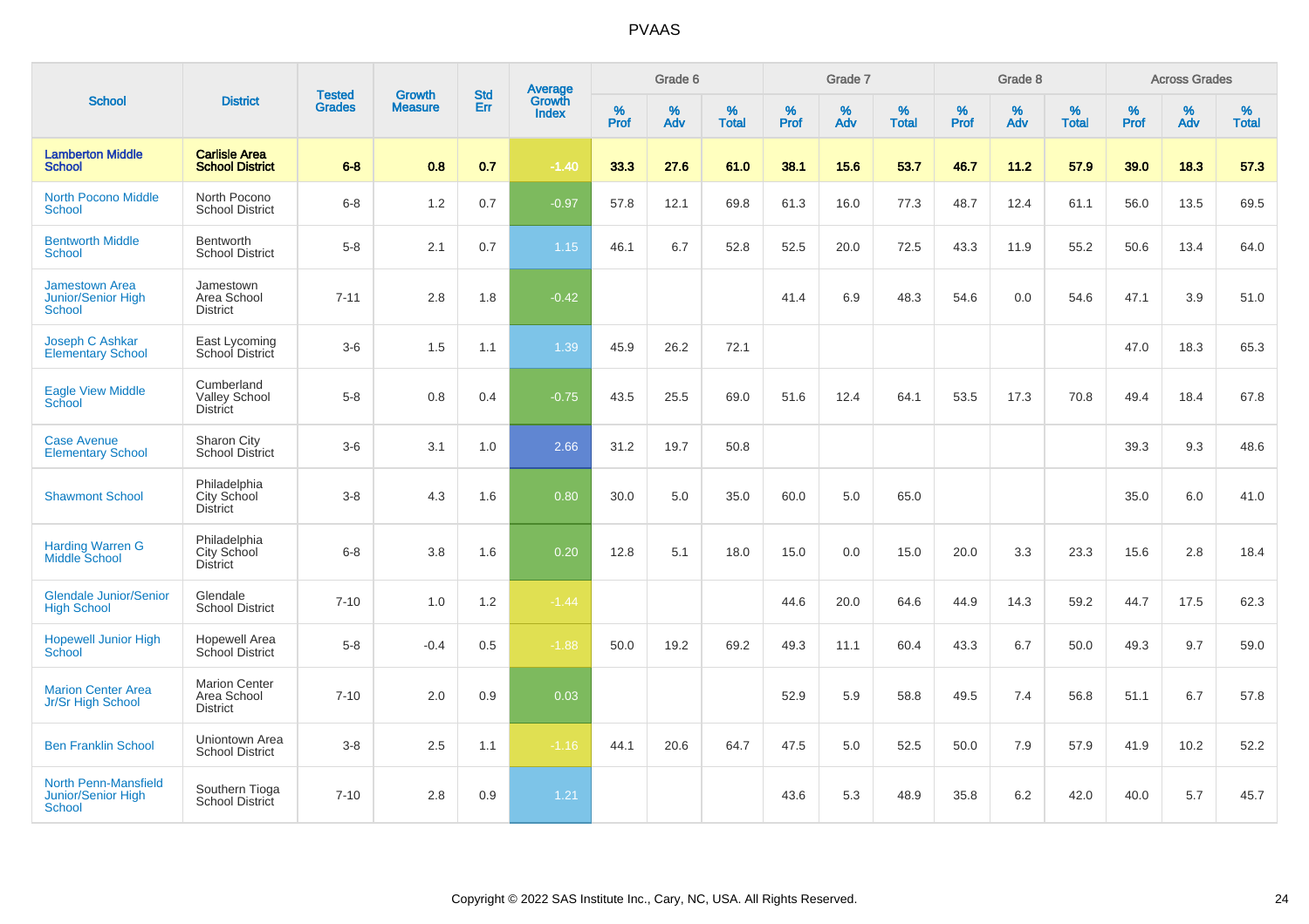# PVAAS

| School | District | Tested Grades | Growth Measure | Std Err | Average Growth Index | Grade 6 | | | Grade 7 | | | Grade 8 | | | Across Grades | | |
|---|---|---|---|---|---|---|---|---|---|---|---|---|---|---|---|---|---|
| | | | | | | % Prof | % Adv | % Total | % Prof | % Adv | % Total | % Prof | % Adv | % Total | % Prof | % Adv | % Total |
| **Lamberton Middle School** | **Carlisle Area School District** | **6-8** | **0.8** | **0.7** | **-1.40** | **33.3** | **27.6** | **61.0** | **38.1** | **15.6** | **53.7** | **46.7** | **11.2** | **57.9** | **39.0** | **18.3** | **57.3** |
| North Pocono Middle School | North Pocono School District | 6-8 | 1.2 | 0.7 | -0.97 | 57.8 | 12.1 | 69.8 | 61.3 | 16.0 | 77.3 | 48.7 | 12.4 | 61.1 | 56.0 | 13.5 | 69.5 |
| Bentworth Middle School | Bentworth School District | 5-8 | 2.1 | 0.7 | 1.15 | 46.1 | 6.7 | 52.8 | 52.5 | 20.0 | 72.5 | 43.3 | 11.9 | 55.2 | 50.6 | 13.4 | 64.0 |
| Jamestown Area Junior/Senior High School | Jamestown Area School District | 7-11 | 2.8 | 1.8 | -0.42 | | | | 41.4 | 6.9 | 48.3 | 54.6 | 0.0 | 54.6 | 47.1 | 3.9 | 51.0 |
| Joseph C Ashkar Elementary School | East Lycoming School District | 3-6 | 1.5 | 1.1 | 1.39 | 45.9 | 26.2 | 72.1 | | | | | | | 47.0 | 18.3 | 65.3 |
| Eagle View Middle School | Cumberland Valley School District | 5-8 | 0.8 | 0.4 | -0.75 | 43.5 | 25.5 | 69.0 | 51.6 | 12.4 | 64.1 | 53.5 | 17.3 | 70.8 | 49.4 | 18.4 | 67.8 |
| Case Avenue Elementary School | Sharon City School District | 3-6 | 3.1 | 1.0 | 2.66 | 31.2 | 19.7 | 50.8 | | | | | | | 39.3 | 9.3 | 48.6 |
| Shawmont School | Philadelphia City School District | 3-8 | 4.3 | 1.6 | 0.80 | 30.0 | 5.0 | 35.0 | 60.0 | 5.0 | 65.0 | | | | 35.0 | 6.0 | 41.0 |
| Harding Warren G Middle School | Philadelphia City School District | 6-8 | 3.8 | 1.6 | 0.20 | 12.8 | 5.1 | 18.0 | 15.0 | 0.0 | 15.0 | 20.0 | 3.3 | 23.3 | 15.6 | 2.8 | 18.4 |
| Glendale Junior/Senior High School | Glendale School District | 7-10 | 1.0 | 1.2 | -1.44 | | | | 44.6 | 20.0 | 64.6 | 44.9 | 14.3 | 59.2 | 44.7 | 17.5 | 62.3 |
| Hopewell Junior High School | Hopewell Area School District | 5-8 | -0.4 | 0.5 | -1.88 | 50.0 | 19.2 | 69.2 | 49.3 | 11.1 | 60.4 | 43.3 | 6.7 | 50.0 | 49.3 | 9.7 | 59.0 |
| Marion Center Area Jr/Sr High School | Marion Center Area School District | 7-10 | 2.0 | 0.9 | 0.03 | | | | 52.9 | 5.9 | 58.8 | 49.5 | 7.4 | 56.8 | 51.1 | 6.7 | 57.8 |
| Ben Franklin School | Uniontown Area School District | 3-8 | 2.5 | 1.1 | -1.16 | 44.1 | 20.6 | 64.7 | 47.5 | 5.0 | 52.5 | 50.0 | 7.9 | 57.9 | 41.9 | 10.2 | 52.2 |
| North Penn-Mansfield Junior/Senior High School | Southern Tioga School District | 7-10 | 2.8 | 0.9 | 1.21 | | | | 43.6 | 5.3 | 48.9 | 35.8 | 6.2 | 42.0 | 40.0 | 5.7 | 45.7 |

Copyright © 2022 SAS Institute Inc., Cary, NC, USA. All Rights Reserved.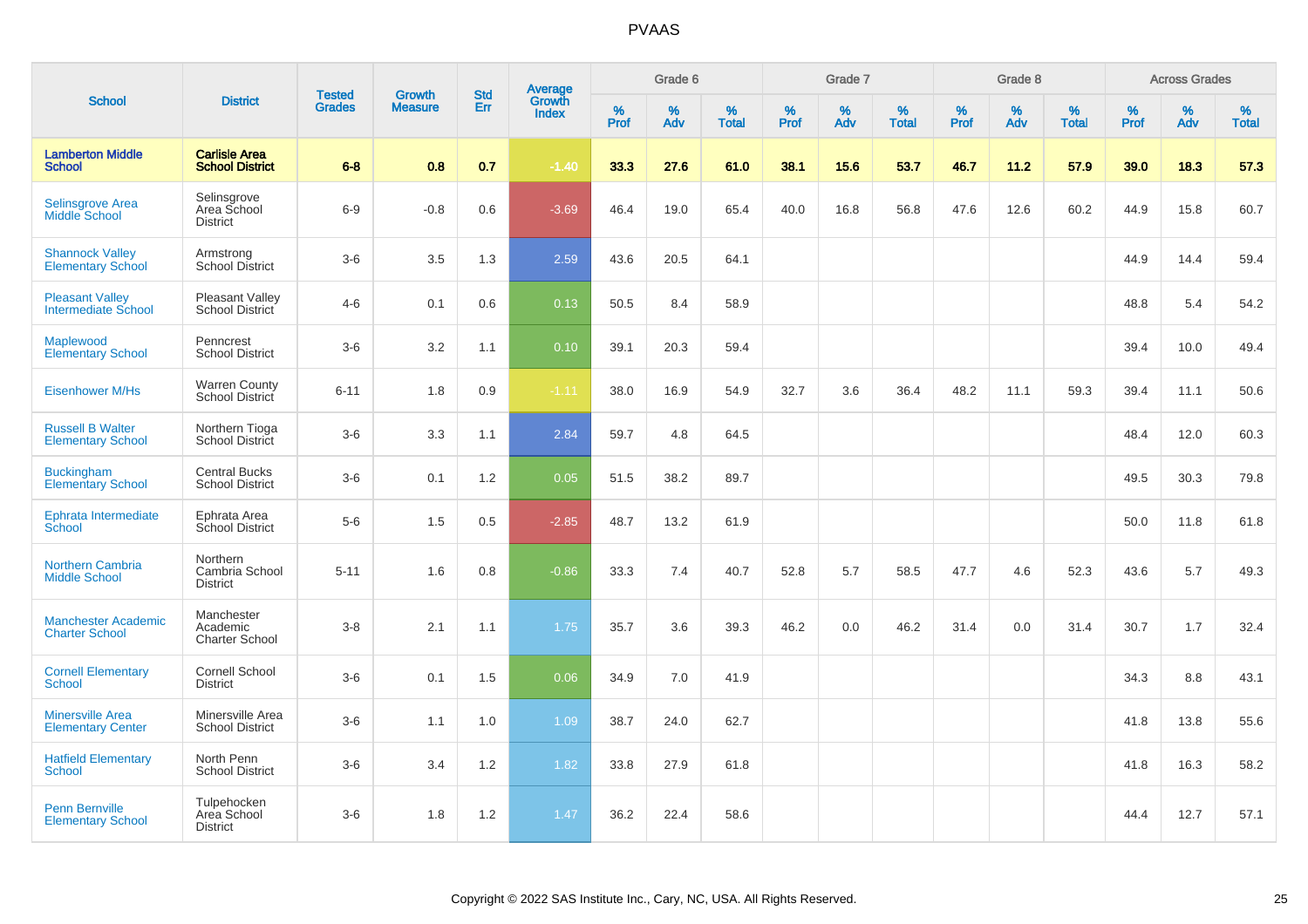# PVAAS

| School | District | Tested Grades | Growth Measure | Std Err | Average Growth Index | Grade 6 | | | Grade 7 | | | Grade 8 | | | Across Grades | | |
|---|---|---|---|---|---|---|---|---|---|---|---|---|---|---|---|---|---|
| | | | | | | % Prof | % Adv | % Total | % Prof | % Adv | % Total | % Prof | % Adv | % Total | % Prof | % Adv | % Total |
| **Lamberton Middle School** | **Carlisle Area School District** | **6-8** | **0.8** | **0.7** | **-1.40** | **33.3** | **27.6** | **61.0** | **38.1** | **15.6** | **53.7** | **46.7** | **11.2** | **57.9** | **39.0** | **18.3** | **57.3** |
| Selinsgrove Area Middle School | Selinsgrove Area School District | 6-9 | -0.8 | 0.6 | -3.69 | 46.4 | 19.0 | 65.4 | 40.0 | 16.8 | 56.8 | 47.6 | 12.6 | 60.2 | 44.9 | 15.8 | 60.7 |
| Shannock Valley Elementary School | Armstrong School District | 3-6 | 3.5 | 1.3 | 2.59 | 43.6 | 20.5 | 64.1 | | | | | | | 44.9 | 14.4 | 59.4 |
| Pleasant Valley Intermediate School | Pleasant Valley School District | 4-6 | 0.1 | 0.6 | 0.13 | 50.5 | 8.4 | 58.9 | | | | | | | 48.8 | 5.4 | 54.2 |
| Maplewood Elementary School | Penncrest School District | 3-6 | 3.2 | 1.1 | 0.10 | 39.1 | 20.3 | 59.4 | | | | | | | 39.4 | 10.0 | 49.4 |
| Eisenhower M/Hs | Warren County School District | 6-11 | 1.8 | 0.9 | -1.11 | 38.0 | 16.9 | 54.9 | 32.7 | 3.6 | 36.4 | 48.2 | 11.1 | 59.3 | 39.4 | 11.1 | 50.6 |
| Russell B Walter Elementary School | Northern Tioga School District | 3-6 | 3.3 | 1.1 | 2.84 | 59.7 | 4.8 | 64.5 | | | | | | | 48.4 | 12.0 | 60.3 |
| Buckingham Elementary School | Central Bucks School District | 3-6 | 0.1 | 1.2 | 0.05 | 51.5 | 38.2 | 89.7 | | | | | | | 49.5 | 30.3 | 79.8 |
| Ephrata Intermediate School | Ephrata Area School District | 5-6 | 1.5 | 0.5 | -2.85 | 48.7 | 13.2 | 61.9 | | | | | | | 50.0 | 11.8 | 61.8 |
| Northern Cambria Middle School | Northern Cambria School District | 5-11 | 1.6 | 0.8 | -0.86 | 33.3 | 7.4 | 40.7 | 52.8 | 5.7 | 58.5 | 47.7 | 4.6 | 52.3 | 43.6 | 5.7 | 49.3 |
| Manchester Academic Charter School | Manchester Academic Charter School | 3-8 | 2.1 | 1.1 | 1.75 | 35.7 | 3.6 | 39.3 | 46.2 | 0.0 | 46.2 | 31.4 | 0.0 | 31.4 | 30.7 | 1.7 | 32.4 |
| Cornell Elementary School | Cornell School District | 3-6 | 0.1 | 1.5 | 0.06 | 34.9 | 7.0 | 41.9 | | | | | | | 34.3 | 8.8 | 43.1 |
| Minersville Area Elementary Center | Minersville Area School District | 3-6 | 1.1 | 1.0 | 1.09 | 38.7 | 24.0 | 62.7 | | | | | | | 41.8 | 13.8 | 55.6 |
| Hatfield Elementary School | North Penn School District | 3-6 | 3.4 | 1.2 | 1.82 | 33.8 | 27.9 | 61.8 | | | | | | | 41.8 | 16.3 | 58.2 |
| Penn Bernville Elementary School | Tulpehocken Area School District | 3-6 | 1.8 | 1.2 | 1.47 | 36.2 | 22.4 | 58.6 | | | | | | | 44.4 | 12.7 | 57.1 |

Copyright © 2022 SAS Institute Inc., Cary, NC, USA. All Rights Reserved.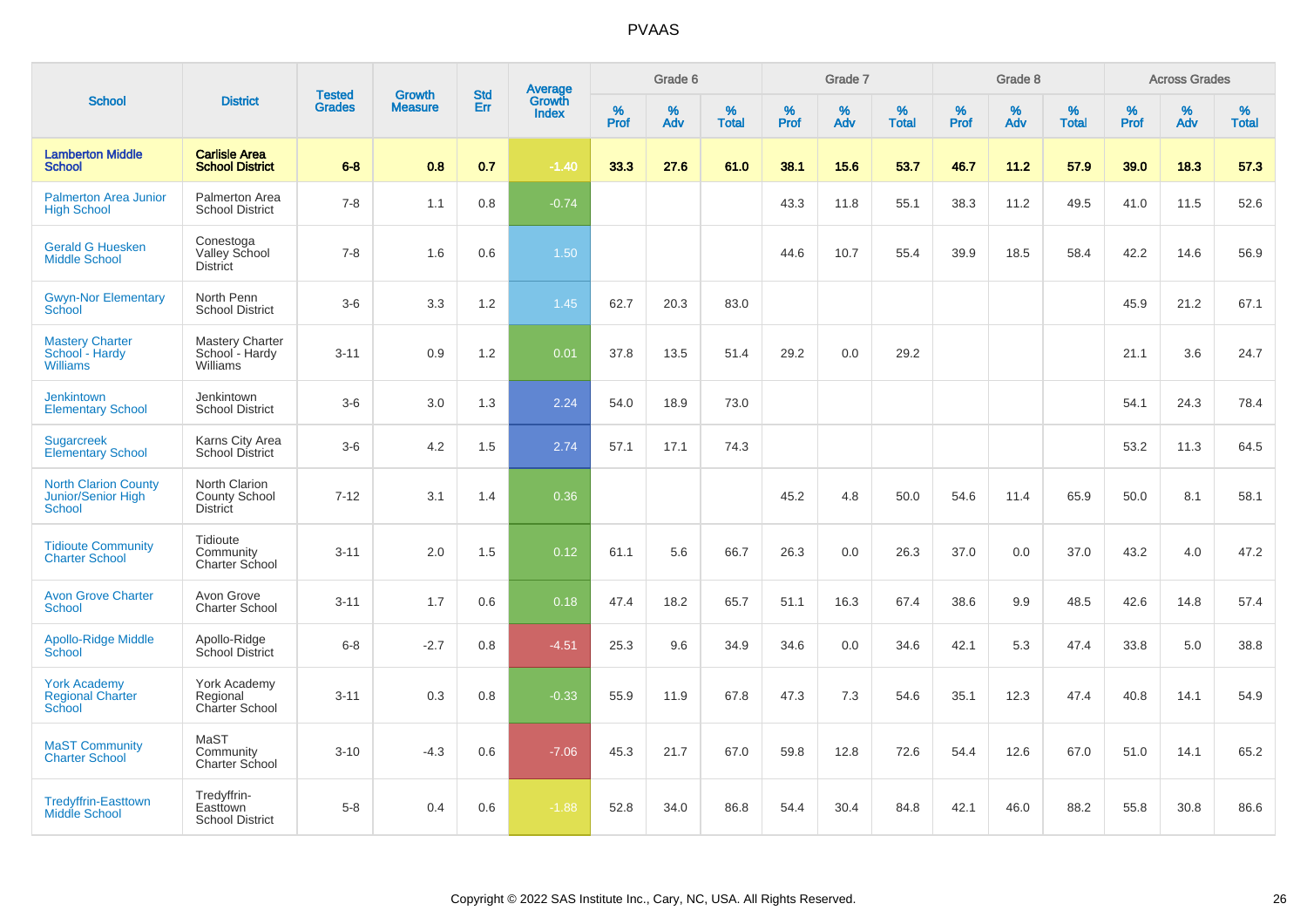# PVAAS

| School | District | Tested Grades | Growth Measure | Std Err | Average Growth Index | Grade 6 | | | Grade 7 | | | Grade 8 | | | Across Grades | | |
|---|---|---|---|---|---|---|---|---|---|---|---|---|---|---|---|---|---|
| | | | | | | % Prof | % Adv | % Total | % Prof | % Adv | % Total | % Prof | % Adv | % Total | % Prof | % Adv | % Total |
| **Lamberton Middle School** | **Carlisle Area School District** | **6-8** | **0.8** | **0.7** | **-1.40** | **33.3** | **27.6** | **61.0** | **38.1** | **15.6** | **53.7** | **46.7** | **11.2** | **57.9** | **39.0** | **18.3** | **57.3** |
| Palmerton Area Junior High School | Palmerton Area School District | 7-8 | 1.1 | 0.8 | -0.74 | | | | 43.3 | 11.8 | 55.1 | 38.3 | 11.2 | 49.5 | 41.0 | 11.5 | 52.6 |
| Gerald G Huesken Middle School | Conestoga Valley School District | 7-8 | 1.6 | 0.6 | 1.50 | | | | 44.6 | 10.7 | 55.4 | 39.9 | 18.5 | 58.4 | 42.2 | 14.6 | 56.9 |
| Gwyn-Nor Elementary School | North Penn School District | 3-6 | 3.3 | 1.2 | 1.45 | 62.7 | 20.3 | 83.0 | | | | | | | 45.9 | 21.2 | 67.1 |
| Mastery Charter School - Hardy Williams | Mastery Charter School - Hardy Williams | 3-11 | 0.9 | 1.2 | 0.01 | 37.8 | 13.5 | 51.4 | 29.2 | 0.0 | 29.2 | | | | 21.1 | 3.6 | 24.7 |
| Jenkintown Elementary School | Jenkintown School District | 3-6 | 3.0 | 1.3 | 2.24 | 54.0 | 18.9 | 73.0 | | | | | | | 54.1 | 24.3 | 78.4 |
| Sugarcreek Elementary School | Karns City Area School District | 3-6 | 4.2 | 1.5 | 2.74 | 57.1 | 17.1 | 74.3 | | | | | | | 53.2 | 11.3 | 64.5 |
| North Clarion County Junior/Senior High School | North Clarion County School District | 7-12 | 3.1 | 1.4 | 0.36 | | | | 45.2 | 4.8 | 50.0 | 54.6 | 11.4 | 65.9 | 50.0 | 8.1 | 58.1 |
| Tidioute Community Charter School | Tidioute Community Charter School | 3-11 | 2.0 | 1.5 | 0.12 | 61.1 | 5.6 | 66.7 | 26.3 | 0.0 | 26.3 | 37.0 | 0.0 | 37.0 | 43.2 | 4.0 | 47.2 |
| Avon Grove Charter School | Avon Grove Charter School | 3-11 | 1.7 | 0.6 | 0.18 | 47.4 | 18.2 | 65.7 | 51.1 | 16.3 | 67.4 | 38.6 | 9.9 | 48.5 | 42.6 | 14.8 | 57.4 |
| Apollo-Ridge Middle School | Apollo-Ridge School District | 6-8 | -2.7 | 0.8 | -4.51 | 25.3 | 9.6 | 34.9 | 34.6 | 0.0 | 34.6 | 42.1 | 5.3 | 47.4 | 33.8 | 5.0 | 38.8 |
| York Academy Regional Charter School | York Academy Regional Charter School | 3-11 | 0.3 | 0.8 | -0.33 | 55.9 | 11.9 | 67.8 | 47.3 | 7.3 | 54.6 | 35.1 | 12.3 | 47.4 | 40.8 | 14.1 | 54.9 |
| MaST Community Charter School | MaST Community Charter School | 3-10 | -4.3 | 0.6 | -7.06 | 45.3 | 21.7 | 67.0 | 59.8 | 12.8 | 72.6 | 54.4 | 12.6 | 67.0 | 51.0 | 14.1 | 65.2 |
| Tredyffrin-Easttown Middle School | Tredyffrin-Easttown School District | 5-8 | 0.4 | 0.6 | -1.88 | 52.8 | 34.0 | 86.8 | 54.4 | 30.4 | 84.8 | 42.1 | 46.0 | 88.2 | 55.8 | 30.8 | 86.6 |

Copyright © 2022 SAS Institute Inc., Cary, NC, USA. All Rights Reserved.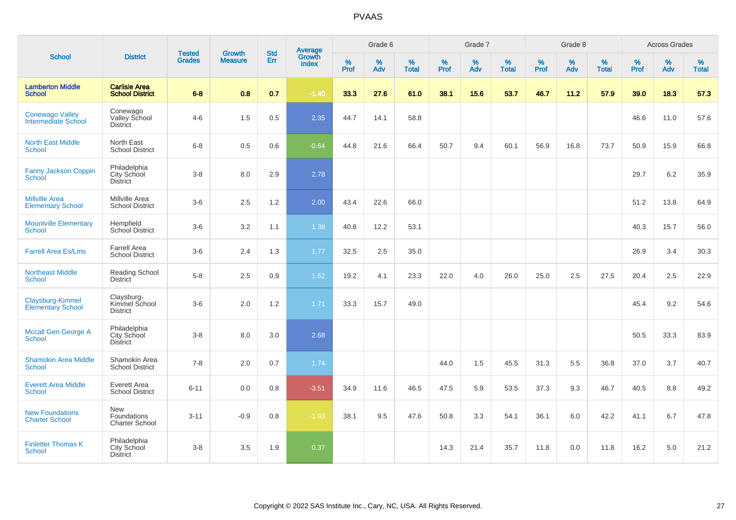# PVAAS

| School | District | Tested Grades | Growth Measure | Std Err | Average Growth Index | Grade 6 | | | Grade 7 | | | Grade 8 | | | Across Grades | | |
|---|---|---|---|---|---|---|---|---|---|---|---|---|---|---|---|---|---|
| | | | | | | % Prof | % Adv | % Total | % Prof | % Adv | % Total | % Prof | % Adv | % Total | % Prof | % Adv | % Total |
| **Lamberton Middle School** | **Carlisle Area School District** | **6-8** | **0.8** | **0.7** | **-1.40** | **33.3** | **27.6** | **61.0** | **38.1** | **15.6** | **53.7** | **46.7** | **11.2** | **57.9** | **39.0** | **18.3** | **57.3** |
| Conewago Valley Intermediate School | Conewago Valley School District | 4-6 | 1.5 | 0.5 | 2.35 | 44.7 | 14.1 | 58.8 | | | | | | | 46.6 | 11.0 | 57.6 |
| North East Middle School | North East School District | 6-8 | 0.5 | 0.6 | -0.64 | 44.8 | 21.6 | 66.4 | 50.7 | 9.4 | 60.1 | 56.9 | 16.8 | 73.7 | 50.9 | 15.9 | 66.8 |
| Fanny Jackson Coppin School | Philadelphia City School District | 3-8 | 8.0 | 2.9 | 2.78 | | | | | | | | | | 29.7 | 6.2 | 35.9 |
| Millville Area Elementary School | Millville Area School District | 3-6 | 2.5 | 1.2 | 2.00 | 43.4 | 22.6 | 66.0 | | | | | | | 51.2 | 13.8 | 64.9 |
| Mountville Elementary School | Hempfield School District | 3-6 | 3.2 | 1.1 | 1.38 | 40.8 | 12.2 | 53.1 | | | | | | | 40.3 | 15.7 | 56.0 |
| Farrell Area Es/Lms | Farrell Area School District | 3-6 | 2.4 | 1.3 | 1.77 | 32.5 | 2.5 | 35.0 | | | | | | | 26.9 | 3.4 | 30.3 |
| Northeast Middle School | Reading School District | 5-8 | 2.5 | 0.9 | 1.62 | 19.2 | 4.1 | 23.3 | 22.0 | 4.0 | 26.0 | 25.0 | 2.5 | 27.5 | 20.4 | 2.5 | 22.9 |
| Claysburg-Kimmel Elementary School | Claysburg-Kimmel School District | 3-6 | 2.0 | 1.2 | 1.71 | 33.3 | 15.7 | 49.0 | | | | | | | 45.4 | 9.2 | 54.6 |
| Mccall Gen George A School | Philadelphia City School District | 3-8 | 8.0 | 3.0 | 2.68 | | | | | | | | | | 50.5 | 33.3 | 83.9 |
| Shamokin Area Middle School | Shamokin Area School District | 7-8 | 2.0 | 0.7 | 1.74 | | | | 44.0 | 1.5 | 45.5 | 31.3 | 5.5 | 36.8 | 37.0 | 3.7 | 40.7 |
| Everett Area Middle School | Everett Area School District | 6-11 | 0.0 | 0.8 | -3.51 | 34.9 | 11.6 | 46.5 | 47.5 | 5.9 | 53.5 | 37.3 | 9.3 | 46.7 | 40.5 | 8.8 | 49.2 |
| New Foundations Charter School | New Foundations Charter School | 3-11 | -0.9 | 0.8 | -1.93 | 38.1 | 9.5 | 47.6 | 50.8 | 3.3 | 54.1 | 36.1 | 6.0 | 42.2 | 41.1 | 6.7 | 47.8 |
| Finletter Thomas K School | Philadelphia City School District | 3-8 | 3.5 | 1.9 | 0.37 | | | | 14.3 | 21.4 | 35.7 | 11.8 | 0.0 | 11.8 | 16.2 | 5.0 | 21.2 |

Copyright © 2022 SAS Institute Inc., Cary, NC, USA. All Rights Reserved.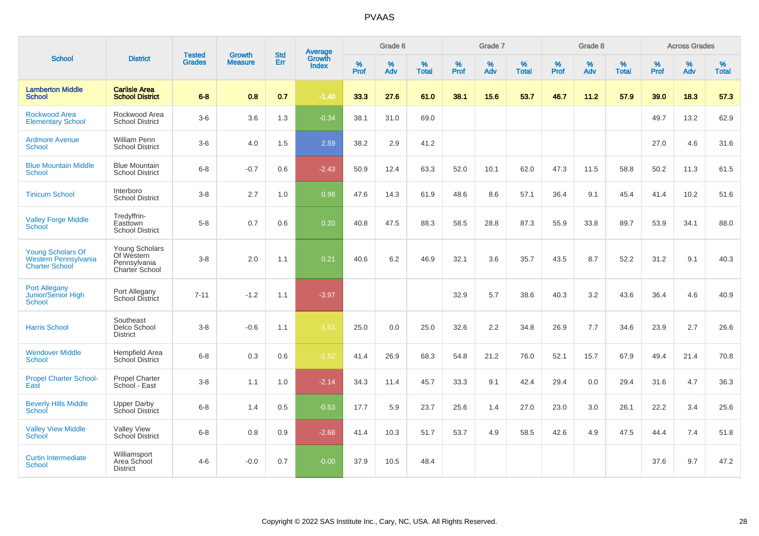# PVAAS

| School | District | Tested Grades | Growth Measure | Std Err | Average Growth Index | Grade 6 | | | Grade 7 | | | Grade 8 | | | Across Grades | | |
|---|---|---|---|---|---|---|---|---|---|---|---|---|---|---|---|---|---|
| | | | | | | % Prof | % Adv | % Total | % Prof | % Adv | % Total | % Prof | % Adv | % Total | % Prof | % Adv | % Total |
| **Lamberton Middle School** | **Carlisle Area School District** | **6-8** | **0.8** | **0.7** | **-1.40** | **33.3** | **27.6** | **61.0** | **38.1** | **15.6** | **53.7** | **46.7** | **11.2** | **57.9** | **39.0** | **18.3** | **57.3** |
| Rockwood Area Elementary School | Rockwood Area School District | 3-6 | 3.6 | 1.3 | -0.34 | 38.1 | 31.0 | 69.0 | | | | | | | 49.7 | 13.2 | 62.9 |
| Ardmore Avenue School | William Penn School District | 3-6 | 4.0 | 1.5 | 2.59 | 38.2 | 2.9 | 41.2 | | | | | | | 27.0 | 4.6 | 31.6 |
| Blue Mountain Middle School | Blue Mountain School District | 6-8 | -0.7 | 0.6 | -2.43 | 50.9 | 12.4 | 63.3 | 52.0 | 10.1 | 62.0 | 47.3 | 11.5 | 58.8 | 50.2 | 11.3 | 61.5 |
| Tinicum School | Interboro School District | 3-8 | 2.7 | 1.0 | 0.98 | 47.6 | 14.3 | 61.9 | 48.6 | 8.6 | 57.1 | 36.4 | 9.1 | 45.4 | 41.4 | 10.2 | 51.6 |
| Valley Forge Middle School | Tredyffrin-Easttown School District | 5-8 | 0.7 | 0.6 | 0.20 | 40.8 | 47.5 | 88.3 | 58.5 | 28.8 | 87.3 | 55.9 | 33.8 | 89.7 | 53.9 | 34.1 | 88.0 |
| Young Scholars Of Western Pennsylvania Charter School | Young Scholars Of Western Pennsylvania Charter School | 3-8 | 2.0 | 1.1 | 0.21 | 40.6 | 6.2 | 46.9 | 32.1 | 3.6 | 35.7 | 43.5 | 8.7 | 52.2 | 31.2 | 9.1 | 40.3 |
| Port Allegany Junior/Senior High School | Port Allegany School District | 7-11 | -1.2 | 1.1 | -3.97 | | | | 32.9 | 5.7 | 38.6 | 40.3 | 3.2 | 43.6 | 36.4 | 4.6 | 40.9 |
| Harris School | Southeast Delco School District | 3-8 | -0.6 | 1.1 | -1.53 | 25.0 | 0.0 | 25.0 | 32.6 | 2.2 | 34.8 | 26.9 | 7.7 | 34.6 | 23.9 | 2.7 | 26.6 |
| Wendover Middle School | Hempfield Area School District | 6-8 | 0.3 | 0.6 | -1.52 | 41.4 | 26.9 | 68.3 | 54.8 | 21.2 | 76.0 | 52.1 | 15.7 | 67.9 | 49.4 | 21.4 | 70.8 |
| Propel Charter School-East | Propel Charter School - East | 3-8 | 1.1 | 1.0 | -2.14 | 34.3 | 11.4 | 45.7 | 33.3 | 9.1 | 42.4 | 29.4 | 0.0 | 29.4 | 31.6 | 4.7 | 36.3 |
| Beverly Hills Middle School | Upper Darby School District | 6-8 | 1.4 | 0.5 | -0.53 | 17.7 | 5.9 | 23.7 | 25.6 | 1.4 | 27.0 | 23.0 | 3.0 | 26.1 | 22.2 | 3.4 | 25.6 |
| Valley View Middle School | Valley View School District | 6-8 | 0.8 | 0.9 | -2.68 | 41.4 | 10.3 | 51.7 | 53.7 | 4.9 | 58.5 | 42.6 | 4.9 | 47.5 | 44.4 | 7.4 | 51.8 |
| Curtin Intermediate School | Williamsport Area School District | 4-6 | -0.0 | 0.7 | -0.00 | 37.9 | 10.5 | 48.4 | | | | | | | 37.6 | 9.7 | 47.2 |

Copyright © 2022 SAS Institute Inc., Cary, NC, USA. All Rights Reserved.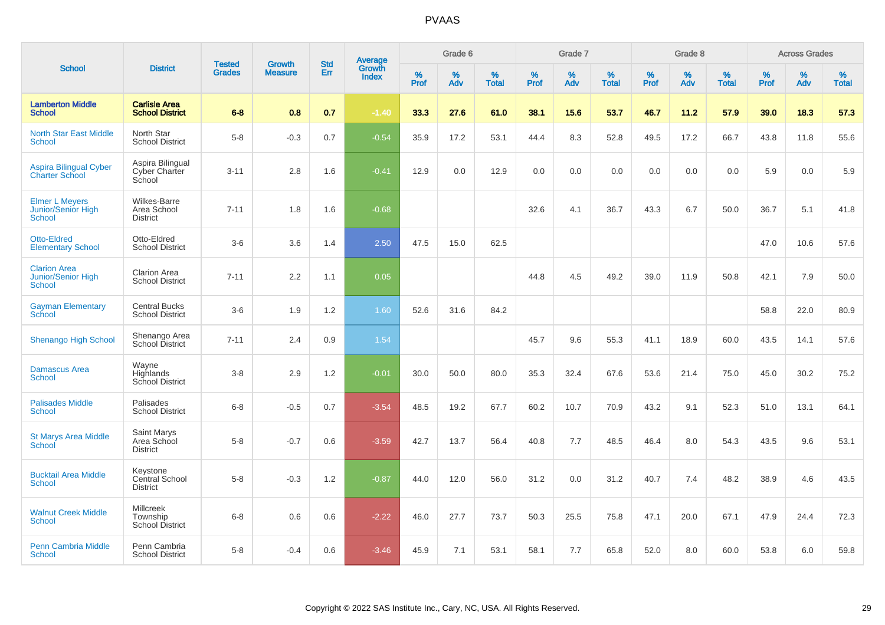# PVAAS

| School | District | Tested Grades | Growth Measure | Std Err | Average Growth Index | Grade 6 | | | Grade 7 | | | Grade 8 | | | Across Grades | | |
|---|---|---|---|---|---|---|---|---|---|---|---|---|---|---|---|---|---|
| | | | | | | % Prof | % Adv | % Total | % Prof | % Adv | % Total | % Prof | % Adv | % Total | % Prof | % Adv | % Total |
| **Lamberton Middle School** | **Carlisle Area School District** | **6-8** | **0.8** | **0.7** | **-1.40** | **33.3** | **27.6** | **61.0** | **38.1** | **15.6** | **53.7** | **46.7** | **11.2** | **57.9** | **39.0** | **18.3** | **57.3** |
| North Star East Middle School | North Star School District | 5-8 | -0.3 | 0.7 | -0.54 | 35.9 | 17.2 | 53.1 | 44.4 | 8.3 | 52.8 | 49.5 | 17.2 | 66.7 | 43.8 | 11.8 | 55.6 |
| Aspira Bilingual Cyber Charter School | Aspira Bilingual Cyber Charter School | 3-11 | 2.8 | 1.6 | -0.41 | 12.9 | 0.0 | 12.9 | 0.0 | 0.0 | 0.0 | 0.0 | 0.0 | 0.0 | 5.9 | 0.0 | 5.9 |
| Elmer L Meyers Junior/Senior High School | Wilkes-Barre Area School District | 7-11 | 1.8 | 1.6 | -0.68 | | | | 32.6 | 4.1 | 36.7 | 43.3 | 6.7 | 50.0 | 36.7 | 5.1 | 41.8 |
| Otto-Eldred Elementary School | Otto-Eldred School District | 3-6 | 3.6 | 1.4 | 2.50 | 47.5 | 15.0 | 62.5 | | | | | | | 47.0 | 10.6 | 57.6 |
| Clarion Area Junior/Senior High School | Clarion Area School District | 7-11 | 2.2 | 1.1 | 0.05 | | | | 44.8 | 4.5 | 49.2 | 39.0 | 11.9 | 50.8 | 42.1 | 7.9 | 50.0 |
| Gayman Elementary School | Central Bucks School District | 3-6 | 1.9 | 1.2 | 1.60 | 52.6 | 31.6 | 84.2 | | | | | | | 58.8 | 22.0 | 80.9 |
| Shenango High School | Shenango Area School District | 7-11 | 2.4 | 0.9 | 1.54 | | | | 45.7 | 9.6 | 55.3 | 41.1 | 18.9 | 60.0 | 43.5 | 14.1 | 57.6 |
| Damascus Area School | Wayne Highlands School District | 3-8 | 2.9 | 1.2 | -0.01 | 30.0 | 50.0 | 80.0 | 35.3 | 32.4 | 67.6 | 53.6 | 21.4 | 75.0 | 45.0 | 30.2 | 75.2 |
| Palisades Middle School | Palisades School District | 6-8 | -0.5 | 0.7 | -3.54 | 48.5 | 19.2 | 67.7 | 60.2 | 10.7 | 70.9 | 43.2 | 9.1 | 52.3 | 51.0 | 13.1 | 64.1 |
| St Marys Area Middle School | Saint Marys Area School District | 5-8 | -0.7 | 0.6 | -3.59 | 42.7 | 13.7 | 56.4 | 40.8 | 7.7 | 48.5 | 46.4 | 8.0 | 54.3 | 43.5 | 9.6 | 53.1 |
| Bucktail Area Middle School | Keystone Central School District | 5-8 | -0.3 | 1.2 | -0.87 | 44.0 | 12.0 | 56.0 | 31.2 | 0.0 | 31.2 | 40.7 | 7.4 | 48.2 | 38.9 | 4.6 | 43.5 |
| Walnut Creek Middle School | Millcreek Township School District | 6-8 | 0.6 | 0.6 | -2.22 | 46.0 | 27.7 | 73.7 | 50.3 | 25.5 | 75.8 | 47.1 | 20.0 | 67.1 | 47.9 | 24.4 | 72.3 |
| Penn Cambria Middle School | Penn Cambria School District | 5-8 | -0.4 | 0.6 | -3.46 | 45.9 | 7.1 | 53.1 | 58.1 | 7.7 | 65.8 | 52.0 | 8.0 | 60.0 | 53.8 | 6.0 | 59.8 |

Copyright © 2022 SAS Institute Inc., Cary, NC, USA. All Rights Reserved.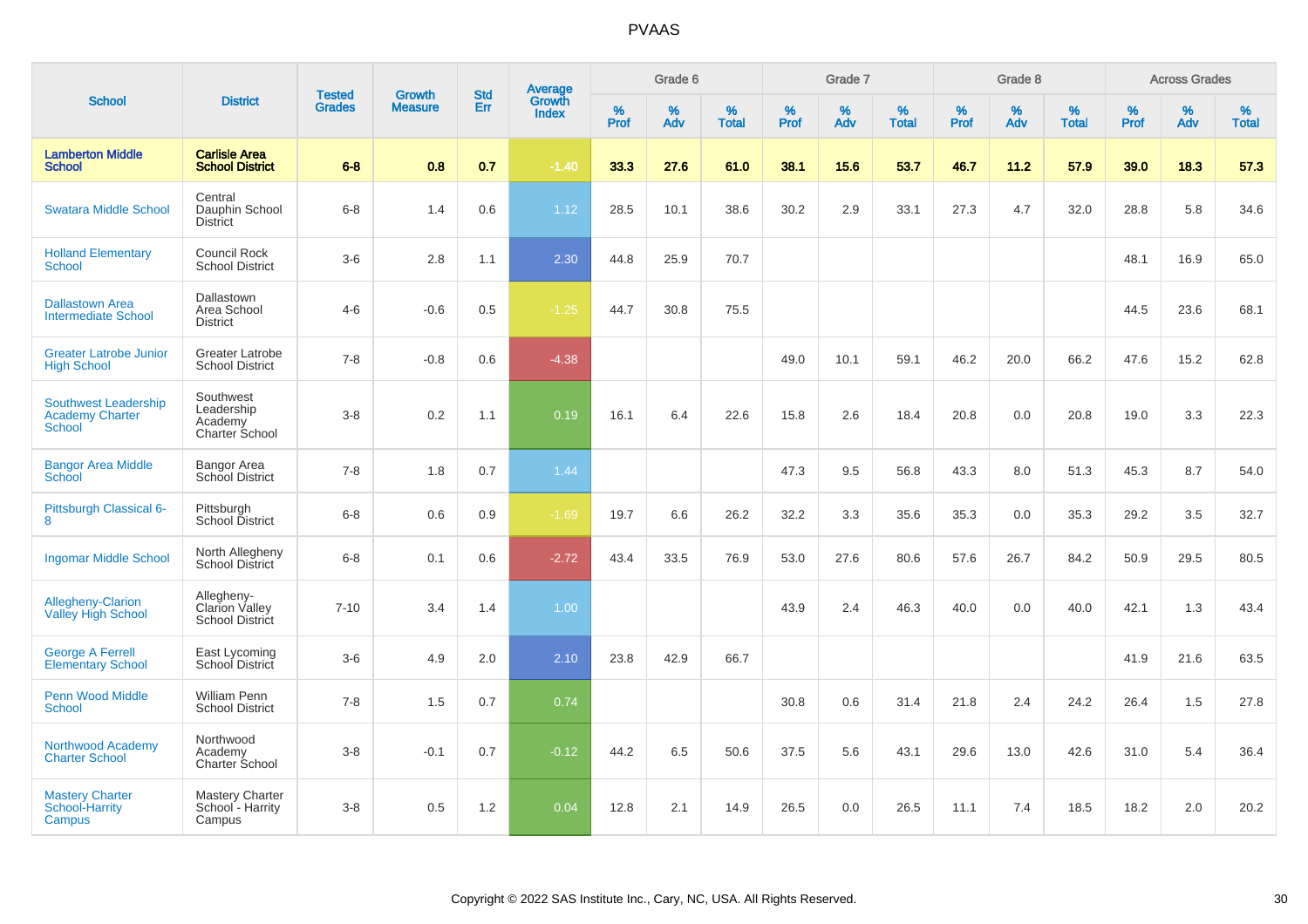# PVAAS

| School | District | Tested Grades | Growth Measure | Std Err | Average Growth Index | Grade 6 | | | Grade 7 | | | Grade 8 | | | Across Grades | | |
|---|---|---|---|---|---|---|---|---|---|---|---|---|---|---|---|---|---|
| | | | | | | % Prof | % Adv | % Total | % Prof | % Adv | % Total | % Prof | % Adv | % Total | % Prof | % Adv | % Total |
| **Lamberton Middle School** | **Carlisle Area School District** | **6-8** | **0.8** | **0.7** | **-1.40** | **33.3** | **27.6** | **61.0** | **38.1** | **15.6** | **53.7** | **46.7** | **11.2** | **57.9** | **39.0** | **18.3** | **57.3** |
| Swatara Middle School | Central Dauphin School District | 6-8 | 1.4 | 0.6 | 1.12 | 28.5 | 10.1 | 38.6 | 30.2 | 2.9 | 33.1 | 27.3 | 4.7 | 32.0 | 28.8 | 5.8 | 34.6 |
| Holland Elementary School | Council Rock School District | 3-6 | 2.8 | 1.1 | 2.30 | 44.8 | 25.9 | 70.7 | | | | | | | 48.1 | 16.9 | 65.0 |
| Dallastown Area Intermediate School | Dallastown Area School District | 4-6 | -0.6 | 0.5 | -1.25 | 44.7 | 30.8 | 75.5 | | | | | | | 44.5 | 23.6 | 68.1 |
| Greater Latrobe Junior High School | Greater Latrobe School District | 7-8 | -0.8 | 0.6 | -4.38 | | | | 49.0 | 10.1 | 59.1 | 46.2 | 20.0 | 66.2 | 47.6 | 15.2 | 62.8 |
| Southwest Leadership Academy Charter School | Southwest Leadership Academy Charter School | 3-8 | 0.2 | 1.1 | 0.19 | 16.1 | 6.4 | 22.6 | 15.8 | 2.6 | 18.4 | 20.8 | 0.0 | 20.8 | 19.0 | 3.3 | 22.3 |
| Bangor Area Middle School | Bangor Area School District | 7-8 | 1.8 | 0.7 | 1.44 | | | | 47.3 | 9.5 | 56.8 | 43.3 | 8.0 | 51.3 | 45.3 | 8.7 | 54.0 |
| Pittsburgh Classical 6-8 | Pittsburgh School District | 6-8 | 0.6 | 0.9 | -1.69 | 19.7 | 6.6 | 26.2 | 32.2 | 3.3 | 35.6 | 35.3 | 0.0 | 35.3 | 29.2 | 3.5 | 32.7 |
| Ingomar Middle School | North Allegheny School District | 6-8 | 0.1 | 0.6 | -2.72 | 43.4 | 33.5 | 76.9 | 53.0 | 27.6 | 80.6 | 57.6 | 26.7 | 84.2 | 50.9 | 29.5 | 80.5 |
| Allegheny-Clarion Valley High School | Allegheny-Clarion Valley School District | 7-10 | 3.4 | 1.4 | 1.00 | | | | 43.9 | 2.4 | 46.3 | 40.0 | 0.0 | 40.0 | 42.1 | 1.3 | 43.4 |
| George A Ferrell Elementary School | East Lycoming School District | 3-6 | 4.9 | 2.0 | 2.10 | 23.8 | 42.9 | 66.7 | | | | | | | 41.9 | 21.6 | 63.5 |
| Penn Wood Middle School | William Penn School District | 7-8 | 1.5 | 0.7 | 0.74 | | | | 30.8 | 0.6 | 31.4 | 21.8 | 2.4 | 24.2 | 26.4 | 1.5 | 27.8 |
| Northwood Academy Charter School | Northwood Academy Charter School | 3-8 | -0.1 | 0.7 | -0.12 | 44.2 | 6.5 | 50.6 | 37.5 | 5.6 | 43.1 | 29.6 | 13.0 | 42.6 | 31.0 | 5.4 | 36.4 |
| Mastery Charter School-Harrity Campus | Mastery Charter School - Harrity Campus | 3-8 | 0.5 | 1.2 | 0.04 | 12.8 | 2.1 | 14.9 | 26.5 | 0.0 | 26.5 | 11.1 | 7.4 | 18.5 | 18.2 | 2.0 | 20.2 |

Copyright © 2022 SAS Institute Inc., Cary, NC, USA. All Rights Reserved.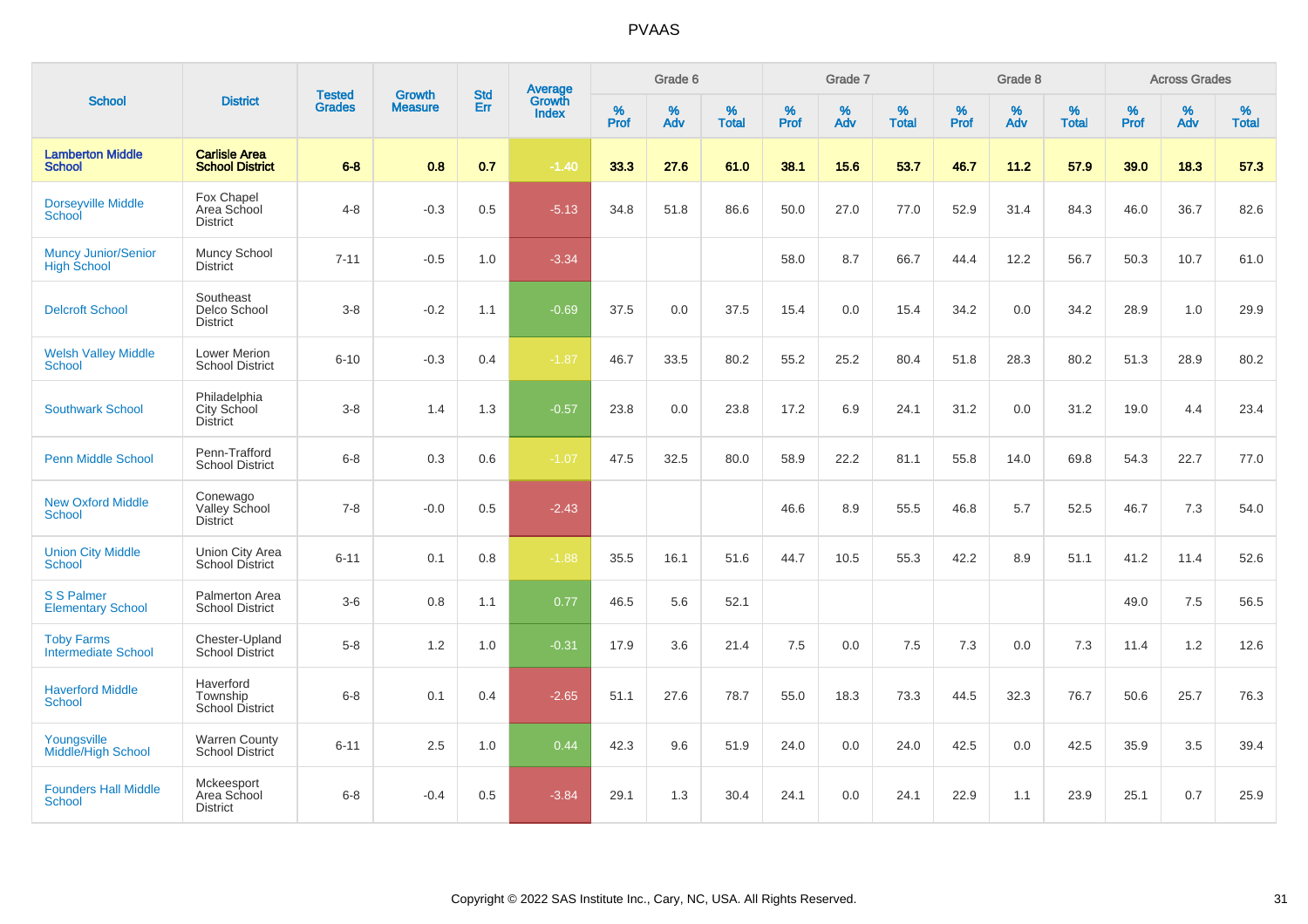# PVAAS

| School | District | Tested Grades | Growth Measure | Std Err | Average Growth Index | Grade 6 | | | Grade 7 | | | Grade 8 | | | Across Grades | | |
|---|---|---|---|---|---|---|---|---|---|---|---|---|---|---|---|---|---|
| | | | | | | % Prof | % Adv | % Total | % Prof | % Adv | % Total | % Prof | % Adv | % Total | % Prof | % Adv | % Total |
| **Lamberton Middle School** | **Carlisle Area School District** | **6-8** | **0.8** | **0.7** | **-1.40** | **33.3** | **27.6** | **61.0** | **38.1** | **15.6** | **53.7** | **46.7** | **11.2** | **57.9** | **39.0** | **18.3** | **57.3** |
| Dorseyville Middle School | Fox Chapel Area School District | 4-8 | -0.3 | 0.5 | -5.13 | 34.8 | 51.8 | 86.6 | 50.0 | 27.0 | 77.0 | 52.9 | 31.4 | 84.3 | 46.0 | 36.7 | 82.6 |
| Muncy Junior/Senior High School | Muncy School District | 7-11 | -0.5 | 1.0 | -3.34 | | | | 58.0 | 8.7 | 66.7 | 44.4 | 12.2 | 56.7 | 50.3 | 10.7 | 61.0 |
| Delcroft School | Southeast Delco School District | 3-8 | -0.2 | 1.1 | -0.69 | 37.5 | 0.0 | 37.5 | 15.4 | 0.0 | 15.4 | 34.2 | 0.0 | 34.2 | 28.9 | 1.0 | 29.9 |
| Welsh Valley Middle School | Lower Merion School District | 6-10 | -0.3 | 0.4 | -1.87 | 46.7 | 33.5 | 80.2 | 55.2 | 25.2 | 80.4 | 51.8 | 28.3 | 80.2 | 51.3 | 28.9 | 80.2 |
| Southwark School | Philadelphia City School District | 3-8 | 1.4 | 1.3 | -0.57 | 23.8 | 0.0 | 23.8 | 17.2 | 6.9 | 24.1 | 31.2 | 0.0 | 31.2 | 19.0 | 4.4 | 23.4 |
| Penn Middle School | Penn-Trafford School District | 6-8 | 0.3 | 0.6 | -1.07 | 47.5 | 32.5 | 80.0 | 58.9 | 22.2 | 81.1 | 55.8 | 14.0 | 69.8 | 54.3 | 22.7 | 77.0 |
| New Oxford Middle School | Conewago Valley School District | 7-8 | -0.0 | 0.5 | -2.43 | | | | 46.6 | 8.9 | 55.5 | 46.8 | 5.7 | 52.5 | 46.7 | 7.3 | 54.0 |
| Union City Middle School | Union City Area School District | 6-11 | 0.1 | 0.8 | -1.88 | 35.5 | 16.1 | 51.6 | 44.7 | 10.5 | 55.3 | 42.2 | 8.9 | 51.1 | 41.2 | 11.4 | 52.6 |
| S S Palmer Elementary School | Palmerton Area School District | 3-6 | 0.8 | 1.1 | 0.77 | 46.5 | 5.6 | 52.1 | | | | | | | 49.0 | 7.5 | 56.5 |
| Toby Farms Intermediate School | Chester-Upland School District | 5-8 | 1.2 | 1.0 | -0.31 | 17.9 | 3.6 | 21.4 | 7.5 | 0.0 | 7.5 | 7.3 | 0.0 | 7.3 | 11.4 | 1.2 | 12.6 |
| Haverford Middle School | Haverford Township School District | 6-8 | 0.1 | 0.4 | -2.65 | 51.1 | 27.6 | 78.7 | 55.0 | 18.3 | 73.3 | 44.5 | 32.3 | 76.7 | 50.6 | 25.7 | 76.3 |
| Youngsville Middle/High School | Warren County School District | 6-11 | 2.5 | 1.0 | 0.44 | 42.3 | 9.6 | 51.9 | 24.0 | 0.0 | 24.0 | 42.5 | 0.0 | 42.5 | 35.9 | 3.5 | 39.4 |
| Founders Hall Middle School | Mckeesport Area School District | 6-8 | -0.4 | 0.5 | -3.84 | 29.1 | 1.3 | 30.4 | 24.1 | 0.0 | 24.1 | 22.9 | 1.1 | 23.9 | 25.1 | 0.7 | 25.9 |

Copyright © 2022 SAS Institute Inc., Cary, NC, USA. All Rights Reserved.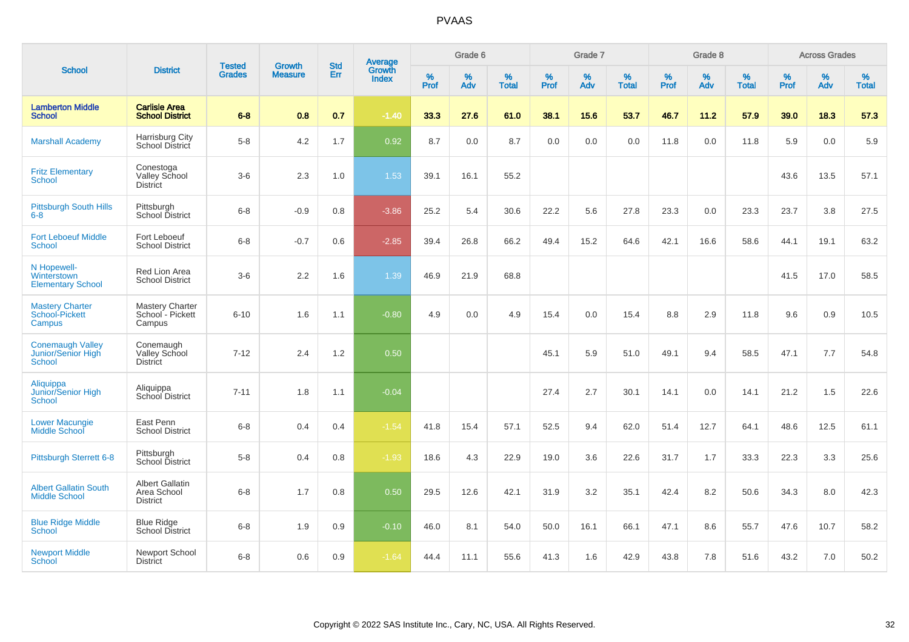# PVAAS

| School | District | Tested Grades | Growth Measure | Std Err | Average Growth Index | Grade 6 | | | Grade 7 | | | Grade 8 | | | Across Grades | | |
|---|---|---|---|---|---|---|---|---|---|---|---|---|---|---|---|---|---|
| | | | | | | % Prof | % Adv | % Total | % Prof | % Adv | % Total | % Prof | % Adv | % Total | % Prof | % Adv | % Total |
| **Lamberton Middle School** | **Carlisle Area School District** | **6-8** | **0.8** | **0.7** | **-1.40** | **33.3** | **27.6** | **61.0** | **38.1** | **15.6** | **53.7** | **46.7** | **11.2** | **57.9** | **39.0** | **18.3** | **57.3** |
| Marshall Academy | Harrisburg City School District | 5-8 | 4.2 | 1.7 | 0.92 | 8.7 | 0.0 | 8.7 | 0.0 | 0.0 | 0.0 | 11.8 | 0.0 | 11.8 | 5.9 | 0.0 | 5.9 |
| Fritz Elementary School | Conestoga Valley School District | 3-6 | 2.3 | 1.0 | 1.53 | 39.1 | 16.1 | 55.2 | | | | | | | 43.6 | 13.5 | 57.1 |
| Pittsburgh South Hills 6-8 | Pittsburgh School District | 6-8 | -0.9 | 0.8 | -3.86 | 25.2 | 5.4 | 30.6 | 22.2 | 5.6 | 27.8 | 23.3 | 0.0 | 23.3 | 23.7 | 3.8 | 27.5 |
| Fort Leboeuf Middle School | Fort Leboeuf School District | 6-8 | -0.7 | 0.6 | -2.85 | 39.4 | 26.8 | 66.2 | 49.4 | 15.2 | 64.6 | 42.1 | 16.6 | 58.6 | 44.1 | 19.1 | 63.2 |
| N Hopewell-Winterstown Elementary School | Red Lion Area School District | 3-6 | 2.2 | 1.6 | 1.39 | 46.9 | 21.9 | 68.8 | | | | | | | 41.5 | 17.0 | 58.5 |
| Mastery Charter School-Pickett Campus | Mastery Charter School - Pickett Campus | 6-10 | 1.6 | 1.1 | -0.80 | 4.9 | 0.0 | 4.9 | 15.4 | 0.0 | 15.4 | 8.8 | 2.9 | 11.8 | 9.6 | 0.9 | 10.5 |
| Conemaugh Valley Junior/Senior High School | Conemaugh Valley School District | 7-12 | 2.4 | 1.2 | 0.50 | | | | 45.1 | 5.9 | 51.0 | 49.1 | 9.4 | 58.5 | 47.1 | 7.7 | 54.8 |
| Aliquippa Junior/Senior High School | Aliquippa School District | 7-11 | 1.8 | 1.1 | -0.04 | | | | 27.4 | 2.7 | 30.1 | 14.1 | 0.0 | 14.1 | 21.2 | 1.5 | 22.6 |
| Lower Macungie Middle School | East Penn School District | 6-8 | 0.4 | 0.4 | -1.54 | 41.8 | 15.4 | 57.1 | 52.5 | 9.4 | 62.0 | 51.4 | 12.7 | 64.1 | 48.6 | 12.5 | 61.1 |
| Pittsburgh Sterrett 6-8 | Pittsburgh School District | 5-8 | 0.4 | 0.8 | -1.93 | 18.6 | 4.3 | 22.9 | 19.0 | 3.6 | 22.6 | 31.7 | 1.7 | 33.3 | 22.3 | 3.3 | 25.6 |
| Albert Gallatin South Middle School | Albert Gallatin Area School District | 6-8 | 1.7 | 0.8 | 0.50 | 29.5 | 12.6 | 42.1 | 31.9 | 3.2 | 35.1 | 42.4 | 8.2 | 50.6 | 34.3 | 8.0 | 42.3 |
| Blue Ridge Middle School | Blue Ridge School District | 6-8 | 1.9 | 0.9 | -0.10 | 46.0 | 8.1 | 54.0 | 50.0 | 16.1 | 66.1 | 47.1 | 8.6 | 55.7 | 47.6 | 10.7 | 58.2 |
| Newport Middle School | Newport School District | 6-8 | 0.6 | 0.9 | -1.64 | 44.4 | 11.1 | 55.6 | 41.3 | 1.6 | 42.9 | 43.8 | 7.8 | 51.6 | 43.2 | 7.0 | 50.2 |

Copyright © 2022 SAS Institute Inc., Cary, NC, USA. All Rights Reserved.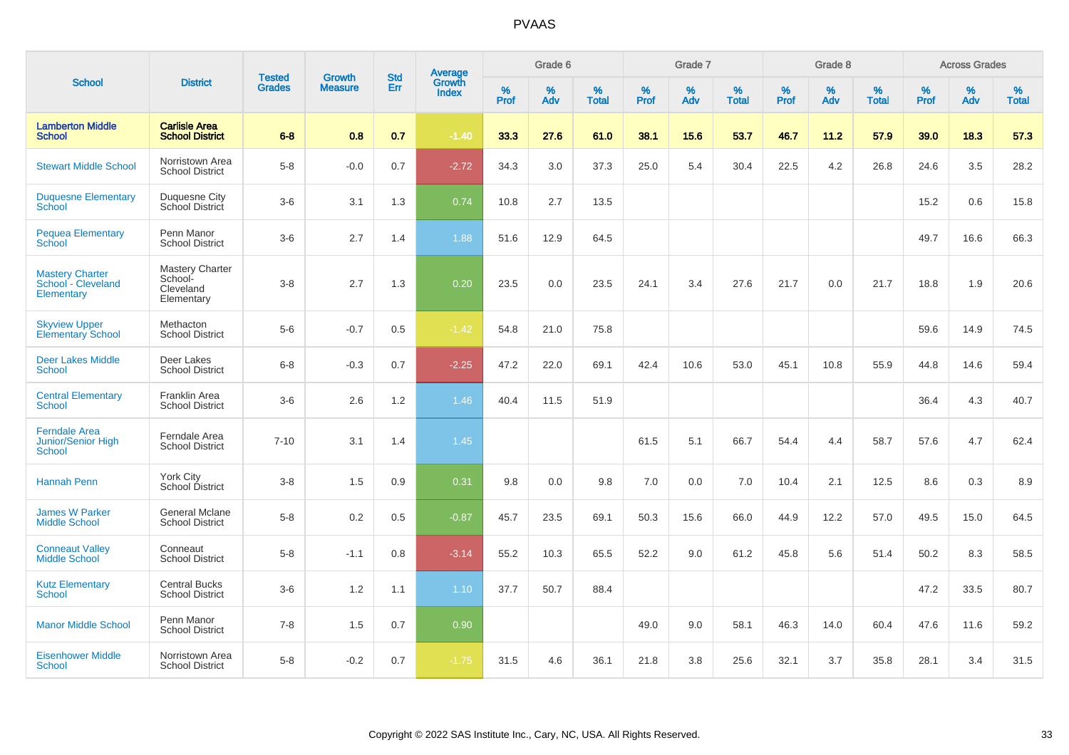# PVAAS

| School | District | Tested Grades | Growth Measure | Std Err | Average Growth Index | Grade 6 | | | Grade 7 | | | Grade 8 | | | Across Grades | | |
|---|---|---|---|---|---|---|---|---|---|---|---|---|---|---|---|---|---|
| | | | | | | % Prof | % Adv | % Total | % Prof | % Adv | % Total | % Prof | % Adv | % Total | % Prof | % Adv | % Total |
| **Lamberton Middle School** | **Carlisle Area School District** | **6-8** | **0.8** | **0.7** | **-1.40** | **33.3** | **27.6** | **61.0** | **38.1** | **15.6** | **53.7** | **46.7** | **11.2** | **57.9** | **39.0** | **18.3** | **57.3** |
| Stewart Middle School | Norristown Area School District | 5-8 | -0.0 | 0.7 | -2.72 | 34.3 | 3.0 | 37.3 | 25.0 | 5.4 | 30.4 | 22.5 | 4.2 | 26.8 | 24.6 | 3.5 | 28.2 |
| Duquesne Elementary School | Duquesne City School District | 3-6 | 3.1 | 1.3 | 0.74 | 10.8 | 2.7 | 13.5 | | | | | | | 15.2 | 0.6 | 15.8 |
| Pequea Elementary School | Penn Manor School District | 3-6 | 2.7 | 1.4 | 1.88 | 51.6 | 12.9 | 64.5 | | | | | | | 49.7 | 16.6 | 66.3 |
| Mastery Charter School - Cleveland Elementary | Mastery Charter School-Cleveland Elementary | 3-8 | 2.7 | 1.3 | 0.20 | 23.5 | 0.0 | 23.5 | 24.1 | 3.4 | 27.6 | 21.7 | 0.0 | 21.7 | 18.8 | 1.9 | 20.6 |
| Skyview Upper Elementary School | Methacton School District | 5-6 | -0.7 | 0.5 | -1.42 | 54.8 | 21.0 | 75.8 | | | | | | | 59.6 | 14.9 | 74.5 |
| Deer Lakes Middle School | Deer Lakes School District | 6-8 | -0.3 | 0.7 | -2.25 | 47.2 | 22.0 | 69.1 | 42.4 | 10.6 | 53.0 | 45.1 | 10.8 | 55.9 | 44.8 | 14.6 | 59.4 |
| Central Elementary School | Franklin Area School District | 3-6 | 2.6 | 1.2 | 1.46 | 40.4 | 11.5 | 51.9 | | | | | | | 36.4 | 4.3 | 40.7 |
| Ferndale Area Junior/Senior High School | Ferndale Area School District | 7-10 | 3.1 | 1.4 | 1.45 | | | | 61.5 | 5.1 | 66.7 | 54.4 | 4.4 | 58.7 | 57.6 | 4.7 | 62.4 |
| Hannah Penn | York City School District | 3-8 | 1.5 | 0.9 | 0.31 | 9.8 | 0.0 | 9.8 | 7.0 | 0.0 | 7.0 | 10.4 | 2.1 | 12.5 | 8.6 | 0.3 | 8.9 |
| James W Parker Middle School | General Mclane School District | 5-8 | 0.2 | 0.5 | -0.87 | 45.7 | 23.5 | 69.1 | 50.3 | 15.6 | 66.0 | 44.9 | 12.2 | 57.0 | 49.5 | 15.0 | 64.5 |
| Conneaut Valley Middle School | Conneaut School District | 5-8 | -1.1 | 0.8 | -3.14 | 55.2 | 10.3 | 65.5 | 52.2 | 9.0 | 61.2 | 45.8 | 5.6 | 51.4 | 50.2 | 8.3 | 58.5 |
| Kutz Elementary School | Central Bucks School District | 3-6 | 1.2 | 1.1 | 1.10 | 37.7 | 50.7 | 88.4 | | | | | | | 47.2 | 33.5 | 80.7 |
| Manor Middle School | Penn Manor School District | 7-8 | 1.5 | 0.7 | 0.90 | | | | 49.0 | 9.0 | 58.1 | 46.3 | 14.0 | 60.4 | 47.6 | 11.6 | 59.2 |
| Eisenhower Middle School | Norristown Area School District | 5-8 | -0.2 | 0.7 | -1.75 | 31.5 | 4.6 | 36.1 | 21.8 | 3.8 | 25.6 | 32.1 | 3.7 | 35.8 | 28.1 | 3.4 | 31.5 |

Copyright © 2022 SAS Institute Inc., Cary, NC, USA. All Rights Reserved.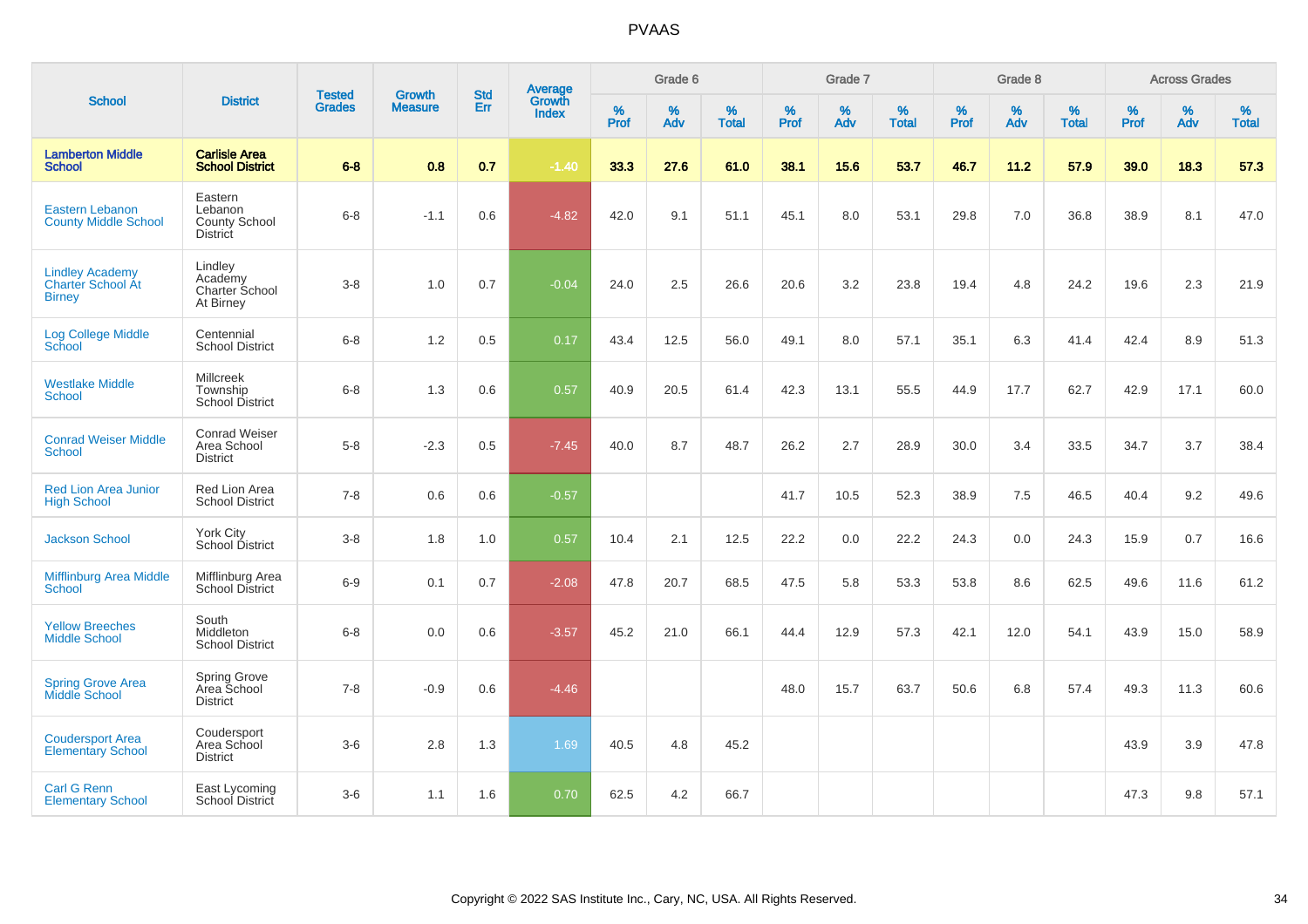# PVAAS

| School | District | Tested Grades | Growth Measure | Std Err | Average Growth Index | Grade 6 | | | Grade 7 | | | Grade 8 | | | Across Grades | | |
|---|---|---|---|---|---|---|---|---|---|---|---|---|---|---|---|---|---|
| | | | | | | % Prof | % Adv | % Total | % Prof | % Adv | % Total | % Prof | % Adv | % Total | % Prof | % Adv | % Total |
| **Lamberton Middle School** | **Carlisle Area School District** | **6-8** | **0.8** | **0.7** | **-1.40** | **33.3** | **27.6** | **61.0** | **38.1** | **15.6** | **53.7** | **46.7** | **11.2** | **57.9** | **39.0** | **18.3** | **57.3** |
| Eastern Lebanon County Middle School | Eastern Lebanon County School District | 6-8 | -1.1 | 0.6 | -4.82 | 42.0 | 9.1 | 51.1 | 45.1 | 8.0 | 53.1 | 29.8 | 7.0 | 36.8 | 38.9 | 8.1 | 47.0 |
| Lindley Academy Charter School At Birney | Lindley Academy Charter School At Birney | 3-8 | 1.0 | 0.7 | -0.04 | 24.0 | 2.5 | 26.6 | 20.6 | 3.2 | 23.8 | 19.4 | 4.8 | 24.2 | 19.6 | 2.3 | 21.9 |
| Log College Middle School | Centennial School District | 6-8 | 1.2 | 0.5 | 0.17 | 43.4 | 12.5 | 56.0 | 49.1 | 8.0 | 57.1 | 35.1 | 6.3 | 41.4 | 42.4 | 8.9 | 51.3 |
| Westlake Middle School | Millcreek Township School District | 6-8 | 1.3 | 0.6 | 0.57 | 40.9 | 20.5 | 61.4 | 42.3 | 13.1 | 55.5 | 44.9 | 17.7 | 62.7 | 42.9 | 17.1 | 60.0 |
| Conrad Weiser Middle School | Conrad Weiser Area School District | 5-8 | -2.3 | 0.5 | -7.45 | 40.0 | 8.7 | 48.7 | 26.2 | 2.7 | 28.9 | 30.0 | 3.4 | 33.5 | 34.7 | 3.7 | 38.4 |
| Red Lion Area Junior High School | Red Lion Area School District | 7-8 | 0.6 | 0.6 | -0.57 | | | | 41.7 | 10.5 | 52.3 | 38.9 | 7.5 | 46.5 | 40.4 | 9.2 | 49.6 |
| Jackson School | York City School District | 3-8 | 1.8 | 1.0 | 0.57 | 10.4 | 2.1 | 12.5 | 22.2 | 0.0 | 22.2 | 24.3 | 0.0 | 24.3 | 15.9 | 0.7 | 16.6 |
| Mifflinburg Area Middle School | Mifflinburg Area School District | 6-9 | 0.1 | 0.7 | -2.08 | 47.8 | 20.7 | 68.5 | 47.5 | 5.8 | 53.3 | 53.8 | 8.6 | 62.5 | 49.6 | 11.6 | 61.2 |
| Yellow Breeches Middle School | South Middleton School District | 6-8 | 0.0 | 0.6 | -3.57 | 45.2 | 21.0 | 66.1 | 44.4 | 12.9 | 57.3 | 42.1 | 12.0 | 54.1 | 43.9 | 15.0 | 58.9 |
| Spring Grove Area Middle School | Spring Grove Area School District | 7-8 | -0.9 | 0.6 | -4.46 | | | | 48.0 | 15.7 | 63.7 | 50.6 | 6.8 | 57.4 | 49.3 | 11.3 | 60.6 |
| Coudersport Area Elementary School | Coudersport Area School District | 3-6 | 2.8 | 1.3 | 1.69 | 40.5 | 4.8 | 45.2 | | | | | | | 43.9 | 3.9 | 47.8 |
| Carl G Renn Elementary School | East Lycoming School District | 3-6 | 1.1 | 1.6 | 0.70 | 62.5 | 4.2 | 66.7 | | | | | | | 47.3 | 9.8 | 57.1 |

Copyright © 2022 SAS Institute Inc., Cary, NC, USA. All Rights Reserved.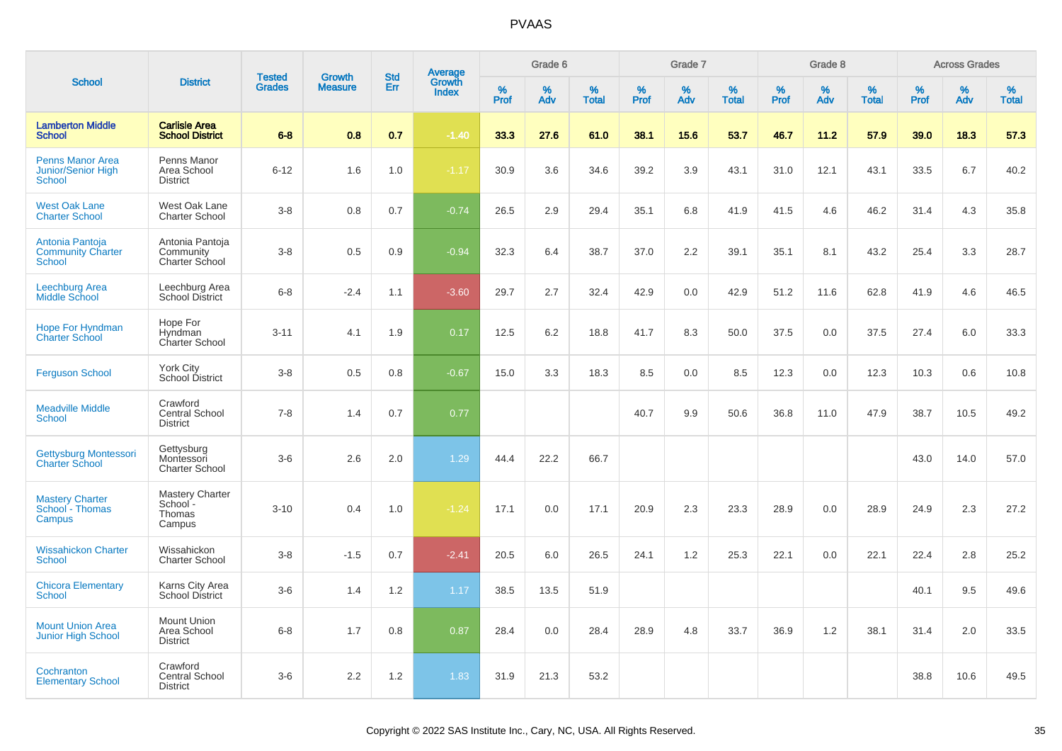# PVAAS

| School | District | Tested Grades | Growth Measure | Std Err | Average Growth Index | Grade 6 | | | Grade 7 | | | Grade 8 | | | Across Grades | | |
|---|---|---|---|---|---|---|---|---|---|---|---|---|---|---|---|---|---|
| | | | | | | % Prof | % Adv | % Total | % Prof | % Adv | % Total | % Prof | % Adv | % Total | % Prof | % Adv | % Total |
| **Lamberton Middle School** | **Carlisle Area School District** | **6-8** | **0.8** | **0.7** | **-1.40** | **33.3** | **27.6** | **61.0** | **38.1** | **15.6** | **53.7** | **46.7** | **11.2** | **57.9** | **39.0** | **18.3** | **57.3** |
| Penns Manor Area Junior/Senior High School | Penns Manor Area School District | 6-12 | 1.6 | 1.0 | -1.17 | 30.9 | 3.6 | 34.6 | 39.2 | 3.9 | 43.1 | 31.0 | 12.1 | 43.1 | 33.5 | 6.7 | 40.2 |
| West Oak Lane Charter School | West Oak Lane Charter School | 3-8 | 0.8 | 0.7 | -0.74 | 26.5 | 2.9 | 29.4 | 35.1 | 6.8 | 41.9 | 41.5 | 4.6 | 46.2 | 31.4 | 4.3 | 35.8 |
| Antonia Pantoja Community Charter School | Antonia Pantoja Community Charter School | 3-8 | 0.5 | 0.9 | -0.94 | 32.3 | 6.4 | 38.7 | 37.0 | 2.2 | 39.1 | 35.1 | 8.1 | 43.2 | 25.4 | 3.3 | 28.7 |
| Leechburg Area Middle School | Leechburg Area School District | 6-8 | -2.4 | 1.1 | -3.60 | 29.7 | 2.7 | 32.4 | 42.9 | 0.0 | 42.9 | 51.2 | 11.6 | 62.8 | 41.9 | 4.6 | 46.5 |
| Hope For Hyndman Charter School | Hope For Hyndman Charter School | 3-11 | 4.1 | 1.9 | 0.17 | 12.5 | 6.2 | 18.8 | 41.7 | 8.3 | 50.0 | 37.5 | 0.0 | 37.5 | 27.4 | 6.0 | 33.3 |
| Ferguson School | York City School District | 3-8 | 0.5 | 0.8 | -0.67 | 15.0 | 3.3 | 18.3 | 8.5 | 0.0 | 8.5 | 12.3 | 0.0 | 12.3 | 10.3 | 0.6 | 10.8 |
| Meadville Middle School | Crawford Central School District | 7-8 | 1.4 | 0.7 | 0.77 | | | | 40.7 | 9.9 | 50.6 | 36.8 | 11.0 | 47.9 | 38.7 | 10.5 | 49.2 |
| Gettysburg Montessori Charter School | Gettysburg Montessori Charter School | 3-6 | 2.6 | 2.0 | 1.29 | 44.4 | 22.2 | 66.7 | | | | | | | 43.0 | 14.0 | 57.0 |
| Mastery Charter School - Thomas Campus | Mastery Charter School - Thomas Campus | 3-10 | 0.4 | 1.0 | -1.24 | 17.1 | 0.0 | 17.1 | 20.9 | 2.3 | 23.3 | 28.9 | 0.0 | 28.9 | 24.9 | 2.3 | 27.2 |
| Wissahickon Charter School | Wissahickon Charter School | 3-8 | -1.5 | 0.7 | -2.41 | 20.5 | 6.0 | 26.5 | 24.1 | 1.2 | 25.3 | 22.1 | 0.0 | 22.1 | 22.4 | 2.8 | 25.2 |
| Chicora Elementary School | Karns City Area School District | 3-6 | 1.4 | 1.2 | 1.17 | 38.5 | 13.5 | 51.9 | | | | | | | 40.1 | 9.5 | 49.6 |
| Mount Union Area Junior High School | Mount Union Area School District | 6-8 | 1.7 | 0.8 | 0.87 | 28.4 | 0.0 | 28.4 | 28.9 | 4.8 | 33.7 | 36.9 | 1.2 | 38.1 | 31.4 | 2.0 | 33.5 |
| Cochranton Elementary School | Crawford Central School District | 3-6 | 2.2 | 1.2 | 1.83 | 31.9 | 21.3 | 53.2 | | | | | | | 38.8 | 10.6 | 49.5 |

Copyright © 2022 SAS Institute Inc., Cary, NC, USA. All Rights Reserved.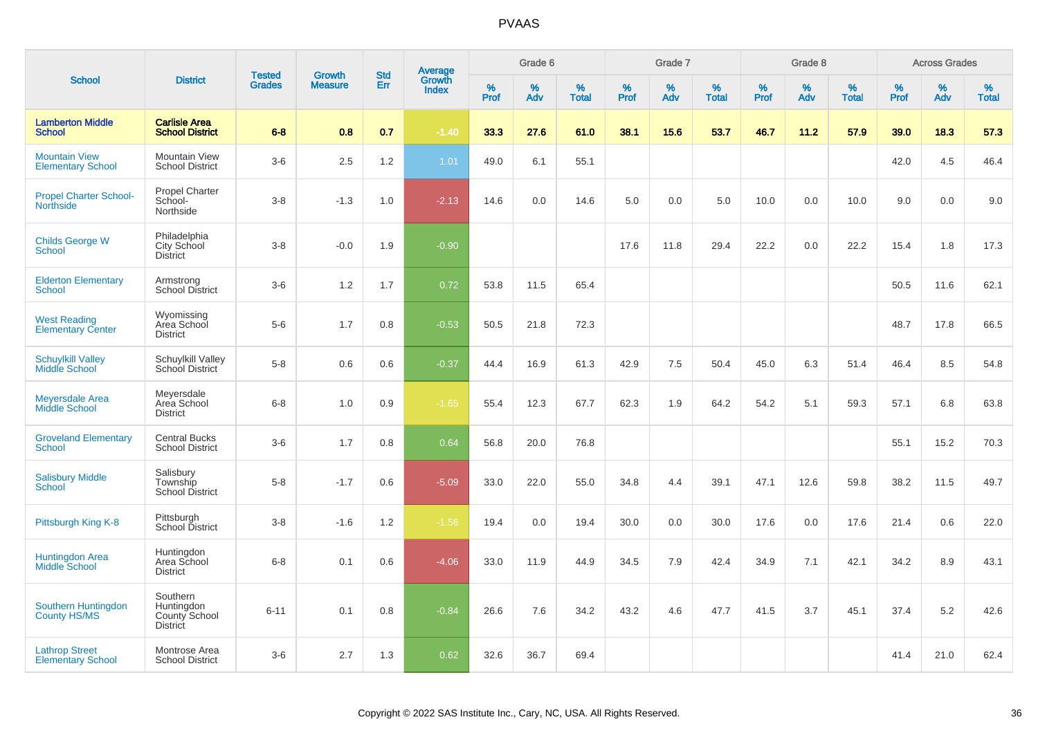# PVAAS

| School | District | Tested Grades | Growth Measure | Std Err | Average Growth Index | Grade 6 | | | Grade 7 | | | Grade 8 | | | Across Grades | | |
|---|---|---|---|---|---|---|---|---|---|---|---|---|---|---|---|---|---|
| | | | | | | % Prof | % Adv | % Total | % Prof | % Adv | % Total | % Prof | % Adv | % Total | % Prof | % Adv | % Total |
| **Lamberton Middle School** | **Carlisle Area School District** | **6-8** | **0.8** | **0.7** | **-1.40** | **33.3** | **27.6** | **61.0** | **38.1** | **15.6** | **53.7** | **46.7** | **11.2** | **57.9** | **39.0** | **18.3** | **57.3** |
| Mountain View Elementary School | Mountain View School District | 3-6 | 2.5 | 1.2 | 1.01 | 49.0 | 6.1 | 55.1 | | | | | | | 42.0 | 4.5 | 46.4 |
| Propel Charter School-Northside | Propel Charter School-Northside | 3-8 | -1.3 | 1.0 | -2.13 | 14.6 | 0.0 | 14.6 | 5.0 | 0.0 | 5.0 | 10.0 | 0.0 | 10.0 | 9.0 | 0.0 | 9.0 |
| Childs George W School | Philadelphia City School District | 3-8 | -0.0 | 1.9 | -0.90 | | | | 17.6 | 11.8 | 29.4 | 22.2 | 0.0 | 22.2 | 15.4 | 1.8 | 17.3 |
| Elderton Elementary School | Armstrong School District | 3-6 | 1.2 | 1.7 | 0.72 | 53.8 | 11.5 | 65.4 | | | | | | | 50.5 | 11.6 | 62.1 |
| West Reading Elementary Center | Wyomissing Area School District | 5-6 | 1.7 | 0.8 | -0.53 | 50.5 | 21.8 | 72.3 | | | | | | | 48.7 | 17.8 | 66.5 |
| Schuylkill Valley Middle School | Schuylkill Valley School District | 5-8 | 0.6 | 0.6 | -0.37 | 44.4 | 16.9 | 61.3 | 42.9 | 7.5 | 50.4 | 45.0 | 6.3 | 51.4 | 46.4 | 8.5 | 54.8 |
| Meyersdale Area Middle School | Meyersdale Area School District | 6-8 | 1.0 | 0.9 | -1.65 | 55.4 | 12.3 | 67.7 | 62.3 | 1.9 | 64.2 | 54.2 | 5.1 | 59.3 | 57.1 | 6.8 | 63.8 |
| Groveland Elementary School | Central Bucks School District | 3-6 | 1.7 | 0.8 | 0.64 | 56.8 | 20.0 | 76.8 | | | | | | | 55.1 | 15.2 | 70.3 |
| Salisbury Middle School | Salisbury Township School District | 5-8 | -1.7 | 0.6 | -5.09 | 33.0 | 22.0 | 55.0 | 34.8 | 4.4 | 39.1 | 47.1 | 12.6 | 59.8 | 38.2 | 11.5 | 49.7 |
| Pittsburgh King K-8 | Pittsburgh School District | 3-8 | -1.6 | 1.2 | -1.56 | 19.4 | 0.0 | 19.4 | 30.0 | 0.0 | 30.0 | 17.6 | 0.0 | 17.6 | 21.4 | 0.6 | 22.0 |
| Huntingdon Area Middle School | Huntingdon Area School District | 6-8 | 0.1 | 0.6 | -4.06 | 33.0 | 11.9 | 44.9 | 34.5 | 7.9 | 42.4 | 34.9 | 7.1 | 42.1 | 34.2 | 8.9 | 43.1 |
| Southern Huntingdon County HS/MS | Southern Huntingdon County School District | 6-11 | 0.1 | 0.8 | -0.84 | 26.6 | 7.6 | 34.2 | 43.2 | 4.6 | 47.7 | 41.5 | 3.7 | 45.1 | 37.4 | 5.2 | 42.6 |
| Lathrop Street Elementary School | Montrose Area School District | 3-6 | 2.7 | 1.3 | 0.62 | 32.6 | 36.7 | 69.4 | | | | | | | 41.4 | 21.0 | 62.4 |

Copyright © 2022 SAS Institute Inc., Cary, NC, USA. All Rights Reserved.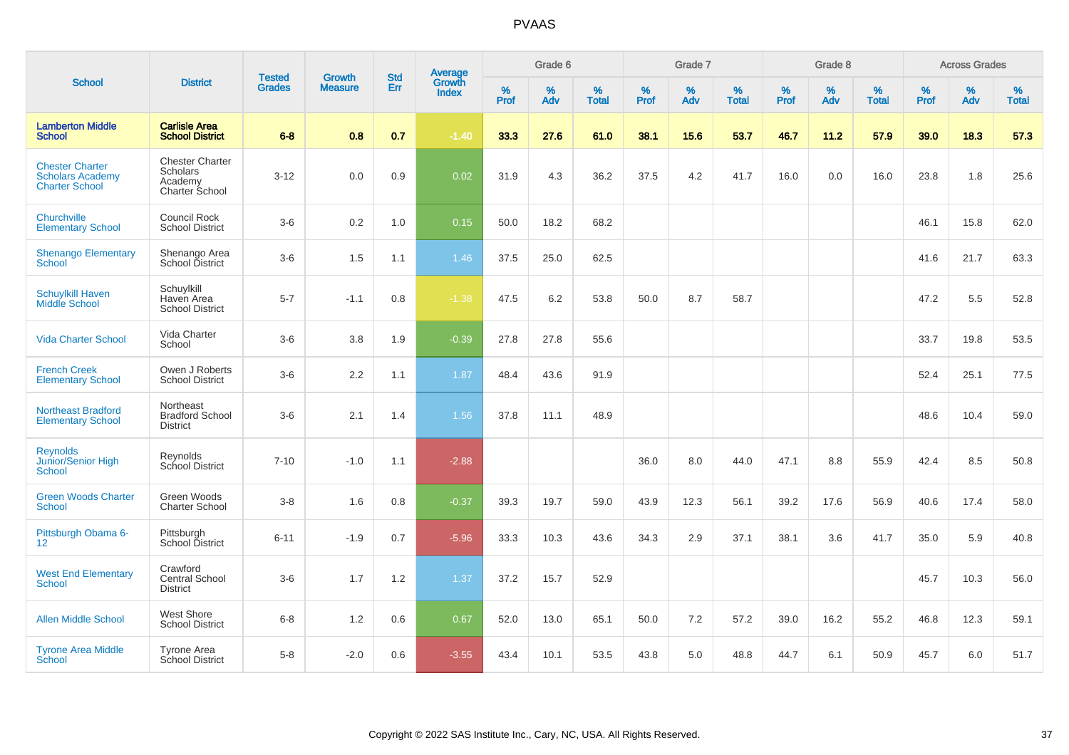# PVAAS

| School | District | Tested Grades | Growth Measure | Std Err | Average Growth Index | Grade 6 | | | Grade 7 | | | Grade 8 | | | Across Grades | | |
|---|---|---|---|---|---|---|---|---|---|---|---|---|---|---|---|---|---|
| | | | | | | % Prof | % Adv | % Total | % Prof | % Adv | % Total | % Prof | % Adv | % Total | % Prof | % Adv | % Total |
| **Lamberton Middle School** | **Carlisle Area School District** | **6-8** | **0.8** | **0.7** | **-1.40** | **33.3** | **27.6** | **61.0** | **38.1** | **15.6** | **53.7** | **46.7** | **11.2** | **57.9** | **39.0** | **18.3** | **57.3** |
| Chester Charter Scholars Academy Charter School | Chester Charter Scholars Academy Charter School | 3-12 | 0.0 | 0.9 | 0.02 | 31.9 | 4.3 | 36.2 | 37.5 | 4.2 | 41.7 | 16.0 | 0.0 | 16.0 | 23.8 | 1.8 | 25.6 |
| Churchville Elementary School | Council Rock School District | 3-6 | 0.2 | 1.0 | 0.15 | 50.0 | 18.2 | 68.2 | | | | | | | 46.1 | 15.8 | 62.0 |
| Shenango Elementary School | Shenango Area School District | 3-6 | 1.5 | 1.1 | 1.46 | 37.5 | 25.0 | 62.5 | | | | | | | 41.6 | 21.7 | 63.3 |
| Schuylkill Haven Middle School | Schuylkill Haven Area School District | 5-7 | -1.1 | 0.8 | -1.38 | 47.5 | 6.2 | 53.8 | 50.0 | 8.7 | 58.7 | | | | 47.2 | 5.5 | 52.8 |
| Vida Charter School | Vida Charter School | 3-6 | 3.8 | 1.9 | -0.39 | 27.8 | 27.8 | 55.6 | | | | | | | 33.7 | 19.8 | 53.5 |
| French Creek Elementary School | Owen J Roberts School District | 3-6 | 2.2 | 1.1 | 1.87 | 48.4 | 43.6 | 91.9 | | | | | | | 52.4 | 25.1 | 77.5 |
| Northeast Bradford Elementary School | Northeast Bradford School District | 3-6 | 2.1 | 1.4 | 1.56 | 37.8 | 11.1 | 48.9 | | | | | | | 48.6 | 10.4 | 59.0 |
| Reynolds Junior/Senior High School | Reynolds School District | 7-10 | -1.0 | 1.1 | -2.88 | | | | 36.0 | 8.0 | 44.0 | 47.1 | 8.8 | 55.9 | 42.4 | 8.5 | 50.8 |
| Green Woods Charter School | Green Woods Charter School | 3-8 | 1.6 | 0.8 | -0.37 | 39.3 | 19.7 | 59.0 | 43.9 | 12.3 | 56.1 | 39.2 | 17.6 | 56.9 | 40.6 | 17.4 | 58.0 |
| Pittsburgh Obama 6-12 | Pittsburgh School District | 6-11 | -1.9 | 0.7 | -5.96 | 33.3 | 10.3 | 43.6 | 34.3 | 2.9 | 37.1 | 38.1 | 3.6 | 41.7 | 35.0 | 5.9 | 40.8 |
| West End Elementary School | Crawford Central School District | 3-6 | 1.7 | 1.2 | 1.37 | 37.2 | 15.7 | 52.9 | | | | | | | 45.7 | 10.3 | 56.0 |
| Allen Middle School | West Shore School District | 6-8 | 1.2 | 0.6 | 0.67 | 52.0 | 13.0 | 65.1 | 50.0 | 7.2 | 57.2 | 39.0 | 16.2 | 55.2 | 46.8 | 12.3 | 59.1 |
| Tyrone Area Middle School | Tyrone Area School District | 5-8 | -2.0 | 0.6 | -3.55 | 43.4 | 10.1 | 53.5 | 43.8 | 5.0 | 48.8 | 44.7 | 6.1 | 50.9 | 45.7 | 6.0 | 51.7 |

Copyright © 2022 SAS Institute Inc., Cary, NC, USA. All Rights Reserved.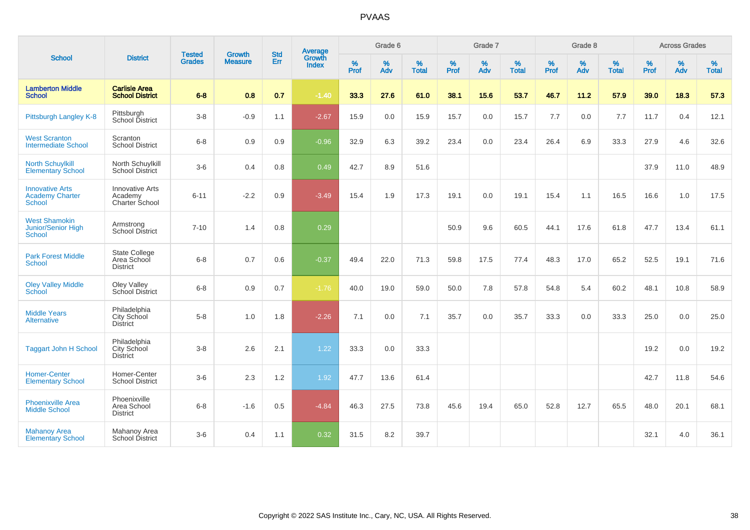# PVAAS

| School | District | Tested Grades | Growth Measure | Std Err | Average Growth Index | Grade 6 | | | Grade 7 | | | Grade 8 | | | Across Grades | | |
|---|---|---|---|---|---|---|---|---|---|---|---|---|---|---|---|---|---|
| | | | | | | % Prof | % Adv | % Total | % Prof | % Adv | % Total | % Prof | % Adv | % Total | % Prof | % Adv | % Total |
| **Lamberton Middle School** | **Carlisle Area School District** | **6-8** | **0.8** | **0.7** | **-1.40** | **33.3** | **27.6** | **61.0** | **38.1** | **15.6** | **53.7** | **46.7** | **11.2** | **57.9** | **39.0** | **18.3** | **57.3** |
| Pittsburgh Langley K-8 | Pittsburgh School District | 3-8 | -0.9 | 1.1 | -2.67 | 15.9 | 0.0 | 15.9 | 15.7 | 0.0 | 15.7 | 7.7 | 0.0 | 7.7 | 11.7 | 0.4 | 12.1 |
| West Scranton Intermediate School | Scranton School District | 6-8 | 0.9 | 0.9 | -0.96 | 32.9 | 6.3 | 39.2 | 23.4 | 0.0 | 23.4 | 26.4 | 6.9 | 33.3 | 27.9 | 4.6 | 32.6 |
| North Schuylkill Elementary School | North Schuylkill School District | 3-6 | 0.4 | 0.8 | 0.49 | 42.7 | 8.9 | 51.6 | | | | | | | 37.9 | 11.0 | 48.9 |
| Innovative Arts Academy Charter School | Innovative Arts Academy Charter School | 6-11 | -2.2 | 0.9 | -3.49 | 15.4 | 1.9 | 17.3 | 19.1 | 0.0 | 19.1 | 15.4 | 1.1 | 16.5 | 16.6 | 1.0 | 17.5 |
| West Shamokin Junior/Senior High School | Armstrong School District | 7-10 | 1.4 | 0.8 | 0.29 | | | | 50.9 | 9.6 | 60.5 | 44.1 | 17.6 | 61.8 | 47.7 | 13.4 | 61.1 |
| Park Forest Middle School | State College Area School District | 6-8 | 0.7 | 0.6 | -0.37 | 49.4 | 22.0 | 71.3 | 59.8 | 17.5 | 77.4 | 48.3 | 17.0 | 65.2 | 52.5 | 19.1 | 71.6 |
| Oley Valley Middle School | Oley Valley School District | 6-8 | 0.9 | 0.7 | -1.76 | 40.0 | 19.0 | 59.0 | 50.0 | 7.8 | 57.8 | 54.8 | 5.4 | 60.2 | 48.1 | 10.8 | 58.9 |
| Middle Years Alternative | Philadelphia City School District | 5-8 | 1.0 | 1.8 | -2.26 | 7.1 | 0.0 | 7.1 | 35.7 | 0.0 | 35.7 | 33.3 | 0.0 | 33.3 | 25.0 | 0.0 | 25.0 |
| Taggart John H School | Philadelphia City School District | 3-8 | 2.6 | 2.1 | 1.22 | 33.3 | 0.0 | 33.3 | | | | | | | 19.2 | 0.0 | 19.2 |
| Homer-Center Elementary School | Homer-Center School District | 3-6 | 2.3 | 1.2 | 1.92 | 47.7 | 13.6 | 61.4 | | | | | | | 42.7 | 11.8 | 54.6 |
| Phoenixville Area Middle School | Phoenixville Area School District | 6-8 | -1.6 | 0.5 | -4.84 | 46.3 | 27.5 | 73.8 | 45.6 | 19.4 | 65.0 | 52.8 | 12.7 | 65.5 | 48.0 | 20.1 | 68.1 |
| Mahanoy Area Elementary School | Mahanoy Area School District | 3-6 | 0.4 | 1.1 | 0.32 | 31.5 | 8.2 | 39.7 | | | | | | | 32.1 | 4.0 | 36.1 |

Copyright © 2022 SAS Institute Inc., Cary, NC, USA. All Rights Reserved.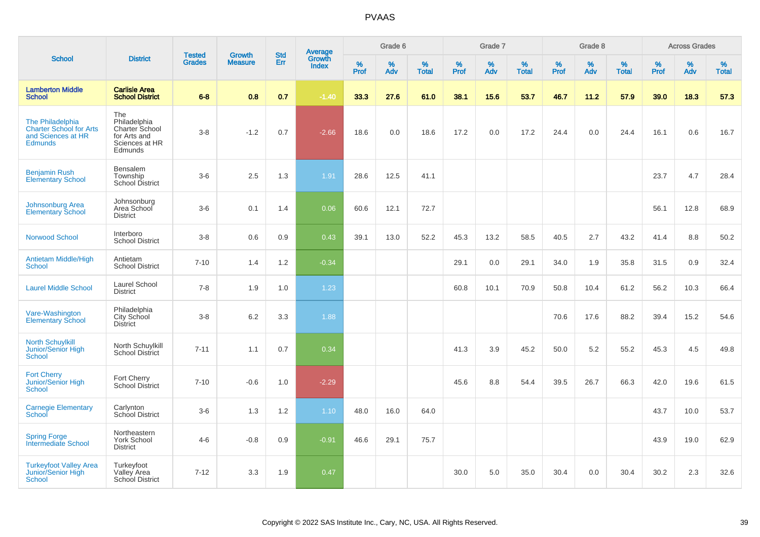# PVAAS

| School | District | Tested Grades | Growth Measure | Std Err | Average Growth Index | Grade 6 | | | Grade 7 | | | Grade 8 | | | Across Grades | | |
|---|---|---|---|---|---|---|---|---|---|---|---|---|---|---|---|---|---|
| | | | | | | % Prof | % Adv | % Total | % Prof | % Adv | % Total | % Prof | % Adv | % Total | % Prof | % Adv | % Total |
| **Lamberton Middle School** | **Carlisle Area School District** | **6-8** | **0.8** | **0.7** | **-1.40** | **33.3** | **27.6** | **61.0** | **38.1** | **15.6** | **53.7** | **46.7** | **11.2** | **57.9** | **39.0** | **18.3** | **57.3** |
| The Philadelphia Charter School for Arts and Sciences at HR Edmunds | The Philadelphia Charter School for Arts and Sciences at HR Edmunds | 3-8 | -1.2 | 0.7 | -2.66 | 18.6 | 0.0 | 18.6 | 17.2 | 0.0 | 17.2 | 24.4 | 0.0 | 24.4 | 16.1 | 0.6 | 16.7 |
| Benjamin Rush Elementary School | Bensalem Township School District | 3-6 | 2.5 | 1.3 | 1.91 | 28.6 | 12.5 | 41.1 | | | | | | | 23.7 | 4.7 | 28.4 |
| Johnsonburg Area Elementary School | Johnsonburg Area School District | 3-6 | 0.1 | 1.4 | 0.06 | 60.6 | 12.1 | 72.7 | | | | | | | 56.1 | 12.8 | 68.9 |
| Norwood School | Interboro School District | 3-8 | 0.6 | 0.9 | 0.43 | 39.1 | 13.0 | 52.2 | 45.3 | 13.2 | 58.5 | 40.5 | 2.7 | 43.2 | 41.4 | 8.8 | 50.2 |
| Antietam Middle/High School | Antietam School District | 7-10 | 1.4 | 1.2 | -0.34 | | | | 29.1 | 0.0 | 29.1 | 34.0 | 1.9 | 35.8 | 31.5 | 0.9 | 32.4 |
| Laurel Middle School | Laurel School District | 7-8 | 1.9 | 1.0 | 1.23 | | | | 60.8 | 10.1 | 70.9 | 50.8 | 10.4 | 61.2 | 56.2 | 10.3 | 66.4 |
| Vare-Washington Elementary School | Philadelphia City School District | 3-8 | 6.2 | 3.3 | 1.88 | | | | | | | 70.6 | 17.6 | 88.2 | 39.4 | 15.2 | 54.6 |
| North Schuylkill Junior/Senior High School | North Schuylkill School District | 7-11 | 1.1 | 0.7 | 0.34 | | | | 41.3 | 3.9 | 45.2 | 50.0 | 5.2 | 55.2 | 45.3 | 4.5 | 49.8 |
| Fort Cherry Junior/Senior High School | Fort Cherry School District | 7-10 | -0.6 | 1.0 | -2.29 | | | | 45.6 | 8.8 | 54.4 | 39.5 | 26.7 | 66.3 | 42.0 | 19.6 | 61.5 |
| Carnegie Elementary School | Carlynton School District | 3-6 | 1.3 | 1.2 | 1.10 | 48.0 | 16.0 | 64.0 | | | | | | | 43.7 | 10.0 | 53.7 |
| Spring Forge Intermediate School | Northeastern York School District | 4-6 | -0.8 | 0.9 | -0.91 | 46.6 | 29.1 | 75.7 | | | | | | | 43.9 | 19.0 | 62.9 |
| Turkeyfoot Valley Area Junior/Senior High School | Turkeyfoot Valley Area School District | 7-12 | 3.3 | 1.9 | 0.47 | | | | 30.0 | 5.0 | 35.0 | 30.4 | 0.0 | 30.4 | 30.2 | 2.3 | 32.6 |

Copyright © 2022 SAS Institute Inc., Cary, NC, USA. All Rights Reserved.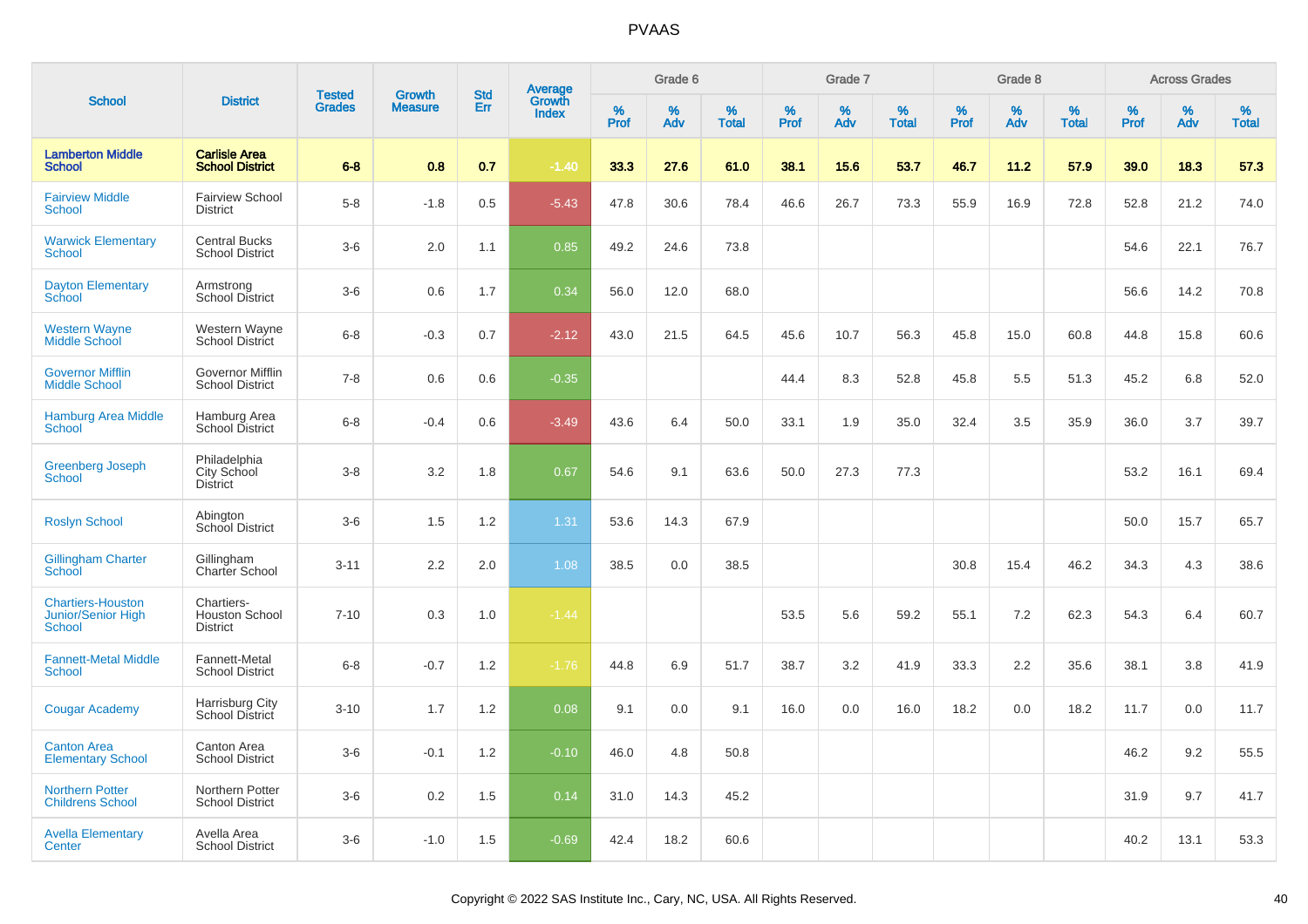PVAAS

| School | District | Tested Grades | Growth Measure | Std Err | Average Growth Index | Grade 6 | | | Grade 7 | | | Grade 8 | | | Across Grades | | |
|---|---|---|---|---|---|---|---|---|---|---|---|---|---|---|---|---|---|
| | | | | | | % Prof | % Adv | % Total | % Prof | % Adv | % Total | % Prof | % Adv | % Total | % Prof | % Adv | % Total |
| **Lamberton Middle School** | **Carlisle Area School District** | **6-8** | **0.8** | **0.7** | **-1.40** | **33.3** | **27.6** | **61.0** | **38.1** | **15.6** | **53.7** | **46.7** | **11.2** | **57.9** | **39.0** | **18.3** | **57.3** |
| Fairview Middle School | Fairview School District | 5-8 | -1.8 | 0.5 | -5.43 | 47.8 | 30.6 | 78.4 | 46.6 | 26.7 | 73.3 | 55.9 | 16.9 | 72.8 | 52.8 | 21.2 | 74.0 |
| Warwick Elementary School | Central Bucks School District | 3-6 | 2.0 | 1.1 | 0.85 | 49.2 | 24.6 | 73.8 | | | | | | | 54.6 | 22.1 | 76.7 |
| Dayton Elementary School | Armstrong School District | 3-6 | 0.6 | 1.7 | 0.34 | 56.0 | 12.0 | 68.0 | | | | | | | 56.6 | 14.2 | 70.8 |
| Western Wayne Middle School | Western Wayne School District | 6-8 | -0.3 | 0.7 | -2.12 | 43.0 | 21.5 | 64.5 | 45.6 | 10.7 | 56.3 | 45.8 | 15.0 | 60.8 | 44.8 | 15.8 | 60.6 |
| Governor Mifflin Middle School | Governor Mifflin School District | 7-8 | 0.6 | 0.6 | -0.35 | | | | 44.4 | 8.3 | 52.8 | 45.8 | 5.5 | 51.3 | 45.2 | 6.8 | 52.0 |
| Hamburg Area Middle School | Hamburg Area School District | 6-8 | -0.4 | 0.6 | -3.49 | 43.6 | 6.4 | 50.0 | 33.1 | 1.9 | 35.0 | 32.4 | 3.5 | 35.9 | 36.0 | 3.7 | 39.7 |
| Greenberg Joseph School | Philadelphia City School District | 3-8 | 3.2 | 1.8 | 0.67 | 54.6 | 9.1 | 63.6 | 50.0 | 27.3 | 77.3 | | | | 53.2 | 16.1 | 69.4 |
| Roslyn School | Abington School District | 3-6 | 1.5 | 1.2 | 1.31 | 53.6 | 14.3 | 67.9 | | | | | | | 50.0 | 15.7 | 65.7 |
| Gillingham Charter School | Gillingham Charter School | 3-11 | 2.2 | 2.0 | 1.08 | 38.5 | 0.0 | 38.5 | | | | 30.8 | 15.4 | 46.2 | 34.3 | 4.3 | 38.6 |
| Chartiers-Houston Junior/Senior High School | Chartiers-Houston School District | 7-10 | 0.3 | 1.0 | -1.44 | | | | 53.5 | 5.6 | 59.2 | 55.1 | 7.2 | 62.3 | 54.3 | 6.4 | 60.7 |
| Fannett-Metal Middle School | Fannett-Metal School District | 6-8 | -0.7 | 1.2 | -1.76 | 44.8 | 6.9 | 51.7 | 38.7 | 3.2 | 41.9 | 33.3 | 2.2 | 35.6 | 38.1 | 3.8 | 41.9 |
| Cougar Academy | Harrisburg City School District | 3-10 | 1.7 | 1.2 | 0.08 | 9.1 | 0.0 | 9.1 | 16.0 | 0.0 | 16.0 | 18.2 | 0.0 | 18.2 | 11.7 | 0.0 | 11.7 |
| Canton Area Elementary School | Canton Area School District | 3-6 | -0.1 | 1.2 | -0.10 | 46.0 | 4.8 | 50.8 | | | | | | | 46.2 | 9.2 | 55.5 |
| Northern Potter Childrens School | Northern Potter School District | 3-6 | 0.2 | 1.5 | 0.14 | 31.0 | 14.3 | 45.2 | | | | | | | 31.9 | 9.7 | 41.7 |
| Avella Elementary Center | Avella Area School District | 3-6 | -1.0 | 1.5 | -0.69 | 42.4 | 18.2 | 60.6 | | | | | | | 40.2 | 13.1 | 53.3 |

Copyright © 2022 SAS Institute Inc., Cary, NC, USA. All Rights Reserved.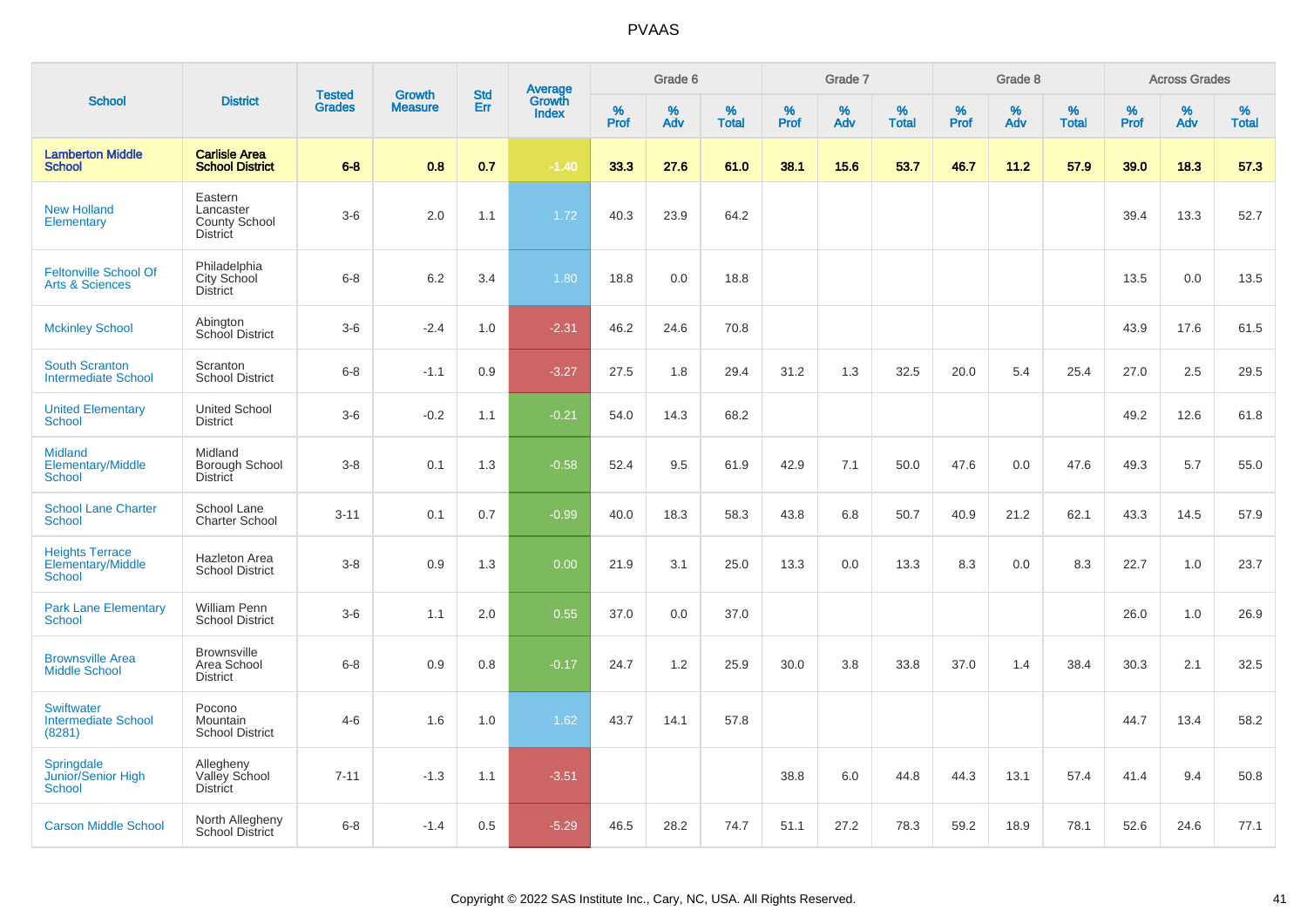# PVAAS

| School | District | Tested Grades | Growth Measure | Std Err | Average Growth Index | Grade 6 | | | Grade 7 | | | Grade 8 | | | Across Grades | | |
|---|---|---|---|---|---|---|---|---|---|---|---|---|---|---|---|---|---|
| | | | | | | % Prof | % Adv | % Total | % Prof | % Adv | % Total | % Prof | % Adv | % Total | % Prof | % Adv | % Total |
| **Lamberton Middle School** | **Carlisle Area School District** | **6-8** | **0.8** | **0.7** | **-1.40** | **33.3** | **27.6** | **61.0** | **38.1** | **15.6** | **53.7** | **46.7** | **11.2** | **57.9** | **39.0** | **18.3** | **57.3** |
| New Holland Elementary | Eastern Lancaster County School District | 3-6 | 2.0 | 1.1 | 1.72 | 40.3 | 23.9 | 64.2 | | | | | | | 39.4 | 13.3 | 52.7 |
| Feltonville School Of Arts & Sciences | Philadelphia City School District | 6-8 | 6.2 | 3.4 | 1.80 | 18.8 | 0.0 | 18.8 | | | | | | | 13.5 | 0.0 | 13.5 |
| Mckinley School | Abington School District | 3-6 | -2.4 | 1.0 | -2.31 | 46.2 | 24.6 | 70.8 | | | | | | | 43.9 | 17.6 | 61.5 |
| South Scranton Intermediate School | Scranton School District | 6-8 | -1.1 | 0.9 | -3.27 | 27.5 | 1.8 | 29.4 | 31.2 | 1.3 | 32.5 | 20.0 | 5.4 | 25.4 | 27.0 | 2.5 | 29.5 |
| United Elementary School | United School District | 3-6 | -0.2 | 1.1 | -0.21 | 54.0 | 14.3 | 68.2 | | | | | | | 49.2 | 12.6 | 61.8 |
| Midland Elementary/Middle School | Midland Borough School District | 3-8 | 0.1 | 1.3 | -0.58 | 52.4 | 9.5 | 61.9 | 42.9 | 7.1 | 50.0 | 47.6 | 0.0 | 47.6 | 49.3 | 5.7 | 55.0 |
| School Lane Charter School | School Lane Charter School | 3-11 | 0.1 | 0.7 | -0.99 | 40.0 | 18.3 | 58.3 | 43.8 | 6.8 | 50.7 | 40.9 | 21.2 | 62.1 | 43.3 | 14.5 | 57.9 |
| Heights Terrace Elementary/Middle School | Hazleton Area School District | 3-8 | 0.9 | 1.3 | 0.00 | 21.9 | 3.1 | 25.0 | 13.3 | 0.0 | 13.3 | 8.3 | 0.0 | 8.3 | 22.7 | 1.0 | 23.7 |
| Park Lane Elementary School | William Penn School District | 3-6 | 1.1 | 2.0 | 0.55 | 37.0 | 0.0 | 37.0 | | | | | | | 26.0 | 1.0 | 26.9 |
| Brownsville Area Middle School | Brownsville Area School District | 6-8 | 0.9 | 0.8 | -0.17 | 24.7 | 1.2 | 25.9 | 30.0 | 3.8 | 33.8 | 37.0 | 1.4 | 38.4 | 30.3 | 2.1 | 32.5 |
| Swiftwater Intermediate School (8281) | Pocono Mountain School District | 4-6 | 1.6 | 1.0 | 1.62 | 43.7 | 14.1 | 57.8 | | | | | | | 44.7 | 13.4 | 58.2 |
| Springdale Junior/Senior High School | Allegheny Valley School District | 7-11 | -1.3 | 1.1 | -3.51 | | | | 38.8 | 6.0 | 44.8 | 44.3 | 13.1 | 57.4 | 41.4 | 9.4 | 50.8 |
| Carson Middle School | North Allegheny School District | 6-8 | -1.4 | 0.5 | -5.29 | 46.5 | 28.2 | 74.7 | 51.1 | 27.2 | 78.3 | 59.2 | 18.9 | 78.1 | 52.6 | 24.6 | 77.1 |

Copyright © 2022 SAS Institute Inc., Cary, NC, USA. All Rights Reserved.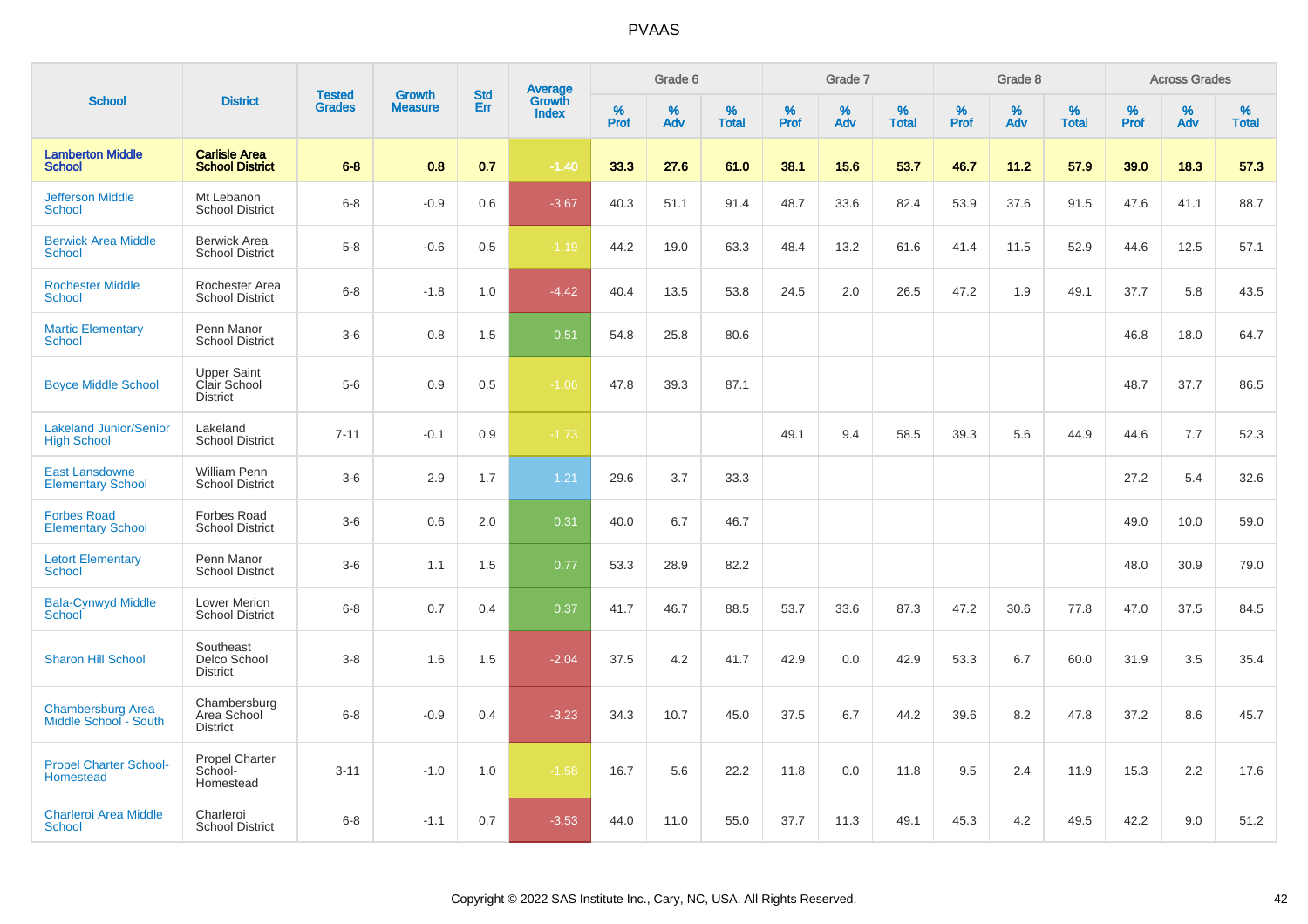# PVAAS

| School | District | Tested Grades | Growth Measure | Std Err | Average Growth Index | Grade 6 | | | Grade 7 | | | Grade 8 | | | Across Grades | | |
|---|---|---|---|---|---|---|---|---|---|---|---|---|---|---|---|---|---|
| | | | | | | % Prof | % Adv | % Total | % Prof | % Adv | % Total | % Prof | % Adv | % Total | % Prof | % Adv | % Total |
| **Lamberton Middle School** | **Carlisle Area School District** | **6-8** | **0.8** | **0.7** | **-1.40** | **33.3** | **27.6** | **61.0** | **38.1** | **15.6** | **53.7** | **46.7** | **11.2** | **57.9** | **39.0** | **18.3** | **57.3** |
| Jefferson Middle School | Mt Lebanon School District | 6-8 | -0.9 | 0.6 | -3.67 | 40.3 | 51.1 | 91.4 | 48.7 | 33.6 | 82.4 | 53.9 | 37.6 | 91.5 | 47.6 | 41.1 | 88.7 |
| Berwick Area Middle School | Berwick Area School District | 5-8 | -0.6 | 0.5 | -1.19 | 44.2 | 19.0 | 63.3 | 48.4 | 13.2 | 61.6 | 41.4 | 11.5 | 52.9 | 44.6 | 12.5 | 57.1 |
| Rochester Middle School | Rochester Area School District | 6-8 | -1.8 | 1.0 | -4.42 | 40.4 | 13.5 | 53.8 | 24.5 | 2.0 | 26.5 | 47.2 | 1.9 | 49.1 | 37.7 | 5.8 | 43.5 |
| Martic Elementary School | Penn Manor School District | 3-6 | 0.8 | 1.5 | 0.51 | 54.8 | 25.8 | 80.6 | | | | | | | 46.8 | 18.0 | 64.7 |
| Boyce Middle School | Upper Saint Clair School District | 5-6 | 0.9 | 0.5 | -1.06 | 47.8 | 39.3 | 87.1 | | | | | | | 48.7 | 37.7 | 86.5 |
| Lakeland Junior/Senior High School | Lakeland School District | 7-11 | -0.1 | 0.9 | -1.73 | | | | 49.1 | 9.4 | 58.5 | 39.3 | 5.6 | 44.9 | 44.6 | 7.7 | 52.3 |
| East Lansdowne Elementary School | William Penn School District | 3-6 | 2.9 | 1.7 | 1.21 | 29.6 | 3.7 | 33.3 | | | | | | | 27.2 | 5.4 | 32.6 |
| Forbes Road Elementary School | Forbes Road School District | 3-6 | 0.6 | 2.0 | 0.31 | 40.0 | 6.7 | 46.7 | | | | | | | 49.0 | 10.0 | 59.0 |
| Letort Elementary School | Penn Manor School District | 3-6 | 1.1 | 1.5 | 0.77 | 53.3 | 28.9 | 82.2 | | | | | | | 48.0 | 30.9 | 79.0 |
| Bala-Cynwyd Middle School | Lower Merion School District | 6-8 | 0.7 | 0.4 | 0.37 | 41.7 | 46.7 | 88.5 | 53.7 | 33.6 | 87.3 | 47.2 | 30.6 | 77.8 | 47.0 | 37.5 | 84.5 |
| Sharon Hill School | Southeast Delco School District | 3-8 | 1.6 | 1.5 | -2.04 | 37.5 | 4.2 | 41.7 | 42.9 | 0.0 | 42.9 | 53.3 | 6.7 | 60.0 | 31.9 | 3.5 | 35.4 |
| Chambersburg Area Middle School - South | Chambersburg Area School District | 6-8 | -0.9 | 0.4 | -3.23 | 34.3 | 10.7 | 45.0 | 37.5 | 6.7 | 44.2 | 39.6 | 8.2 | 47.8 | 37.2 | 8.6 | 45.7 |
| Propel Charter School-Homestead | Propel Charter School-Homestead | 3-11 | -1.0 | 1.0 | -1.58 | 16.7 | 5.6 | 22.2 | 11.8 | 0.0 | 11.8 | 9.5 | 2.4 | 11.9 | 15.3 | 2.2 | 17.6 |
| Charleroi Area Middle School | Charleroi School District | 6-8 | -1.1 | 0.7 | -3.53 | 44.0 | 11.0 | 55.0 | 37.7 | 11.3 | 49.1 | 45.3 | 4.2 | 49.5 | 42.2 | 9.0 | 51.2 |

Copyright © 2022 SAS Institute Inc., Cary, NC, USA. All Rights Reserved.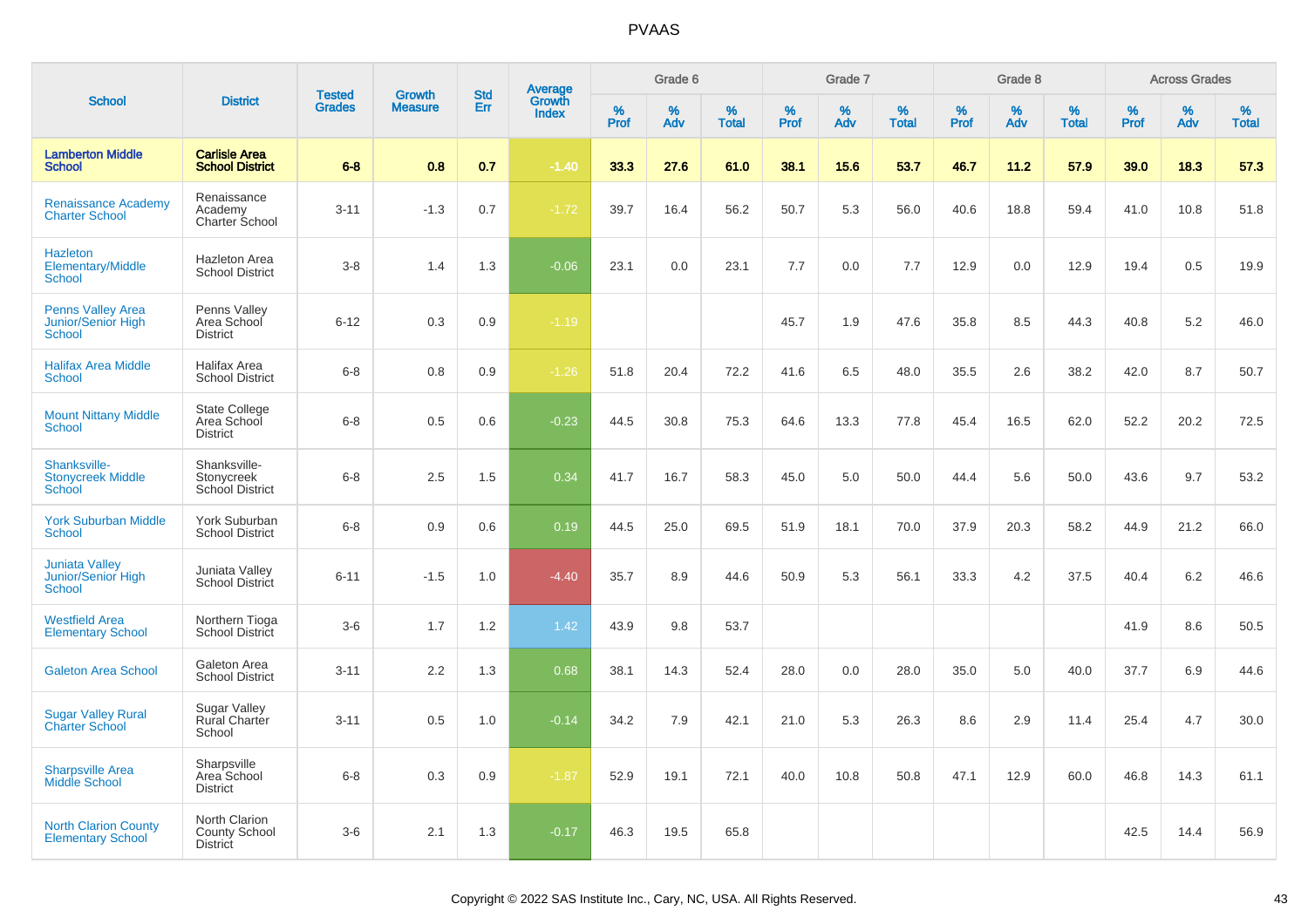# PVAAS

| School | District | Tested Grades | Growth Measure | Std Err | Average Growth Index | Grade 6 | | | Grade 7 | | | Grade 8 | | | Across Grades | | |
|---|---|---|---|---|---|---|---|---|---|---|---|---|---|---|---|---|---|
| | | | | | | % Prof | % Adv | % Total | % Prof | % Adv | % Total | % Prof | % Adv | % Total | % Prof | % Adv | % Total |
| **Lamberton Middle School** | **Carlisle Area School District** | **6-8** | **0.8** | **0.7** | **-1.40** | **33.3** | **27.6** | **61.0** | **38.1** | **15.6** | **53.7** | **46.7** | **11.2** | **57.9** | **39.0** | **18.3** | **57.3** |
| Renaissance Academy Charter School | Renaissance Academy Charter School | 3-11 | -1.3 | 0.7 | -1.72 | 39.7 | 16.4 | 56.2 | 50.7 | 5.3 | 56.0 | 40.6 | 18.8 | 59.4 | 41.0 | 10.8 | 51.8 |
| Hazleton Elementary/Middle School | Hazleton Area School District | 3-8 | 1.4 | 1.3 | -0.06 | 23.1 | 0.0 | 23.1 | 7.7 | 0.0 | 7.7 | 12.9 | 0.0 | 12.9 | 19.4 | 0.5 | 19.9 |
| Penns Valley Area Junior/Senior High School | Penns Valley Area School District | 6-12 | 0.3 | 0.9 | -1.19 | | | | 45.7 | 1.9 | 47.6 | 35.8 | 8.5 | 44.3 | 40.8 | 5.2 | 46.0 |
| Halifax Area Middle School | Halifax Area School District | 6-8 | 0.8 | 0.9 | -1.26 | 51.8 | 20.4 | 72.2 | 41.6 | 6.5 | 48.0 | 35.5 | 2.6 | 38.2 | 42.0 | 8.7 | 50.7 |
| Mount Nittany Middle School | State College Area School District | 6-8 | 0.5 | 0.6 | -0.23 | 44.5 | 30.8 | 75.3 | 64.6 | 13.3 | 77.8 | 45.4 | 16.5 | 62.0 | 52.2 | 20.2 | 72.5 |
| Shanksville-Stonycreek Middle School | Shanksville-Stonycreek School District | 6-8 | 2.5 | 1.5 | 0.34 | 41.7 | 16.7 | 58.3 | 45.0 | 5.0 | 50.0 | 44.4 | 5.6 | 50.0 | 43.6 | 9.7 | 53.2 |
| York Suburban Middle School | York Suburban School District | 6-8 | 0.9 | 0.6 | 0.19 | 44.5 | 25.0 | 69.5 | 51.9 | 18.1 | 70.0 | 37.9 | 20.3 | 58.2 | 44.9 | 21.2 | 66.0 |
| Juniata Valley Junior/Senior High School | Juniata Valley School District | 6-11 | -1.5 | 1.0 | -4.40 | 35.7 | 8.9 | 44.6 | 50.9 | 5.3 | 56.1 | 33.3 | 4.2 | 37.5 | 40.4 | 6.2 | 46.6 |
| Westfield Area Elementary School | Northern Tioga School District | 3-6 | 1.7 | 1.2 | 1.42 | 43.9 | 9.8 | 53.7 | | | | | | | 41.9 | 8.6 | 50.5 |
| Galeton Area School | Galeton Area School District | 3-11 | 2.2 | 1.3 | 0.68 | 38.1 | 14.3 | 52.4 | 28.0 | 0.0 | 28.0 | 35.0 | 5.0 | 40.0 | 37.7 | 6.9 | 44.6 |
| Sugar Valley Rural Charter School | Sugar Valley Rural Charter School | 3-11 | 0.5 | 1.0 | -0.14 | 34.2 | 7.9 | 42.1 | 21.0 | 5.3 | 26.3 | 8.6 | 2.9 | 11.4 | 25.4 | 4.7 | 30.0 |
| Sharpsville Area Middle School | Sharpsville Area School District | 6-8 | 0.3 | 0.9 | -1.87 | 52.9 | 19.1 | 72.1 | 40.0 | 10.8 | 50.8 | 47.1 | 12.9 | 60.0 | 46.8 | 14.3 | 61.1 |
| North Clarion County Elementary School | North Clarion County School District | 3-6 | 2.1 | 1.3 | -0.17 | 46.3 | 19.5 | 65.8 | | | | | | | 42.5 | 14.4 | 56.9 |

Copyright © 2022 SAS Institute Inc., Cary, NC, USA. All Rights Reserved.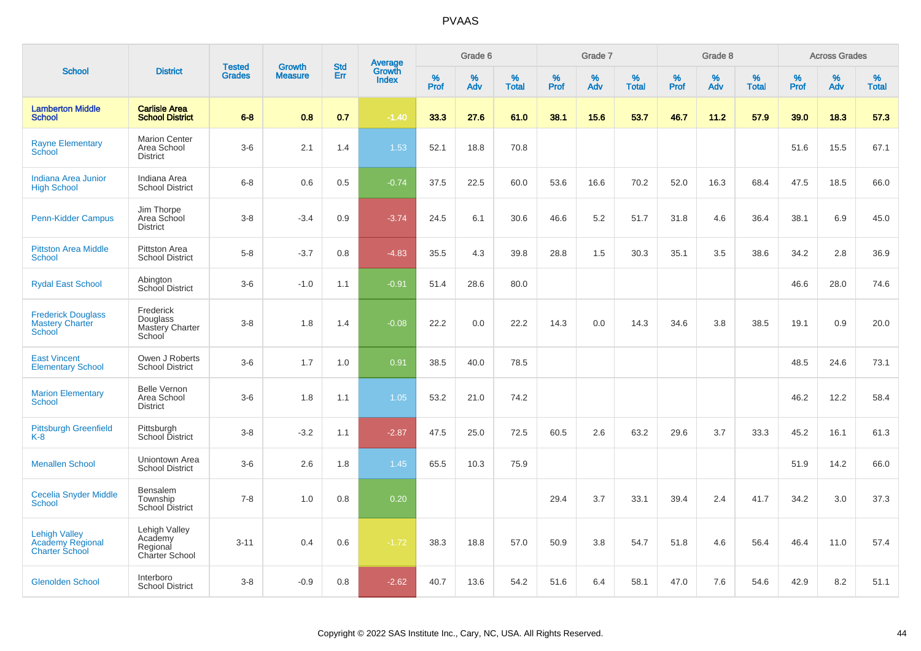# PVAAS

| School | District | Tested Grades | Growth Measure | Std Err | Average Growth Index | Grade 6 | | | Grade 7 | | | Grade 8 | | | Across Grades | | |
|---|---|---|---|---|---|---|---|---|---|---|---|---|---|---|---|---|---|
| | | | | | | % Prof | % Adv | % Total | % Prof | % Adv | % Total | % Prof | % Adv | % Total | % Prof | % Adv | % Total |
| **Lamberton Middle School** | **Carlisle Area School District** | **6-8** | **0.8** | **0.7** | **-1.40** | **33.3** | **27.6** | **61.0** | **38.1** | **15.6** | **53.7** | **46.7** | **11.2** | **57.9** | **39.0** | **18.3** | **57.3** |
| Rayne Elementary School | Marion Center Area School District | 3-6 | 2.1 | 1.4 | 1.53 | 52.1 | 18.8 | 70.8 | | | | | | | 51.6 | 15.5 | 67.1 |
| Indiana Area Junior High School | Indiana Area School District | 6-8 | 0.6 | 0.5 | -0.74 | 37.5 | 22.5 | 60.0 | 53.6 | 16.6 | 70.2 | 52.0 | 16.3 | 68.4 | 47.5 | 18.5 | 66.0 |
| Penn-Kidder Campus | Jim Thorpe Area School District | 3-8 | -3.4 | 0.9 | -3.74 | 24.5 | 6.1 | 30.6 | 46.6 | 5.2 | 51.7 | 31.8 | 4.6 | 36.4 | 38.1 | 6.9 | 45.0 |
| Pittston Area Middle School | Pittston Area School District | 5-8 | -3.7 | 0.8 | -4.83 | 35.5 | 4.3 | 39.8 | 28.8 | 1.5 | 30.3 | 35.1 | 3.5 | 38.6 | 34.2 | 2.8 | 36.9 |
| Rydal East School | Abington School District | 3-6 | -1.0 | 1.1 | -0.91 | 51.4 | 28.6 | 80.0 | | | | | | | 46.6 | 28.0 | 74.6 |
| Frederick Douglass Mastery Charter School | Frederick Douglass Mastery Charter School | 3-8 | 1.8 | 1.4 | -0.08 | 22.2 | 0.0 | 22.2 | 14.3 | 0.0 | 14.3 | 34.6 | 3.8 | 38.5 | 19.1 | 0.9 | 20.0 |
| East Vincent Elementary School | Owen J Roberts School District | 3-6 | 1.7 | 1.0 | 0.91 | 38.5 | 40.0 | 78.5 | | | | | | | 48.5 | 24.6 | 73.1 |
| Marion Elementary School | Belle Vernon Area School District | 3-6 | 1.8 | 1.1 | 1.05 | 53.2 | 21.0 | 74.2 | | | | | | | 46.2 | 12.2 | 58.4 |
| Pittsburgh Greenfield K-8 | Pittsburgh School District | 3-8 | -3.2 | 1.1 | -2.87 | 47.5 | 25.0 | 72.5 | 60.5 | 2.6 | 63.2 | 29.6 | 3.7 | 33.3 | 45.2 | 16.1 | 61.3 |
| Menallen School | Uniontown Area School District | 3-6 | 2.6 | 1.8 | 1.45 | 65.5 | 10.3 | 75.9 | | | | | | | 51.9 | 14.2 | 66.0 |
| Cecelia Snyder Middle School | Bensalem Township School District | 7-8 | 1.0 | 0.8 | 0.20 | | | | 29.4 | 3.7 | 33.1 | 39.4 | 2.4 | 41.7 | 34.2 | 3.0 | 37.3 |
| Lehigh Valley Academy Regional Charter School | Lehigh Valley Academy Regional Charter School | 3-11 | 0.4 | 0.6 | -1.72 | 38.3 | 18.8 | 57.0 | 50.9 | 3.8 | 54.7 | 51.8 | 4.6 | 56.4 | 46.4 | 11.0 | 57.4 |
| Glenolden School | Interboro School District | 3-8 | -0.9 | 0.8 | -2.62 | 40.7 | 13.6 | 54.2 | 51.6 | 6.4 | 58.1 | 47.0 | 7.6 | 54.6 | 42.9 | 8.2 | 51.1 |

Copyright © 2022 SAS Institute Inc., Cary, NC, USA. All Rights Reserved.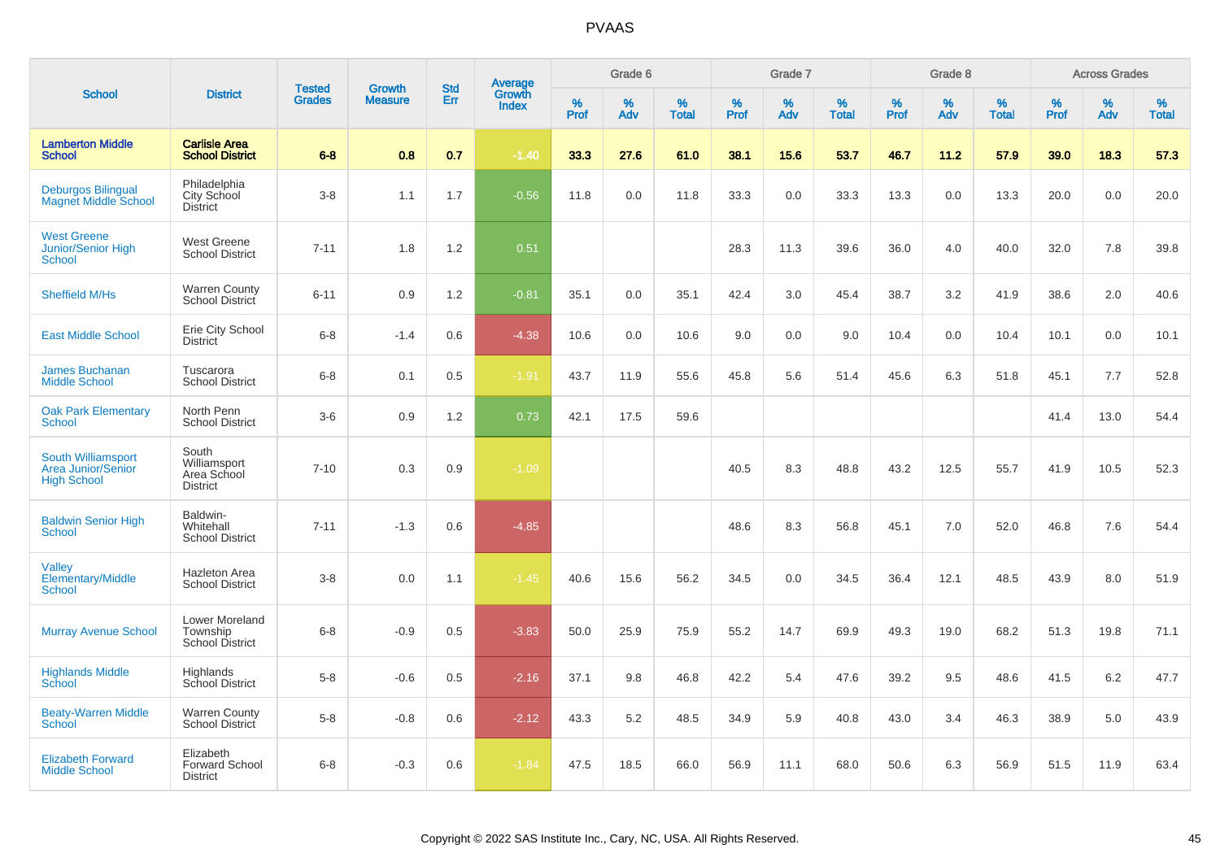# PVAAS

| School | District | Tested Grades | Growth Measure | Std Err | Average Growth Index | Grade 6 | | | Grade 7 | | | Grade 8 | | | Across Grades | | |
|---|---|---|---|---|---|---|---|---|---|---|---|---|---|---|---|---|---|
| | | | | | | % Prof | % Adv | % Total | % Prof | % Adv | % Total | % Prof | % Adv | % Total | % Prof | % Adv | % Total |
| **Lamberton Middle School** | **Carlisle Area School District** | **6-8** | **0.8** | **0.7** | **-1.40** | **33.3** | **27.6** | **61.0** | **38.1** | **15.6** | **53.7** | **46.7** | **11.2** | **57.9** | **39.0** | **18.3** | **57.3** |
| Deburgos Bilingual Magnet Middle School | Philadelphia City School District | 3-8 | 1.1 | 1.7 | -0.56 | 11.8 | 0.0 | 11.8 | 33.3 | 0.0 | 33.3 | 13.3 | 0.0 | 13.3 | 20.0 | 0.0 | 20.0 |
| West Greene Junior/Senior High School | West Greene School District | 7-11 | 1.8 | 1.2 | 0.51 | | | | 28.3 | 11.3 | 39.6 | 36.0 | 4.0 | 40.0 | 32.0 | 7.8 | 39.8 |
| Sheffield M/Hs | Warren County School District | 6-11 | 0.9 | 1.2 | -0.81 | 35.1 | 0.0 | 35.1 | 42.4 | 3.0 | 45.4 | 38.7 | 3.2 | 41.9 | 38.6 | 2.0 | 40.6 |
| East Middle School | Erie City School District | 6-8 | -1.4 | 0.6 | -4.38 | 10.6 | 0.0 | 10.6 | 9.0 | 0.0 | 9.0 | 10.4 | 0.0 | 10.4 | 10.1 | 0.0 | 10.1 |
| James Buchanan Middle School | Tuscarora School District | 6-8 | 0.1 | 0.5 | -1.91 | 43.7 | 11.9 | 55.6 | 45.8 | 5.6 | 51.4 | 45.6 | 6.3 | 51.8 | 45.1 | 7.7 | 52.8 |
| Oak Park Elementary School | North Penn School District | 3-6 | 0.9 | 1.2 | 0.73 | 42.1 | 17.5 | 59.6 | | | | | | | 41.4 | 13.0 | 54.4 |
| South Williamsport Area Junior/Senior High School | South Williamsport Area School District | 7-10 | 0.3 | 0.9 | -1.09 | | | | 40.5 | 8.3 | 48.8 | 43.2 | 12.5 | 55.7 | 41.9 | 10.5 | 52.3 |
| Baldwin Senior High School | Baldwin-Whitehall School District | 7-11 | -1.3 | 0.6 | -4.85 | | | | 48.6 | 8.3 | 56.8 | 45.1 | 7.0 | 52.0 | 46.8 | 7.6 | 54.4 |
| Valley Elementary/Middle School | Hazleton Area School District | 3-8 | 0.0 | 1.1 | -1.45 | 40.6 | 15.6 | 56.2 | 34.5 | 0.0 | 34.5 | 36.4 | 12.1 | 48.5 | 43.9 | 8.0 | 51.9 |
| Murray Avenue School | Lower Moreland Township School District | 6-8 | -0.9 | 0.5 | -3.83 | 50.0 | 25.9 | 75.9 | 55.2 | 14.7 | 69.9 | 49.3 | 19.0 | 68.2 | 51.3 | 19.8 | 71.1 |
| Highlands Middle School | Highlands School District | 5-8 | -0.6 | 0.5 | -2.16 | 37.1 | 9.8 | 46.8 | 42.2 | 5.4 | 47.6 | 39.2 | 9.5 | 48.6 | 41.5 | 6.2 | 47.7 |
| Beaty-Warren Middle School | Warren County School District | 5-8 | -0.8 | 0.6 | -2.12 | 43.3 | 5.2 | 48.5 | 34.9 | 5.9 | 40.8 | 43.0 | 3.4 | 46.3 | 38.9 | 5.0 | 43.9 |
| Elizabeth Forward Middle School | Elizabeth Forward School District | 6-8 | -0.3 | 0.6 | -1.84 | 47.5 | 18.5 | 66.0 | 56.9 | 11.1 | 68.0 | 50.6 | 6.3 | 56.9 | 51.5 | 11.9 | 63.4 |

Copyright © 2022 SAS Institute Inc., Cary, NC, USA. All Rights Reserved.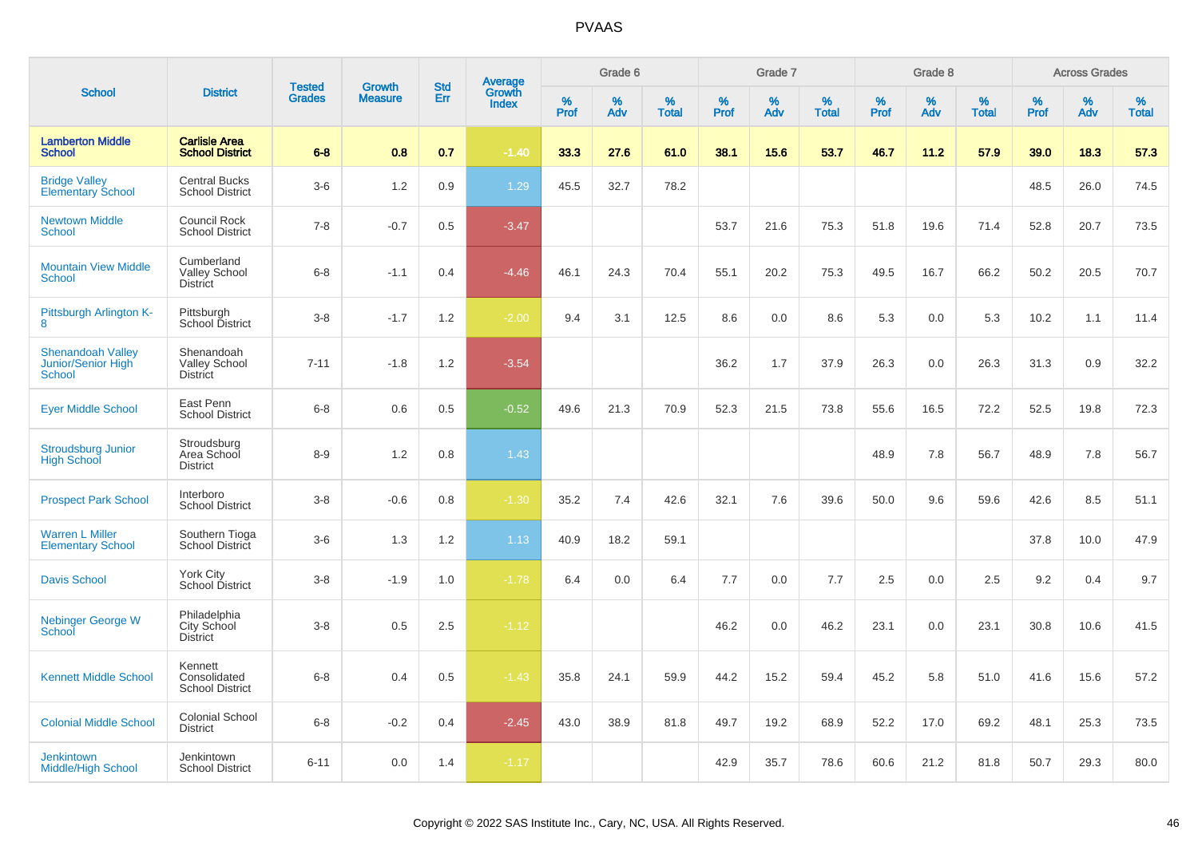# PVAAS

| School | District | Tested Grades | Growth Measure | Std Err | Average Growth Index | Grade 6 | | | Grade 7 | | | Grade 8 | | | Across Grades | | |
|---|---|---|---|---|---|---|---|---|---|---|---|---|---|---|---|---|---|
| | | | | | | % Prof | % Adv | % Total | % Prof | % Adv | % Total | % Prof | % Adv | % Total | % Prof | % Adv | % Total |
| **Lamberton Middle School** | **Carlisle Area School District** | **6-8** | **0.8** | **0.7** | **-1.40** | **33.3** | **27.6** | **61.0** | **38.1** | **15.6** | **53.7** | **46.7** | **11.2** | **57.9** | **39.0** | **18.3** | **57.3** |
| Bridge Valley Elementary School | Central Bucks School District | 3-6 | 1.2 | 0.9 | 1.29 | 45.5 | 32.7 | 78.2 | | | | | | | 48.5 | 26.0 | 74.5 |
| Newtown Middle School | Council Rock School District | 7-8 | -0.7 | 0.5 | -3.47 | | | | 53.7 | 21.6 | 75.3 | 51.8 | 19.6 | 71.4 | 52.8 | 20.7 | 73.5 |
| Mountain View Middle School | Cumberland Valley School District | 6-8 | -1.1 | 0.4 | -4.46 | 46.1 | 24.3 | 70.4 | 55.1 | 20.2 | 75.3 | 49.5 | 16.7 | 66.2 | 50.2 | 20.5 | 70.7 |
| Pittsburgh Arlington K-8 | Pittsburgh School District | 3-8 | -1.7 | 1.2 | -2.00 | 9.4 | 3.1 | 12.5 | 8.6 | 0.0 | 8.6 | 5.3 | 0.0 | 5.3 | 10.2 | 1.1 | 11.4 |
| Shenandoah Valley Junior/Senior High School | Shenandoah Valley School District | 7-11 | -1.8 | 1.2 | -3.54 | | | | 36.2 | 1.7 | 37.9 | 26.3 | 0.0 | 26.3 | 31.3 | 0.9 | 32.2 |
| Eyer Middle School | East Penn School District | 6-8 | 0.6 | 0.5 | -0.52 | 49.6 | 21.3 | 70.9 | 52.3 | 21.5 | 73.8 | 55.6 | 16.5 | 72.2 | 52.5 | 19.8 | 72.3 |
| Stroudsburg Junior High School | Stroudsburg Area School District | 8-9 | 1.2 | 0.8 | 1.43 | | | | | | | 48.9 | 7.8 | 56.7 | 48.9 | 7.8 | 56.7 |
| Prospect Park School | Interboro School District | 3-8 | -0.6 | 0.8 | -1.30 | 35.2 | 7.4 | 42.6 | 32.1 | 7.6 | 39.6 | 50.0 | 9.6 | 59.6 | 42.6 | 8.5 | 51.1 |
| Warren L Miller Elementary School | Southern Tioga School District | 3-6 | 1.3 | 1.2 | 1.13 | 40.9 | 18.2 | 59.1 | | | | | | | 37.8 | 10.0 | 47.9 |
| Davis School | York City School District | 3-8 | -1.9 | 1.0 | -1.78 | 6.4 | 0.0 | 6.4 | 7.7 | 0.0 | 7.7 | 2.5 | 0.0 | 2.5 | 9.2 | 0.4 | 9.7 |
| Nebinger George W School | Philadelphia City School District | 3-8 | 0.5 | 2.5 | -1.12 | | | | 46.2 | 0.0 | 46.2 | 23.1 | 0.0 | 23.1 | 30.8 | 10.6 | 41.5 |
| Kennett Middle School | Kennett Consolidated School District | 6-8 | 0.4 | 0.5 | -1.43 | 35.8 | 24.1 | 59.9 | 44.2 | 15.2 | 59.4 | 45.2 | 5.8 | 51.0 | 41.6 | 15.6 | 57.2 |
| Colonial Middle School | Colonial School District | 6-8 | -0.2 | 0.4 | -2.45 | 43.0 | 38.9 | 81.8 | 49.7 | 19.2 | 68.9 | 52.2 | 17.0 | 69.2 | 48.1 | 25.3 | 73.5 |
| Jenkintown Middle/High School | Jenkintown School District | 6-11 | 0.0 | 1.4 | -1.17 | | | | 42.9 | 35.7 | 78.6 | 60.6 | 21.2 | 81.8 | 50.7 | 29.3 | 80.0 |

Copyright © 2022 SAS Institute Inc., Cary, NC, USA. All Rights Reserved.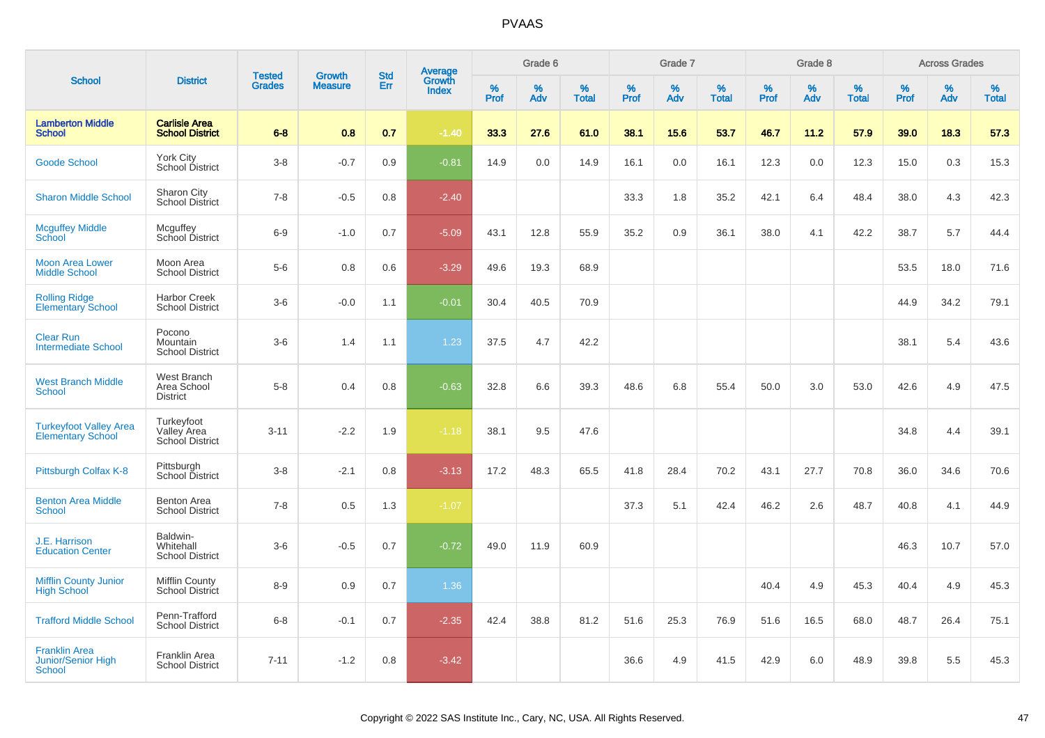# PVAAS

| School | District | Tested Grades | Growth Measure | Std Err | Average Growth Index | Grade 6 | | | Grade 7 | | | Grade 8 | | | Across Grades | | |
|---|---|---|---|---|---|---|---|---|---|---|---|---|---|---|---|---|---|
| | | | | | | % Prof | % Adv | % Total | % Prof | % Adv | % Total | % Prof | % Adv | % Total | % Prof | % Adv | % Total |
| **Lamberton Middle School** | **Carlisle Area School District** | **6-8** | **0.8** | **0.7** | **-1.40** | **33.3** | **27.6** | **61.0** | **38.1** | **15.6** | **53.7** | **46.7** | **11.2** | **57.9** | **39.0** | **18.3** | **57.3** |
| Goode School | York City School District | 3-8 | -0.7 | 0.9 | -0.81 | 14.9 | 0.0 | 14.9 | 16.1 | 0.0 | 16.1 | 12.3 | 0.0 | 12.3 | 15.0 | 0.3 | 15.3 |
| Sharon Middle School | Sharon City School District | 7-8 | -0.5 | 0.8 | -2.40 | | | | 33.3 | 1.8 | 35.2 | 42.1 | 6.4 | 48.4 | 38.0 | 4.3 | 42.3 |
| Mcguffey Middle School | Mcguffey School District | 6-9 | -1.0 | 0.7 | -5.09 | 43.1 | 12.8 | 55.9 | 35.2 | 0.9 | 36.1 | 38.0 | 4.1 | 42.2 | 38.7 | 5.7 | 44.4 |
| Moon Area Lower Middle School | Moon Area School District | 5-6 | 0.8 | 0.6 | -3.29 | 49.6 | 19.3 | 68.9 | | | | | | | 53.5 | 18.0 | 71.6 |
| Rolling Ridge Elementary School | Harbor Creek School District | 3-6 | -0.0 | 1.1 | -0.01 | 30.4 | 40.5 | 70.9 | | | | | | | 44.9 | 34.2 | 79.1 |
| Clear Run Intermediate School | Pocono Mountain School District | 3-6 | 1.4 | 1.1 | 1.23 | 37.5 | 4.7 | 42.2 | | | | | | | 38.1 | 5.4 | 43.6 |
| West Branch Middle School | West Branch Area School District | 5-8 | 0.4 | 0.8 | -0.63 | 32.8 | 6.6 | 39.3 | 48.6 | 6.8 | 55.4 | 50.0 | 3.0 | 53.0 | 42.6 | 4.9 | 47.5 |
| Turkeyfoot Valley Area Elementary School | Turkeyfoot Valley Area School District | 3-11 | -2.2 | 1.9 | -1.18 | 38.1 | 9.5 | 47.6 | | | | | | | 34.8 | 4.4 | 39.1 |
| Pittsburgh Colfax K-8 | Pittsburgh School District | 3-8 | -2.1 | 0.8 | -3.13 | 17.2 | 48.3 | 65.5 | 41.8 | 28.4 | 70.2 | 43.1 | 27.7 | 70.8 | 36.0 | 34.6 | 70.6 |
| Benton Area Middle School | Benton Area School District | 7-8 | 0.5 | 1.3 | -1.07 | | | | 37.3 | 5.1 | 42.4 | 46.2 | 2.6 | 48.7 | 40.8 | 4.1 | 44.9 |
| J.E. Harrison Education Center | Baldwin-Whitehall School District | 3-6 | -0.5 | 0.7 | -0.72 | 49.0 | 11.9 | 60.9 | | | | | | | 46.3 | 10.7 | 57.0 |
| Mifflin County Junior High School | Mifflin County School District | 8-9 | 0.9 | 0.7 | 1.36 | | | | | | | 40.4 | 4.9 | 45.3 | 40.4 | 4.9 | 45.3 |
| Trafford Middle School | Penn-Trafford School District | 6-8 | -0.1 | 0.7 | -2.35 | 42.4 | 38.8 | 81.2 | 51.6 | 25.3 | 76.9 | 51.6 | 16.5 | 68.0 | 48.7 | 26.4 | 75.1 |
| Franklin Area Junior/Senior High School | Franklin Area School District | 7-11 | -1.2 | 0.8 | -3.42 | | | | 36.6 | 4.9 | 41.5 | 42.9 | 6.0 | 48.9 | 39.8 | 5.5 | 45.3 |

Copyright © 2022 SAS Institute Inc., Cary, NC, USA. All Rights Reserved.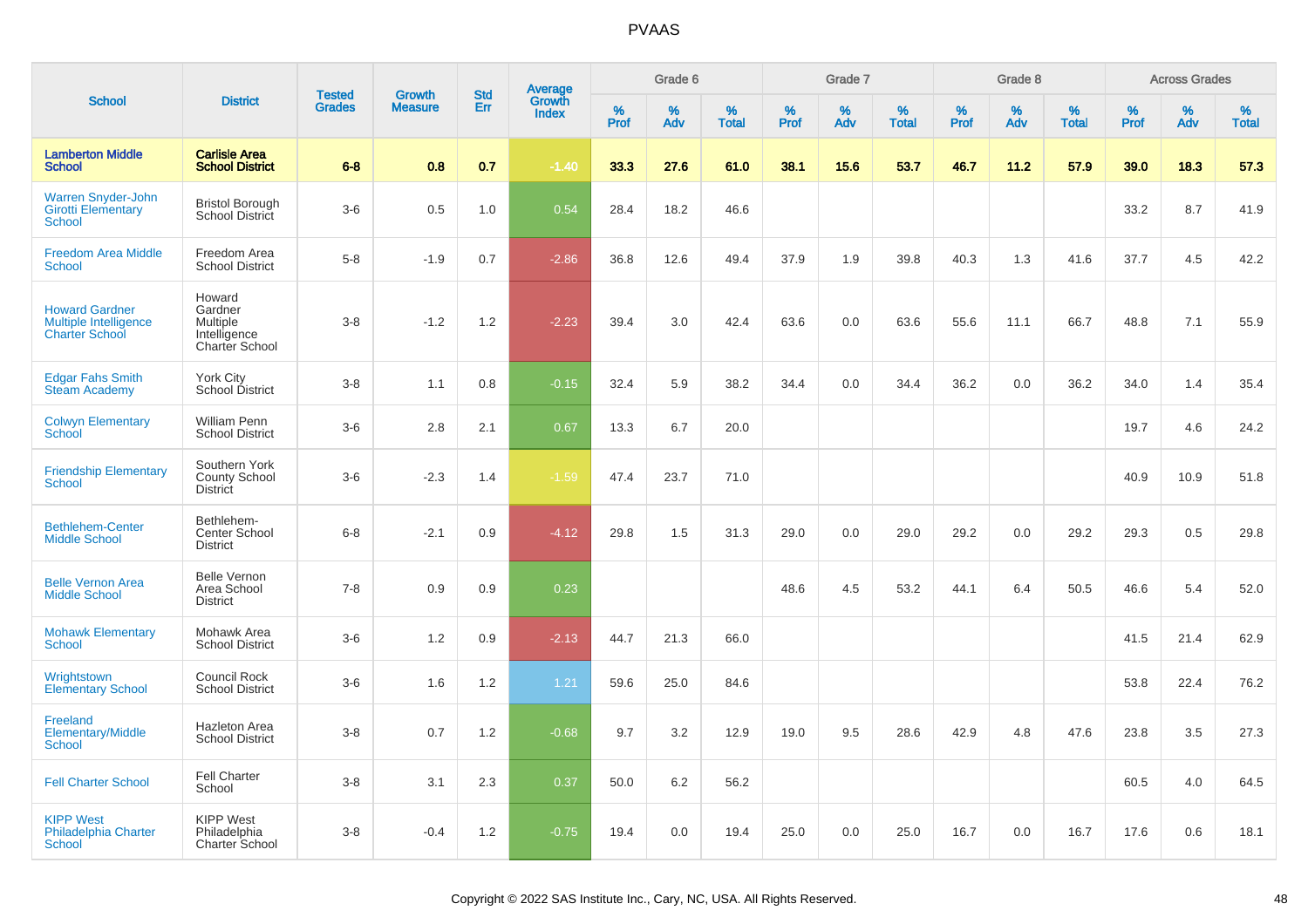# PVAAS

| School | District | Tested Grades | Growth Measure | Std Err | Average Growth Index | Grade 6 | | | Grade 7 | | | Grade 8 | | | Across Grades | | |
|---|---|---|---|---|---|---|---|---|---|---|---|---|---|---|---|---|---|
| | | | | | | % Prof | % Adv | % Total | % Prof | % Adv | % Total | % Prof | % Adv | % Total | % Prof | % Adv | % Total |
| **Lamberton Middle School** | **Carlisle Area School District** | **6-8** | **0.8** | **0.7** | **-1.40** | **33.3** | **27.6** | **61.0** | **38.1** | **15.6** | **53.7** | **46.7** | **11.2** | **57.9** | **39.0** | **18.3** | **57.3** |
| Warren Snyder-John Girotti Elementary School | Bristol Borough School District | 3-6 | 0.5 | 1.0 | 0.54 | 28.4 | 18.2 | 46.6 | | | | | | | 33.2 | 8.7 | 41.9 |
| Freedom Area Middle School | Freedom Area School District | 5-8 | -1.9 | 0.7 | -2.86 | 36.8 | 12.6 | 49.4 | 37.9 | 1.9 | 39.8 | 40.3 | 1.3 | 41.6 | 37.7 | 4.5 | 42.2 |
| Howard Gardner Multiple Intelligence Charter School | Howard Gardner Multiple Intelligence Charter School | 3-8 | -1.2 | 1.2 | -2.23 | 39.4 | 3.0 | 42.4 | 63.6 | 0.0 | 63.6 | 55.6 | 11.1 | 66.7 | 48.8 | 7.1 | 55.9 |
| Edgar Fahs Smith Steam Academy | York City School District | 3-8 | 1.1 | 0.8 | -0.15 | 32.4 | 5.9 | 38.2 | 34.4 | 0.0 | 34.4 | 36.2 | 0.0 | 36.2 | 34.0 | 1.4 | 35.4 |
| Colwyn Elementary School | William Penn School District | 3-6 | 2.8 | 2.1 | 0.67 | 13.3 | 6.7 | 20.0 | | | | | | | 19.7 | 4.6 | 24.2 |
| Friendship Elementary School | Southern York County School District | 3-6 | -2.3 | 1.4 | -1.59 | 47.4 | 23.7 | 71.0 | | | | | | | 40.9 | 10.9 | 51.8 |
| Bethlehem-Center Middle School | Bethlehem-Center School District | 6-8 | -2.1 | 0.9 | -4.12 | 29.8 | 1.5 | 31.3 | 29.0 | 0.0 | 29.0 | 29.2 | 0.0 | 29.2 | 29.3 | 0.5 | 29.8 |
| Belle Vernon Area Middle School | Belle Vernon Area School District | 7-8 | 0.9 | 0.9 | 0.23 | | | | 48.6 | 4.5 | 53.2 | 44.1 | 6.4 | 50.5 | 46.6 | 5.4 | 52.0 |
| Mohawk Elementary School | Mohawk Area School District | 3-6 | 1.2 | 0.9 | -2.13 | 44.7 | 21.3 | 66.0 | | | | | | | 41.5 | 21.4 | 62.9 |
| Wrightstown Elementary School | Council Rock School District | 3-6 | 1.6 | 1.2 | 1.21 | 59.6 | 25.0 | 84.6 | | | | | | | 53.8 | 22.4 | 76.2 |
| Freeland Elementary/Middle School | Hazleton Area School District | 3-8 | 0.7 | 1.2 | -0.68 | 9.7 | 3.2 | 12.9 | 19.0 | 9.5 | 28.6 | 42.9 | 4.8 | 47.6 | 23.8 | 3.5 | 27.3 |
| Fell Charter School | Fell Charter School | 3-8 | 3.1 | 2.3 | 0.37 | 50.0 | 6.2 | 56.2 | | | | | | | 60.5 | 4.0 | 64.5 |
| KIPP West Philadelphia Charter School | KIPP West Philadelphia Charter School | 3-8 | -0.4 | 1.2 | -0.75 | 19.4 | 0.0 | 19.4 | 25.0 | 0.0 | 25.0 | 16.7 | 0.0 | 16.7 | 17.6 | 0.6 | 18.1 |

Copyright © 2022 SAS Institute Inc., Cary, NC, USA. All Rights Reserved.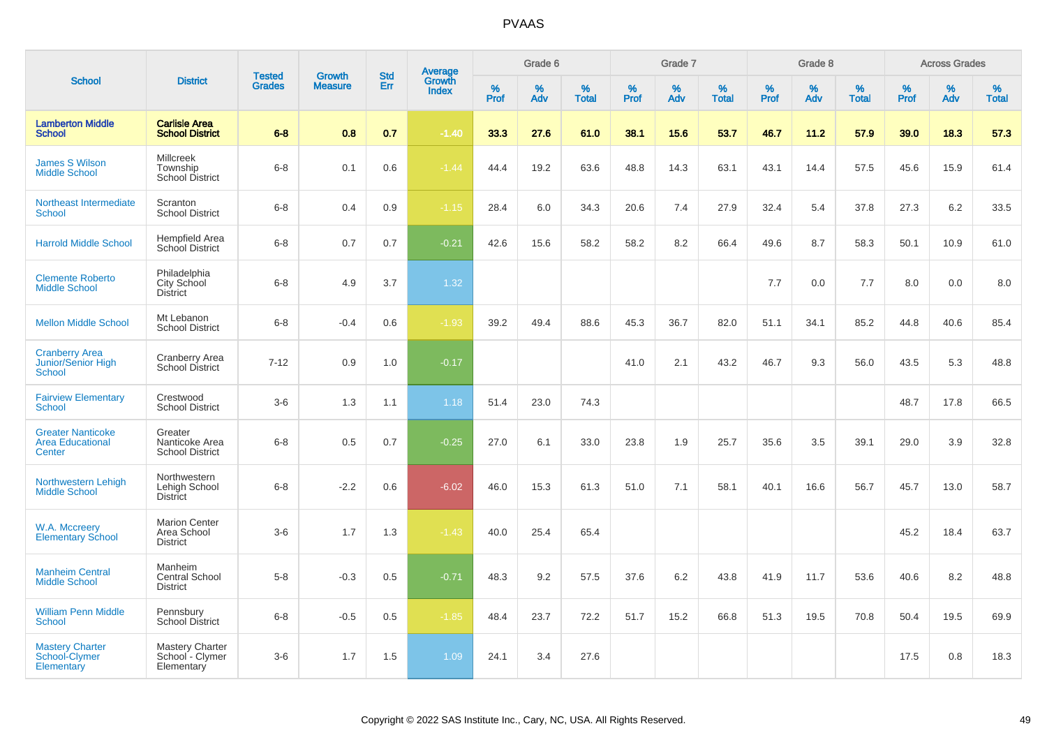# PVAAS

| School | District | Tested Grades | Growth Measure | Std Err | Average Growth Index | Grade 6 | | | Grade 7 | | | Grade 8 | | | Across Grades | | |
|---|---|---|---|---|---|---|---|---|---|---|---|---|---|---|---|---|---|
| | | | | | | % Prof | % Adv | % Total | % Prof | % Adv | % Total | % Prof | % Adv | % Total | % Prof | % Adv | % Total |
| **Lamberton Middle School** | **Carlisle Area School District** | **6-8** | **0.8** | **0.7** | **-1.40** | **33.3** | **27.6** | **61.0** | **38.1** | **15.6** | **53.7** | **46.7** | **11.2** | **57.9** | **39.0** | **18.3** | **57.3** |
| James S Wilson Middle School | Millcreek Township School District | 6-8 | 0.1 | 0.6 | -1.44 | 44.4 | 19.2 | 63.6 | 48.8 | 14.3 | 63.1 | 43.1 | 14.4 | 57.5 | 45.6 | 15.9 | 61.4 |
| Northeast Intermediate School | Scranton School District | 6-8 | 0.4 | 0.9 | -1.15 | 28.4 | 6.0 | 34.3 | 20.6 | 7.4 | 27.9 | 32.4 | 5.4 | 37.8 | 27.3 | 6.2 | 33.5 |
| Harrold Middle School | Hempfield Area School District | 6-8 | 0.7 | 0.7 | -0.21 | 42.6 | 15.6 | 58.2 | 58.2 | 8.2 | 66.4 | 49.6 | 8.7 | 58.3 | 50.1 | 10.9 | 61.0 |
| Clemente Roberto Middle School | Philadelphia City School District | 6-8 | 4.9 | 3.7 | 1.32 | | | | | | | 7.7 | 0.0 | 7.7 | 8.0 | 0.0 | 8.0 |
| Mellon Middle School | Mt Lebanon School District | 6-8 | -0.4 | 0.6 | -1.93 | 39.2 | 49.4 | 88.6 | 45.3 | 36.7 | 82.0 | 51.1 | 34.1 | 85.2 | 44.8 | 40.6 | 85.4 |
| Cranberry Area Junior/Senior High School | Cranberry Area School District | 7-12 | 0.9 | 1.0 | -0.17 | | | | 41.0 | 2.1 | 43.2 | 46.7 | 9.3 | 56.0 | 43.5 | 5.3 | 48.8 |
| Fairview Elementary School | Crestwood School District | 3-6 | 1.3 | 1.1 | 1.18 | 51.4 | 23.0 | 74.3 | | | | | | | 48.7 | 17.8 | 66.5 |
| Greater Nanticoke Area Educational Center | Greater Nanticoke Area School District | 6-8 | 0.5 | 0.7 | -0.25 | 27.0 | 6.1 | 33.0 | 23.8 | 1.9 | 25.7 | 35.6 | 3.5 | 39.1 | 29.0 | 3.9 | 32.8 |
| Northwestern Lehigh Middle School | Northwestern Lehigh School District | 6-8 | -2.2 | 0.6 | -6.02 | 46.0 | 15.3 | 61.3 | 51.0 | 7.1 | 58.1 | 40.1 | 16.6 | 56.7 | 45.7 | 13.0 | 58.7 |
| W.A. Mccreery Elementary School | Marion Center Area School District | 3-6 | 1.7 | 1.3 | -1.43 | 40.0 | 25.4 | 65.4 | | | | | | | 45.2 | 18.4 | 63.7 |
| Manheim Central Middle School | Manheim Central School District | 5-8 | -0.3 | 0.5 | -0.71 | 48.3 | 9.2 | 57.5 | 37.6 | 6.2 | 43.8 | 41.9 | 11.7 | 53.6 | 40.6 | 8.2 | 48.8 |
| William Penn Middle School | Pennsbury School District | 6-8 | -0.5 | 0.5 | -1.85 | 48.4 | 23.7 | 72.2 | 51.7 | 15.2 | 66.8 | 51.3 | 19.5 | 70.8 | 50.4 | 19.5 | 69.9 |
| Mastery Charter School-Clymer Elementary | Mastery Charter School - Clymer Elementary | 3-6 | 1.7 | 1.5 | 1.09 | 24.1 | 3.4 | 27.6 | | | | | | | 17.5 | 0.8 | 18.3 |

Copyright © 2022 SAS Institute Inc., Cary, NC, USA. All Rights Reserved.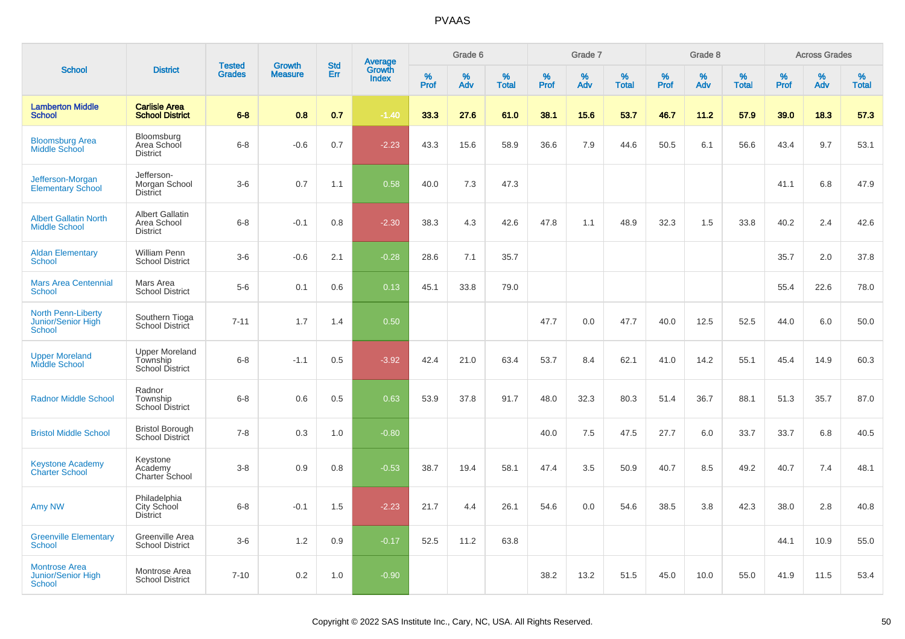# PVAAS

| School | District | Tested Grades | Growth Measure | Std Err | Average Growth Index | Grade 6 | | | Grade 7 | | | Grade 8 | | | Across Grades | | |
|---|---|---|---|---|---|---|---|---|---|---|---|---|---|---|---|---|---|
| | | | | | | % Prof | % Adv | % Total | % Prof | % Adv | % Total | % Prof | % Adv | % Total | % Prof | % Adv | % Total |
| **Lamberton Middle School** | **Carlisle Area School District** | **6-8** | **0.8** | **0.7** | **-1.40** | **33.3** | **27.6** | **61.0** | **38.1** | **15.6** | **53.7** | **46.7** | **11.2** | **57.9** | **39.0** | **18.3** | **57.3** |
| Bloomsburg Area Middle School | Bloomsburg Area School District | 6-8 | -0.6 | 0.7 | -2.23 | 43.3 | 15.6 | 58.9 | 36.6 | 7.9 | 44.6 | 50.5 | 6.1 | 56.6 | 43.4 | 9.7 | 53.1 |
| Jefferson-Morgan Elementary School | Jefferson-Morgan School District | 3-6 | 0.7 | 1.1 | 0.58 | 40.0 | 7.3 | 47.3 | | | | | | | 41.1 | 6.8 | 47.9 |
| Albert Gallatin North Middle School | Albert Gallatin Area School District | 6-8 | -0.1 | 0.8 | -2.30 | 38.3 | 4.3 | 42.6 | 47.8 | 1.1 | 48.9 | 32.3 | 1.5 | 33.8 | 40.2 | 2.4 | 42.6 |
| Aldan Elementary School | William Penn School District | 3-6 | -0.6 | 2.1 | -0.28 | 28.6 | 7.1 | 35.7 | | | | | | | 35.7 | 2.0 | 37.8 |
| Mars Area Centennial School | Mars Area School District | 5-6 | 0.1 | 0.6 | 0.13 | 45.1 | 33.8 | 79.0 | | | | | | | 55.4 | 22.6 | 78.0 |
| North Penn-Liberty Junior/Senior High School | Southern Tioga School District | 7-11 | 1.7 | 1.4 | 0.50 | | | | 47.7 | 0.0 | 47.7 | 40.0 | 12.5 | 52.5 | 44.0 | 6.0 | 50.0 |
| Upper Moreland Middle School | Upper Moreland Township School District | 6-8 | -1.1 | 0.5 | -3.92 | 42.4 | 21.0 | 63.4 | 53.7 | 8.4 | 62.1 | 41.0 | 14.2 | 55.1 | 45.4 | 14.9 | 60.3 |
| Radnor Middle School | Radnor Township School District | 6-8 | 0.6 | 0.5 | 0.63 | 53.9 | 37.8 | 91.7 | 48.0 | 32.3 | 80.3 | 51.4 | 36.7 | 88.1 | 51.3 | 35.7 | 87.0 |
| Bristol Middle School | Bristol Borough School District | 7-8 | 0.3 | 1.0 | -0.80 | | | | 40.0 | 7.5 | 47.5 | 27.7 | 6.0 | 33.7 | 33.7 | 6.8 | 40.5 |
| Keystone Academy Charter School | Keystone Academy Charter School | 3-8 | 0.9 | 0.8 | -0.53 | 38.7 | 19.4 | 58.1 | 47.4 | 3.5 | 50.9 | 40.7 | 8.5 | 49.2 | 40.7 | 7.4 | 48.1 |
| Amy NW | Philadelphia City School District | 6-8 | -0.1 | 1.5 | -2.23 | 21.7 | 4.4 | 26.1 | 54.6 | 0.0 | 54.6 | 38.5 | 3.8 | 42.3 | 38.0 | 2.8 | 40.8 |
| Greenville Elementary School | Greenville Area School District | 3-6 | 1.2 | 0.9 | -0.17 | 52.5 | 11.2 | 63.8 | | | | | | | 44.1 | 10.9 | 55.0 |
| Montrose Area Junior/Senior High School | Montrose Area School District | 7-10 | 0.2 | 1.0 | -0.90 | | | | 38.2 | 13.2 | 51.5 | 45.0 | 10.0 | 55.0 | 41.9 | 11.5 | 53.4 |

Copyright © 2022 SAS Institute Inc., Cary, NC, USA. All Rights Reserved.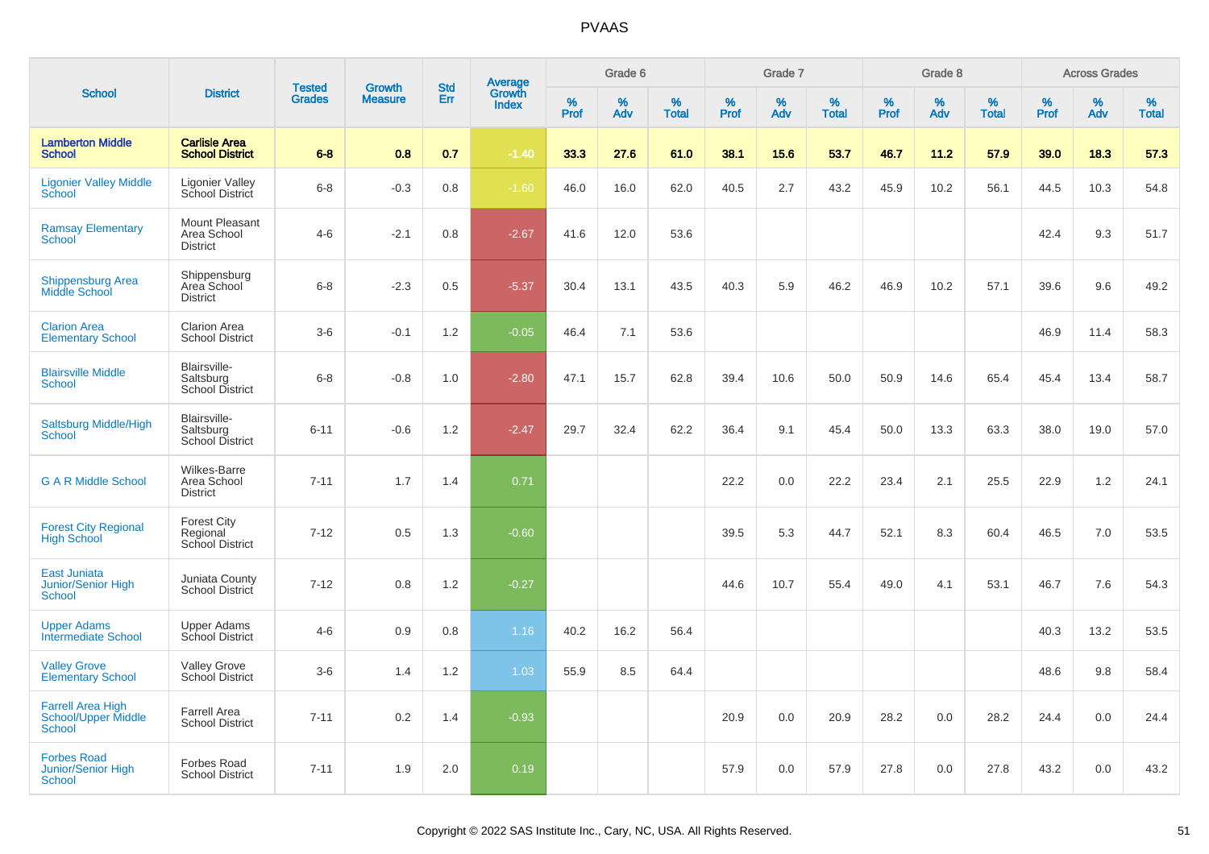# PVAAS

| School | District | Tested Grades | Growth Measure | Std Err | Average Growth Index | Grade 6 | | | Grade 7 | | | Grade 8 | | | Across Grades | | |
|---|---|---|---|---|---|---|---|---|---|---|---|---|---|---|---|---|---|
| | | | | | | % Prof | % Adv | % Total | % Prof | % Adv | % Total | % Prof | % Adv | % Total | % Prof | % Adv | % Total |
| **Lamberton Middle School** | **Carlisle Area School District** | **6-8** | **0.8** | **0.7** | **-1.40** | **33.3** | **27.6** | **61.0** | **38.1** | **15.6** | **53.7** | **46.7** | **11.2** | **57.9** | **39.0** | **18.3** | **57.3** |
| Ligonier Valley Middle School | Ligonier Valley School District | 6-8 | -0.3 | 0.8 | -1.60 | 46.0 | 16.0 | 62.0 | 40.5 | 2.7 | 43.2 | 45.9 | 10.2 | 56.1 | 44.5 | 10.3 | 54.8 |
| Ramsay Elementary School | Mount Pleasant Area School District | 4-6 | -2.1 | 0.8 | -2.67 | 41.6 | 12.0 | 53.6 | | | | | | | 42.4 | 9.3 | 51.7 |
| Shippensburg Area Middle School | Shippensburg Area School District | 6-8 | -2.3 | 0.5 | -5.37 | 30.4 | 13.1 | 43.5 | 40.3 | 5.9 | 46.2 | 46.9 | 10.2 | 57.1 | 39.6 | 9.6 | 49.2 |
| Clarion Area Elementary School | Clarion Area School District | 3-6 | -0.1 | 1.2 | -0.05 | 46.4 | 7.1 | 53.6 | | | | | | | 46.9 | 11.4 | 58.3 |
| Blairsville Middle School | Blairsville-Saltsburg School District | 6-8 | -0.8 | 1.0 | -2.80 | 47.1 | 15.7 | 62.8 | 39.4 | 10.6 | 50.0 | 50.9 | 14.6 | 65.4 | 45.4 | 13.4 | 58.7 |
| Saltsburg Middle/High School | Blairsville-Saltsburg School District | 6-11 | -0.6 | 1.2 | -2.47 | 29.7 | 32.4 | 62.2 | 36.4 | 9.1 | 45.4 | 50.0 | 13.3 | 63.3 | 38.0 | 19.0 | 57.0 |
| G A R Middle School | Wilkes-Barre Area School District | 7-11 | 1.7 | 1.4 | 0.71 | | | | 22.2 | 0.0 | 22.2 | 23.4 | 2.1 | 25.5 | 22.9 | 1.2 | 24.1 |
| Forest City Regional High School | Forest City Regional School District | 7-12 | 0.5 | 1.3 | -0.60 | | | | 39.5 | 5.3 | 44.7 | 52.1 | 8.3 | 60.4 | 46.5 | 7.0 | 53.5 |
| East Juniata Junior/Senior High School | Juniata County School District | 7-12 | 0.8 | 1.2 | -0.27 | | | | 44.6 | 10.7 | 55.4 | 49.0 | 4.1 | 53.1 | 46.7 | 7.6 | 54.3 |
| Upper Adams Intermediate School | Upper Adams School District | 4-6 | 0.9 | 0.8 | 1.16 | 40.2 | 16.2 | 56.4 | | | | | | | 40.3 | 13.2 | 53.5 |
| Valley Grove Elementary School | Valley Grove School District | 3-6 | 1.4 | 1.2 | 1.03 | 55.9 | 8.5 | 64.4 | | | | | | | 48.6 | 9.8 | 58.4 |
| Farrell Area High School/Upper Middle School | Farrell Area School District | 7-11 | 0.2 | 1.4 | -0.93 | | | | 20.9 | 0.0 | 20.9 | 28.2 | 0.0 | 28.2 | 24.4 | 0.0 | 24.4 |
| Forbes Road Junior/Senior High School | Forbes Road School District | 7-11 | 1.9 | 2.0 | 0.19 | | | | 57.9 | 0.0 | 57.9 | 27.8 | 0.0 | 27.8 | 43.2 | 0.0 | 43.2 |

Copyright © 2022 SAS Institute Inc., Cary, NC, USA. All Rights Reserved.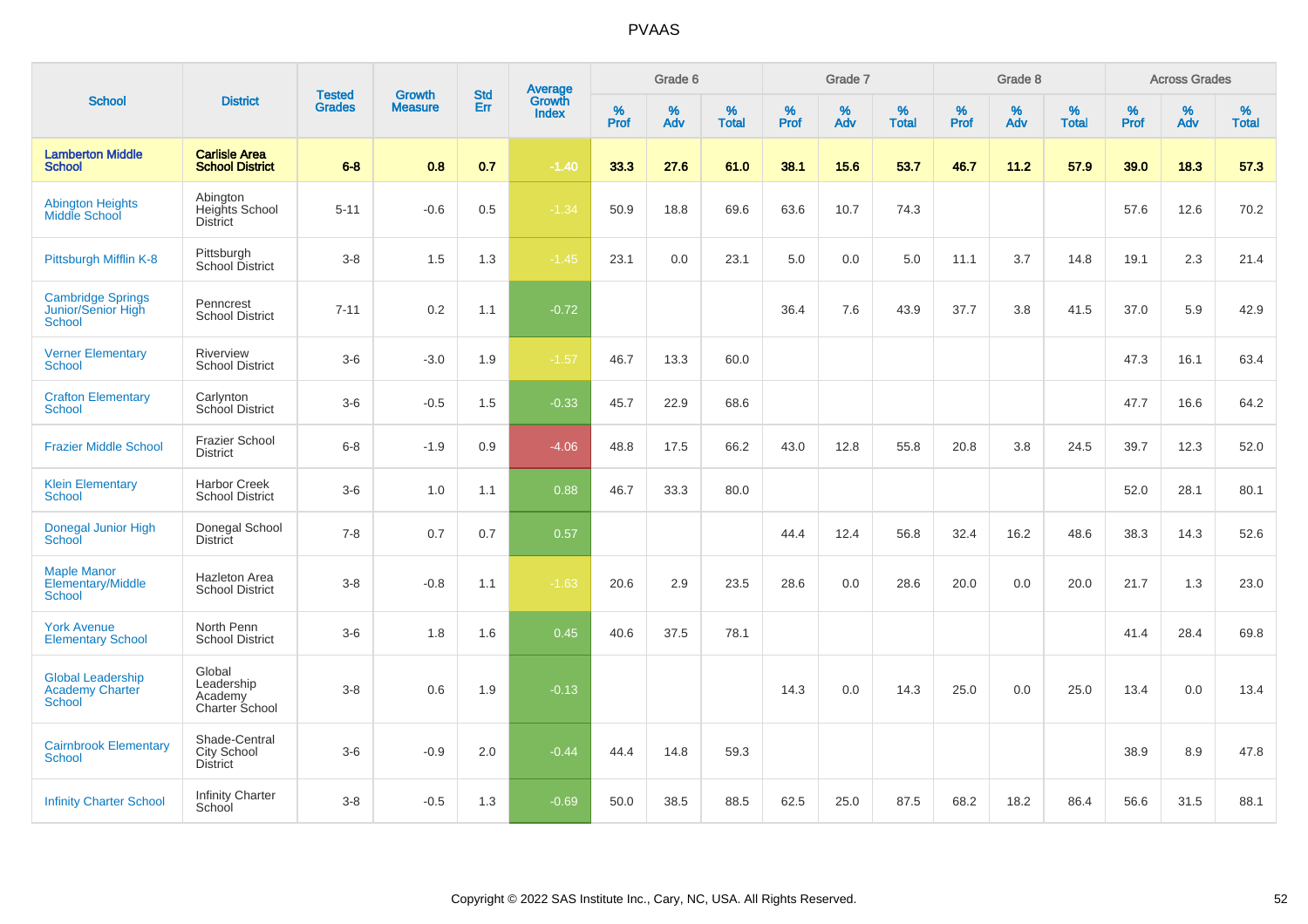# PVAAS

| School | District | Tested Grades | Growth Measure | Std Err | Average Growth Index | Grade 6 | | | Grade 7 | | | Grade 8 | | | Across Grades | | |
|---|---|---|---|---|---|---|---|---|---|---|---|---|---|---|---|---|---|
| | | | | | | % Prof | % Adv | % Total | % Prof | % Adv | % Total | % Prof | % Adv | % Total | % Prof | % Adv | % Total |
| **Lamberton Middle School** | **Carlisle Area School District** | **6-8** | **0.8** | **0.7** | **-1.40** | **33.3** | **27.6** | **61.0** | **38.1** | **15.6** | **53.7** | **46.7** | **11.2** | **57.9** | **39.0** | **18.3** | **57.3** |
| Abington Heights Middle School | Abington Heights School District | 5-11 | -0.6 | 0.5 | -1.34 | 50.9 | 18.8 | 69.6 | 63.6 | 10.7 | 74.3 | | | | 57.6 | 12.6 | 70.2 |
| Pittsburgh Mifflin K-8 | Pittsburgh School District | 3-8 | 1.5 | 1.3 | -1.45 | 23.1 | 0.0 | 23.1 | 5.0 | 0.0 | 5.0 | 11.1 | 3.7 | 14.8 | 19.1 | 2.3 | 21.4 |
| Cambridge Springs Junior/Senior High School | Penncrest School District | 7-11 | 0.2 | 1.1 | -0.72 | | | | 36.4 | 7.6 | 43.9 | 37.7 | 3.8 | 41.5 | 37.0 | 5.9 | 42.9 |
| Verner Elementary School | Riverview School District | 3-6 | -3.0 | 1.9 | -1.57 | 46.7 | 13.3 | 60.0 | | | | | | | 47.3 | 16.1 | 63.4 |
| Crafton Elementary School | Carlynton School District | 3-6 | -0.5 | 1.5 | -0.33 | 45.7 | 22.9 | 68.6 | | | | | | | 47.7 | 16.6 | 64.2 |
| Frazier Middle School | Frazier School District | 6-8 | -1.9 | 0.9 | -4.06 | 48.8 | 17.5 | 66.2 | 43.0 | 12.8 | 55.8 | 20.8 | 3.8 | 24.5 | 39.7 | 12.3 | 52.0 |
| Klein Elementary School | Harbor Creek School District | 3-6 | 1.0 | 1.1 | 0.88 | 46.7 | 33.3 | 80.0 | | | | | | | 52.0 | 28.1 | 80.1 |
| Donegal Junior High School | Donegal School District | 7-8 | 0.7 | 0.7 | 0.57 | | | | 44.4 | 12.4 | 56.8 | 32.4 | 16.2 | 48.6 | 38.3 | 14.3 | 52.6 |
| Maple Manor Elementary/Middle School | Hazleton Area School District | 3-8 | -0.8 | 1.1 | -1.63 | 20.6 | 2.9 | 23.5 | 28.6 | 0.0 | 28.6 | 20.0 | 0.0 | 20.0 | 21.7 | 1.3 | 23.0 |
| York Avenue Elementary School | North Penn School District | 3-6 | 1.8 | 1.6 | 0.45 | 40.6 | 37.5 | 78.1 | | | | | | | 41.4 | 28.4 | 69.8 |
| Global Leadership Academy Charter School | Global Leadership Academy Charter School | 3-8 | 0.6 | 1.9 | -0.13 | | | | 14.3 | 0.0 | 14.3 | 25.0 | 0.0 | 25.0 | 13.4 | 0.0 | 13.4 |
| Cairnbrook Elementary School | Shade-Central City School District | 3-6 | -0.9 | 2.0 | -0.44 | 44.4 | 14.8 | 59.3 | | | | | | | 38.9 | 8.9 | 47.8 |
| Infinity Charter School | Infinity Charter School | 3-8 | -0.5 | 1.3 | -0.69 | 50.0 | 38.5 | 88.5 | 62.5 | 25.0 | 87.5 | 68.2 | 18.2 | 86.4 | 56.6 | 31.5 | 88.1 |

Copyright © 2022 SAS Institute Inc., Cary, NC, USA. All Rights Reserved.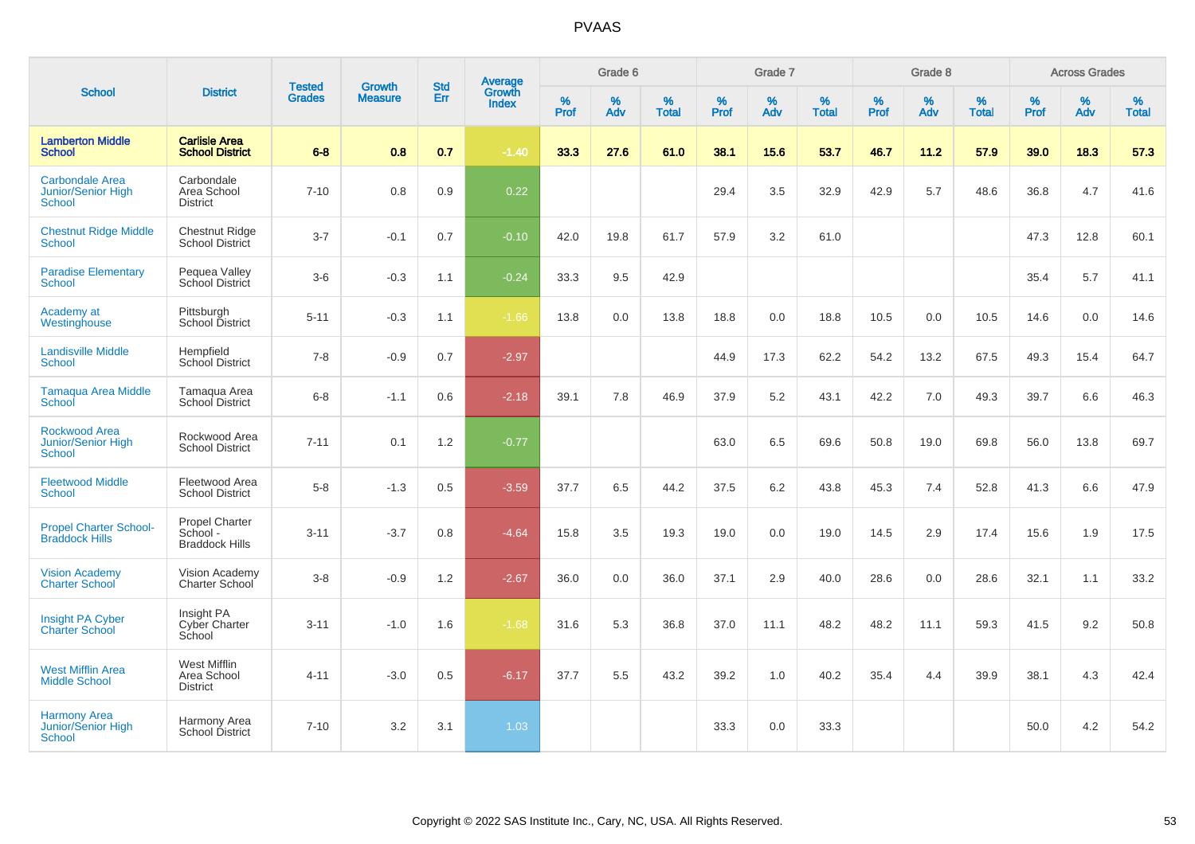# PVAAS

| School | District | Tested Grades | Growth Measure | Std Err | Average Growth Index | Grade 6 | | | Grade 7 | | | Grade 8 | | | Across Grades | | |
|---|---|---|---|---|---|---|---|---|---|---|---|---|---|---|---|---|---|
| | | | | | | % Prof | % Adv | % Total | % Prof | % Adv | % Total | % Prof | % Adv | % Total | % Prof | % Adv | % Total |
| **Lamberton Middle School** | **Carlisle Area School District** | **6-8** | **0.8** | **0.7** | **-1.40** | **33.3** | **27.6** | **61.0** | **38.1** | **15.6** | **53.7** | **46.7** | **11.2** | **57.9** | **39.0** | **18.3** | **57.3** |
| Carbondale Area Junior/Senior High School | Carbondale Area School District | 7-10 | 0.8 | 0.9 | 0.22 | | | | 29.4 | 3.5 | 32.9 | 42.9 | 5.7 | 48.6 | 36.8 | 4.7 | 41.6 |
| Chestnut Ridge Middle School | Chestnut Ridge School District | 3-7 | -0.1 | 0.7 | -0.10 | 42.0 | 19.8 | 61.7 | 57.9 | 3.2 | 61.0 | | | | 47.3 | 12.8 | 60.1 |
| Paradise Elementary School | Pequea Valley School District | 3-6 | -0.3 | 1.1 | -0.24 | 33.3 | 9.5 | 42.9 | | | | | | | 35.4 | 5.7 | 41.1 |
| Academy at Westinghouse | Pittsburgh School District | 5-11 | -0.3 | 1.1 | -1.66 | 13.8 | 0.0 | 13.8 | 18.8 | 0.0 | 18.8 | 10.5 | 0.0 | 10.5 | 14.6 | 0.0 | 14.6 |
| Landisville Middle School | Hempfield School District | 7-8 | -0.9 | 0.7 | -2.97 | | | | 44.9 | 17.3 | 62.2 | 54.2 | 13.2 | 67.5 | 49.3 | 15.4 | 64.7 |
| Tamaqua Area Middle School | Tamaqua Area School District | 6-8 | -1.1 | 0.6 | -2.18 | 39.1 | 7.8 | 46.9 | 37.9 | 5.2 | 43.1 | 42.2 | 7.0 | 49.3 | 39.7 | 6.6 | 46.3 |
| Rockwood Area Junior/Senior High School | Rockwood Area School District | 7-11 | 0.1 | 1.2 | -0.77 | | | | 63.0 | 6.5 | 69.6 | 50.8 | 19.0 | 69.8 | 56.0 | 13.8 | 69.7 |
| Fleetwood Middle School | Fleetwood Area School District | 5-8 | -1.3 | 0.5 | -3.59 | 37.7 | 6.5 | 44.2 | 37.5 | 6.2 | 43.8 | 45.3 | 7.4 | 52.8 | 41.3 | 6.6 | 47.9 |
| Propel Charter School-Braddock Hills | Propel Charter School - Braddock Hills | 3-11 | -3.7 | 0.8 | -4.64 | 15.8 | 3.5 | 19.3 | 19.0 | 0.0 | 19.0 | 14.5 | 2.9 | 17.4 | 15.6 | 1.9 | 17.5 |
| Vision Academy Charter School | Vision Academy Charter School | 3-8 | -0.9 | 1.2 | -2.67 | 36.0 | 0.0 | 36.0 | 37.1 | 2.9 | 40.0 | 28.6 | 0.0 | 28.6 | 32.1 | 1.1 | 33.2 |
| Insight PA Cyber Charter School | Insight PA Cyber Charter School | 3-11 | -1.0 | 1.6 | -1.68 | 31.6 | 5.3 | 36.8 | 37.0 | 11.1 | 48.2 | 48.2 | 11.1 | 59.3 | 41.5 | 9.2 | 50.8 |
| West Mifflin Area Middle School | West Mifflin Area School District | 4-11 | -3.0 | 0.5 | -6.17 | 37.7 | 5.5 | 43.2 | 39.2 | 1.0 | 40.2 | 35.4 | 4.4 | 39.9 | 38.1 | 4.3 | 42.4 |
| Harmony Area Junior/Senior High School | Harmony Area School District | 7-10 | 3.2 | 3.1 | 1.03 | | | | 33.3 | 0.0 | 33.3 | | | | 50.0 | 4.2 | 54.2 |

Copyright © 2022 SAS Institute Inc., Cary, NC, USA. All Rights Reserved.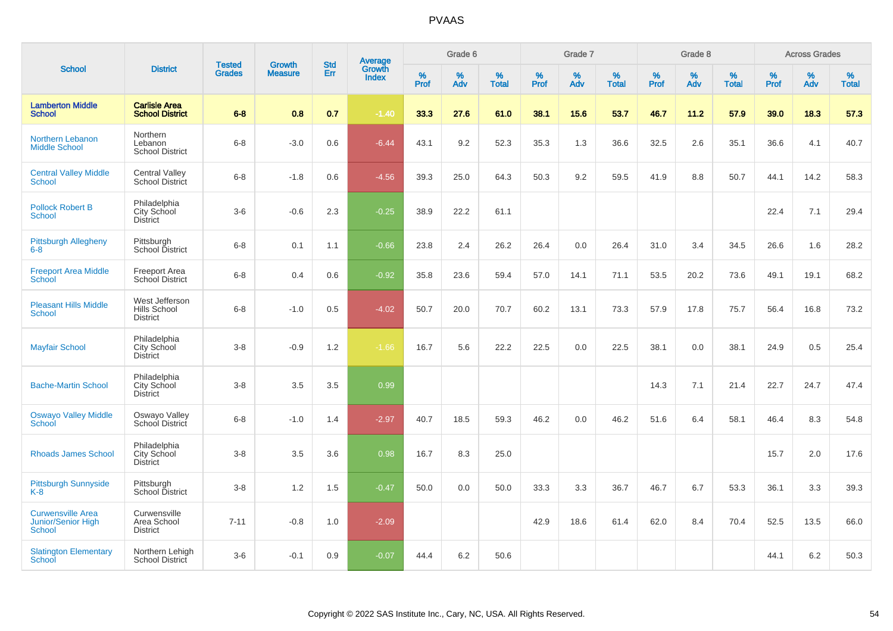# PVAAS

| School | District | Tested Grades | Growth Measure | Std Err | Average Growth Index | Grade 6 | | | Grade 7 | | | Grade 8 | | | Across Grades | | |
|---|---|---|---|---|---|---|---|---|---|---|---|---|---|---|---|---|---|
| | | | | | | % Prof | % Adv | % Total | % Prof | % Adv | % Total | % Prof | % Adv | % Total | % Prof | % Adv | % Total |
| **Lamberton Middle School** | **Carlisle Area School District** | **6-8** | **0.8** | **0.7** | **-1.40** | **33.3** | **27.6** | **61.0** | **38.1** | **15.6** | **53.7** | **46.7** | **11.2** | **57.9** | **39.0** | **18.3** | **57.3** |
| Northern Lebanon Middle School | Northern Lebanon School District | 6-8 | -3.0 | 0.6 | -6.44 | 43.1 | 9.2 | 52.3 | 35.3 | 1.3 | 36.6 | 32.5 | 2.6 | 35.1 | 36.6 | 4.1 | 40.7 |
| Central Valley Middle School | Central Valley School District | 6-8 | -1.8 | 0.6 | -4.56 | 39.3 | 25.0 | 64.3 | 50.3 | 9.2 | 59.5 | 41.9 | 8.8 | 50.7 | 44.1 | 14.2 | 58.3 |
| Pollock Robert B School | Philadelphia City School District | 3-6 | -0.6 | 2.3 | -0.25 | 38.9 | 22.2 | 61.1 | | | | | | | 22.4 | 7.1 | 29.4 |
| Pittsburgh Allegheny 6-8 | Pittsburgh School District | 6-8 | 0.1 | 1.1 | -0.66 | 23.8 | 2.4 | 26.2 | 26.4 | 0.0 | 26.4 | 31.0 | 3.4 | 34.5 | 26.6 | 1.6 | 28.2 |
| Freeport Area Middle School | Freeport Area School District | 6-8 | 0.4 | 0.6 | -0.92 | 35.8 | 23.6 | 59.4 | 57.0 | 14.1 | 71.1 | 53.5 | 20.2 | 73.6 | 49.1 | 19.1 | 68.2 |
| Pleasant Hills Middle School | West Jefferson Hills School District | 6-8 | -1.0 | 0.5 | -4.02 | 50.7 | 20.0 | 70.7 | 60.2 | 13.1 | 73.3 | 57.9 | 17.8 | 75.7 | 56.4 | 16.8 | 73.2 |
| Mayfair School | Philadelphia City School District | 3-8 | -0.9 | 1.2 | -1.66 | 16.7 | 5.6 | 22.2 | 22.5 | 0.0 | 22.5 | 38.1 | 0.0 | 38.1 | 24.9 | 0.5 | 25.4 |
| Bache-Martin School | Philadelphia City School District | 3-8 | 3.5 | 3.5 | 0.99 | | | | | | | 14.3 | 7.1 | 21.4 | 22.7 | 24.7 | 47.4 |
| Oswayo Valley Middle School | Oswayo Valley School District | 6-8 | -1.0 | 1.4 | -2.97 | 40.7 | 18.5 | 59.3 | 46.2 | 0.0 | 46.2 | 51.6 | 6.4 | 58.1 | 46.4 | 8.3 | 54.8 |
| Rhoads James School | Philadelphia City School District | 3-8 | 3.5 | 3.6 | 0.98 | 16.7 | 8.3 | 25.0 | | | | | | | 15.7 | 2.0 | 17.6 |
| Pittsburgh Sunnyside K-8 | Pittsburgh School District | 3-8 | 1.2 | 1.5 | -0.47 | 50.0 | 0.0 | 50.0 | 33.3 | 3.3 | 36.7 | 46.7 | 6.7 | 53.3 | 36.1 | 3.3 | 39.3 |
| Curwensville Area Junior/Senior High School | Curwensville Area School District | 7-11 | -0.8 | 1.0 | -2.09 | | | | 42.9 | 18.6 | 61.4 | 62.0 | 8.4 | 70.4 | 52.5 | 13.5 | 66.0 |
| Slatington Elementary School | Northern Lehigh School District | 3-6 | -0.1 | 0.9 | -0.07 | 44.4 | 6.2 | 50.6 | | | | | | | 44.1 | 6.2 | 50.3 |

Copyright © 2022 SAS Institute Inc., Cary, NC, USA. All Rights Reserved.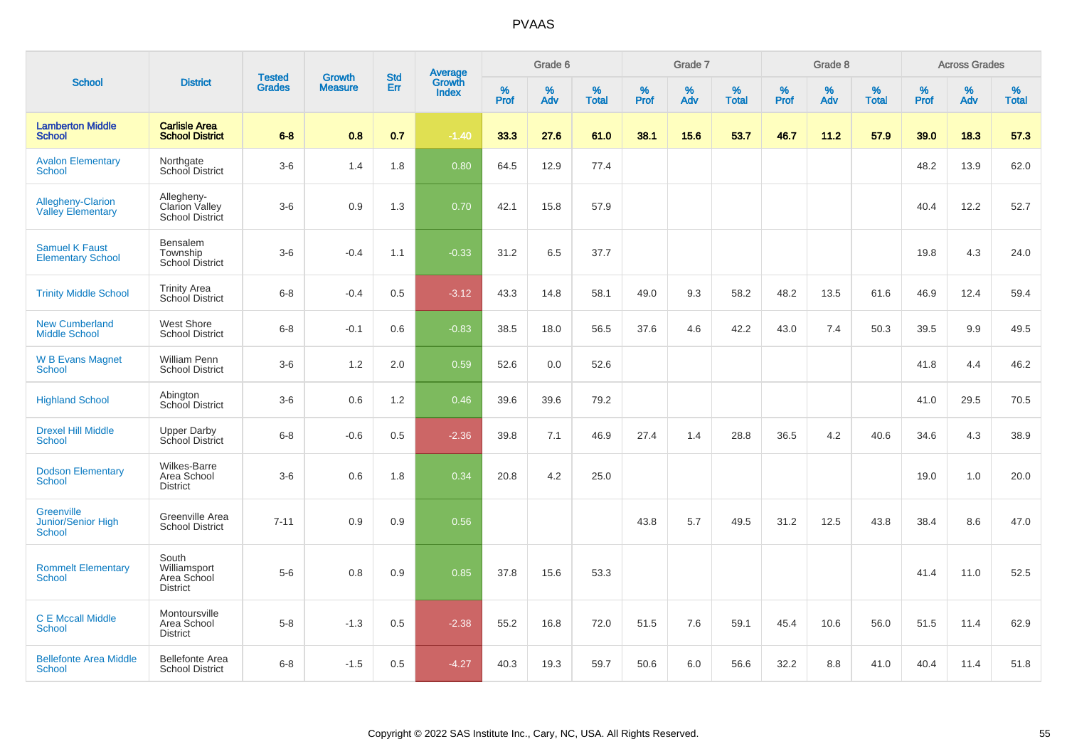# PVAAS

| School | District | Tested Grades | Growth Measure | Std Err | Average Growth Index | Grade 6 | | | Grade 7 | | | Grade 8 | | | Across Grades | | |
|---|---|---|---|---|---|---|---|---|---|---|---|---|---|---|---|---|---|
| | | | | | | % Prof | % Adv | % Total | % Prof | % Adv | % Total | % Prof | % Adv | % Total | % Prof | % Adv | % Total |
| **Lamberton Middle School** | **Carlisle Area School District** | **6-8** | **0.8** | **0.7** | **-1.40** | **33.3** | **27.6** | **61.0** | **38.1** | **15.6** | **53.7** | **46.7** | **11.2** | **57.9** | **39.0** | **18.3** | **57.3** |
| Avalon Elementary School | Northgate School District | 3-6 | 1.4 | 1.8 | 0.80 | 64.5 | 12.9 | 77.4 | | | | | | | 48.2 | 13.9 | 62.0 |
| Allegheny-Clarion Valley Elementary | Allegheny-Clarion Valley School District | 3-6 | 0.9 | 1.3 | 0.70 | 42.1 | 15.8 | 57.9 | | | | | | | 40.4 | 12.2 | 52.7 |
| Samuel K Faust Elementary School | Bensalem Township School District | 3-6 | -0.4 | 1.1 | -0.33 | 31.2 | 6.5 | 37.7 | | | | | | | 19.8 | 4.3 | 24.0 |
| Trinity Middle School | Trinity Area School District | 6-8 | -0.4 | 0.5 | -3.12 | 43.3 | 14.8 | 58.1 | 49.0 | 9.3 | 58.2 | 48.2 | 13.5 | 61.6 | 46.9 | 12.4 | 59.4 |
| New Cumberland Middle School | West Shore School District | 6-8 | -0.1 | 0.6 | -0.83 | 38.5 | 18.0 | 56.5 | 37.6 | 4.6 | 42.2 | 43.0 | 7.4 | 50.3 | 39.5 | 9.9 | 49.5 |
| W B Evans Magnet School | William Penn School District | 3-6 | 1.2 | 2.0 | 0.59 | 52.6 | 0.0 | 52.6 | | | | | | | 41.8 | 4.4 | 46.2 |
| Highland School | Abington School District | 3-6 | 0.6 | 1.2 | 0.46 | 39.6 | 39.6 | 79.2 | | | | | | | 41.0 | 29.5 | 70.5 |
| Drexel Hill Middle School | Upper Darby School District | 6-8 | -0.6 | 0.5 | -2.36 | 39.8 | 7.1 | 46.9 | 27.4 | 1.4 | 28.8 | 36.5 | 4.2 | 40.6 | 34.6 | 4.3 | 38.9 |
| Dodson Elementary School | Wilkes-Barre Area School District | 3-6 | 0.6 | 1.8 | 0.34 | 20.8 | 4.2 | 25.0 | | | | | | | 19.0 | 1.0 | 20.0 |
| Greenville Junior/Senior High School | Greenville Area School District | 7-11 | 0.9 | 0.9 | 0.56 | | | | 43.8 | 5.7 | 49.5 | 31.2 | 12.5 | 43.8 | 38.4 | 8.6 | 47.0 |
| Rommelt Elementary School | South Williamsport Area School District | 5-6 | 0.8 | 0.9 | 0.85 | 37.8 | 15.6 | 53.3 | | | | | | | 41.4 | 11.0 | 52.5 |
| C E Mccall Middle School | Montoursville Area School District | 5-8 | -1.3 | 0.5 | -2.38 | 55.2 | 16.8 | 72.0 | 51.5 | 7.6 | 59.1 | 45.4 | 10.6 | 56.0 | 51.5 | 11.4 | 62.9 |
| Bellefonte Area Middle School | Bellefonte Area School District | 6-8 | -1.5 | 0.5 | -4.27 | 40.3 | 19.3 | 59.7 | 50.6 | 6.0 | 56.6 | 32.2 | 8.8 | 41.0 | 40.4 | 11.4 | 51.8 |

Copyright © 2022 SAS Institute Inc., Cary, NC, USA. All Rights Reserved.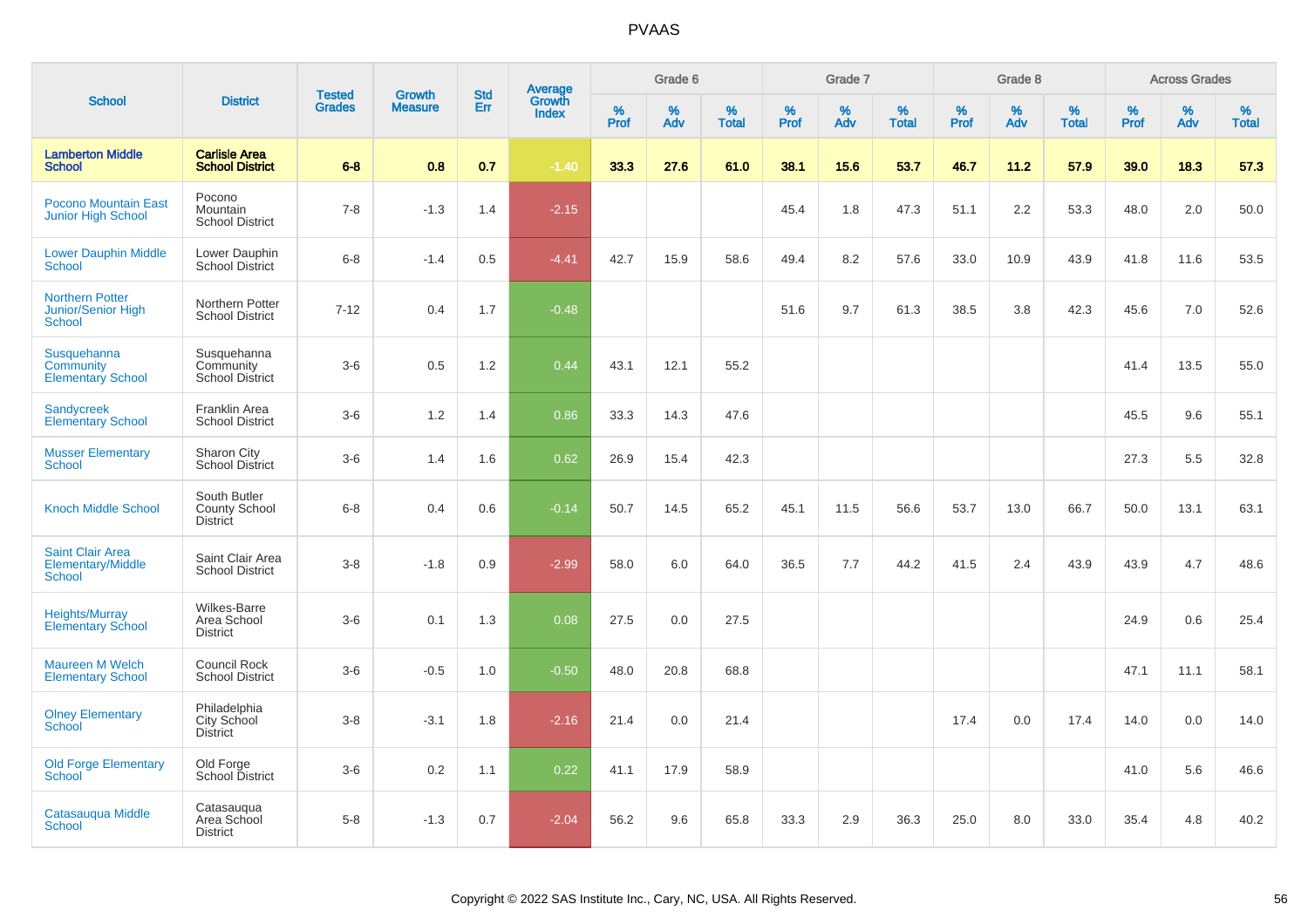# PVAAS

| School | District | Tested Grades | Growth Measure | Std Err | Average Growth Index | Grade 6 | | | Grade 7 | | | Grade 8 | | | Across Grades | | |
|---|---|---|---|---|---|---|---|---|---|---|---|---|---|---|---|---|---|
| | | | | | | % Prof | % Adv | % Total | % Prof | % Adv | % Total | % Prof | % Adv | % Total | % Prof | % Adv | % Total |
| **Lamberton Middle School** | **Carlisle Area School District** | **6-8** | **0.8** | **0.7** | **-1.40** | **33.3** | **27.6** | **61.0** | **38.1** | **15.6** | **53.7** | **46.7** | **11.2** | **57.9** | **39.0** | **18.3** | **57.3** |
| Pocono Mountain East Junior High School | Pocono Mountain School District | 7-8 | -1.3 | 1.4 | -2.15 | | | | 45.4 | 1.8 | 47.3 | 51.1 | 2.2 | 53.3 | 48.0 | 2.0 | 50.0 |
| Lower Dauphin Middle School | Lower Dauphin School District | 6-8 | -1.4 | 0.5 | -4.41 | 42.7 | 15.9 | 58.6 | 49.4 | 8.2 | 57.6 | 33.0 | 10.9 | 43.9 | 41.8 | 11.6 | 53.5 |
| Northern Potter Junior/Senior High School | Northern Potter School District | 7-12 | 0.4 | 1.7 | -0.48 | | | | 51.6 | 9.7 | 61.3 | 38.5 | 3.8 | 42.3 | 45.6 | 7.0 | 52.6 |
| Susquehanna Community Elementary School | Susquehanna Community School District | 3-6 | 0.5 | 1.2 | 0.44 | 43.1 | 12.1 | 55.2 | | | | | | | 41.4 | 13.5 | 55.0 |
| Sandycreek Elementary School | Franklin Area School District | 3-6 | 1.2 | 1.4 | 0.86 | 33.3 | 14.3 | 47.6 | | | | | | | 45.5 | 9.6 | 55.1 |
| Musser Elementary School | Sharon City School District | 3-6 | 1.4 | 1.6 | 0.62 | 26.9 | 15.4 | 42.3 | | | | | | | 27.3 | 5.5 | 32.8 |
| Knoch Middle School | South Butler County School District | 6-8 | 0.4 | 0.6 | -0.14 | 50.7 | 14.5 | 65.2 | 45.1 | 11.5 | 56.6 | 53.7 | 13.0 | 66.7 | 50.0 | 13.1 | 63.1 |
| Saint Clair Area Elementary/Middle School | Saint Clair Area School District | 3-8 | -1.8 | 0.9 | -2.99 | 58.0 | 6.0 | 64.0 | 36.5 | 7.7 | 44.2 | 41.5 | 2.4 | 43.9 | 43.9 | 4.7 | 48.6 |
| Heights/Murray Elementary School | Wilkes-Barre Area School District | 3-6 | 0.1 | 1.3 | 0.08 | 27.5 | 0.0 | 27.5 | | | | | | | 24.9 | 0.6 | 25.4 |
| Maureen M Welch Elementary School | Council Rock School District | 3-6 | -0.5 | 1.0 | -0.50 | 48.0 | 20.8 | 68.8 | | | | | | | 47.1 | 11.1 | 58.1 |
| Olney Elementary School | Philadelphia City School District | 3-8 | -3.1 | 1.8 | -2.16 | 21.4 | 0.0 | 21.4 | | | | 17.4 | 0.0 | 17.4 | 14.0 | 0.0 | 14.0 |
| Old Forge Elementary School | Old Forge School District | 3-6 | 0.2 | 1.1 | 0.22 | 41.1 | 17.9 | 58.9 | | | | | | | 41.0 | 5.6 | 46.6 |
| Catasauqua Middle School | Catasauqua Area School District | 5-8 | -1.3 | 0.7 | -2.04 | 56.2 | 9.6 | 65.8 | 33.3 | 2.9 | 36.3 | 25.0 | 8.0 | 33.0 | 35.4 | 4.8 | 40.2 |

Copyright © 2022 SAS Institute Inc., Cary, NC, USA. All Rights Reserved.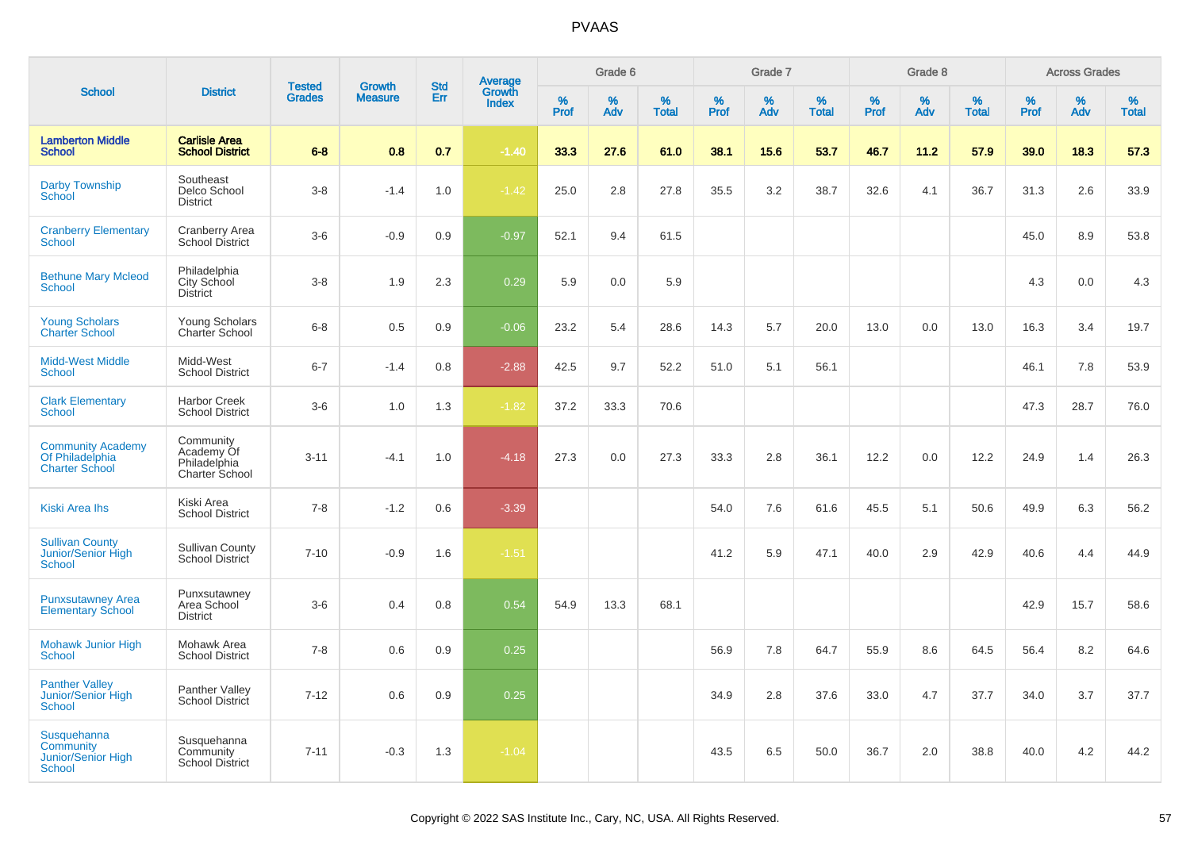# PVAAS

| School | District | Tested Grades | Growth Measure | Std Err | Average Growth Index | Grade 6 | | | Grade 7 | | | Grade 8 | | | Across Grades | | |
|---|---|---|---|---|---|---|---|---|---|---|---|---|---|---|---|---|---|
| | | | | | | % Prof | % Adv | % Total | % Prof | % Adv | % Total | % Prof | % Adv | % Total | % Prof | % Adv | % Total |
| **Lamberton Middle School** | **Carlisle Area School District** | **6-8** | **0.8** | **0.7** | **-1.40** | **33.3** | **27.6** | **61.0** | **38.1** | **15.6** | **53.7** | **46.7** | **11.2** | **57.9** | **39.0** | **18.3** | **57.3** |
| Darby Township School | Southeast Delco School District | 3-8 | -1.4 | 1.0 | -1.42 | 25.0 | 2.8 | 27.8 | 35.5 | 3.2 | 38.7 | 32.6 | 4.1 | 36.7 | 31.3 | 2.6 | 33.9 |
| Cranberry Elementary School | Cranberry Area School District | 3-6 | -0.9 | 0.9 | -0.97 | 52.1 | 9.4 | 61.5 | | | | | | | 45.0 | 8.9 | 53.8 |
| Bethune Mary Mcleod School | Philadelphia City School District | 3-8 | 1.9 | 2.3 | 0.29 | 5.9 | 0.0 | 5.9 | | | | | | | 4.3 | 0.0 | 4.3 |
| Young Scholars Charter School | Young Scholars Charter School | 6-8 | 0.5 | 0.9 | -0.06 | 23.2 | 5.4 | 28.6 | 14.3 | 5.7 | 20.0 | 13.0 | 0.0 | 13.0 | 16.3 | 3.4 | 19.7 |
| Midd-West Middle School | Midd-West School District | 6-7 | -1.4 | 0.8 | -2.88 | 42.5 | 9.7 | 52.2 | 51.0 | 5.1 | 56.1 | | | | 46.1 | 7.8 | 53.9 |
| Clark Elementary School | Harbor Creek School District | 3-6 | 1.0 | 1.3 | -1.82 | 37.2 | 33.3 | 70.6 | | | | | | | 47.3 | 28.7 | 76.0 |
| Community Academy Of Philadelphia Charter School | Community Academy Of Philadelphia Charter School | 3-11 | -4.1 | 1.0 | -4.18 | 27.3 | 0.0 | 27.3 | 33.3 | 2.8 | 36.1 | 12.2 | 0.0 | 12.2 | 24.9 | 1.4 | 26.3 |
| Kiski Area Ihs | Kiski Area School District | 7-8 | -1.2 | 0.6 | -3.39 | | | | 54.0 | 7.6 | 61.6 | 45.5 | 5.1 | 50.6 | 49.9 | 6.3 | 56.2 |
| Sullivan County Junior/Senior High School | Sullivan County School District | 7-10 | -0.9 | 1.6 | -1.51 | | | | 41.2 | 5.9 | 47.1 | 40.0 | 2.9 | 42.9 | 40.6 | 4.4 | 44.9 |
| Punxsutawney Area Elementary School | Punxsutawney Area School District | 3-6 | 0.4 | 0.8 | 0.54 | 54.9 | 13.3 | 68.1 | | | | | | | 42.9 | 15.7 | 58.6 |
| Mohawk Junior High School | Mohawk Area School District | 7-8 | 0.6 | 0.9 | 0.25 | | | | 56.9 | 7.8 | 64.7 | 55.9 | 8.6 | 64.5 | 56.4 | 8.2 | 64.6 |
| Panther Valley Junior/Senior High School | Panther Valley School District | 7-12 | 0.6 | 0.9 | 0.25 | | | | 34.9 | 2.8 | 37.6 | 33.0 | 4.7 | 37.7 | 34.0 | 3.7 | 37.7 |
| Susquehanna Community Junior/Senior High School | Susquehanna Community School District | 7-11 | -0.3 | 1.3 | -1.04 | | | | 43.5 | 6.5 | 50.0 | 36.7 | 2.0 | 38.8 | 40.0 | 4.2 | 44.2 |

Copyright © 2022 SAS Institute Inc., Cary, NC, USA. All Rights Reserved.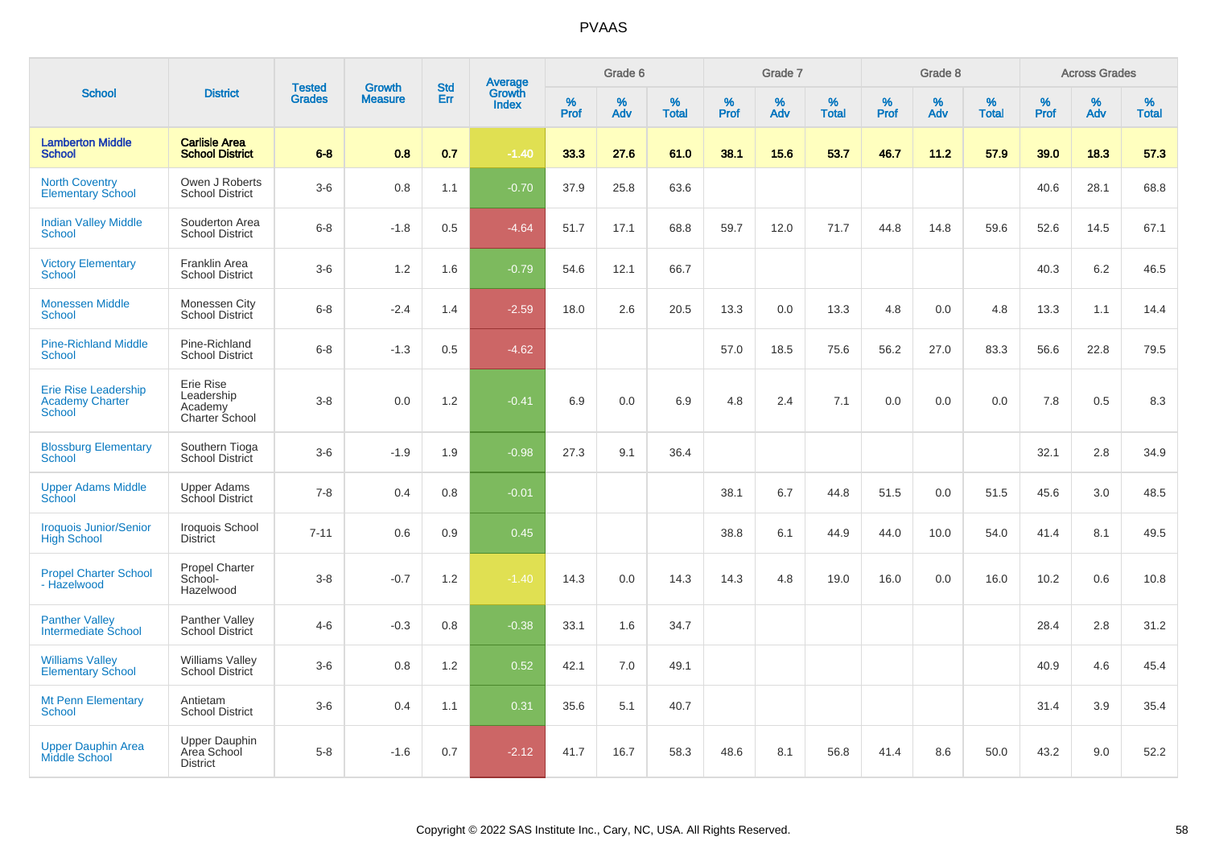# PVAAS

| School | District | Tested Grades | Growth Measure | Std Err | Average Growth Index | Grade 6 | | | Grade 7 | | | Grade 8 | | | Across Grades | | |
|---|---|---|---|---|---|---|---|---|---|---|---|---|---|---|---|---|---|
| | | | | | | % Prof | % Adv | % Total | % Prof | % Adv | % Total | % Prof | % Adv | % Total | % Prof | % Adv | % Total |
| **Lamberton Middle School** | **Carlisle Area School District** | **6-8** | **0.8** | **0.7** | **-1.40** | **33.3** | **27.6** | **61.0** | **38.1** | **15.6** | **53.7** | **46.7** | **11.2** | **57.9** | **39.0** | **18.3** | **57.3** |
| North Coventry Elementary School | Owen J Roberts School District | 3-6 | 0.8 | 1.1 | -0.70 | 37.9 | 25.8 | 63.6 | | | | | | | 40.6 | 28.1 | 68.8 |
| Indian Valley Middle School | Souderton Area School District | 6-8 | -1.8 | 0.5 | -4.64 | 51.7 | 17.1 | 68.8 | 59.7 | 12.0 | 71.7 | 44.8 | 14.8 | 59.6 | 52.6 | 14.5 | 67.1 |
| Victory Elementary School | Franklin Area School District | 3-6 | 1.2 | 1.6 | -0.79 | 54.6 | 12.1 | 66.7 | | | | | | | 40.3 | 6.2 | 46.5 |
| Monessen Middle School | Monessen City School District | 6-8 | -2.4 | 1.4 | -2.59 | 18.0 | 2.6 | 20.5 | 13.3 | 0.0 | 13.3 | 4.8 | 0.0 | 4.8 | 13.3 | 1.1 | 14.4 |
| Pine-Richland Middle School | Pine-Richland School District | 6-8 | -1.3 | 0.5 | -4.62 | | | | 57.0 | 18.5 | 75.6 | 56.2 | 27.0 | 83.3 | 56.6 | 22.8 | 79.5 |
| Erie Rise Leadership Academy Charter School | Erie Rise Leadership Academy Charter School | 3-8 | 0.0 | 1.2 | -0.41 | 6.9 | 0.0 | 6.9 | 4.8 | 2.4 | 7.1 | 0.0 | 0.0 | 0.0 | 7.8 | 0.5 | 8.3 |
| Blossburg Elementary School | Southern Tioga School District | 3-6 | -1.9 | 1.9 | -0.98 | 27.3 | 9.1 | 36.4 | | | | | | | 32.1 | 2.8 | 34.9 |
| Upper Adams Middle School | Upper Adams School District | 7-8 | 0.4 | 0.8 | -0.01 | | | | 38.1 | 6.7 | 44.8 | 51.5 | 0.0 | 51.5 | 45.6 | 3.0 | 48.5 |
| Iroquois Junior/Senior High School | Iroquois School District | 7-11 | 0.6 | 0.9 | 0.45 | | | | 38.8 | 6.1 | 44.9 | 44.0 | 10.0 | 54.0 | 41.4 | 8.1 | 49.5 |
| Propel Charter School - Hazelwood | Propel Charter School-Hazelwood | 3-8 | -0.7 | 1.2 | -1.40 | 14.3 | 0.0 | 14.3 | 14.3 | 4.8 | 19.0 | 16.0 | 0.0 | 16.0 | 10.2 | 0.6 | 10.8 |
| Panther Valley Intermediate School | Panther Valley School District | 4-6 | -0.3 | 0.8 | -0.38 | 33.1 | 1.6 | 34.7 | | | | | | | 28.4 | 2.8 | 31.2 |
| Williams Valley Elementary School | Williams Valley School District | 3-6 | 0.8 | 1.2 | 0.52 | 42.1 | 7.0 | 49.1 | | | | | | | 40.9 | 4.6 | 45.4 |
| Mt Penn Elementary School | Antietam School District | 3-6 | 0.4 | 1.1 | 0.31 | 35.6 | 5.1 | 40.7 | | | | | | | 31.4 | 3.9 | 35.4 |
| Upper Dauphin Area Middle School | Upper Dauphin Area School District | 5-8 | -1.6 | 0.7 | -2.12 | 41.7 | 16.7 | 58.3 | 48.6 | 8.1 | 56.8 | 41.4 | 8.6 | 50.0 | 43.2 | 9.0 | 52.2 |

Copyright © 2022 SAS Institute Inc., Cary, NC, USA. All Rights Reserved.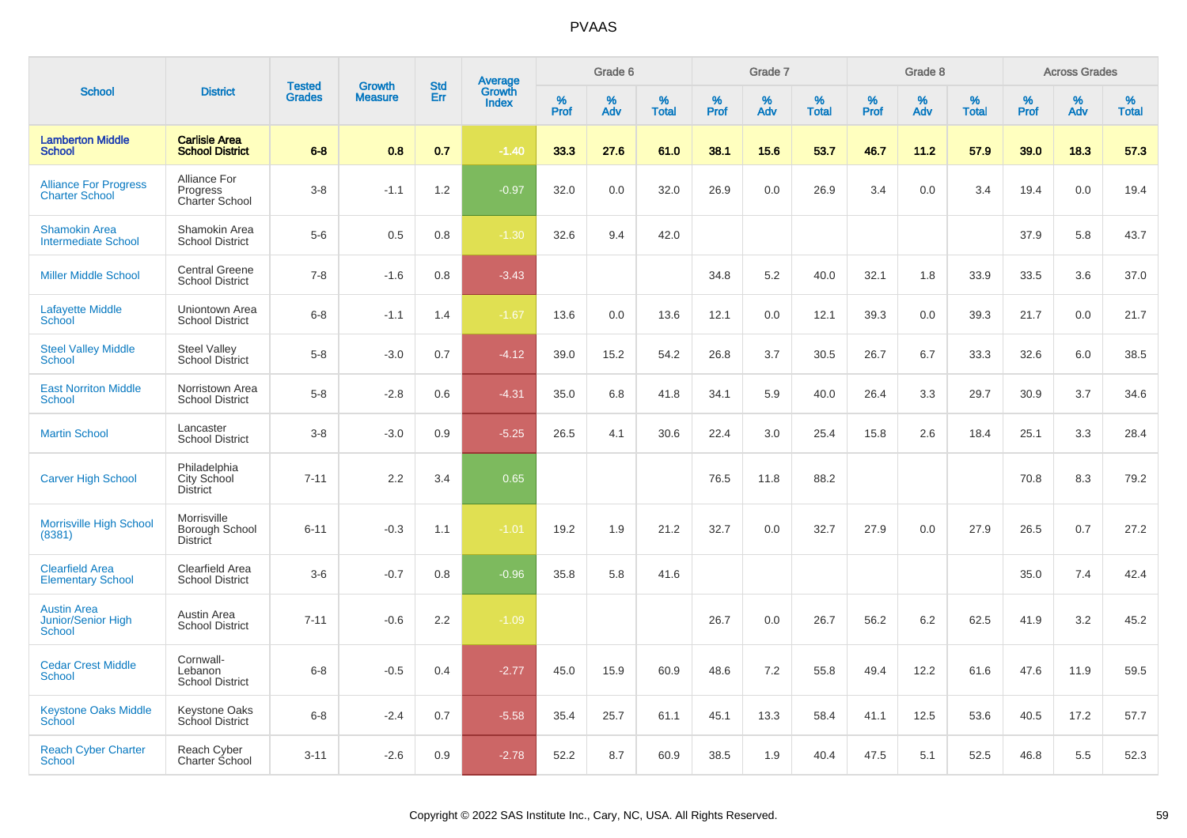# PVAAS

| School | District | Tested Grades | Growth Measure | Std Err | Average Growth Index | Grade 6 | | | Grade 7 | | | Grade 8 | | | Across Grades | | |
|---|---|---|---|---|---|---|---|---|---|---|---|---|---|---|---|---|---|
| | | | | | | % Prof | % Adv | % Total | % Prof | % Adv | % Total | % Prof | % Adv | % Total | % Prof | % Adv | % Total |
| **Lamberton Middle School** | **Carlisle Area School District** | **6-8** | **0.8** | **0.7** | **-1.40** | **33.3** | **27.6** | **61.0** | **38.1** | **15.6** | **53.7** | **46.7** | **11.2** | **57.9** | **39.0** | **18.3** | **57.3** |
| Alliance For Progress Charter School | Alliance For Progress Charter School | 3-8 | -1.1 | 1.2 | -0.97 | 32.0 | 0.0 | 32.0 | 26.9 | 0.0 | 26.9 | 3.4 | 0.0 | 3.4 | 19.4 | 0.0 | 19.4 |
| Shamokin Area Intermediate School | Shamokin Area School District | 5-6 | 0.5 | 0.8 | -1.30 | 32.6 | 9.4 | 42.0 | | | | | | | 37.9 | 5.8 | 43.7 |
| Miller Middle School | Central Greene School District | 7-8 | -1.6 | 0.8 | -3.43 | | | | 34.8 | 5.2 | 40.0 | 32.1 | 1.8 | 33.9 | 33.5 | 3.6 | 37.0 |
| Lafayette Middle School | Uniontown Area School District | 6-8 | -1.1 | 1.4 | -1.67 | 13.6 | 0.0 | 13.6 | 12.1 | 0.0 | 12.1 | 39.3 | 0.0 | 39.3 | 21.7 | 0.0 | 21.7 |
| Steel Valley Middle School | Steel Valley School District | 5-8 | -3.0 | 0.7 | -4.12 | 39.0 | 15.2 | 54.2 | 26.8 | 3.7 | 30.5 | 26.7 | 6.7 | 33.3 | 32.6 | 6.0 | 38.5 |
| East Norriton Middle School | Norristown Area School District | 5-8 | -2.8 | 0.6 | -4.31 | 35.0 | 6.8 | 41.8 | 34.1 | 5.9 | 40.0 | 26.4 | 3.3 | 29.7 | 30.9 | 3.7 | 34.6 |
| Martin School | Lancaster School District | 3-8 | -3.0 | 0.9 | -5.25 | 26.5 | 4.1 | 30.6 | 22.4 | 3.0 | 25.4 | 15.8 | 2.6 | 18.4 | 25.1 | 3.3 | 28.4 |
| Carver High School | Philadelphia City School District | 7-11 | 2.2 | 3.4 | 0.65 | | | | 76.5 | 11.8 | 88.2 | | | | 70.8 | 8.3 | 79.2 |
| Morrisville High School (8381) | Morrisville Borough School District | 6-11 | -0.3 | 1.1 | -1.01 | 19.2 | 1.9 | 21.2 | 32.7 | 0.0 | 32.7 | 27.9 | 0.0 | 27.9 | 26.5 | 0.7 | 27.2 |
| Clearfield Area Elementary School | Clearfield Area School District | 3-6 | -0.7 | 0.8 | -0.96 | 35.8 | 5.8 | 41.6 | | | | | | | 35.0 | 7.4 | 42.4 |
| Austin Area Junior/Senior High School | Austin Area School District | 7-11 | -0.6 | 2.2 | -1.09 | | | | 26.7 | 0.0 | 26.7 | 56.2 | 6.2 | 62.5 | 41.9 | 3.2 | 45.2 |
| Cedar Crest Middle School | Cornwall-Lebanon School District | 6-8 | -0.5 | 0.4 | -2.77 | 45.0 | 15.9 | 60.9 | 48.6 | 7.2 | 55.8 | 49.4 | 12.2 | 61.6 | 47.6 | 11.9 | 59.5 |
| Keystone Oaks Middle School | Keystone Oaks School District | 6-8 | -2.4 | 0.7 | -5.58 | 35.4 | 25.7 | 61.1 | 45.1 | 13.3 | 58.4 | 41.1 | 12.5 | 53.6 | 40.5 | 17.2 | 57.7 |
| Reach Cyber Charter School | Reach Cyber Charter School | 3-11 | -2.6 | 0.9 | -2.78 | 52.2 | 8.7 | 60.9 | 38.5 | 1.9 | 40.4 | 47.5 | 5.1 | 52.5 | 46.8 | 5.5 | 52.3 |

Copyright © 2022 SAS Institute Inc., Cary, NC, USA. All Rights Reserved.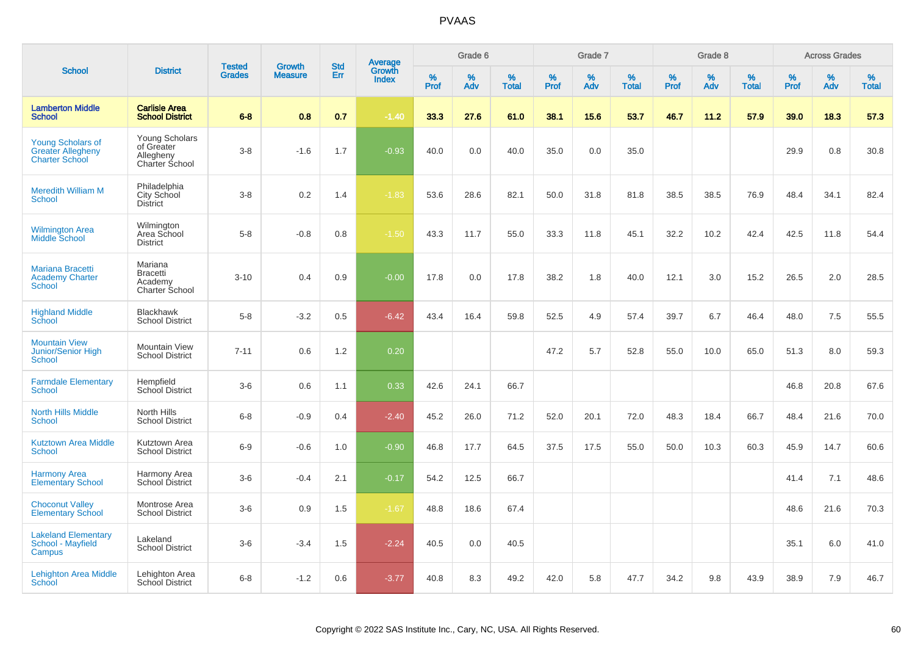PVAAS

| School | District | Tested Grades | Growth Measure | Std Err | Average Growth Index | Grade 6 | | | Grade 7 | | | Grade 8 | | | Across Grades | | |
|---|---|---|---|---|---|---|---|---|---|---|---|---|---|---|---|---|---|
| | | | | | | % Prof | % Adv | % Total | % Prof | % Adv | % Total | % Prof | % Adv | % Total | % Prof | % Adv | % Total |
| **Lamberton Middle School** | **Carlisle Area School District** | **6-8** | **0.8** | **0.7** | **-1.40** | **33.3** | **27.6** | **61.0** | **38.1** | **15.6** | **53.7** | **46.7** | **11.2** | **57.9** | **39.0** | **18.3** | **57.3** |
| Young Scholars of Greater Allegheny Charter School | Young Scholars of Greater Allegheny Charter School | 3-8 | -1.6 | 1.7 | -0.93 | 40.0 | 0.0 | 40.0 | 35.0 | 0.0 | 35.0 | | | | 29.9 | 0.8 | 30.8 |
| Meredith William M School | Philadelphia City School District | 3-8 | 0.2 | 1.4 | -1.83 | 53.6 | 28.6 | 82.1 | 50.0 | 31.8 | 81.8 | 38.5 | 38.5 | 76.9 | 48.4 | 34.1 | 82.4 |
| Wilmington Area Middle School | Wilmington Area School District | 5-8 | -0.8 | 0.8 | -1.50 | 43.3 | 11.7 | 55.0 | 33.3 | 11.8 | 45.1 | 32.2 | 10.2 | 42.4 | 42.5 | 11.8 | 54.4 |
| Mariana Bracetti Academy Charter School | Mariana Bracetti Academy Charter School | 3-10 | 0.4 | 0.9 | -0.00 | 17.8 | 0.0 | 17.8 | 38.2 | 1.8 | 40.0 | 12.1 | 3.0 | 15.2 | 26.5 | 2.0 | 28.5 |
| Highland Middle School | Blackhawk School District | 5-8 | -3.2 | 0.5 | -6.42 | 43.4 | 16.4 | 59.8 | 52.5 | 4.9 | 57.4 | 39.7 | 6.7 | 46.4 | 48.0 | 7.5 | 55.5 |
| Mountain View Junior/Senior High School | Mountain View School District | 7-11 | 0.6 | 1.2 | 0.20 | | | | 47.2 | 5.7 | 52.8 | 55.0 | 10.0 | 65.0 | 51.3 | 8.0 | 59.3 |
| Farmdale Elementary School | Hempfield School District | 3-6 | 0.6 | 1.1 | 0.33 | 42.6 | 24.1 | 66.7 | | | | | | | 46.8 | 20.8 | 67.6 |
| North Hills Middle School | North Hills School District | 6-8 | -0.9 | 0.4 | -2.40 | 45.2 | 26.0 | 71.2 | 52.0 | 20.1 | 72.0 | 48.3 | 18.4 | 66.7 | 48.4 | 21.6 | 70.0 |
| Kutztown Area Middle School | Kutztown Area School District | 6-9 | -0.6 | 1.0 | -0.90 | 46.8 | 17.7 | 64.5 | 37.5 | 17.5 | 55.0 | 50.0 | 10.3 | 60.3 | 45.9 | 14.7 | 60.6 |
| Harmony Area Elementary School | Harmony Area School District | 3-6 | -0.4 | 2.1 | -0.17 | 54.2 | 12.5 | 66.7 | | | | | | | 41.4 | 7.1 | 48.6 |
| Choconut Valley Elementary School | Montrose Area School District | 3-6 | 0.9 | 1.5 | -1.67 | 48.8 | 18.6 | 67.4 | | | | | | | 48.6 | 21.6 | 70.3 |
| Lakeland Elementary School - Mayfield Campus | Lakeland School District | 3-6 | -3.4 | 1.5 | -2.24 | 40.5 | 0.0 | 40.5 | | | | | | | 35.1 | 6.0 | 41.0 |
| Lehighton Area Middle School | Lehighton Area School District | 6-8 | -1.2 | 0.6 | -3.77 | 40.8 | 8.3 | 49.2 | 42.0 | 5.8 | 47.7 | 34.2 | 9.8 | 43.9 | 38.9 | 7.9 | 46.7 |

Copyright © 2022 SAS Institute Inc., Cary, NC, USA. All Rights Reserved.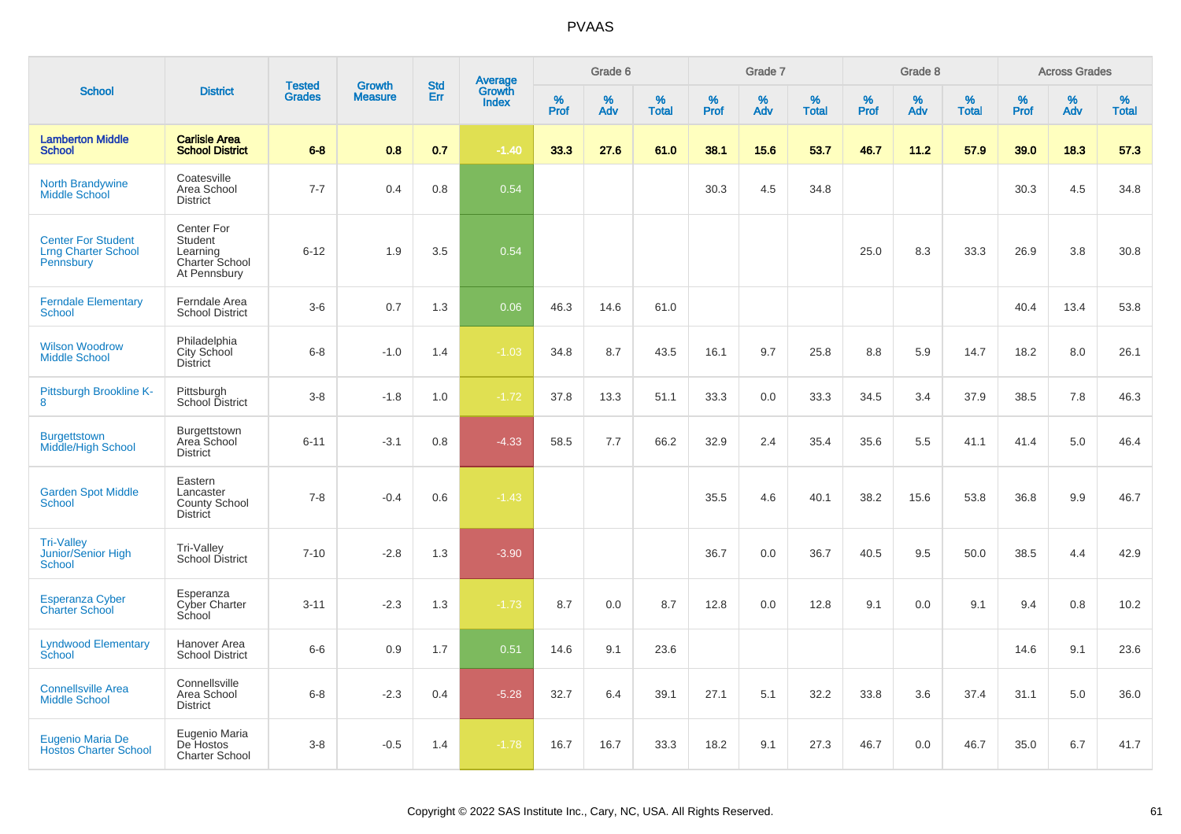# PVAAS

| School | District | Tested Grades | Growth Measure | Std Err | Average Growth Index | Grade 6 | | | Grade 7 | | | Grade 8 | | | Across Grades | | |
|---|---|---|---|---|---|---|---|---|---|---|---|---|---|---|---|---|---|
| | | | | | | % Prof | % Adv | % Total | % Prof | % Adv | % Total | % Prof | % Adv | % Total | % Prof | % Adv | % Total |
| **Lamberton Middle School** | **Carlisle Area School District** | **6-8** | **0.8** | **0.7** | **-1.40** | **33.3** | **27.6** | **61.0** | **38.1** | **15.6** | **53.7** | **46.7** | **11.2** | **57.9** | **39.0** | **18.3** | **57.3** |
| North Brandywine Middle School | Coatesville Area School District | 7-7 | 0.4 | 0.8 | 0.54 | | | | 30.3 | 4.5 | 34.8 | | | | 30.3 | 4.5 | 34.8 |
| Center For Student Lrng Charter School Pennsbury | Center For Student Learning Charter School At Pennsbury | 6-12 | 1.9 | 3.5 | 0.54 | | | | | | | 25.0 | 8.3 | 33.3 | 26.9 | 3.8 | 30.8 |
| Ferndale Elementary School | Ferndale Area School District | 3-6 | 0.7 | 1.3 | 0.06 | 46.3 | 14.6 | 61.0 | | | | | | | 40.4 | 13.4 | 53.8 |
| Wilson Woodrow Middle School | Philadelphia City School District | 6-8 | -1.0 | 1.4 | -1.03 | 34.8 | 8.7 | 43.5 | 16.1 | 9.7 | 25.8 | 8.8 | 5.9 | 14.7 | 18.2 | 8.0 | 26.1 |
| Pittsburgh Brookline K-8 | Pittsburgh School District | 3-8 | -1.8 | 1.0 | -1.72 | 37.8 | 13.3 | 51.1 | 33.3 | 0.0 | 33.3 | 34.5 | 3.4 | 37.9 | 38.5 | 7.8 | 46.3 |
| Burgettstown Middle/High School | Burgettstown Area School District | 6-11 | -3.1 | 0.8 | -4.33 | 58.5 | 7.7 | 66.2 | 32.9 | 2.4 | 35.4 | 35.6 | 5.5 | 41.1 | 41.4 | 5.0 | 46.4 |
| Garden Spot Middle School | Eastern Lancaster County School District | 7-8 | -0.4 | 0.6 | -1.43 | | | | 35.5 | 4.6 | 40.1 | 38.2 | 15.6 | 53.8 | 36.8 | 9.9 | 46.7 |
| Tri-Valley Junior/Senior High School | Tri-Valley School District | 7-10 | -2.8 | 1.3 | -3.90 | | | | 36.7 | 0.0 | 36.7 | 40.5 | 9.5 | 50.0 | 38.5 | 4.4 | 42.9 |
| Esperanza Cyber Charter School | Esperanza Cyber Charter School | 3-11 | -2.3 | 1.3 | -1.73 | 8.7 | 0.0 | 8.7 | 12.8 | 0.0 | 12.8 | 9.1 | 0.0 | 9.1 | 9.4 | 0.8 | 10.2 |
| Lyndwood Elementary School | Hanover Area School District | 6-6 | 0.9 | 1.7 | 0.51 | 14.6 | 9.1 | 23.6 | | | | | | | 14.6 | 9.1 | 23.6 |
| Connellsville Area Middle School | Connellsville Area School District | 6-8 | -2.3 | 0.4 | -5.28 | 32.7 | 6.4 | 39.1 | 27.1 | 5.1 | 32.2 | 33.8 | 3.6 | 37.4 | 31.1 | 5.0 | 36.0 |
| Eugenio Maria De Hostos Charter School | Eugenio Maria De Hostos Charter School | 3-8 | -0.5 | 1.4 | -1.78 | 16.7 | 16.7 | 33.3 | 18.2 | 9.1 | 27.3 | 46.7 | 0.0 | 46.7 | 35.0 | 6.7 | 41.7 |

Copyright © 2022 SAS Institute Inc., Cary, NC, USA. All Rights Reserved.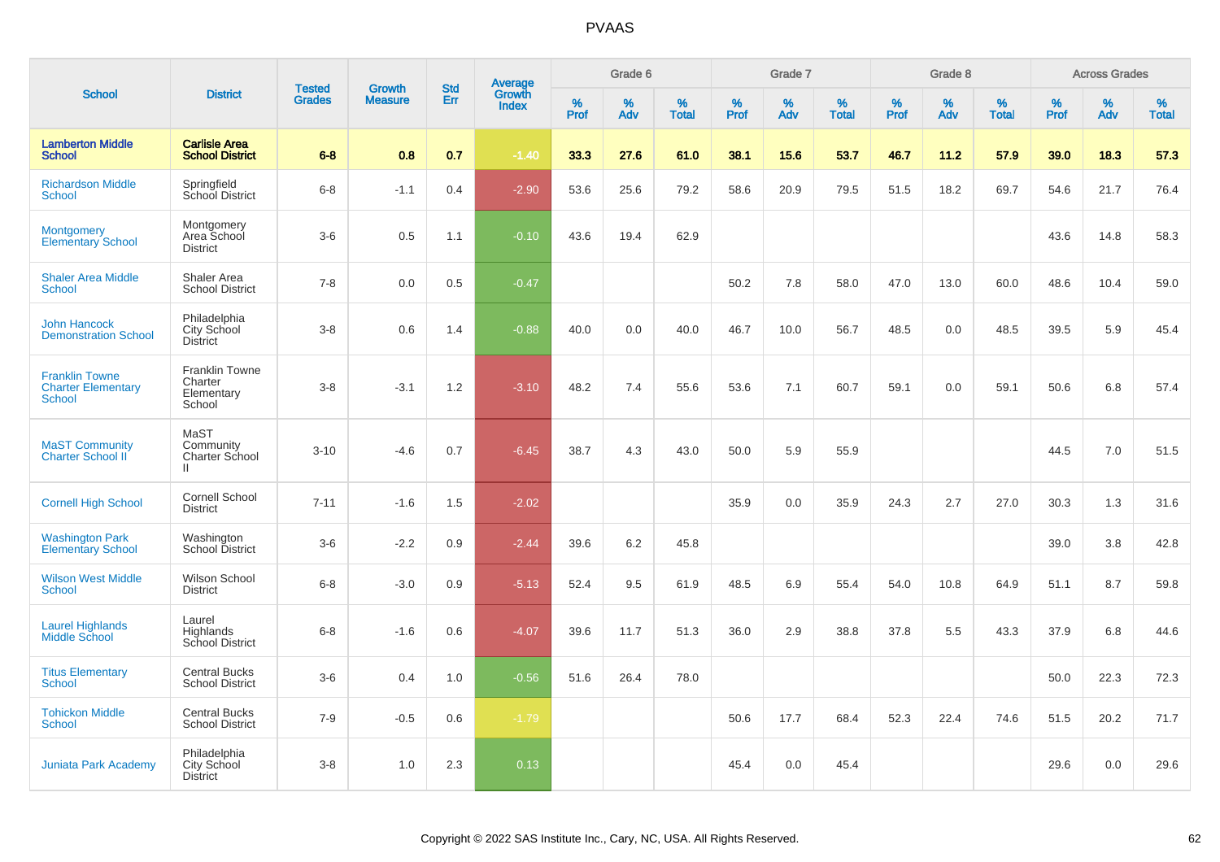# PVAAS

| School | District | Tested Grades | Growth Measure | Std Err | Average Growth Index | Grade 6 | | | Grade 7 | | | Grade 8 | | | Across Grades | | |
|---|---|---|---|---|---|---|---|---|---|---|---|---|---|---|---|---|---|
| | | | | | | % Prof | % Adv | % Total | % Prof | % Adv | % Total | % Prof | % Adv | % Total | % Prof | % Adv | % Total |
| **Lamberton Middle School** | **Carlisle Area School District** | **6-8** | **0.8** | **0.7** | **-1.40** | **33.3** | **27.6** | **61.0** | **38.1** | **15.6** | **53.7** | **46.7** | **11.2** | **57.9** | **39.0** | **18.3** | **57.3** |
| Richardson Middle School | Springfield School District | 6-8 | -1.1 | 0.4 | -2.90 | 53.6 | 25.6 | 79.2 | 58.6 | 20.9 | 79.5 | 51.5 | 18.2 | 69.7 | 54.6 | 21.7 | 76.4 |
| Montgomery Elementary School | Montgomery Area School District | 3-6 | 0.5 | 1.1 | -0.10 | 43.6 | 19.4 | 62.9 | | | | | | | 43.6 | 14.8 | 58.3 |
| Shaler Area Middle School | Shaler Area School District | 7-8 | 0.0 | 0.5 | -0.47 | | | | 50.2 | 7.8 | 58.0 | 47.0 | 13.0 | 60.0 | 48.6 | 10.4 | 59.0 |
| John Hancock Demonstration School | Philadelphia City School District | 3-8 | 0.6 | 1.4 | -0.88 | 40.0 | 0.0 | 40.0 | 46.7 | 10.0 | 56.7 | 48.5 | 0.0 | 48.5 | 39.5 | 5.9 | 45.4 |
| Franklin Towne Charter Elementary School | Franklin Towne Charter Elementary School | 3-8 | -3.1 | 1.2 | -3.10 | 48.2 | 7.4 | 55.6 | 53.6 | 7.1 | 60.7 | 59.1 | 0.0 | 59.1 | 50.6 | 6.8 | 57.4 |
| MaST Community Charter School II | MaST Community Charter School II | 3-10 | -4.6 | 0.7 | -6.45 | 38.7 | 4.3 | 43.0 | 50.0 | 5.9 | 55.9 | | | | 44.5 | 7.0 | 51.5 |
| Cornell High School | Cornell School District | 7-11 | -1.6 | 1.5 | -2.02 | | | | 35.9 | 0.0 | 35.9 | 24.3 | 2.7 | 27.0 | 30.3 | 1.3 | 31.6 |
| Washington Park Elementary School | Washington School District | 3-6 | -2.2 | 0.9 | -2.44 | 39.6 | 6.2 | 45.8 | | | | | | | 39.0 | 3.8 | 42.8 |
| Wilson West Middle School | Wilson School District | 6-8 | -3.0 | 0.9 | -5.13 | 52.4 | 9.5 | 61.9 | 48.5 | 6.9 | 55.4 | 54.0 | 10.8 | 64.9 | 51.1 | 8.7 | 59.8 |
| Laurel Highlands Middle School | Laurel Highlands School District | 6-8 | -1.6 | 0.6 | -4.07 | 39.6 | 11.7 | 51.3 | 36.0 | 2.9 | 38.8 | 37.8 | 5.5 | 43.3 | 37.9 | 6.8 | 44.6 |
| Titus Elementary School | Central Bucks School District | 3-6 | 0.4 | 1.0 | -0.56 | 51.6 | 26.4 | 78.0 | | | | | | | 50.0 | 22.3 | 72.3 |
| Tohickon Middle School | Central Bucks School District | 7-9 | -0.5 | 0.6 | -1.79 | | | | 50.6 | 17.7 | 68.4 | 52.3 | 22.4 | 74.6 | 51.5 | 20.2 | 71.7 |
| Juniata Park Academy | Philadelphia City School District | 3-8 | 1.0 | 2.3 | 0.13 | | | | 45.4 | 0.0 | 45.4 | | | | 29.6 | 0.0 | 29.6 |

Copyright © 2022 SAS Institute Inc., Cary, NC, USA. All Rights Reserved.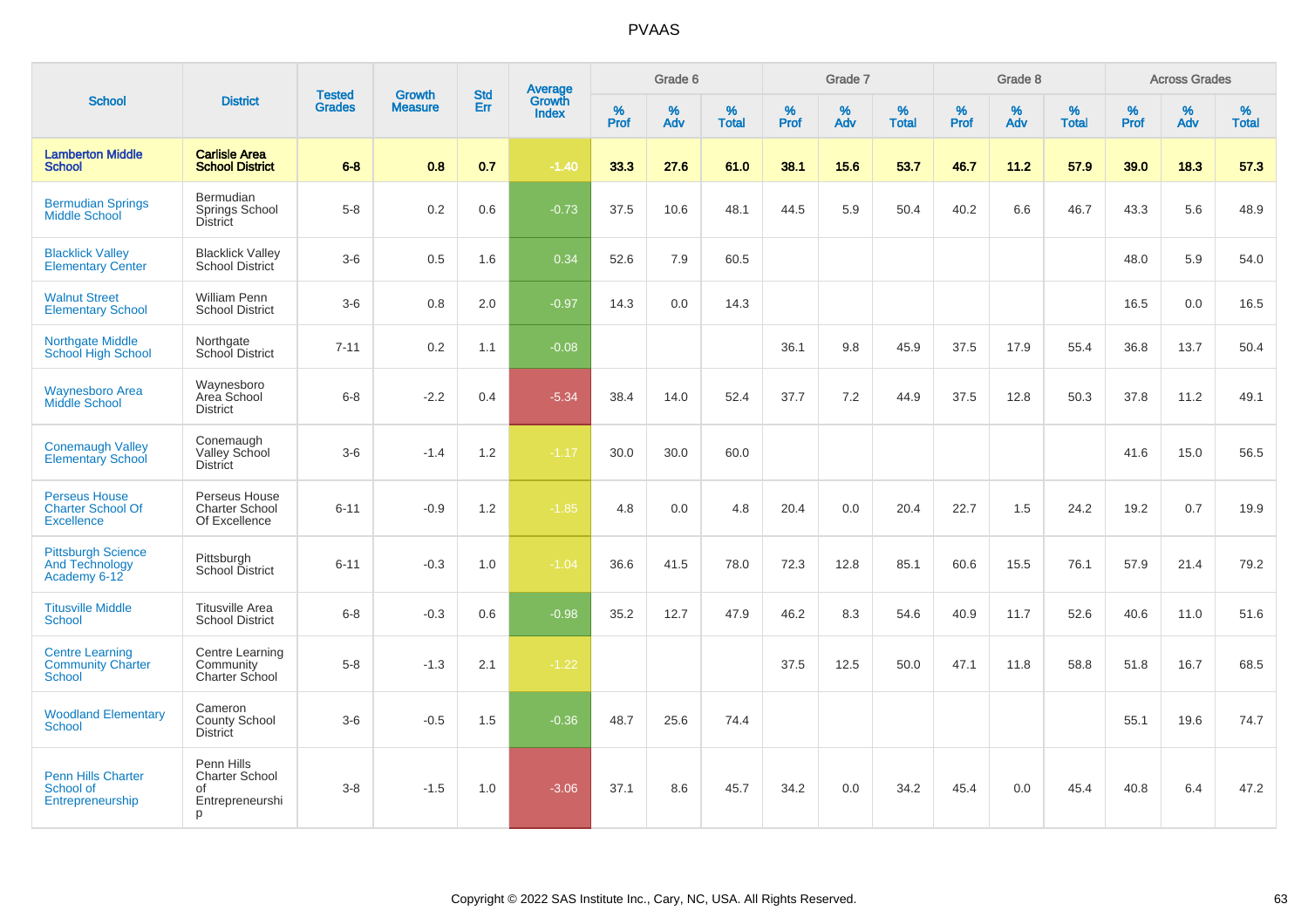# PVAAS

| School | District | Tested Grades | Growth Measure | Std Err | Average Growth Index | Grade 6 | | | Grade 7 | | | Grade 8 | | | Across Grades | | |
|---|---|---|---|---|---|---|---|---|---|---|---|---|---|---|---|---|---|
| | | | | | | % Prof | % Adv | % Total | % Prof | % Adv | % Total | % Prof | % Adv | % Total | % Prof | % Adv | % Total |
| **Lamberton Middle School** | **Carlisle Area School District** | **6-8** | **0.8** | **0.7** | **-1.40** | **33.3** | **27.6** | **61.0** | **38.1** | **15.6** | **53.7** | **46.7** | **11.2** | **57.9** | **39.0** | **18.3** | **57.3** |
| Bermudian Springs Middle School | Bermudian Springs School District | 5-8 | 0.2 | 0.6 | -0.73 | 37.5 | 10.6 | 48.1 | 44.5 | 5.9 | 50.4 | 40.2 | 6.6 | 46.7 | 43.3 | 5.6 | 48.9 |
| Blacklick Valley Elementary Center | Blacklick Valley School District | 3-6 | 0.5 | 1.6 | 0.34 | 52.6 | 7.9 | 60.5 | | | | | | | 48.0 | 5.9 | 54.0 |
| Walnut Street Elementary School | William Penn School District | 3-6 | 0.8 | 2.0 | -0.97 | 14.3 | 0.0 | 14.3 | | | | | | | 16.5 | 0.0 | 16.5 |
| Northgate Middle School High School | Northgate School District | 7-11 | 0.2 | 1.1 | -0.08 | | | | 36.1 | 9.8 | 45.9 | 37.5 | 17.9 | 55.4 | 36.8 | 13.7 | 50.4 |
| Waynesboro Area Middle School | Waynesboro Area School District | 6-8 | -2.2 | 0.4 | -5.34 | 38.4 | 14.0 | 52.4 | 37.7 | 7.2 | 44.9 | 37.5 | 12.8 | 50.3 | 37.8 | 11.2 | 49.1 |
| Conemaugh Valley Elementary School | Conemaugh Valley School District | 3-6 | -1.4 | 1.2 | -1.17 | 30.0 | 30.0 | 60.0 | | | | | | | 41.6 | 15.0 | 56.5 |
| Perseus House Charter School Of Excellence | Perseus House Charter School Of Excellence | 6-11 | -0.9 | 1.2 | -1.85 | 4.8 | 0.0 | 4.8 | 20.4 | 0.0 | 20.4 | 22.7 | 1.5 | 24.2 | 19.2 | 0.7 | 19.9 |
| Pittsburgh Science And Technology Academy 6-12 | Pittsburgh School District | 6-11 | -0.3 | 1.0 | -1.04 | 36.6 | 41.5 | 78.0 | 72.3 | 12.8 | 85.1 | 60.6 | 15.5 | 76.1 | 57.9 | 21.4 | 79.2 |
| Titusville Middle School | Titusville Area School District | 6-8 | -0.3 | 0.6 | -0.98 | 35.2 | 12.7 | 47.9 | 46.2 | 8.3 | 54.6 | 40.9 | 11.7 | 52.6 | 40.6 | 11.0 | 51.6 |
| Centre Learning Community Charter School | Centre Learning Community Charter School | 5-8 | -1.3 | 2.1 | -1.22 | | | | 37.5 | 12.5 | 50.0 | 47.1 | 11.8 | 58.8 | 51.8 | 16.7 | 68.5 |
| Woodland Elementary School | Cameron County School District | 3-6 | -0.5 | 1.5 | -0.36 | 48.7 | 25.6 | 74.4 | | | | | | | 55.1 | 19.6 | 74.7 |
| Penn Hills Charter School of Entrepreneurship | Penn Hills Charter School of Entrepreneurship | 3-8 | -1.5 | 1.0 | -3.06 | 37.1 | 8.6 | 45.7 | 34.2 | 0.0 | 34.2 | 45.4 | 0.0 | 45.4 | 40.8 | 6.4 | 47.2 |

Copyright © 2022 SAS Institute Inc., Cary, NC, USA. All Rights Reserved.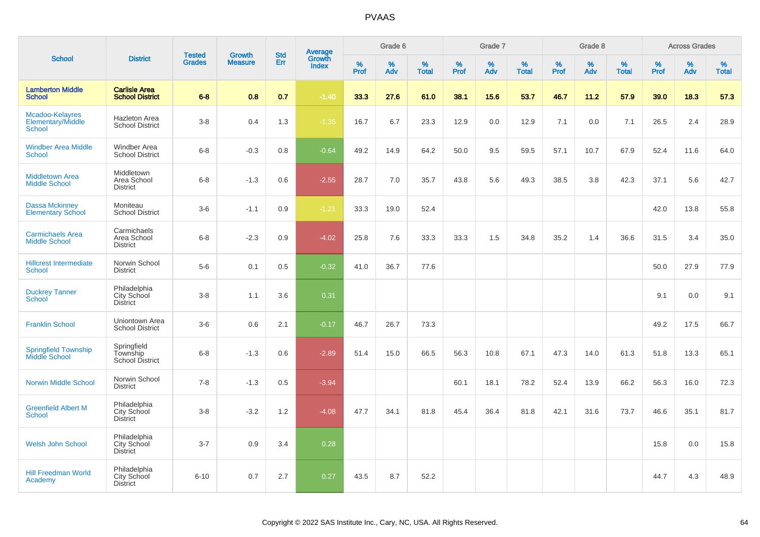# PVAAS

| School | District | Tested Grades | Growth Measure | Std Err | Average Growth Index | Grade 6 | | | Grade 7 | | | Grade 8 | | | Across Grades | | |
|---|---|---|---|---|---|---|---|---|---|---|---|---|---|---|---|---|---|
| | | | | | | % Prof | % Adv | % Total | % Prof | % Adv | % Total | % Prof | % Adv | % Total | % Prof | % Adv | % Total |
| **Lamberton Middle School** | **Carlisle Area School District** | **6-8** | **0.8** | **0.7** | **-1.40** | **33.3** | **27.6** | **61.0** | **38.1** | **15.6** | **53.7** | **46.7** | **11.2** | **57.9** | **39.0** | **18.3** | **57.3** |
| Mcadoo-Kelayres Elementary/Middle School | Hazleton Area School District | 3-8 | 0.4 | 1.3 | -1.35 | 16.7 | 6.7 | 23.3 | 12.9 | 0.0 | 12.9 | 7.1 | 0.0 | 7.1 | 26.5 | 2.4 | 28.9 |
| Windber Area Middle School | Windber Area School District | 6-8 | -0.3 | 0.8 | -0.64 | 49.2 | 14.9 | 64.2 | 50.0 | 9.5 | 59.5 | 57.1 | 10.7 | 67.9 | 52.4 | 11.6 | 64.0 |
| Middletown Area Middle School | Middletown Area School District | 6-8 | -1.3 | 0.6 | -2.55 | 28.7 | 7.0 | 35.7 | 43.8 | 5.6 | 49.3 | 38.5 | 3.8 | 42.3 | 37.1 | 5.6 | 42.7 |
| Dassa Mckinney Elementary School | Moniteau School District | 3-6 | -1.1 | 0.9 | -1.21 | 33.3 | 19.0 | 52.4 | | | | | | | 42.0 | 13.8 | 55.8 |
| Carmichaels Area Middle School | Carmichaels Area School District | 6-8 | -2.3 | 0.9 | -4.02 | 25.8 | 7.6 | 33.3 | 33.3 | 1.5 | 34.8 | 35.2 | 1.4 | 36.6 | 31.5 | 3.4 | 35.0 |
| Hillcrest Intermediate School | Norwin School District | 5-6 | 0.1 | 0.5 | -0.32 | 41.0 | 36.7 | 77.6 | | | | | | | 50.0 | 27.9 | 77.9 |
| Duckrey Tanner School | Philadelphia City School District | 3-8 | 1.1 | 3.6 | 0.31 | | | | | | | | | | 9.1 | 0.0 | 9.1 |
| Franklin School | Uniontown Area School District | 3-6 | 0.6 | 2.1 | -0.17 | 46.7 | 26.7 | 73.3 | | | | | | | 49.2 | 17.5 | 66.7 |
| Springfield Township Middle School | Springfield Township School District | 6-8 | -1.3 | 0.6 | -2.89 | 51.4 | 15.0 | 66.5 | 56.3 | 10.8 | 67.1 | 47.3 | 14.0 | 61.3 | 51.8 | 13.3 | 65.1 |
| Norwin Middle School | Norwin School District | 7-8 | -1.3 | 0.5 | -3.94 | | | | 60.1 | 18.1 | 78.2 | 52.4 | 13.9 | 66.2 | 56.3 | 16.0 | 72.3 |
| Greenfield Albert M School | Philadelphia City School District | 3-8 | -3.2 | 1.2 | -4.08 | 47.7 | 34.1 | 81.8 | 45.4 | 36.4 | 81.8 | 42.1 | 31.6 | 73.7 | 46.6 | 35.1 | 81.7 |
| Welsh John School | Philadelphia City School District | 3-7 | 0.9 | 3.4 | 0.28 | | | | | | | | | | 15.8 | 0.0 | 15.8 |
| Hill Freedman World Academy | Philadelphia City School District | 6-10 | 0.7 | 2.7 | 0.27 | 43.5 | 8.7 | 52.2 | | | | | | | 44.7 | 4.3 | 48.9 |

Copyright © 2022 SAS Institute Inc., Cary, NC, USA. All Rights Reserved.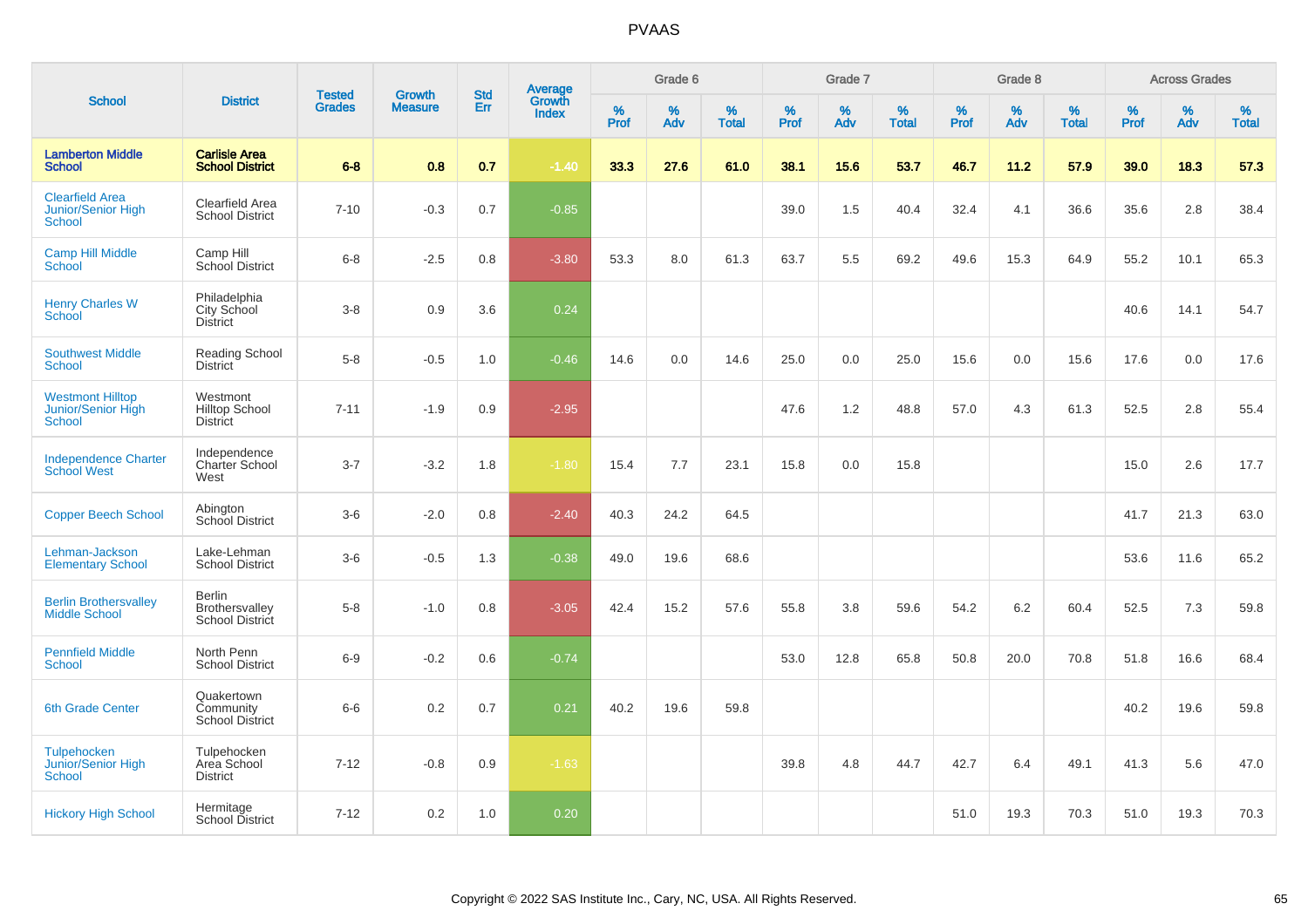# PVAAS

| School | District | Tested Grades | Growth Measure | Std Err | Average Growth Index | Grade 6 | | | Grade 7 | | | Grade 8 | | | Across Grades | | |
|---|---|---|---|---|---|---|---|---|---|---|---|---|---|---|---|---|---|
| | | | | | | % Prof | % Adv | % Total | % Prof | % Adv | % Total | % Prof | % Adv | % Total | % Prof | % Adv | % Total |
| **Lamberton Middle School** | **Carlisle Area School District** | **6-8** | **0.8** | **0.7** | **-1.40** | **33.3** | **27.6** | **61.0** | **38.1** | **15.6** | **53.7** | **46.7** | **11.2** | **57.9** | **39.0** | **18.3** | **57.3** |
| Clearfield Area Junior/Senior High School | Clearfield Area School District | 7-10 | -0.3 | 0.7 | -0.85 | | | | 39.0 | 1.5 | 40.4 | 32.4 | 4.1 | 36.6 | 35.6 | 2.8 | 38.4 |
| Camp Hill Middle School | Camp Hill School District | 6-8 | -2.5 | 0.8 | -3.80 | 53.3 | 8.0 | 61.3 | 63.7 | 5.5 | 69.2 | 49.6 | 15.3 | 64.9 | 55.2 | 10.1 | 65.3 |
| Henry Charles W School | Philadelphia City School District | 3-8 | 0.9 | 3.6 | 0.24 | | | | | | | | | | 40.6 | 14.1 | 54.7 |
| Southwest Middle School | Reading School District | 5-8 | -0.5 | 1.0 | -0.46 | 14.6 | 0.0 | 14.6 | 25.0 | 0.0 | 25.0 | 15.6 | 0.0 | 15.6 | 17.6 | 0.0 | 17.6 |
| Westmont Hilltop Junior/Senior High School | Westmont Hilltop School District | 7-11 | -1.9 | 0.9 | -2.95 | | | | 47.6 | 1.2 | 48.8 | 57.0 | 4.3 | 61.3 | 52.5 | 2.8 | 55.4 |
| Independence Charter School West | Independence Charter School West | 3-7 | -3.2 | 1.8 | -1.80 | 15.4 | 7.7 | 23.1 | 15.8 | 0.0 | 15.8 | | | | 15.0 | 2.6 | 17.7 |
| Copper Beech School | Abington School District | 3-6 | -2.0 | 0.8 | -2.40 | 40.3 | 24.2 | 64.5 | | | | | | | 41.7 | 21.3 | 63.0 |
| Lehman-Jackson Elementary School | Lake-Lehman School District | 3-6 | -0.5 | 1.3 | -0.38 | 49.0 | 19.6 | 68.6 | | | | | | | 53.6 | 11.6 | 65.2 |
| Berlin Brothersvalley Middle School | Berlin Brothersvalley School District | 5-8 | -1.0 | 0.8 | -3.05 | 42.4 | 15.2 | 57.6 | 55.8 | 3.8 | 59.6 | 54.2 | 6.2 | 60.4 | 52.5 | 7.3 | 59.8 |
| Pennfield Middle School | North Penn School District | 6-9 | -0.2 | 0.6 | -0.74 | | | | 53.0 | 12.8 | 65.8 | 50.8 | 20.0 | 70.8 | 51.8 | 16.6 | 68.4 |
| 6th Grade Center | Quakertown Community School District | 6-6 | 0.2 | 0.7 | 0.21 | 40.2 | 19.6 | 59.8 | | | | | | | 40.2 | 19.6 | 59.8 |
| Tulpehocken Junior/Senior High School | Tulpehocken Area School District | 7-12 | -0.8 | 0.9 | -1.63 | | | | 39.8 | 4.8 | 44.7 | 42.7 | 6.4 | 49.1 | 41.3 | 5.6 | 47.0 |
| Hickory High School | Hermitage School District | 7-12 | 0.2 | 1.0 | 0.20 | | | | | | | 51.0 | 19.3 | 70.3 | 51.0 | 19.3 | 70.3 |

Copyright © 2022 SAS Institute Inc., Cary, NC, USA. All Rights Reserved.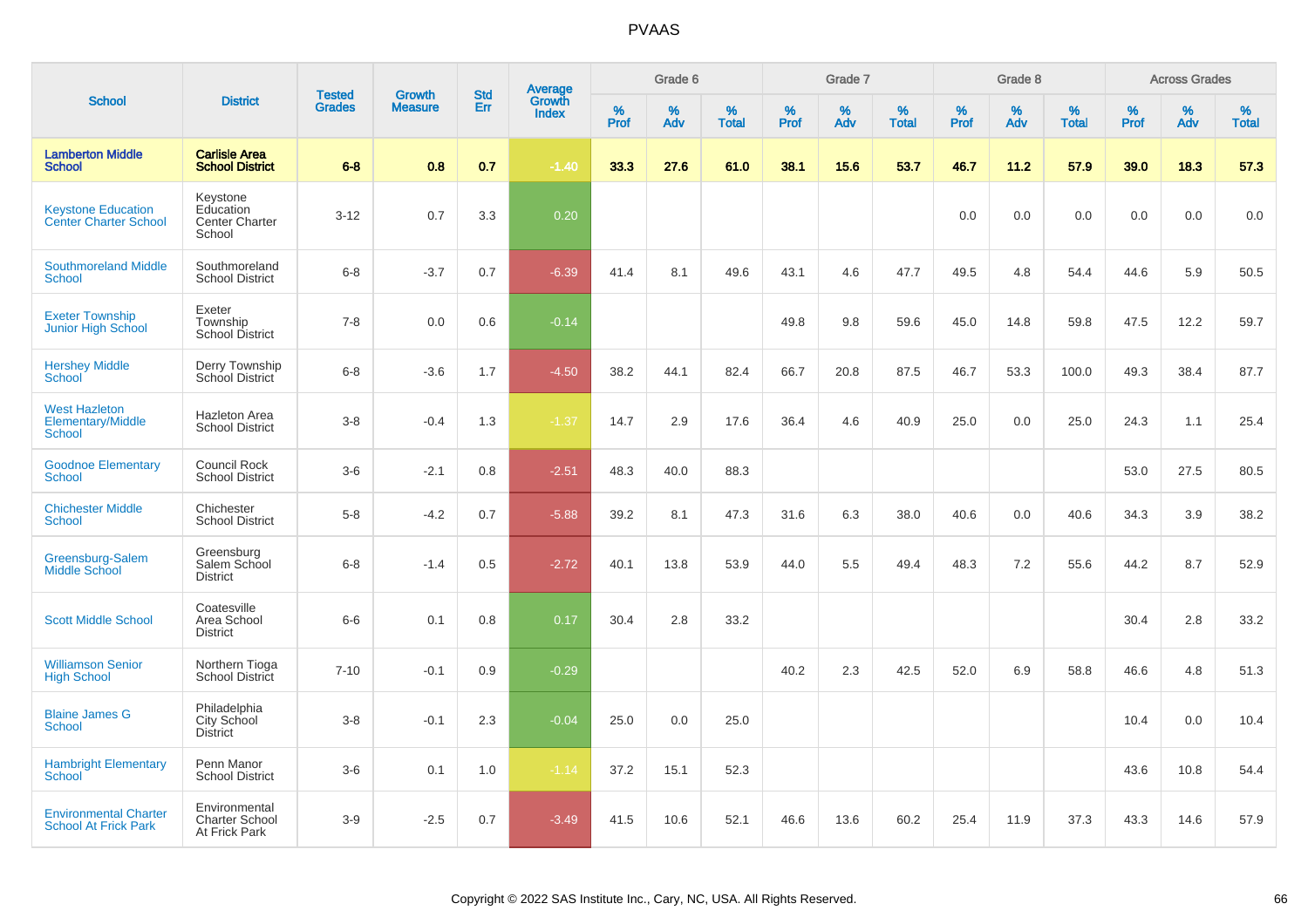PVAAS

| School | District | Tested Grades | Growth Measure | Std Err | Average Growth Index | Grade 6 | | | Grade 7 | | | Grade 8 | | | Across Grades | | |
|---|---|---|---|---|---|---|---|---|---|---|---|---|---|---|---|---|---|
| | | | | | | % Prof | % Adv | % Total | % Prof | % Adv | % Total | % Prof | % Adv | % Total | % Prof | % Adv | % Total |
| **Lamberton Middle School** | **Carlisle Area School District** | **6-8** | **0.8** | **0.7** | **-1.40** | **33.3** | **27.6** | **61.0** | **38.1** | **15.6** | **53.7** | **46.7** | **11.2** | **57.9** | **39.0** | **18.3** | **57.3** |
| Keystone Education Center Charter School | Keystone Education Center Charter School | 3-12 | 0.7 | 3.3 | 0.20 | | | | | | | 0.0 | 0.0 | 0.0 | 0.0 | 0.0 | 0.0 |
| Southmoreland Middle School | Southmoreland School District | 6-8 | -3.7 | 0.7 | -6.39 | 41.4 | 8.1 | 49.6 | 43.1 | 4.6 | 47.7 | 49.5 | 4.8 | 54.4 | 44.6 | 5.9 | 50.5 |
| Exeter Township Junior High School | Exeter Township School District | 7-8 | 0.0 | 0.6 | -0.14 | | | | 49.8 | 9.8 | 59.6 | 45.0 | 14.8 | 59.8 | 47.5 | 12.2 | 59.7 |
| Hershey Middle School | Derry Township School District | 6-8 | -3.6 | 1.7 | -4.50 | 38.2 | 44.1 | 82.4 | 66.7 | 20.8 | 87.5 | 46.7 | 53.3 | 100.0 | 49.3 | 38.4 | 87.7 |
| West Hazleton Elementary/Middle School | Hazleton Area School District | 3-8 | -0.4 | 1.3 | -1.37 | 14.7 | 2.9 | 17.6 | 36.4 | 4.6 | 40.9 | 25.0 | 0.0 | 25.0 | 24.3 | 1.1 | 25.4 |
| Goodnoe Elementary School | Council Rock School District | 3-6 | -2.1 | 0.8 | -2.51 | 48.3 | 40.0 | 88.3 | | | | | | | 53.0 | 27.5 | 80.5 |
| Chichester Middle School | Chichester School District | 5-8 | -4.2 | 0.7 | -5.88 | 39.2 | 8.1 | 47.3 | 31.6 | 6.3 | 38.0 | 40.6 | 0.0 | 40.6 | 34.3 | 3.9 | 38.2 |
| Greensburg-Salem Middle School | Greensburg Salem School District | 6-8 | -1.4 | 0.5 | -2.72 | 40.1 | 13.8 | 53.9 | 44.0 | 5.5 | 49.4 | 48.3 | 7.2 | 55.6 | 44.2 | 8.7 | 52.9 |
| Scott Middle School | Coatesville Area School District | 6-6 | 0.1 | 0.8 | 0.17 | 30.4 | 2.8 | 33.2 | | | | | | | 30.4 | 2.8 | 33.2 |
| Williamson Senior High School | Northern Tioga School District | 7-10 | -0.1 | 0.9 | -0.29 | | | | 40.2 | 2.3 | 42.5 | 52.0 | 6.9 | 58.8 | 46.6 | 4.8 | 51.3 |
| Blaine James G School | Philadelphia City School District | 3-8 | -0.1 | 2.3 | -0.04 | 25.0 | 0.0 | 25.0 | | | | | | | 10.4 | 0.0 | 10.4 |
| Hambright Elementary School | Penn Manor School District | 3-6 | 0.1 | 1.0 | -1.14 | 37.2 | 15.1 | 52.3 | | | | | | | 43.6 | 10.8 | 54.4 |
| Environmental Charter School At Frick Park | Environmental Charter School At Frick Park | 3-9 | -2.5 | 0.7 | -3.49 | 41.5 | 10.6 | 52.1 | 46.6 | 13.6 | 60.2 | 25.4 | 11.9 | 37.3 | 43.3 | 14.6 | 57.9 |

Copyright © 2022 SAS Institute Inc., Cary, NC, USA. All Rights Reserved.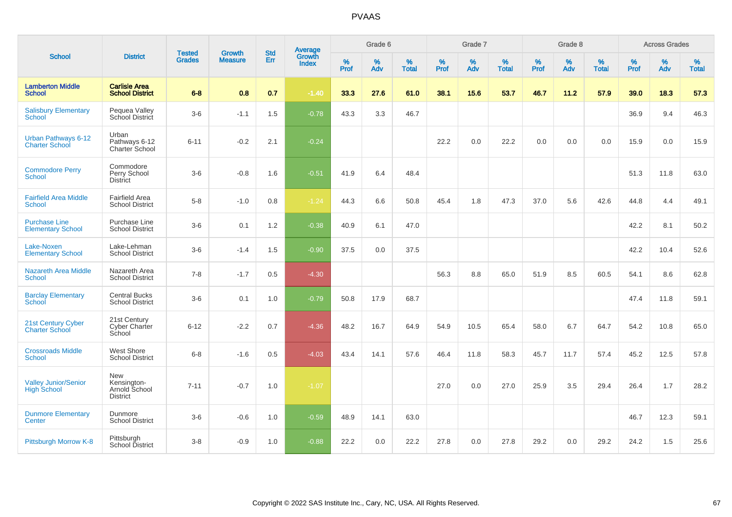# PVAAS

| School | District | Tested Grades | Growth Measure | Std Err | Average Growth Index | Grade 6 | | | Grade 7 | | | Grade 8 | | | Across Grades | | |
|---|---|---|---|---|---|---|---|---|---|---|---|---|---|---|---|---|---|
| | | | | | | % Prof | % Adv | % Total | % Prof | % Adv | % Total | % Prof | % Adv | % Total | % Prof | % Adv | % Total |
| **Lamberton Middle School** | **Carlisle Area School District** | **6-8** | **0.8** | **0.7** | **-1.40** | **33.3** | **27.6** | **61.0** | **38.1** | **15.6** | **53.7** | **46.7** | **11.2** | **57.9** | **39.0** | **18.3** | **57.3** |
| Salisbury Elementary School | Pequea Valley School District | 3-6 | -1.1 | 1.5 | -0.78 | 43.3 | 3.3 | 46.7 | | | | | | | 36.9 | 9.4 | 46.3 |
| Urban Pathways 6-12 Charter School | Urban Pathways 6-12 Charter School | 6-11 | -0.2 | 2.1 | -0.24 | | | | 22.2 | 0.0 | 22.2 | 0.0 | 0.0 | 0.0 | 15.9 | 0.0 | 15.9 |
| Commodore Perry School | Commodore Perry School District | 3-6 | -0.8 | 1.6 | -0.51 | 41.9 | 6.4 | 48.4 | | | | | | | 51.3 | 11.8 | 63.0 |
| Fairfield Area Middle School | Fairfield Area School District | 5-8 | -1.0 | 0.8 | -1.24 | 44.3 | 6.6 | 50.8 | 45.4 | 1.8 | 47.3 | 37.0 | 5.6 | 42.6 | 44.8 | 4.4 | 49.1 |
| Purchase Line Elementary School | Purchase Line School District | 3-6 | 0.1 | 1.2 | -0.38 | 40.9 | 6.1 | 47.0 | | | | | | | 42.2 | 8.1 | 50.2 |
| Lake-Noxen Elementary School | Lake-Lehman School District | 3-6 | -1.4 | 1.5 | -0.90 | 37.5 | 0.0 | 37.5 | | | | | | | 42.2 | 10.4 | 52.6 |
| Nazareth Area Middle School | Nazareth Area School District | 7-8 | -1.7 | 0.5 | -4.30 | | | | 56.3 | 8.8 | 65.0 | 51.9 | 8.5 | 60.5 | 54.1 | 8.6 | 62.8 |
| Barclay Elementary School | Central Bucks School District | 3-6 | 0.1 | 1.0 | -0.79 | 50.8 | 17.9 | 68.7 | | | | | | | 47.4 | 11.8 | 59.1 |
| 21st Century Cyber Charter School | 21st Century Cyber Charter School | 6-12 | -2.2 | 0.7 | -4.36 | 48.2 | 16.7 | 64.9 | 54.9 | 10.5 | 65.4 | 58.0 | 6.7 | 64.7 | 54.2 | 10.8 | 65.0 |
| Crossroads Middle School | West Shore School District | 6-8 | -1.6 | 0.5 | -4.03 | 43.4 | 14.1 | 57.6 | 46.4 | 11.8 | 58.3 | 45.7 | 11.7 | 57.4 | 45.2 | 12.5 | 57.8 |
| Valley Junior/Senior High School | New Kensington-Arnold School District | 7-11 | -0.7 | 1.0 | -1.07 | | | | 27.0 | 0.0 | 27.0 | 25.9 | 3.5 | 29.4 | 26.4 | 1.7 | 28.2 |
| Dunmore Elementary Center | Dunmore School District | 3-6 | -0.6 | 1.0 | -0.59 | 48.9 | 14.1 | 63.0 | | | | | | | 46.7 | 12.3 | 59.1 |
| Pittsburgh Morrow K-8 | Pittsburgh School District | 3-8 | -0.9 | 1.0 | -0.88 | 22.2 | 0.0 | 22.2 | 27.8 | 0.0 | 27.8 | 29.2 | 0.0 | 29.2 | 24.2 | 1.5 | 25.6 |

Copyright © 2022 SAS Institute Inc., Cary, NC, USA. All Rights Reserved.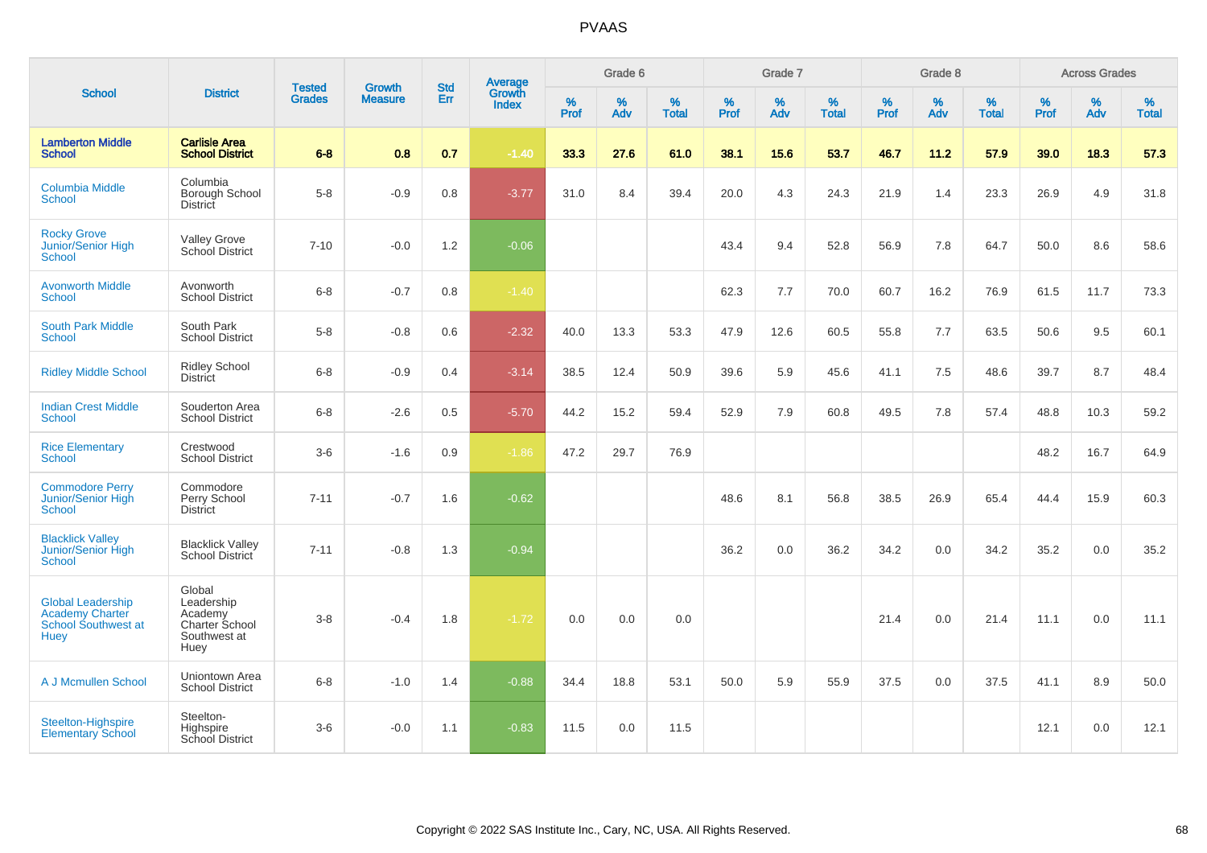# PVAAS

| School | District | Tested Grades | Growth Measure | Std Err | Average Growth Index | Grade 6 | | | Grade 7 | | | Grade 8 | | | Across Grades | | |
|---|---|---|---|---|---|---|---|---|---|---|---|---|---|---|---|---|---|
| | | | | | | % Prof | % Adv | % Total | % Prof | % Adv | % Total | % Prof | % Adv | % Total | % Prof | % Adv | % Total |
| **Lamberton Middle School** | **Carlisle Area School District** | **6-8** | **0.8** | **0.7** | **-1.40** | **33.3** | **27.6** | **61.0** | **38.1** | **15.6** | **53.7** | **46.7** | **11.2** | **57.9** | **39.0** | **18.3** | **57.3** |
| Columbia Middle School | Columbia Borough School District | 5-8 | -0.9 | 0.8 | -3.77 | 31.0 | 8.4 | 39.4 | 20.0 | 4.3 | 24.3 | 21.9 | 1.4 | 23.3 | 26.9 | 4.9 | 31.8 |
| Rocky Grove Junior/Senior High School | Valley Grove School District | 7-10 | -0.0 | 1.2 | -0.06 | | | | 43.4 | 9.4 | 52.8 | 56.9 | 7.8 | 64.7 | 50.0 | 8.6 | 58.6 |
| Avonworth Middle School | Avonworth School District | 6-8 | -0.7 | 0.8 | -1.40 | | | | 62.3 | 7.7 | 70.0 | 60.7 | 16.2 | 76.9 | 61.5 | 11.7 | 73.3 |
| South Park Middle School | South Park School District | 5-8 | -0.8 | 0.6 | -2.32 | 40.0 | 13.3 | 53.3 | 47.9 | 12.6 | 60.5 | 55.8 | 7.7 | 63.5 | 50.6 | 9.5 | 60.1 |
| Ridley Middle School | Ridley School District | 6-8 | -0.9 | 0.4 | -3.14 | 38.5 | 12.4 | 50.9 | 39.6 | 5.9 | 45.6 | 41.1 | 7.5 | 48.6 | 39.7 | 8.7 | 48.4 |
| Indian Crest Middle School | Souderton Area School District | 6-8 | -2.6 | 0.5 | -5.70 | 44.2 | 15.2 | 59.4 | 52.9 | 7.9 | 60.8 | 49.5 | 7.8 | 57.4 | 48.8 | 10.3 | 59.2 |
| Rice Elementary School | Crestwood School District | 3-6 | -1.6 | 0.9 | -1.86 | 47.2 | 29.7 | 76.9 | | | | | | | 48.2 | 16.7 | 64.9 |
| Commodore Perry Junior/Senior High School | Commodore Perry School District | 7-11 | -0.7 | 1.6 | -0.62 | | | | 48.6 | 8.1 | 56.8 | 38.5 | 26.9 | 65.4 | 44.4 | 15.9 | 60.3 |
| Blacklick Valley Junior/Senior High School | Blacklick Valley School District | 7-11 | -0.8 | 1.3 | -0.94 | | | | 36.2 | 0.0 | 36.2 | 34.2 | 0.0 | 34.2 | 35.2 | 0.0 | 35.2 |
| Global Leadership Academy Charter School Southwest at Huey | Global Leadership Academy Charter School Southwest at Huey | 3-8 | -0.4 | 1.8 | -1.72 | 0.0 | 0.0 | 0.0 | | | | 21.4 | 0.0 | 21.4 | 11.1 | 0.0 | 11.1 |
| A J Mcmullen School | Uniontown Area School District | 6-8 | -1.0 | 1.4 | -0.88 | 34.4 | 18.8 | 53.1 | 50.0 | 5.9 | 55.9 | 37.5 | 0.0 | 37.5 | 41.1 | 8.9 | 50.0 |
| Steelton-Highspire Elementary School | Steelton-Highspire School District | 3-6 | -0.0 | 1.1 | -0.83 | 11.5 | 0.0 | 11.5 | | | | | | | 12.1 | 0.0 | 12.1 |

Copyright © 2022 SAS Institute Inc., Cary, NC, USA. All Rights Reserved.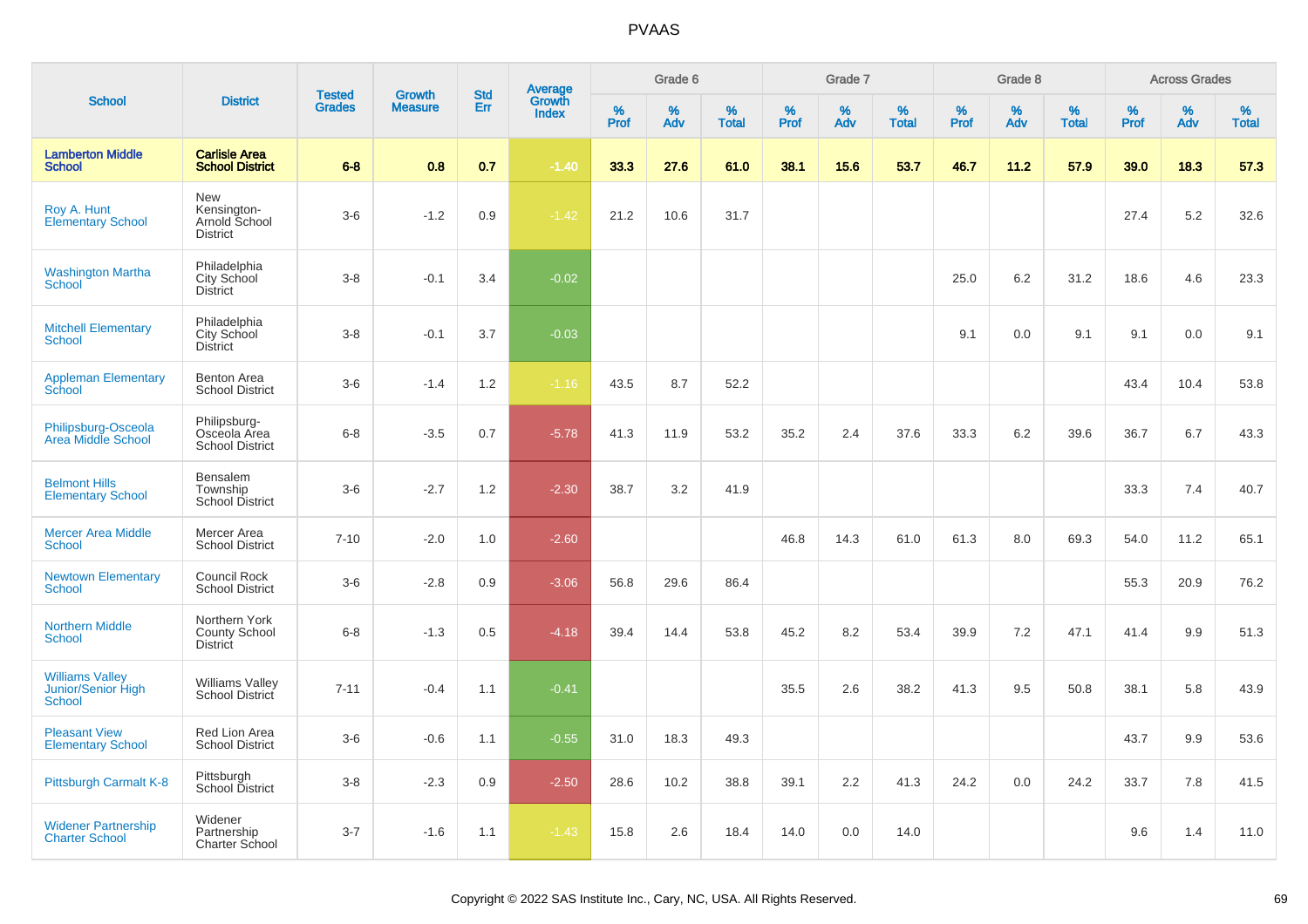# PVAAS

| School | District | Tested Grades | Growth Measure | Std Err | Average Growth Index | Grade 6 | | | Grade 7 | | | Grade 8 | | | Across Grades | | |
|---|---|---|---|---|---|---|---|---|---|---|---|---|---|---|---|---|---|
| | | | | | | % Prof | % Adv | % Total | % Prof | % Adv | % Total | % Prof | % Adv | % Total | % Prof | % Adv | % Total |
| **Lamberton Middle School** | **Carlisle Area School District** | **6-8** | **0.8** | **0.7** | **-1.40** | **33.3** | **27.6** | **61.0** | **38.1** | **15.6** | **53.7** | **46.7** | **11.2** | **57.9** | **39.0** | **18.3** | **57.3** |
| Roy A. Hunt Elementary School | New Kensington-Arnold School District | 3-6 | -1.2 | 0.9 | -1.42 | 21.2 | 10.6 | 31.7 | | | | | | | 27.4 | 5.2 | 32.6 |
| Washington Martha School | Philadelphia City School District | 3-8 | -0.1 | 3.4 | -0.02 | | | | | | | 25.0 | 6.2 | 31.2 | 18.6 | 4.6 | 23.3 |
| Mitchell Elementary School | Philadelphia City School District | 3-8 | -0.1 | 3.7 | -0.03 | | | | | | | 9.1 | 0.0 | 9.1 | 9.1 | 0.0 | 9.1 |
| Appleman Elementary School | Benton Area School District | 3-6 | -1.4 | 1.2 | -1.16 | 43.5 | 8.7 | 52.2 | | | | | | | 43.4 | 10.4 | 53.8 |
| Philipsburg-Osceola Area Middle School | Philipsburg-Osceola Area School District | 6-8 | -3.5 | 0.7 | -5.78 | 41.3 | 11.9 | 53.2 | 35.2 | 2.4 | 37.6 | 33.3 | 6.2 | 39.6 | 36.7 | 6.7 | 43.3 |
| Belmont Hills Elementary School | Bensalem Township School District | 3-6 | -2.7 | 1.2 | -2.30 | 38.7 | 3.2 | 41.9 | | | | | | | 33.3 | 7.4 | 40.7 |
| Mercer Area Middle School | Mercer Area School District | 7-10 | -2.0 | 1.0 | -2.60 | | | | 46.8 | 14.3 | 61.0 | 61.3 | 8.0 | 69.3 | 54.0 | 11.2 | 65.1 |
| Newtown Elementary School | Council Rock School District | 3-6 | -2.8 | 0.9 | -3.06 | 56.8 | 29.6 | 86.4 | | | | | | | 55.3 | 20.9 | 76.2 |
| Northern Middle School | Northern York County School District | 6-8 | -1.3 | 0.5 | -4.18 | 39.4 | 14.4 | 53.8 | 45.2 | 8.2 | 53.4 | 39.9 | 7.2 | 47.1 | 41.4 | 9.9 | 51.3 |
| Williams Valley Junior/Senior High School | Williams Valley School District | 7-11 | -0.4 | 1.1 | -0.41 | | | | 35.5 | 2.6 | 38.2 | 41.3 | 9.5 | 50.8 | 38.1 | 5.8 | 43.9 |
| Pleasant View Elementary School | Red Lion Area School District | 3-6 | -0.6 | 1.1 | -0.55 | 31.0 | 18.3 | 49.3 | | | | | | | 43.7 | 9.9 | 53.6 |
| Pittsburgh Carmalt K-8 | Pittsburgh School District | 3-8 | -2.3 | 0.9 | -2.50 | 28.6 | 10.2 | 38.8 | 39.1 | 2.2 | 41.3 | 24.2 | 0.0 | 24.2 | 33.7 | 7.8 | 41.5 |
| Widener Partnership Charter School | Widener Partnership Charter School | 3-7 | -1.6 | 1.1 | -1.43 | 15.8 | 2.6 | 18.4 | 14.0 | 0.0 | 14.0 | | | | 9.6 | 1.4 | 11.0 |

Copyright © 2022 SAS Institute Inc., Cary, NC, USA. All Rights Reserved.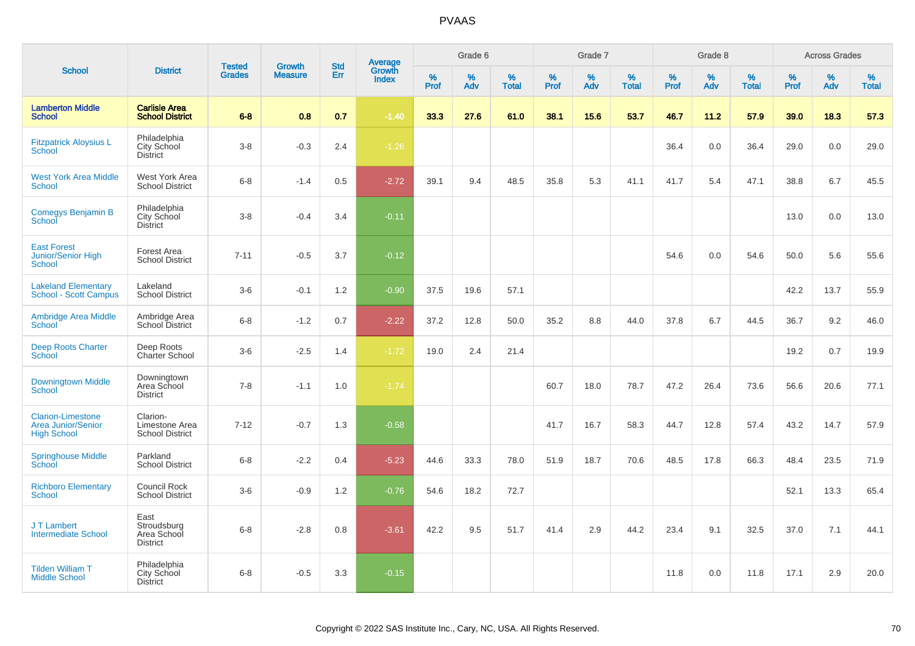# PVAAS

| School | District | Tested Grades | Growth Measure | Std Err | Average Growth Index | Grade 6 | | | Grade 7 | | | Grade 8 | | | Across Grades | | |
|---|---|---|---|---|---|---|---|---|---|---|---|---|---|---|---|---|---|
| | | | | | | % Prof | % Adv | % Total | % Prof | % Adv | % Total | % Prof | % Adv | % Total | % Prof | % Adv | % Total |
| **Lamberton Middle School** | **Carlisle Area School District** | **6-8** | **0.8** | **0.7** | **-1.40** | **33.3** | **27.6** | **61.0** | **38.1** | **15.6** | **53.7** | **46.7** | **11.2** | **57.9** | **39.0** | **18.3** | **57.3** |
| Fitzpatrick Aloysius L School | Philadelphia City School District | 3-8 | -0.3 | 2.4 | -1.26 | | | | | | | 36.4 | 0.0 | 36.4 | 29.0 | 0.0 | 29.0 |
| West York Area Middle School | West York Area School District | 6-8 | -1.4 | 0.5 | -2.72 | 39.1 | 9.4 | 48.5 | 35.8 | 5.3 | 41.1 | 41.7 | 5.4 | 47.1 | 38.8 | 6.7 | 45.5 |
| Comegys Benjamin B School | Philadelphia City School District | 3-8 | -0.4 | 3.4 | -0.11 | | | | | | | | | | 13.0 | 0.0 | 13.0 |
| East Forest Junior/Senior High School | Forest Area School District | 7-11 | -0.5 | 3.7 | -0.12 | | | | | | | 54.6 | 0.0 | 54.6 | 50.0 | 5.6 | 55.6 |
| Lakeland Elementary School - Scott Campus | Lakeland School District | 3-6 | -0.1 | 1.2 | -0.90 | 37.5 | 19.6 | 57.1 | | | | | | | 42.2 | 13.7 | 55.9 |
| Ambridge Area Middle School | Ambridge Area School District | 6-8 | -1.2 | 0.7 | -2.22 | 37.2 | 12.8 | 50.0 | 35.2 | 8.8 | 44.0 | 37.8 | 6.7 | 44.5 | 36.7 | 9.2 | 46.0 |
| Deep Roots Charter School | Deep Roots Charter School | 3-6 | -2.5 | 1.4 | -1.72 | 19.0 | 2.4 | 21.4 | | | | | | | 19.2 | 0.7 | 19.9 |
| Downingtown Middle School | Downingtown Area School District | 7-8 | -1.1 | 1.0 | -1.74 | | | | 60.7 | 18.0 | 78.7 | 47.2 | 26.4 | 73.6 | 56.6 | 20.6 | 77.1 |
| Clarion-Limestone Area Junior/Senior High School | Clarion-Limestone Area School District | 7-12 | -0.7 | 1.3 | -0.58 | | | | 41.7 | 16.7 | 58.3 | 44.7 | 12.8 | 57.4 | 43.2 | 14.7 | 57.9 |
| Springhouse Middle School | Parkland School District | 6-8 | -2.2 | 0.4 | -5.23 | 44.6 | 33.3 | 78.0 | 51.9 | 18.7 | 70.6 | 48.5 | 17.8 | 66.3 | 48.4 | 23.5 | 71.9 |
| Richboro Elementary School | Council Rock School District | 3-6 | -0.9 | 1.2 | -0.76 | 54.6 | 18.2 | 72.7 | | | | | | | 52.1 | 13.3 | 65.4 |
| J T Lambert Intermediate School | East Stroudsburg Area School District | 6-8 | -2.8 | 0.8 | -3.61 | 42.2 | 9.5 | 51.7 | 41.4 | 2.9 | 44.2 | 23.4 | 9.1 | 32.5 | 37.0 | 7.1 | 44.1 |
| Tilden William T Middle School | Philadelphia City School District | 6-8 | -0.5 | 3.3 | -0.15 | | | | | | | 11.8 | 0.0 | 11.8 | 17.1 | 2.9 | 20.0 |

Copyright © 2022 SAS Institute Inc., Cary, NC, USA. All Rights Reserved.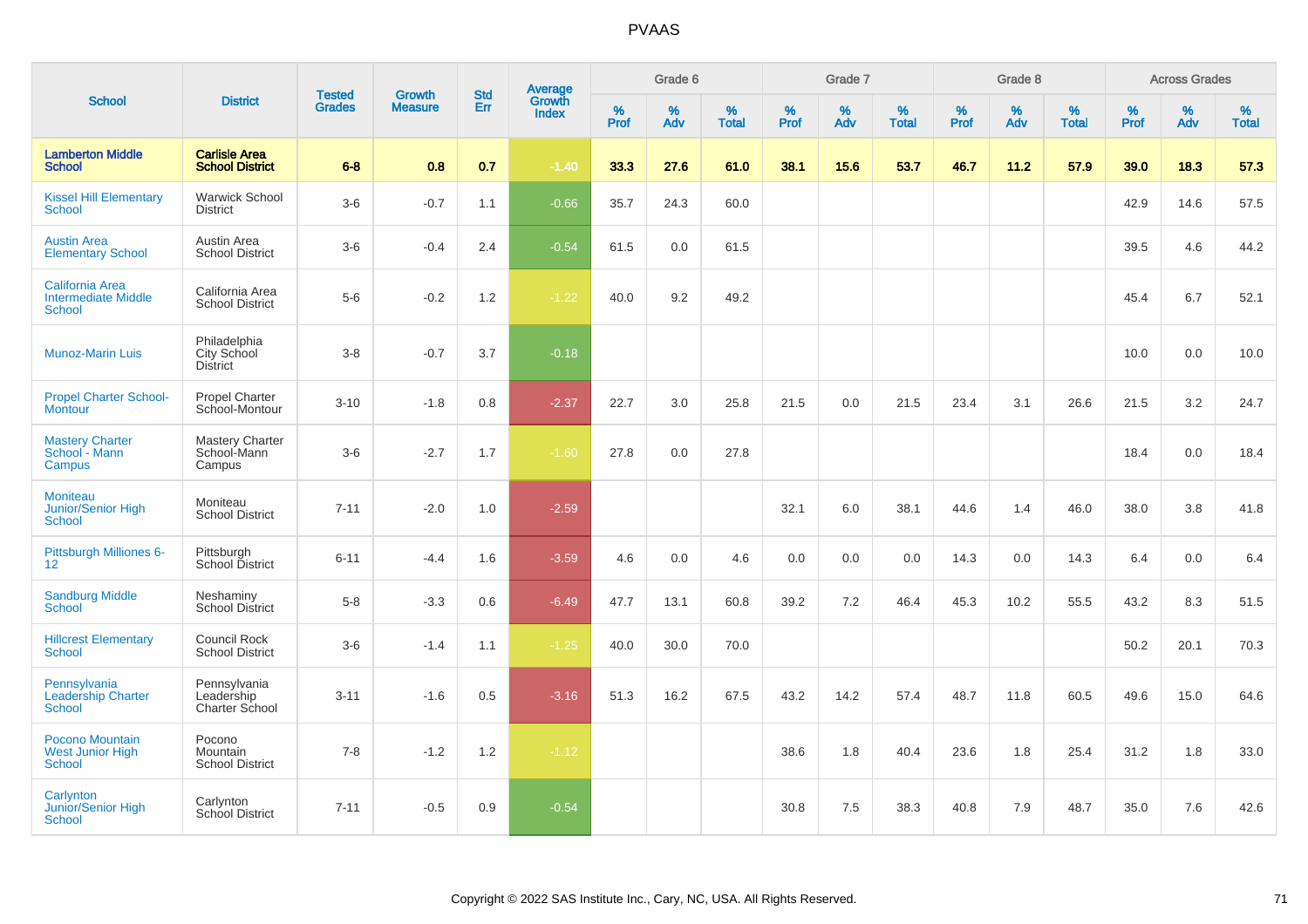# PVAAS

| School | District | Tested Grades | Growth Measure | Std Err | Average Growth Index | Grade 6 | | | Grade 7 | | | Grade 8 | | | Across Grades | | |
|---|---|---|---|---|---|---|---|---|---|---|---|---|---|---|---|---|---|
| | | | | | | % Prof | % Adv | % Total | % Prof | % Adv | % Total | % Prof | % Adv | % Total | % Prof | % Adv | % Total |
| **Lamberton Middle School** | **Carlisle Area School District** | **6-8** | **0.8** | **0.7** | **-1.40** | **33.3** | **27.6** | **61.0** | **38.1** | **15.6** | **53.7** | **46.7** | **11.2** | **57.9** | **39.0** | **18.3** | **57.3** |
| Kissel Hill Elementary School | Warwick School District | 3-6 | -0.7 | 1.1 | -0.66 | 35.7 | 24.3 | 60.0 | | | | | | | 42.9 | 14.6 | 57.5 |
| Austin Area Elementary School | Austin Area School District | 3-6 | -0.4 | 2.4 | -0.54 | 61.5 | 0.0 | 61.5 | | | | | | | 39.5 | 4.6 | 44.2 |
| California Area Intermediate Middle School | California Area School District | 5-6 | -0.2 | 1.2 | -1.22 | 40.0 | 9.2 | 49.2 | | | | | | | 45.4 | 6.7 | 52.1 |
| Munoz-Marin Luis | Philadelphia City School District | 3-8 | -0.7 | 3.7 | -0.18 | | | | | | | | | | 10.0 | 0.0 | 10.0 |
| Propel Charter School-Montour | Propel Charter School-Montour | 3-10 | -1.8 | 0.8 | -2.37 | 22.7 | 3.0 | 25.8 | 21.5 | 0.0 | 21.5 | 23.4 | 3.1 | 26.6 | 21.5 | 3.2 | 24.7 |
| Mastery Charter School - Mann Campus | Mastery Charter School-Mann Campus | 3-6 | -2.7 | 1.7 | -1.60 | 27.8 | 0.0 | 27.8 | | | | | | | 18.4 | 0.0 | 18.4 |
| Moniteau Junior/Senior High School | Moniteau School District | 7-11 | -2.0 | 1.0 | -2.59 | | | | 32.1 | 6.0 | 38.1 | 44.6 | 1.4 | 46.0 | 38.0 | 3.8 | 41.8 |
| Pittsburgh Milliones 6-12 | Pittsburgh School District | 6-11 | -4.4 | 1.6 | -3.59 | 4.6 | 0.0 | 4.6 | 0.0 | 0.0 | 0.0 | 14.3 | 0.0 | 14.3 | 6.4 | 0.0 | 6.4 |
| Sandburg Middle School | Neshaminy School District | 5-8 | -3.3 | 0.6 | -6.49 | 47.7 | 13.1 | 60.8 | 39.2 | 7.2 | 46.4 | 45.3 | 10.2 | 55.5 | 43.2 | 8.3 | 51.5 |
| Hillcrest Elementary School | Council Rock School District | 3-6 | -1.4 | 1.1 | -1.25 | 40.0 | 30.0 | 70.0 | | | | | | | 50.2 | 20.1 | 70.3 |
| Pennsylvania Leadership Charter School | Pennsylvania Leadership Charter School | 3-11 | -1.6 | 0.5 | -3.16 | 51.3 | 16.2 | 67.5 | 43.2 | 14.2 | 57.4 | 48.7 | 11.8 | 60.5 | 49.6 | 15.0 | 64.6 |
| Pocono Mountain West Junior High School | Pocono Mountain School District | 7-8 | -1.2 | 1.2 | -1.12 | | | | 38.6 | 1.8 | 40.4 | 23.6 | 1.8 | 25.4 | 31.2 | 1.8 | 33.0 |
| Carlynton Junior/Senior High School | Carlynton School District | 7-11 | -0.5 | 0.9 | -0.54 | | | | 30.8 | 7.5 | 38.3 | 40.8 | 7.9 | 48.7 | 35.0 | 7.6 | 42.6 |

Copyright © 2022 SAS Institute Inc., Cary, NC, USA. All Rights Reserved.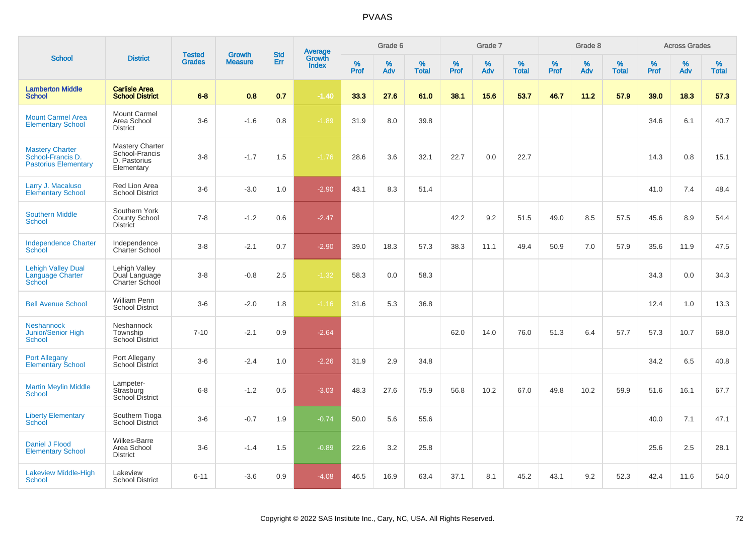PVAAS

| School | District | Tested Grades | Growth Measure | Std Err | Average Growth Index | Grade 6 | | | Grade 7 | | | Grade 8 | | | Across Grades | | |
|---|---|---|---|---|---|---|---|---|---|---|---|---|---|---|---|---|---|
| | | | | | | % Prof | % Adv | % Total | % Prof | % Adv | % Total | % Prof | % Adv | % Total | % Prof | % Adv | % Total |
| **Lamberton Middle School** | **Carlisle Area School District** | **6-8** | **0.8** | **0.7** | **-1.40** | **33.3** | **27.6** | **61.0** | **38.1** | **15.6** | **53.7** | **46.7** | **11.2** | **57.9** | **39.0** | **18.3** | **57.3** |
| Mount Carmel Area Elementary School | Mount Carmel Area School District | 3-6 | -1.6 | 0.8 | -1.89 | 31.9 | 8.0 | 39.8 | | | | | | | 34.6 | 6.1 | 40.7 |
| Mastery Charter School-Francis D. Pastorius Elementary | Mastery Charter School-Francis D. Pastorius Elementary | 3-8 | -1.7 | 1.5 | -1.76 | 28.6 | 3.6 | 32.1 | 22.7 | 0.0 | 22.7 | | | | 14.3 | 0.8 | 15.1 |
| Larry J. Macaluso Elementary School | Red Lion Area School District | 3-6 | -3.0 | 1.0 | -2.90 | 43.1 | 8.3 | 51.4 | | | | | | | 41.0 | 7.4 | 48.4 |
| Southern Middle School | Southern York County School District | 7-8 | -1.2 | 0.6 | -2.47 | | | | 42.2 | 9.2 | 51.5 | 49.0 | 8.5 | 57.5 | 45.6 | 8.9 | 54.4 |
| Independence Charter School | Independence Charter School | 3-8 | -2.1 | 0.7 | -2.90 | 39.0 | 18.3 | 57.3 | 38.3 | 11.1 | 49.4 | 50.9 | 7.0 | 57.9 | 35.6 | 11.9 | 47.5 |
| Lehigh Valley Dual Language Charter School | Lehigh Valley Dual Language Charter School | 3-8 | -0.8 | 2.5 | -1.32 | 58.3 | 0.0 | 58.3 | | | | | | | 34.3 | 0.0 | 34.3 |
| Bell Avenue School | William Penn School District | 3-6 | -2.0 | 1.8 | -1.16 | 31.6 | 5.3 | 36.8 | | | | | | | 12.4 | 1.0 | 13.3 |
| Neshannock Junior/Senior High School | Neshannock Township School District | 7-10 | -2.1 | 0.9 | -2.64 | | | | 62.0 | 14.0 | 76.0 | 51.3 | 6.4 | 57.7 | 57.3 | 10.7 | 68.0 |
| Port Allegany Elementary School | Port Allegany School District | 3-6 | -2.4 | 1.0 | -2.26 | 31.9 | 2.9 | 34.8 | | | | | | | 34.2 | 6.5 | 40.8 |
| Martin Meylin Middle School | Lampeter-Strasburg School District | 6-8 | -1.2 | 0.5 | -3.03 | 48.3 | 27.6 | 75.9 | 56.8 | 10.2 | 67.0 | 49.8 | 10.2 | 59.9 | 51.6 | 16.1 | 67.7 |
| Liberty Elementary School | Southern Tioga School District | 3-6 | -0.7 | 1.9 | -0.74 | 50.0 | 5.6 | 55.6 | | | | | | | 40.0 | 7.1 | 47.1 |
| Daniel J Flood Elementary School | Wilkes-Barre Area School District | 3-6 | -1.4 | 1.5 | -0.89 | 22.6 | 3.2 | 25.8 | | | | | | | 25.6 | 2.5 | 28.1 |
| Lakeview Middle-High School | Lakeview School District | 6-11 | -3.6 | 0.9 | -4.08 | 46.5 | 16.9 | 63.4 | 37.1 | 8.1 | 45.2 | 43.1 | 9.2 | 52.3 | 42.4 | 11.6 | 54.0 |

Copyright © 2022 SAS Institute Inc., Cary, NC, USA. All Rights Reserved.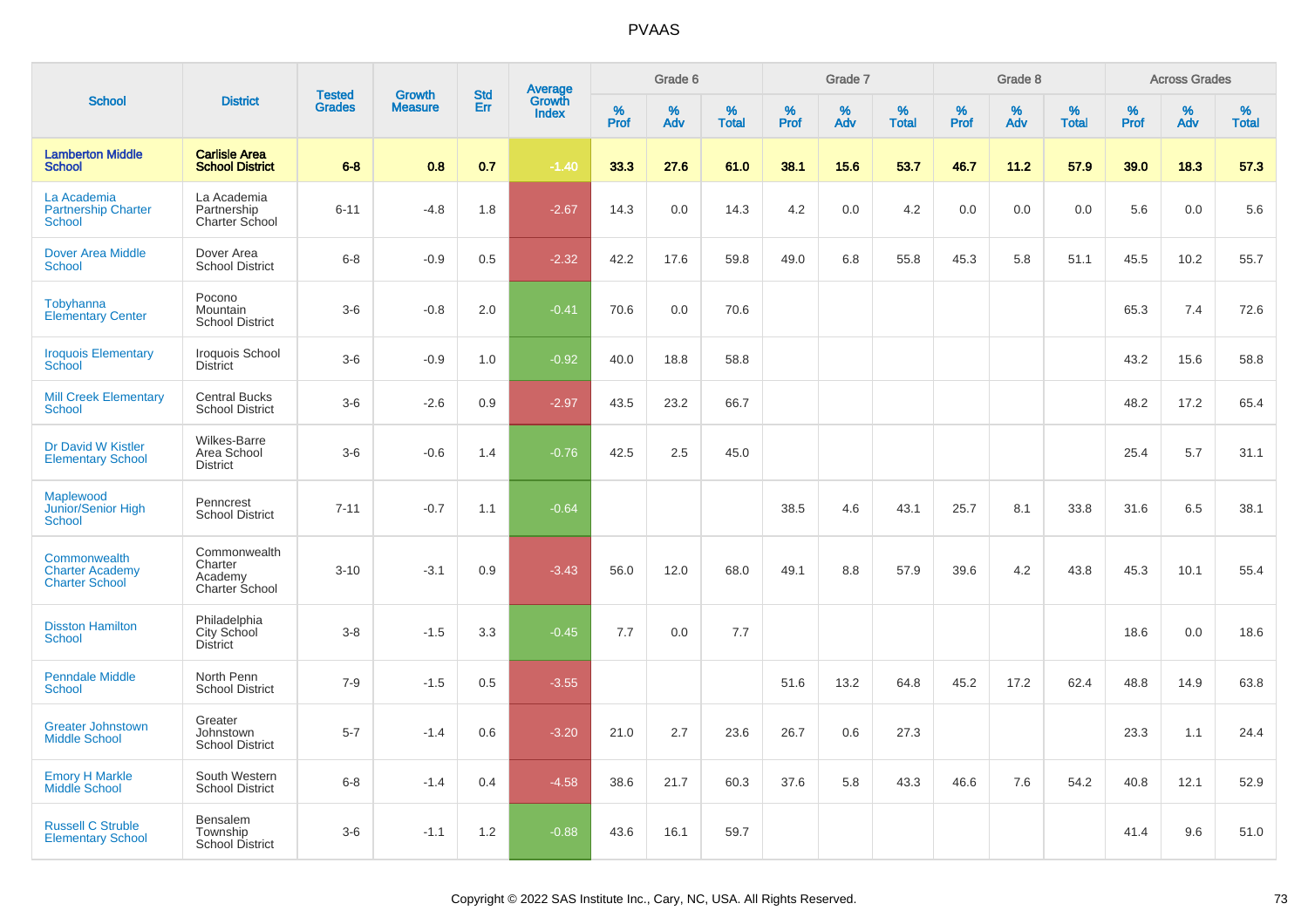# PVAAS

| School | District | Tested Grades | Growth Measure | Std Err | Average Growth Index | Grade 6 | | | Grade 7 | | | Grade 8 | | | Across Grades | | |
|---|---|---|---|---|---|---|---|---|---|---|---|---|---|---|---|---|---|
| | | | | | | % Prof | % Adv | % Total | % Prof | % Adv | % Total | % Prof | % Adv | % Total | % Prof | % Adv | % Total |
| **Lamberton Middle School** | **Carlisle Area School District** | **6-8** | **0.8** | **0.7** | **-1.40** | **33.3** | **27.6** | **61.0** | **38.1** | **15.6** | **53.7** | **46.7** | **11.2** | **57.9** | **39.0** | **18.3** | **57.3** |
| La Academia Partnership Charter School | La Academia Partnership Charter School | 6-11 | -4.8 | 1.8 | -2.67 | 14.3 | 0.0 | 14.3 | 4.2 | 0.0 | 4.2 | 0.0 | 0.0 | 0.0 | 5.6 | 0.0 | 5.6 |
| Dover Area Middle School | Dover Area School District | 6-8 | -0.9 | 0.5 | -2.32 | 42.2 | 17.6 | 59.8 | 49.0 | 6.8 | 55.8 | 45.3 | 5.8 | 51.1 | 45.5 | 10.2 | 55.7 |
| Tobyhanna Elementary Center | Pocono Mountain School District | 3-6 | -0.8 | 2.0 | -0.41 | 70.6 | 0.0 | 70.6 | | | | | | | 65.3 | 7.4 | 72.6 |
| Iroquois Elementary School | Iroquois School District | 3-6 | -0.9 | 1.0 | -0.92 | 40.0 | 18.8 | 58.8 | | | | | | | 43.2 | 15.6 | 58.8 |
| Mill Creek Elementary School | Central Bucks School District | 3-6 | -2.6 | 0.9 | -2.97 | 43.5 | 23.2 | 66.7 | | | | | | | 48.2 | 17.2 | 65.4 |
| Dr David W Kistler Elementary School | Wilkes-Barre Area School District | 3-6 | -0.6 | 1.4 | -0.76 | 42.5 | 2.5 | 45.0 | | | | | | | 25.4 | 5.7 | 31.1 |
| Maplewood Junior/Senior High School | Penncrest School District | 7-11 | -0.7 | 1.1 | -0.64 | | | | 38.5 | 4.6 | 43.1 | 25.7 | 8.1 | 33.8 | 31.6 | 6.5 | 38.1 |
| Commonwealth Charter Academy Charter School | Commonwealth Charter Academy Charter School | 3-10 | -3.1 | 0.9 | -3.43 | 56.0 | 12.0 | 68.0 | 49.1 | 8.8 | 57.9 | 39.6 | 4.2 | 43.8 | 45.3 | 10.1 | 55.4 |
| Disston Hamilton School | Philadelphia City School District | 3-8 | -1.5 | 3.3 | -0.45 | 7.7 | 0.0 | 7.7 | | | | | | | 18.6 | 0.0 | 18.6 |
| Penndale Middle School | North Penn School District | 7-9 | -1.5 | 0.5 | -3.55 | | | | 51.6 | 13.2 | 64.8 | 45.2 | 17.2 | 62.4 | 48.8 | 14.9 | 63.8 |
| Greater Johnstown Middle School | Greater Johnstown School District | 5-7 | -1.4 | 0.6 | -3.20 | 21.0 | 2.7 | 23.6 | 26.7 | 0.6 | 27.3 | | | | 23.3 | 1.1 | 24.4 |
| Emory H Markle Middle School | South Western School District | 6-8 | -1.4 | 0.4 | -4.58 | 38.6 | 21.7 | 60.3 | 37.6 | 5.8 | 43.3 | 46.6 | 7.6 | 54.2 | 40.8 | 12.1 | 52.9 |
| Russell C Struble Elementary School | Bensalem Township School District | 3-6 | -1.1 | 1.2 | -0.88 | 43.6 | 16.1 | 59.7 | | | | | | | 41.4 | 9.6 | 51.0 |

Copyright © 2022 SAS Institute Inc., Cary, NC, USA. All Rights Reserved.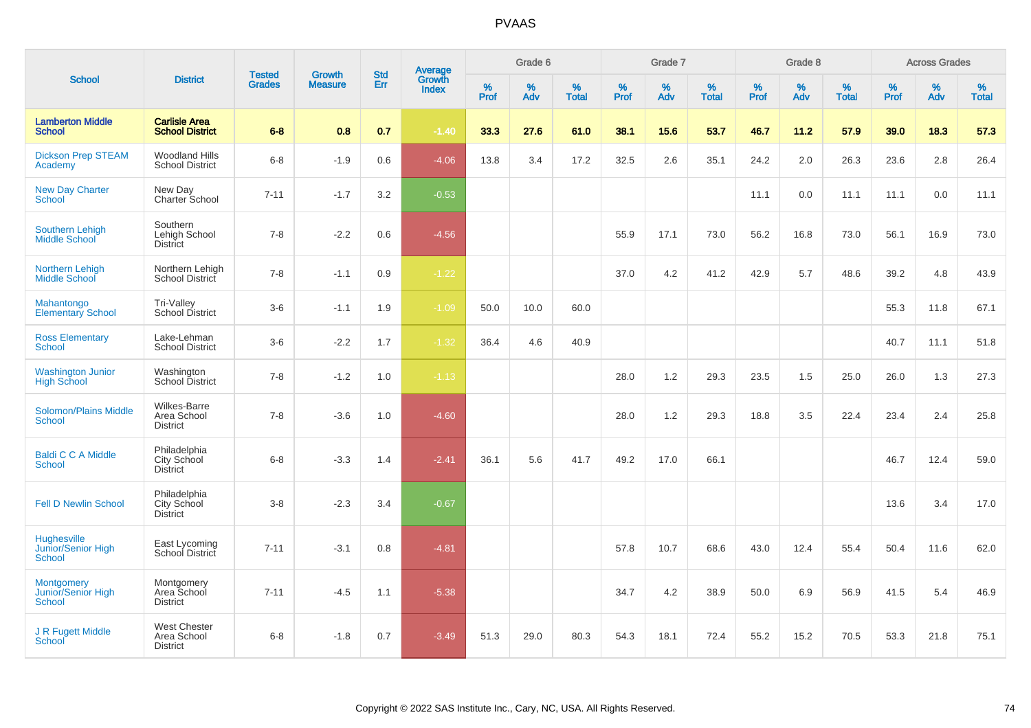# PVAAS

| School | District | Tested Grades | Growth Measure | Std Err | Average Growth Index | Grade 6 | | | Grade 7 | | | Grade 8 | | | Across Grades | | |
|---|---|---|---|---|---|---|---|---|---|---|---|---|---|---|---|---|---|
| | | | | | | % Prof | % Adv | % Total | % Prof | % Adv | % Total | % Prof | % Adv | % Total | % Prof | % Adv | % Total |
| **Lamberton Middle School** | **Carlisle Area School District** | **6-8** | **0.8** | **0.7** | **-1.40** | **33.3** | **27.6** | **61.0** | **38.1** | **15.6** | **53.7** | **46.7** | **11.2** | **57.9** | **39.0** | **18.3** | **57.3** |
| Dickson Prep STEAM Academy | Woodland Hills School District | 6-8 | -1.9 | 0.6 | -4.06 | 13.8 | 3.4 | 17.2 | 32.5 | 2.6 | 35.1 | 24.2 | 2.0 | 26.3 | 23.6 | 2.8 | 26.4 |
| New Day Charter School | New Day Charter School | 7-11 | -1.7 | 3.2 | -0.53 | | | | | | | 11.1 | 0.0 | 11.1 | 11.1 | 0.0 | 11.1 |
| Southern Lehigh Middle School | Southern Lehigh School District | 7-8 | -2.2 | 0.6 | -4.56 | | | | 55.9 | 17.1 | 73.0 | 56.2 | 16.8 | 73.0 | 56.1 | 16.9 | 73.0 |
| Northern Lehigh Middle School | Northern Lehigh School District | 7-8 | -1.1 | 0.9 | -1.22 | | | | 37.0 | 4.2 | 41.2 | 42.9 | 5.7 | 48.6 | 39.2 | 4.8 | 43.9 |
| Mahantongo Elementary School | Tri-Valley School District | 3-6 | -1.1 | 1.9 | -1.09 | 50.0 | 10.0 | 60.0 | | | | | | | 55.3 | 11.8 | 67.1 |
| Ross Elementary School | Lake-Lehman School District | 3-6 | -2.2 | 1.7 | -1.32 | 36.4 | 4.6 | 40.9 | | | | | | | 40.7 | 11.1 | 51.8 |
| Washington Junior High School | Washington School District | 7-8 | -1.2 | 1.0 | -1.13 | | | | 28.0 | 1.2 | 29.3 | 23.5 | 1.5 | 25.0 | 26.0 | 1.3 | 27.3 |
| Solomon/Plains Middle School | Wilkes-Barre Area School District | 7-8 | -3.6 | 1.0 | -4.60 | | | | 28.0 | 1.2 | 29.3 | 18.8 | 3.5 | 22.4 | 23.4 | 2.4 | 25.8 |
| Baldi C C A Middle School | Philadelphia City School District | 6-8 | -3.3 | 1.4 | -2.41 | 36.1 | 5.6 | 41.7 | 49.2 | 17.0 | 66.1 | | | | 46.7 | 12.4 | 59.0 |
| Fell D Newlin School | Philadelphia City School District | 3-8 | -2.3 | 3.4 | -0.67 | | | | | | | | | | 13.6 | 3.4 | 17.0 |
| Hughesville Junior/Senior High School | East Lycoming School District | 7-11 | -3.1 | 0.8 | -4.81 | | | | 57.8 | 10.7 | 68.6 | 43.0 | 12.4 | 55.4 | 50.4 | 11.6 | 62.0 |
| Montgomery Junior/Senior High School | Montgomery Area School District | 7-11 | -4.5 | 1.1 | -5.38 | | | | 34.7 | 4.2 | 38.9 | 50.0 | 6.9 | 56.9 | 41.5 | 5.4 | 46.9 |
| J R Fugett Middle School | West Chester Area School District | 6-8 | -1.8 | 0.7 | -3.49 | 51.3 | 29.0 | 80.3 | 54.3 | 18.1 | 72.4 | 55.2 | 15.2 | 70.5 | 53.3 | 21.8 | 75.1 |

Copyright © 2022 SAS Institute Inc., Cary, NC, USA. All Rights Reserved.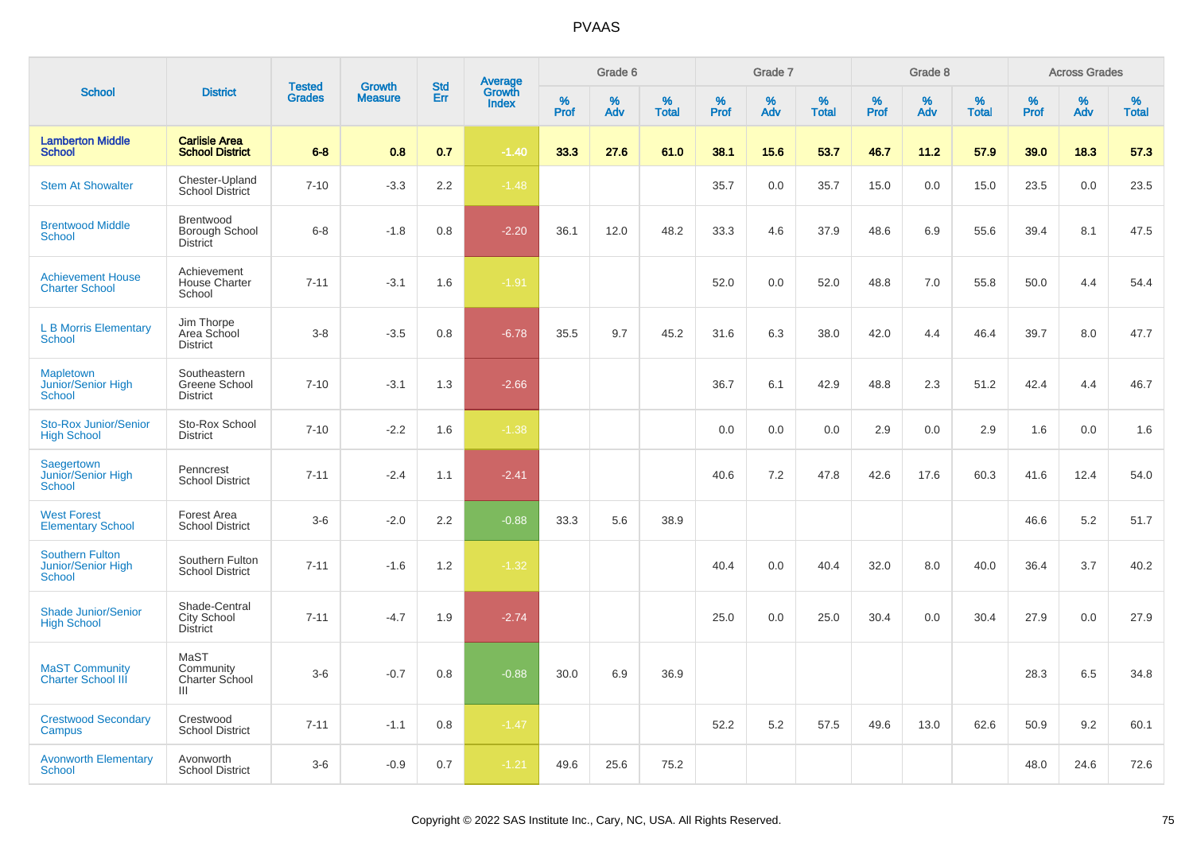# PVAAS

| School | District | Tested Grades | Growth Measure | Std Err | Average Growth Index | Grade 6 | | | Grade 7 | | | Grade 8 | | | Across Grades | | |
|---|---|---|---|---|---|---|---|---|---|---|---|---|---|---|---|---|---|
| | | | | | | % Prof | % Adv | % Total | % Prof | % Adv | % Total | % Prof | % Adv | % Total | % Prof | % Adv | % Total |
| **Lamberton Middle School** | **Carlisle Area School District** | **6-8** | **0.8** | **0.7** | **-1.40** | **33.3** | **27.6** | **61.0** | **38.1** | **15.6** | **53.7** | **46.7** | **11.2** | **57.9** | **39.0** | **18.3** | **57.3** |
| Stem At Showalter | Chester-Upland School District | 7-10 | -3.3 | 2.2 | -1.48 | | | | 35.7 | 0.0 | 35.7 | 15.0 | 0.0 | 15.0 | 23.5 | 0.0 | 23.5 |
| Brentwood Middle School | Brentwood Borough School District | 6-8 | -1.8 | 0.8 | -2.20 | 36.1 | 12.0 | 48.2 | 33.3 | 4.6 | 37.9 | 48.6 | 6.9 | 55.6 | 39.4 | 8.1 | 47.5 |
| Achievement House Charter School | Achievement House Charter School | 7-11 | -3.1 | 1.6 | -1.91 | | | | 52.0 | 0.0 | 52.0 | 48.8 | 7.0 | 55.8 | 50.0 | 4.4 | 54.4 |
| L B Morris Elementary School | Jim Thorpe Area School District | 3-8 | -3.5 | 0.8 | -6.78 | 35.5 | 9.7 | 45.2 | 31.6 | 6.3 | 38.0 | 42.0 | 4.4 | 46.4 | 39.7 | 8.0 | 47.7 |
| Mapletown Junior/Senior High School | Southeastern Greene School District | 7-10 | -3.1 | 1.3 | -2.66 | | | | 36.7 | 6.1 | 42.9 | 48.8 | 2.3 | 51.2 | 42.4 | 4.4 | 46.7 |
| Sto-Rox Junior/Senior High School | Sto-Rox School District | 7-10 | -2.2 | 1.6 | -1.38 | | | | 0.0 | 0.0 | 0.0 | 2.9 | 0.0 | 2.9 | 1.6 | 0.0 | 1.6 |
| Saegertown Junior/Senior High School | Penncrest School District | 7-11 | -2.4 | 1.1 | -2.41 | | | | 40.6 | 7.2 | 47.8 | 42.6 | 17.6 | 60.3 | 41.6 | 12.4 | 54.0 |
| West Forest Elementary School | Forest Area School District | 3-6 | -2.0 | 2.2 | -0.88 | 33.3 | 5.6 | 38.9 | | | | | | | 46.6 | 5.2 | 51.7 |
| Southern Fulton Junior/Senior High School | Southern Fulton School District | 7-11 | -1.6 | 1.2 | -1.32 | | | | 40.4 | 0.0 | 40.4 | 32.0 | 8.0 | 40.0 | 36.4 | 3.7 | 40.2 |
| Shade Junior/Senior High School | Shade-Central City School District | 7-11 | -4.7 | 1.9 | -2.74 | | | | 25.0 | 0.0 | 25.0 | 30.4 | 0.0 | 30.4 | 27.9 | 0.0 | 27.9 |
| MaST Community Charter School III | MaST Community Charter School III | 3-6 | -0.7 | 0.8 | -0.88 | 30.0 | 6.9 | 36.9 | | | | | | | 28.3 | 6.5 | 34.8 |
| Crestwood Secondary Campus | Crestwood School District | 7-11 | -1.1 | 0.8 | -1.47 | | | | 52.2 | 5.2 | 57.5 | 49.6 | 13.0 | 62.6 | 50.9 | 9.2 | 60.1 |
| Avonworth Elementary School | Avonworth School District | 3-6 | -0.9 | 0.7 | -1.21 | 49.6 | 25.6 | 75.2 | | | | | | | 48.0 | 24.6 | 72.6 |

Copyright © 2022 SAS Institute Inc., Cary, NC, USA. All Rights Reserved.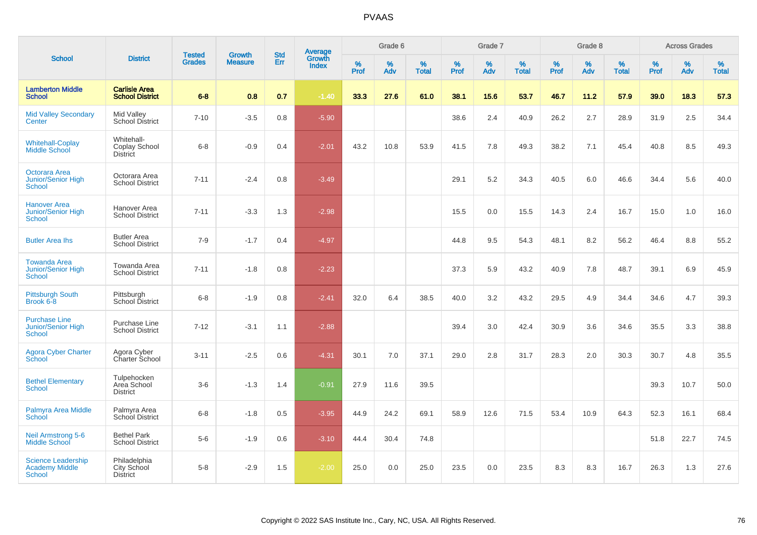# PVAAS

| School | District | Tested Grades | Growth Measure | Std Err | Average Growth Index | Grade 6 | | | Grade 7 | | | Grade 8 | | | Across Grades | | |
|---|---|---|---|---|---|---|---|---|---|---|---|---|---|---|---|---|---|
| | | | | | | % Prof | % Adv | % Total | % Prof | % Adv | % Total | % Prof | % Adv | % Total | % Prof | % Adv | % Total |
| **Lamberton Middle School** | **Carlisle Area School District** | **6-8** | **0.8** | **0.7** | **-1.40** | **33.3** | **27.6** | **61.0** | **38.1** | **15.6** | **53.7** | **46.7** | **11.2** | **57.9** | **39.0** | **18.3** | **57.3** |
| Mid Valley Secondary Center | Mid Valley School District | 7-10 | -3.5 | 0.8 | -5.90 | | | | 38.6 | 2.4 | 40.9 | 26.2 | 2.7 | 28.9 | 31.9 | 2.5 | 34.4 |
| Whitehall-Coplay Middle School | Whitehall-Coplay School District | 6-8 | -0.9 | 0.4 | -2.01 | 43.2 | 10.8 | 53.9 | 41.5 | 7.8 | 49.3 | 38.2 | 7.1 | 45.4 | 40.8 | 8.5 | 49.3 |
| Octorara Area Junior/Senior High School | Octorara Area School District | 7-11 | -2.4 | 0.8 | -3.49 | | | | 29.1 | 5.2 | 34.3 | 40.5 | 6.0 | 46.6 | 34.4 | 5.6 | 40.0 |
| Hanover Area Junior/Senior High School | Hanover Area School District | 7-11 | -3.3 | 1.3 | -2.98 | | | | 15.5 | 0.0 | 15.5 | 14.3 | 2.4 | 16.7 | 15.0 | 1.0 | 16.0 |
| Butler Area Ihs | Butler Area School District | 7-9 | -1.7 | 0.4 | -4.97 | | | | 44.8 | 9.5 | 54.3 | 48.1 | 8.2 | 56.2 | 46.4 | 8.8 | 55.2 |
| Towanda Area Junior/Senior High School | Towanda Area School District | 7-11 | -1.8 | 0.8 | -2.23 | | | | 37.3 | 5.9 | 43.2 | 40.9 | 7.8 | 48.7 | 39.1 | 6.9 | 45.9 |
| Pittsburgh South Brook 6-8 | Pittsburgh School District | 6-8 | -1.9 | 0.8 | -2.41 | 32.0 | 6.4 | 38.5 | 40.0 | 3.2 | 43.2 | 29.5 | 4.9 | 34.4 | 34.6 | 4.7 | 39.3 |
| Purchase Line Junior/Senior High School | Purchase Line School District | 7-12 | -3.1 | 1.1 | -2.88 | | | | 39.4 | 3.0 | 42.4 | 30.9 | 3.6 | 34.6 | 35.5 | 3.3 | 38.8 |
| Agora Cyber Charter School | Agora Cyber Charter School | 3-11 | -2.5 | 0.6 | -4.31 | 30.1 | 7.0 | 37.1 | 29.0 | 2.8 | 31.7 | 28.3 | 2.0 | 30.3 | 30.7 | 4.8 | 35.5 |
| Bethel Elementary School | Tulpehocken Area School District | 3-6 | -1.3 | 1.4 | -0.91 | 27.9 | 11.6 | 39.5 | | | | | | | 39.3 | 10.7 | 50.0 |
| Palmyra Area Middle School | Palmyra Area School District | 6-8 | -1.8 | 0.5 | -3.95 | 44.9 | 24.2 | 69.1 | 58.9 | 12.6 | 71.5 | 53.4 | 10.9 | 64.3 | 52.3 | 16.1 | 68.4 |
| Neil Armstrong 5-6 Middle School | Bethel Park School District | 5-6 | -1.9 | 0.6 | -3.10 | 44.4 | 30.4 | 74.8 | | | | | | | 51.8 | 22.7 | 74.5 |
| Science Leadership Academy Middle School | Philadelphia City School District | 5-8 | -2.9 | 1.5 | -2.00 | 25.0 | 0.0 | 25.0 | 23.5 | 0.0 | 23.5 | 8.3 | 8.3 | 16.7 | 26.3 | 1.3 | 27.6 |

Copyright © 2022 SAS Institute Inc., Cary, NC, USA. All Rights Reserved.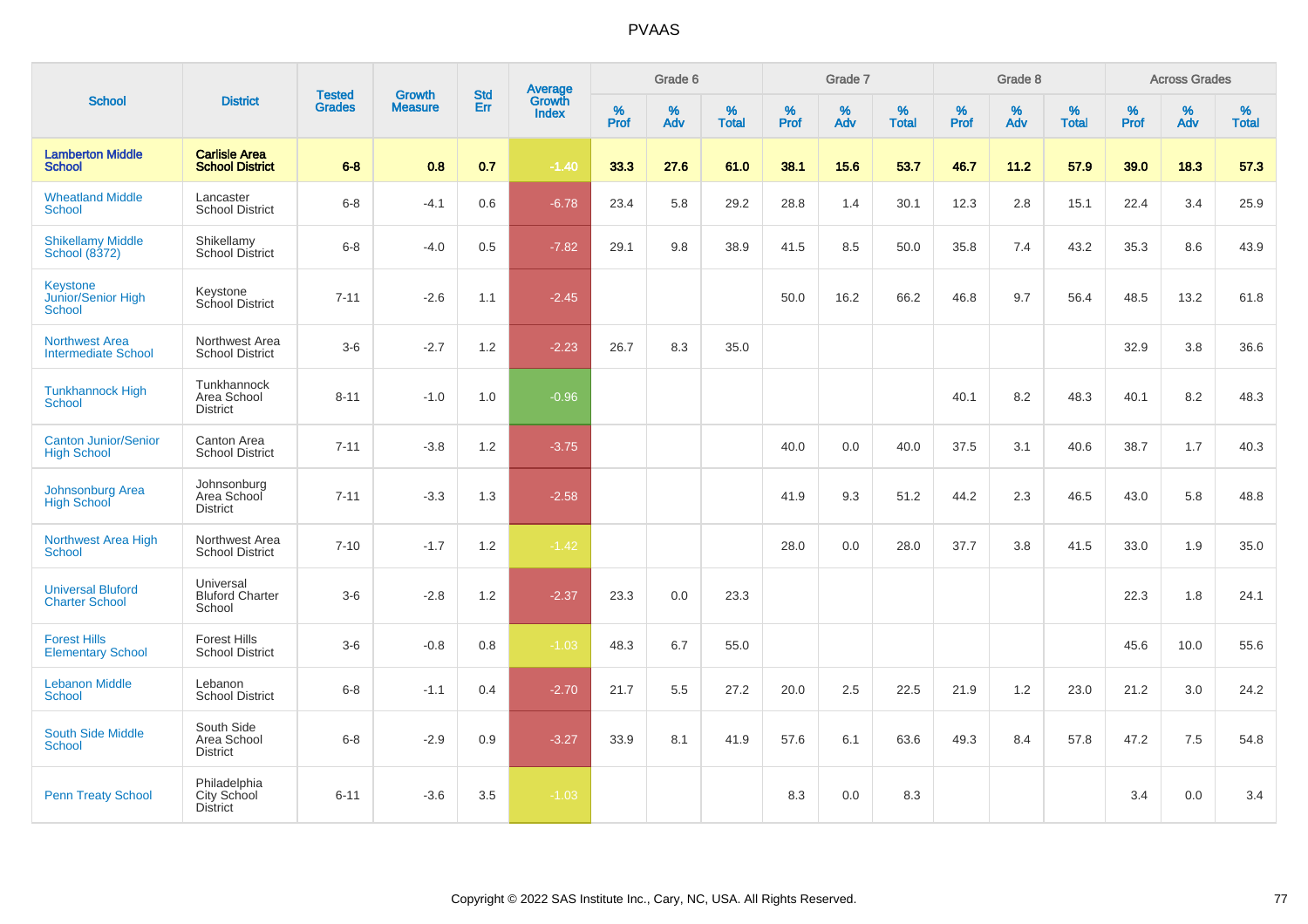# PVAAS

| School | District | Tested Grades | Growth Measure | Std Err | Average Growth Index | Grade 6 | | | Grade 7 | | | Grade 8 | | | Across Grades | | |
|---|---|---|---|---|---|---|---|---|---|---|---|---|---|---|---|---|---|
| | | | | | | % Prof | % Adv | % Total | % Prof | % Adv | % Total | % Prof | % Adv | % Total | % Prof | % Adv | % Total |
| **Lamberton Middle School** | **Carlisle Area School District** | **6-8** | **0.8** | **0.7** | **-1.40** | **33.3** | **27.6** | **61.0** | **38.1** | **15.6** | **53.7** | **46.7** | **11.2** | **57.9** | **39.0** | **18.3** | **57.3** |
| Wheatland Middle School | Lancaster School District | 6-8 | -4.1 | 0.6 | -6.78 | 23.4 | 5.8 | 29.2 | 28.8 | 1.4 | 30.1 | 12.3 | 2.8 | 15.1 | 22.4 | 3.4 | 25.9 |
| Shikellamy Middle School (8372) | Shikellamy School District | 6-8 | -4.0 | 0.5 | -7.82 | 29.1 | 9.8 | 38.9 | 41.5 | 8.5 | 50.0 | 35.8 | 7.4 | 43.2 | 35.3 | 8.6 | 43.9 |
| Keystone Junior/Senior High School | Keystone School District | 7-11 | -2.6 | 1.1 | -2.45 | | | | 50.0 | 16.2 | 66.2 | 46.8 | 9.7 | 56.4 | 48.5 | 13.2 | 61.8 |
| Northwest Area Intermediate School | Northwest Area School District | 3-6 | -2.7 | 1.2 | -2.23 | 26.7 | 8.3 | 35.0 | | | | | | | 32.9 | 3.8 | 36.6 |
| Tunkhannock High School | Tunkhannock Area School District | 8-11 | -1.0 | 1.0 | -0.96 | | | | | | | 40.1 | 8.2 | 48.3 | 40.1 | 8.2 | 48.3 |
| Canton Junior/Senior High School | Canton Area School District | 7-11 | -3.8 | 1.2 | -3.75 | | | | 40.0 | 0.0 | 40.0 | 37.5 | 3.1 | 40.6 | 38.7 | 1.7 | 40.3 |
| Johnsonburg Area High School | Johnsonburg Area School District | 7-11 | -3.3 | 1.3 | -2.58 | | | | 41.9 | 9.3 | 51.2 | 44.2 | 2.3 | 46.5 | 43.0 | 5.8 | 48.8 |
| Northwest Area High School | Northwest Area School District | 7-10 | -1.7 | 1.2 | -1.42 | | | | 28.0 | 0.0 | 28.0 | 37.7 | 3.8 | 41.5 | 33.0 | 1.9 | 35.0 |
| Universal Bluford Charter School | Universal Bluford Charter School | 3-6 | -2.8 | 1.2 | -2.37 | 23.3 | 0.0 | 23.3 | | | | | | | 22.3 | 1.8 | 24.1 |
| Forest Hills Elementary School | Forest Hills School District | 3-6 | -0.8 | 0.8 | -1.03 | 48.3 | 6.7 | 55.0 | | | | | | | 45.6 | 10.0 | 55.6 |
| Lebanon Middle School | Lebanon School District | 6-8 | -1.1 | 0.4 | -2.70 | 21.7 | 5.5 | 27.2 | 20.0 | 2.5 | 22.5 | 21.9 | 1.2 | 23.0 | 21.2 | 3.0 | 24.2 |
| South Side Middle School | South Side Area School District | 6-8 | -2.9 | 0.9 | -3.27 | 33.9 | 8.1 | 41.9 | 57.6 | 6.1 | 63.6 | 49.3 | 8.4 | 57.8 | 47.2 | 7.5 | 54.8 |
| Penn Treaty School | Philadelphia City School District | 6-11 | -3.6 | 3.5 | -1.03 | | | | 8.3 | 0.0 | 8.3 | | | | 3.4 | 0.0 | 3.4 |

Copyright © 2022 SAS Institute Inc., Cary, NC, USA. All Rights Reserved.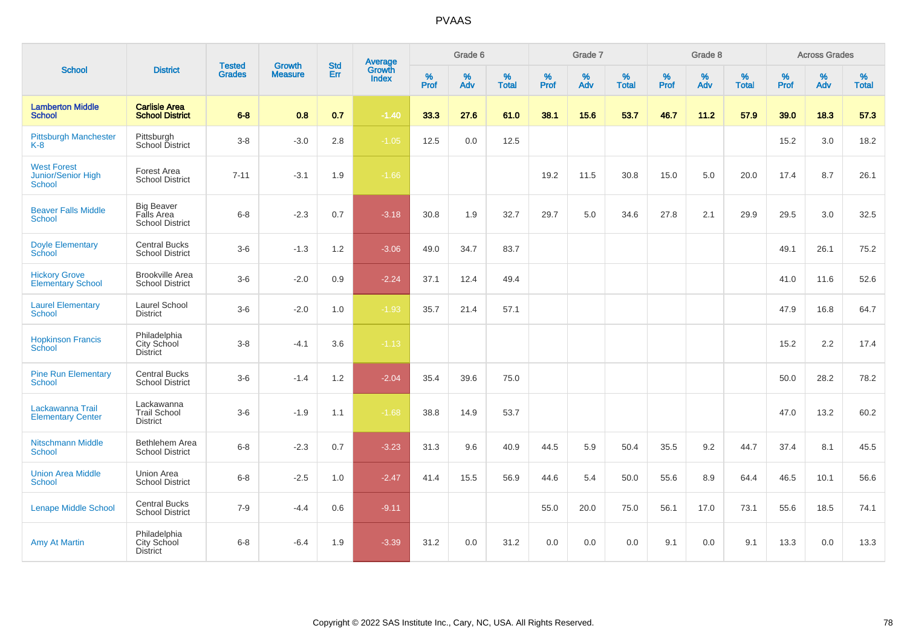# PVAAS

| School | District | Tested Grades | Growth Measure | Std Err | Average Growth Index | Grade 6 | | | Grade 7 | | | Grade 8 | | | Across Grades | | |
|---|---|---|---|---|---|---|---|---|---|---|---|---|---|---|---|---|---|
| | | | | | | % Prof | % Adv | % Total | % Prof | % Adv | % Total | % Prof | % Adv | % Total | % Prof | % Adv | % Total |
| **Lamberton Middle School** | **Carlisle Area School District** | **6-8** | **0.8** | **0.7** | **-1.40** | **33.3** | **27.6** | **61.0** | **38.1** | **15.6** | **53.7** | **46.7** | **11.2** | **57.9** | **39.0** | **18.3** | **57.3** |
| Pittsburgh Manchester K-8 | Pittsburgh School District | 3-8 | -3.0 | 2.8 | -1.05 | 12.5 | 0.0 | 12.5 | | | | | | | 15.2 | 3.0 | 18.2 |
| West Forest Junior/Senior High School | Forest Area School District | 7-11 | -3.1 | 1.9 | -1.66 | | | | 19.2 | 11.5 | 30.8 | 15.0 | 5.0 | 20.0 | 17.4 | 8.7 | 26.1 |
| Beaver Falls Middle School | Big Beaver Falls Area School District | 6-8 | -2.3 | 0.7 | -3.18 | 30.8 | 1.9 | 32.7 | 29.7 | 5.0 | 34.6 | 27.8 | 2.1 | 29.9 | 29.5 | 3.0 | 32.5 |
| Doyle Elementary School | Central Bucks School District | 3-6 | -1.3 | 1.2 | -3.06 | 49.0 | 34.7 | 83.7 | | | | | | | 49.1 | 26.1 | 75.2 |
| Hickory Grove Elementary School | Brookville Area School District | 3-6 | -2.0 | 0.9 | -2.24 | 37.1 | 12.4 | 49.4 | | | | | | | 41.0 | 11.6 | 52.6 |
| Laurel Elementary School | Laurel School District | 3-6 | -2.0 | 1.0 | -1.93 | 35.7 | 21.4 | 57.1 | | | | | | | 47.9 | 16.8 | 64.7 |
| Hopkinson Francis School | Philadelphia City School District | 3-8 | -4.1 | 3.6 | -1.13 | | | | | | | | | | 15.2 | 2.2 | 17.4 |
| Pine Run Elementary School | Central Bucks School District | 3-6 | -1.4 | 1.2 | -2.04 | 35.4 | 39.6 | 75.0 | | | | | | | 50.0 | 28.2 | 78.2 |
| Lackawanna Trail Elementary Center | Lackawanna Trail School District | 3-6 | -1.9 | 1.1 | -1.68 | 38.8 | 14.9 | 53.7 | | | | | | | 47.0 | 13.2 | 60.2 |
| Nitschmann Middle School | Bethlehem Area School District | 6-8 | -2.3 | 0.7 | -3.23 | 31.3 | 9.6 | 40.9 | 44.5 | 5.9 | 50.4 | 35.5 | 9.2 | 44.7 | 37.4 | 8.1 | 45.5 |
| Union Area Middle School | Union Area School District | 6-8 | -2.5 | 1.0 | -2.47 | 41.4 | 15.5 | 56.9 | 44.6 | 5.4 | 50.0 | 55.6 | 8.9 | 64.4 | 46.5 | 10.1 | 56.6 |
| Lenape Middle School | Central Bucks School District | 7-9 | -4.4 | 0.6 | -9.11 | | | | 55.0 | 20.0 | 75.0 | 56.1 | 17.0 | 73.1 | 55.6 | 18.5 | 74.1 |
| Amy At Martin | Philadelphia City School District | 6-8 | -6.4 | 1.9 | -3.39 | 31.2 | 0.0 | 31.2 | 0.0 | 0.0 | 0.0 | 9.1 | 0.0 | 9.1 | 13.3 | 0.0 | 13.3 |

Copyright © 2022 SAS Institute Inc., Cary, NC, USA. All Rights Reserved.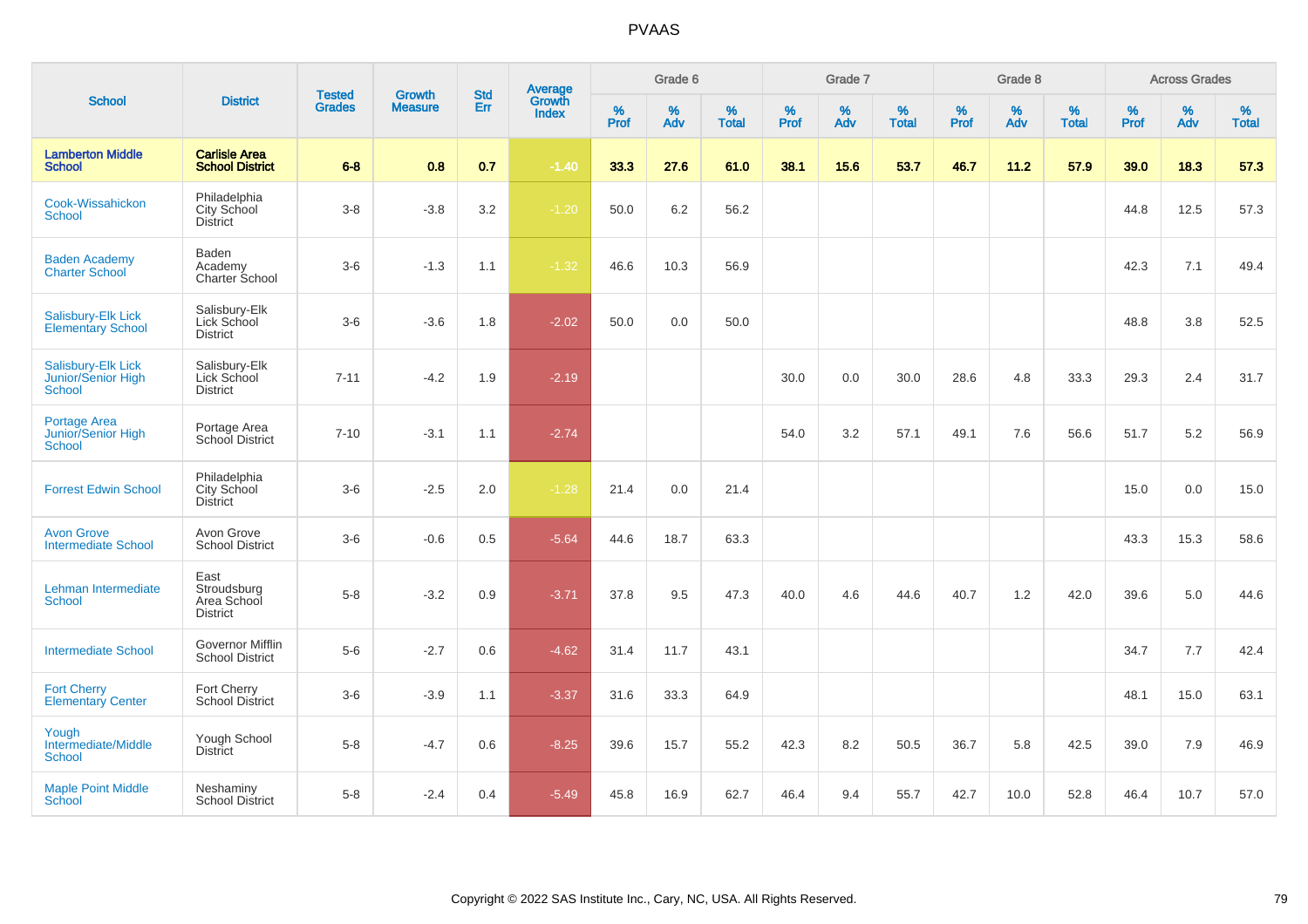# PVAAS

| School | District | Tested Grades | Growth Measure | Std Err | Average Growth Index | Grade 6 | | | Grade 7 | | | Grade 8 | | | Across Grades | | |
|---|---|---|---|---|---|---|---|---|---|---|---|---|---|---|---|---|---|
| | | | | | | % Prof | % Adv | % Total | % Prof | % Adv | % Total | % Prof | % Adv | % Total | % Prof | % Adv | % Total |
| **Lamberton Middle School** | **Carlisle Area School District** | **6-8** | **0.8** | **0.7** | **-1.40** | **33.3** | **27.6** | **61.0** | **38.1** | **15.6** | **53.7** | **46.7** | **11.2** | **57.9** | **39.0** | **18.3** | **57.3** |
| Cook-Wissahickon School | Philadelphia City School District | 3-8 | -3.8 | 3.2 | -1.20 | 50.0 | 6.2 | 56.2 | | | | | | | 44.8 | 12.5 | 57.3 |
| Baden Academy Charter School | Baden Academy Charter School | 3-6 | -1.3 | 1.1 | -1.32 | 46.6 | 10.3 | 56.9 | | | | | | | 42.3 | 7.1 | 49.4 |
| Salisbury-Elk Lick Elementary School | Salisbury-Elk Lick School District | 3-6 | -3.6 | 1.8 | -2.02 | 50.0 | 0.0 | 50.0 | | | | | | | 48.8 | 3.8 | 52.5 |
| Salisbury-Elk Lick Junior/Senior High School | Salisbury-Elk Lick School District | 7-11 | -4.2 | 1.9 | -2.19 | | | | 30.0 | 0.0 | 30.0 | 28.6 | 4.8 | 33.3 | 29.3 | 2.4 | 31.7 |
| Portage Area Junior/Senior High School | Portage Area School District | 7-10 | -3.1 | 1.1 | -2.74 | | | | 54.0 | 3.2 | 57.1 | 49.1 | 7.6 | 56.6 | 51.7 | 5.2 | 56.9 |
| Forrest Edwin School | Philadelphia City School District | 3-6 | -2.5 | 2.0 | -1.28 | 21.4 | 0.0 | 21.4 | | | | | | | 15.0 | 0.0 | 15.0 |
| Avon Grove Intermediate School | Avon Grove School District | 3-6 | -0.6 | 0.5 | -5.64 | 44.6 | 18.7 | 63.3 | | | | | | | 43.3 | 15.3 | 58.6 |
| Lehman Intermediate School | East Stroudsburg Area School District | 5-8 | -3.2 | 0.9 | -3.71 | 37.8 | 9.5 | 47.3 | 40.0 | 4.6 | 44.6 | 40.7 | 1.2 | 42.0 | 39.6 | 5.0 | 44.6 |
| Intermediate School | Governor Mifflin School District | 5-6 | -2.7 | 0.6 | -4.62 | 31.4 | 11.7 | 43.1 | | | | | | | 34.7 | 7.7 | 42.4 |
| Fort Cherry Elementary Center | Fort Cherry School District | 3-6 | -3.9 | 1.1 | -3.37 | 31.6 | 33.3 | 64.9 | | | | | | | 48.1 | 15.0 | 63.1 |
| Yough Intermediate/Middle School | Yough School District | 5-8 | -4.7 | 0.6 | -8.25 | 39.6 | 15.7 | 55.2 | 42.3 | 8.2 | 50.5 | 36.7 | 5.8 | 42.5 | 39.0 | 7.9 | 46.9 |
| Maple Point Middle School | Neshaminy School District | 5-8 | -2.4 | 0.4 | -5.49 | 45.8 | 16.9 | 62.7 | 46.4 | 9.4 | 55.7 | 42.7 | 10.0 | 52.8 | 46.4 | 10.7 | 57.0 |

Copyright © 2022 SAS Institute Inc., Cary, NC, USA. All Rights Reserved.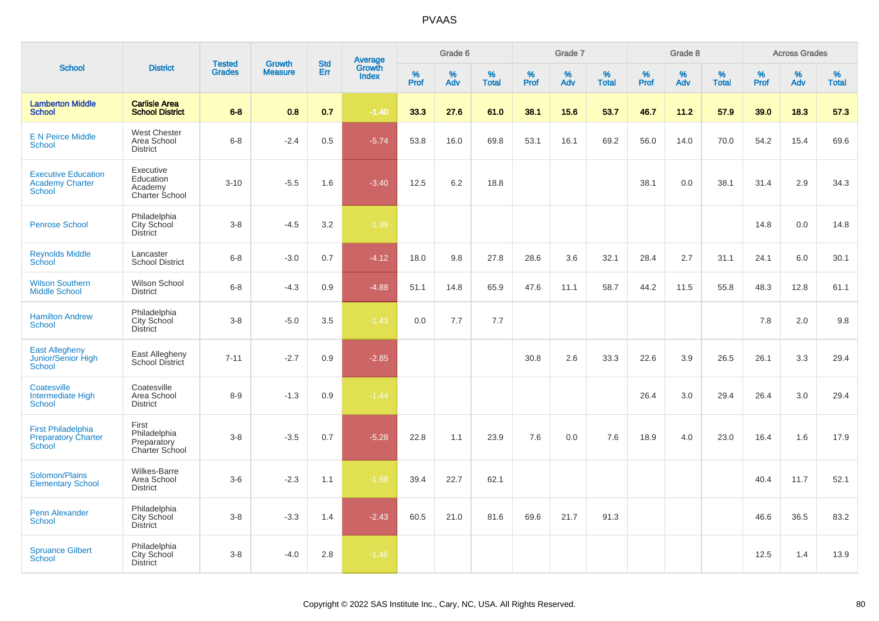# PVAAS

| School | District | Tested Grades | Growth Measure | Std Err | Average Growth Index | Grade 6 | | | Grade 7 | | | Grade 8 | | | Across Grades | | |
|---|---|---|---|---|---|---|---|---|---|---|---|---|---|---|---|---|---|
| | | | | | | % Prof | % Adv | % Total | % Prof | % Adv | % Total | % Prof | % Adv | % Total | % Prof | % Adv | % Total |
| **Lamberton Middle School** | **Carlisle Area School District** | **6-8** | **0.8** | **0.7** | **-1.40** | **33.3** | **27.6** | **61.0** | **38.1** | **15.6** | **53.7** | **46.7** | **11.2** | **57.9** | **39.0** | **18.3** | **57.3** |
| E N Peirce Middle School | West Chester Area School District | 6-8 | -2.4 | 0.5 | -5.74 | 53.8 | 16.0 | 69.8 | 53.1 | 16.1 | 69.2 | 56.0 | 14.0 | 70.0 | 54.2 | 15.4 | 69.6 |
| Executive Education Academy Charter School | Executive Education Academy Charter School | 3-10 | -5.5 | 1.6 | -3.40 | 12.5 | 6.2 | 18.8 | | | | 38.1 | 0.0 | 38.1 | 31.4 | 2.9 | 34.3 |
| Penrose School | Philadelphia City School District | 3-8 | -4.5 | 3.2 | -1.39 | | | | | | | | | | 14.8 | 0.0 | 14.8 |
| Reynolds Middle School | Lancaster School District | 6-8 | -3.0 | 0.7 | -4.12 | 18.0 | 9.8 | 27.8 | 28.6 | 3.6 | 32.1 | 28.4 | 2.7 | 31.1 | 24.1 | 6.0 | 30.1 |
| Wilson Southern Middle School | Wilson School District | 6-8 | -4.3 | 0.9 | -4.88 | 51.1 | 14.8 | 65.9 | 47.6 | 11.1 | 58.7 | 44.2 | 11.5 | 55.8 | 48.3 | 12.8 | 61.1 |
| Hamilton Andrew School | Philadelphia City School District | 3-8 | -5.0 | 3.5 | -1.43 | 0.0 | 7.7 | 7.7 | | | | | | | 7.8 | 2.0 | 9.8 |
| East Allegheny Junior/Senior High School | East Allegheny School District | 7-11 | -2.7 | 0.9 | -2.85 | | | | 30.8 | 2.6 | 33.3 | 22.6 | 3.9 | 26.5 | 26.1 | 3.3 | 29.4 |
| Coatesville Intermediate High School | Coatesville Area School District | 8-9 | -1.3 | 0.9 | -1.44 | | | | | | | 26.4 | 3.0 | 29.4 | 26.4 | 3.0 | 29.4 |
| First Philadelphia Preparatory Charter School | First Philadelphia Preparatory Charter School | 3-8 | -3.5 | 0.7 | -5.28 | 22.8 | 1.1 | 23.9 | 7.6 | 0.0 | 7.6 | 18.9 | 4.0 | 23.0 | 16.4 | 1.6 | 17.9 |
| Solomon/Plains Elementary School | Wilkes-Barre Area School District | 3-6 | -2.3 | 1.1 | -1.98 | 39.4 | 22.7 | 62.1 | | | | | | | 40.4 | 11.7 | 52.1 |
| Penn Alexander School | Philadelphia City School District | 3-8 | -3.3 | 1.4 | -2.43 | 60.5 | 21.0 | 81.6 | 69.6 | 21.7 | 91.3 | | | | 46.6 | 36.5 | 83.2 |
| Spruance Gilbert School | Philadelphia City School District | 3-8 | -4.0 | 2.8 | -1.46 | | | | | | | | | | 12.5 | 1.4 | 13.9 |

Copyright © 2022 SAS Institute Inc., Cary, NC, USA. All Rights Reserved.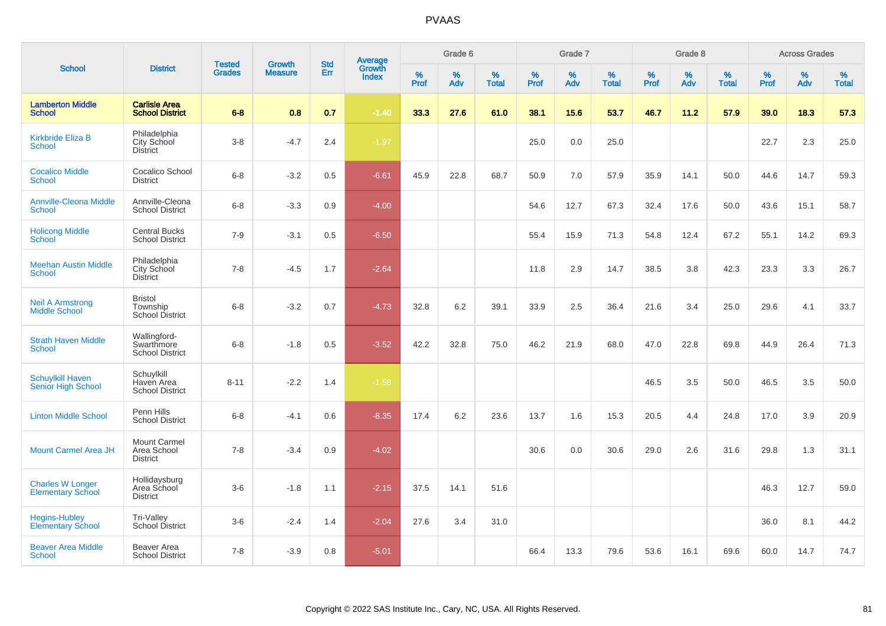PVAAS

| School | District | Tested Grades | Growth Measure | Std Err | Average Growth Index | Grade 6 | | | Grade 7 | | | Grade 8 | | | Across Grades | | |
|---|---|---|---|---|---|---|---|---|---|---|---|---|---|---|---|---|---|
| | | | | | | % Prof | % Adv | % Total | % Prof | % Adv | % Total | % Prof | % Adv | % Total | % Prof | % Adv | % Total |
| **Lamberton Middle School** | **Carlisle Area School District** | **6-8** | **0.8** | **0.7** | **-1.40** | **33.3** | **27.6** | **61.0** | **38.1** | **15.6** | **53.7** | **46.7** | **11.2** | **57.9** | **39.0** | **18.3** | **57.3** |
| Kirkbride Eliza B School | Philadelphia City School District | 3-8 | -4.7 | 2.4 | -1.97 | | | | 25.0 | 0.0 | 25.0 | | | | 22.7 | 2.3 | 25.0 |
| Cocalico Middle School | Cocalico School District | 6-8 | -3.2 | 0.5 | -6.61 | 45.9 | 22.8 | 68.7 | 50.9 | 7.0 | 57.9 | 35.9 | 14.1 | 50.0 | 44.6 | 14.7 | 59.3 |
| Annville-Cleona Middle School | Annville-Cleona School District | 6-8 | -3.3 | 0.9 | -4.00 | | | | 54.6 | 12.7 | 67.3 | 32.4 | 17.6 | 50.0 | 43.6 | 15.1 | 58.7 |
| Holicong Middle School | Central Bucks School District | 7-9 | -3.1 | 0.5 | -6.50 | | | | 55.4 | 15.9 | 71.3 | 54.8 | 12.4 | 67.2 | 55.1 | 14.2 | 69.3 |
| Meehan Austin Middle School | Philadelphia City School District | 7-8 | -4.5 | 1.7 | -2.64 | | | | 11.8 | 2.9 | 14.7 | 38.5 | 3.8 | 42.3 | 23.3 | 3.3 | 26.7 |
| Neil A Armstrong Middle School | Bristol Township School District | 6-8 | -3.2 | 0.7 | -4.73 | 32.8 | 6.2 | 39.1 | 33.9 | 2.5 | 36.4 | 21.6 | 3.4 | 25.0 | 29.6 | 4.1 | 33.7 |
| Strath Haven Middle School | Wallingford-Swarthmore School District | 6-8 | -1.8 | 0.5 | -3.52 | 42.2 | 32.8 | 75.0 | 46.2 | 21.9 | 68.0 | 47.0 | 22.8 | 69.8 | 44.9 | 26.4 | 71.3 |
| Schuylkill Haven Senior High School | Schuylkill Haven Area School District | 8-11 | -2.2 | 1.4 | -1.58 | | | | | | | 46.5 | 3.5 | 50.0 | 46.5 | 3.5 | 50.0 |
| Linton Middle School | Penn Hills School District | 6-8 | -4.1 | 0.6 | -8.35 | 17.4 | 6.2 | 23.6 | 13.7 | 1.6 | 15.3 | 20.5 | 4.4 | 24.8 | 17.0 | 3.9 | 20.9 |
| Mount Carmel Area JH | Mount Carmel Area School District | 7-8 | -3.4 | 0.9 | -4.02 | | | | 30.6 | 0.0 | 30.6 | 29.0 | 2.6 | 31.6 | 29.8 | 1.3 | 31.1 |
| Charles W Longer Elementary School | Hollidaysburg Area School District | 3-6 | -1.8 | 1.1 | -2.15 | 37.5 | 14.1 | 51.6 | | | | | | | 46.3 | 12.7 | 59.0 |
| Hegins-Hubley Elementary School | Tri-Valley School District | 3-6 | -2.4 | 1.4 | -2.04 | 27.6 | 3.4 | 31.0 | | | | | | | 36.0 | 8.1 | 44.2 |
| Beaver Area Middle School | Beaver Area School District | 7-8 | -3.9 | 0.8 | -5.01 | | | | 66.4 | 13.3 | 79.6 | 53.6 | 16.1 | 69.6 | 60.0 | 14.7 | 74.7 |

Copyright © 2022 SAS Institute Inc., Cary, NC, USA. All Rights Reserved.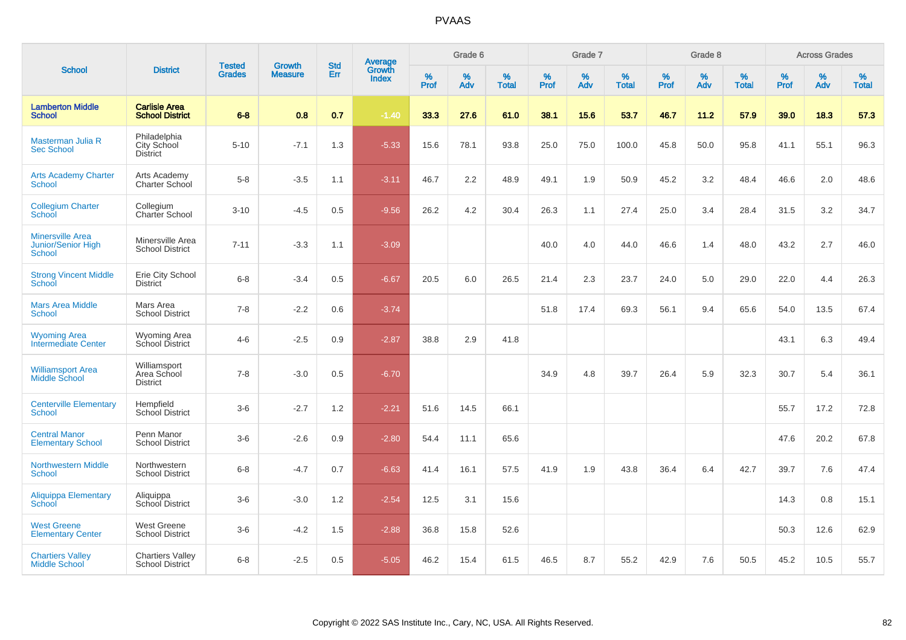# PVAAS

| School | District | Tested Grades | Growth Measure | Std Err | Average Growth Index | Grade 6 | | | Grade 7 | | | Grade 8 | | | Across Grades | | |
|---|---|---|---|---|---|---|---|---|---|---|---|---|---|---|---|---|---|
| | | | | | | % Prof | % Adv | % Total | % Prof | % Adv | % Total | % Prof | % Adv | % Total | % Prof | % Adv | % Total |
| **Lamberton Middle School** | **Carlisle Area School District** | **6-8** | **0.8** | **0.7** | **-1.40** | **33.3** | **27.6** | **61.0** | **38.1** | **15.6** | **53.7** | **46.7** | **11.2** | **57.9** | **39.0** | **18.3** | **57.3** |
| Masterman Julia R Sec School | Philadelphia City School District | 5-10 | -7.1 | 1.3 | -5.33 | 15.6 | 78.1 | 93.8 | 25.0 | 75.0 | 100.0 | 45.8 | 50.0 | 95.8 | 41.1 | 55.1 | 96.3 |
| Arts Academy Charter School | Arts Academy Charter School | 5-8 | -3.5 | 1.1 | -3.11 | 46.7 | 2.2 | 48.9 | 49.1 | 1.9 | 50.9 | 45.2 | 3.2 | 48.4 | 46.6 | 2.0 | 48.6 |
| Collegium Charter School | Collegium Charter School | 3-10 | -4.5 | 0.5 | -9.56 | 26.2 | 4.2 | 30.4 | 26.3 | 1.1 | 27.4 | 25.0 | 3.4 | 28.4 | 31.5 | 3.2 | 34.7 |
| Minersville Area Junior/Senior High School | Minersville Area School District | 7-11 | -3.3 | 1.1 | -3.09 | | | | 40.0 | 4.0 | 44.0 | 46.6 | 1.4 | 48.0 | 43.2 | 2.7 | 46.0 |
| Strong Vincent Middle School | Erie City School District | 6-8 | -3.4 | 0.5 | -6.67 | 20.5 | 6.0 | 26.5 | 21.4 | 2.3 | 23.7 | 24.0 | 5.0 | 29.0 | 22.0 | 4.4 | 26.3 |
| Mars Area Middle School | Mars Area School District | 7-8 | -2.2 | 0.6 | -3.74 | | | | 51.8 | 17.4 | 69.3 | 56.1 | 9.4 | 65.6 | 54.0 | 13.5 | 67.4 |
| Wyoming Area Intermediate Center | Wyoming Area School District | 4-6 | -2.5 | 0.9 | -2.87 | 38.8 | 2.9 | 41.8 | | | | | | | 43.1 | 6.3 | 49.4 |
| Williamsport Area Middle School | Williamsport Area School District | 7-8 | -3.0 | 0.5 | -6.70 | | | | 34.9 | 4.8 | 39.7 | 26.4 | 5.9 | 32.3 | 30.7 | 5.4 | 36.1 |
| Centerville Elementary School | Hempfield School District | 3-6 | -2.7 | 1.2 | -2.21 | 51.6 | 14.5 | 66.1 | | | | | | | 55.7 | 17.2 | 72.8 |
| Central Manor Elementary School | Penn Manor School District | 3-6 | -2.6 | 0.9 | -2.80 | 54.4 | 11.1 | 65.6 | | | | | | | 47.6 | 20.2 | 67.8 |
| Northwestern Middle School | Northwestern School District | 6-8 | -4.7 | 0.7 | -6.63 | 41.4 | 16.1 | 57.5 | 41.9 | 1.9 | 43.8 | 36.4 | 6.4 | 42.7 | 39.7 | 7.6 | 47.4 |
| Aliquippa Elementary School | Aliquippa School District | 3-6 | -3.0 | 1.2 | -2.54 | 12.5 | 3.1 | 15.6 | | | | | | | 14.3 | 0.8 | 15.1 |
| West Greene Elementary Center | West Greene School District | 3-6 | -4.2 | 1.5 | -2.88 | 36.8 | 15.8 | 52.6 | | | | | | | 50.3 | 12.6 | 62.9 |
| Chartiers Valley Middle School | Chartiers Valley School District | 6-8 | -2.5 | 0.5 | -5.05 | 46.2 | 15.4 | 61.5 | 46.5 | 8.7 | 55.2 | 42.9 | 7.6 | 50.5 | 45.2 | 10.5 | 55.7 |

Copyright © 2022 SAS Institute Inc., Cary, NC, USA. All Rights Reserved.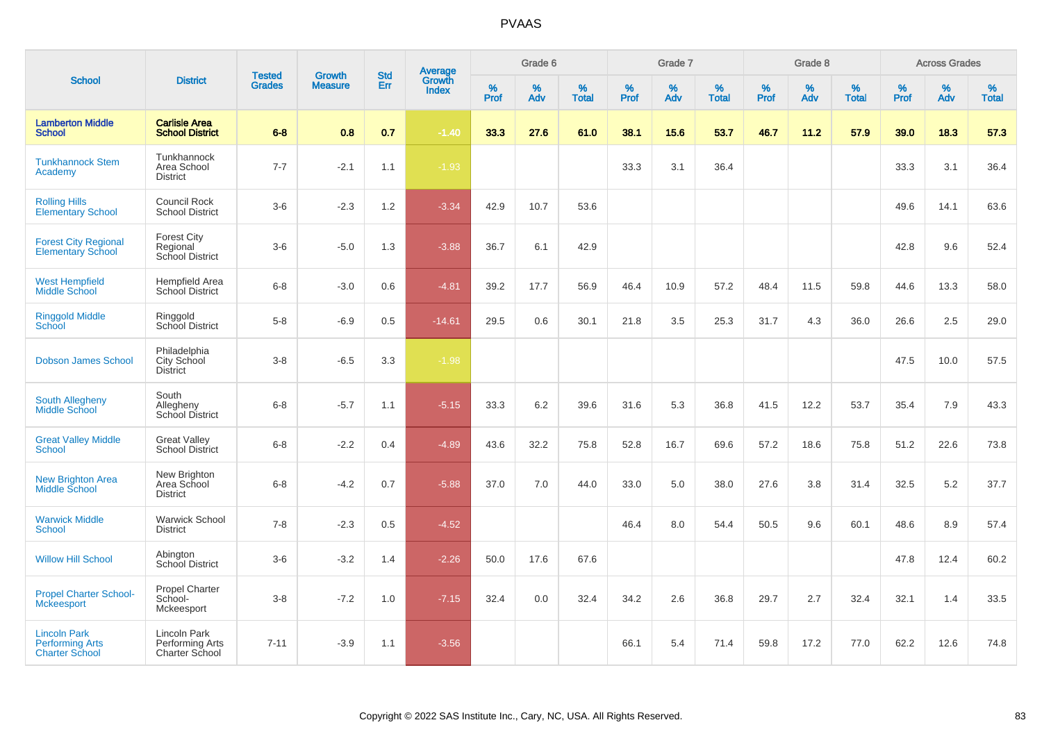# PVAAS

| School | District | Tested Grades | Growth Measure | Std Err | Average Growth Index | Grade 6 | | | Grade 7 | | | Grade 8 | | | Across Grades | | |
|---|---|---|---|---|---|---|---|---|---|---|---|---|---|---|---|---|---|
| | | | | | | % Prof | % Adv | % Total | % Prof | % Adv | % Total | % Prof | % Adv | % Total | % Prof | % Adv | % Total |
| **Lamberton Middle School** | **Carlisle Area School District** | **6-8** | **0.8** | **0.7** | **-1.40** | **33.3** | **27.6** | **61.0** | **38.1** | **15.6** | **53.7** | **46.7** | **11.2** | **57.9** | **39.0** | **18.3** | **57.3** |
| Tunkhannock Stem Academy | Tunkhannock Area School District | 7-7 | -2.1 | 1.1 | -1.93 | | | | 33.3 | 3.1 | 36.4 | | | | 33.3 | 3.1 | 36.4 |
| Rolling Hills Elementary School | Council Rock School District | 3-6 | -2.3 | 1.2 | -3.34 | 42.9 | 10.7 | 53.6 | | | | | | | 49.6 | 14.1 | 63.6 |
| Forest City Regional Elementary School | Forest City Regional School District | 3-6 | -5.0 | 1.3 | -3.88 | 36.7 | 6.1 | 42.9 | | | | | | | 42.8 | 9.6 | 52.4 |
| West Hempfield Middle School | Hempfield Area School District | 6-8 | -3.0 | 0.6 | -4.81 | 39.2 | 17.7 | 56.9 | 46.4 | 10.9 | 57.2 | 48.4 | 11.5 | 59.8 | 44.6 | 13.3 | 58.0 |
| Ringgold Middle School | Ringgold School District | 5-8 | -6.9 | 0.5 | -14.61 | 29.5 | 0.6 | 30.1 | 21.8 | 3.5 | 25.3 | 31.7 | 4.3 | 36.0 | 26.6 | 2.5 | 29.0 |
| Dobson James School | Philadelphia City School District | 3-8 | -6.5 | 3.3 | -1.98 | | | | | | | | | | 47.5 | 10.0 | 57.5 |
| South Allegheny Middle School | South Allegheny School District | 6-8 | -5.7 | 1.1 | -5.15 | 33.3 | 6.2 | 39.6 | 31.6 | 5.3 | 36.8 | 41.5 | 12.2 | 53.7 | 35.4 | 7.9 | 43.3 |
| Great Valley Middle School | Great Valley School District | 6-8 | -2.2 | 0.4 | -4.89 | 43.6 | 32.2 | 75.8 | 52.8 | 16.7 | 69.6 | 57.2 | 18.6 | 75.8 | 51.2 | 22.6 | 73.8 |
| New Brighton Area Middle School | New Brighton Area School District | 6-8 | -4.2 | 0.7 | -5.88 | 37.0 | 7.0 | 44.0 | 33.0 | 5.0 | 38.0 | 27.6 | 3.8 | 31.4 | 32.5 | 5.2 | 37.7 |
| Warwick Middle School | Warwick School District | 7-8 | -2.3 | 0.5 | -4.52 | | | | 46.4 | 8.0 | 54.4 | 50.5 | 9.6 | 60.1 | 48.6 | 8.9 | 57.4 |
| Willow Hill School | Abington School District | 3-6 | -3.2 | 1.4 | -2.26 | 50.0 | 17.6 | 67.6 | | | | | | | 47.8 | 12.4 | 60.2 |
| Propel Charter School-Mckeesport | Propel Charter School-Mckeesport | 3-8 | -7.2 | 1.0 | -7.15 | 32.4 | 0.0 | 32.4 | 34.2 | 2.6 | 36.8 | 29.7 | 2.7 | 32.4 | 32.1 | 1.4 | 33.5 |
| Lincoln Park Performing Arts Charter School | Lincoln Park Performing Arts Charter School | 7-11 | -3.9 | 1.1 | -3.56 | | | | 66.1 | 5.4 | 71.4 | 59.8 | 17.2 | 77.0 | 62.2 | 12.6 | 74.8 |

Copyright © 2022 SAS Institute Inc., Cary, NC, USA. All Rights Reserved.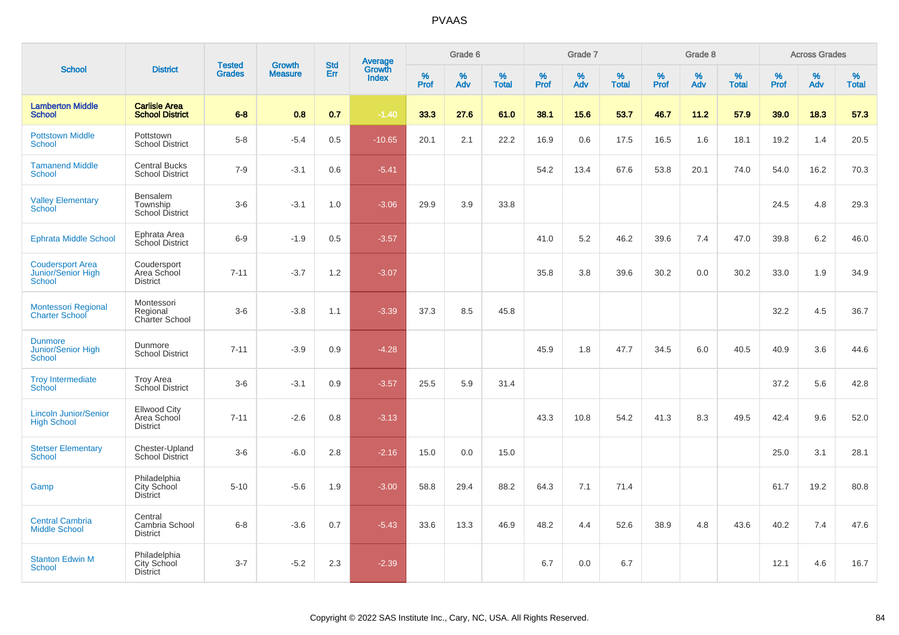# PVAAS

| School | District | Tested Grades | Growth Measure | Std Err | Average Growth Index | Grade 6 | | | Grade 7 | | | Grade 8 | | | Across Grades | | |
|---|---|---|---|---|---|---|---|---|---|---|---|---|---|---|---|---|---|
| | | | | | | % Prof | % Adv | % Total | % Prof | % Adv | % Total | % Prof | % Adv | % Total | % Prof | % Adv | % Total |
| **Lamberton Middle School** | **Carlisle Area School District** | **6-8** | **0.8** | **0.7** | **-1.40** | **33.3** | **27.6** | **61.0** | **38.1** | **15.6** | **53.7** | **46.7** | **11.2** | **57.9** | **39.0** | **18.3** | **57.3** |
| Pottstown Middle School | Pottstown School District | 5-8 | -5.4 | 0.5 | -10.65 | 20.1 | 2.1 | 22.2 | 16.9 | 0.6 | 17.5 | 16.5 | 1.6 | 18.1 | 19.2 | 1.4 | 20.5 |
| Tamanend Middle School | Central Bucks School District | 7-9 | -3.1 | 0.6 | -5.41 | | | | 54.2 | 13.4 | 67.6 | 53.8 | 20.1 | 74.0 | 54.0 | 16.2 | 70.3 |
| Valley Elementary School | Bensalem Township School District | 3-6 | -3.1 | 1.0 | -3.06 | 29.9 | 3.9 | 33.8 | | | | | | | 24.5 | 4.8 | 29.3 |
| Ephrata Middle School | Ephrata Area School District | 6-9 | -1.9 | 0.5 | -3.57 | | | | 41.0 | 5.2 | 46.2 | 39.6 | 7.4 | 47.0 | 39.8 | 6.2 | 46.0 |
| Coudersport Area Junior/Senior High School | Coudersport Area School District | 7-11 | -3.7 | 1.2 | -3.07 | | | | 35.8 | 3.8 | 39.6 | 30.2 | 0.0 | 30.2 | 33.0 | 1.9 | 34.9 |
| Montessori Regional Charter School | Montessori Regional Charter School | 3-6 | -3.8 | 1.1 | -3.39 | 37.3 | 8.5 | 45.8 | | | | | | | 32.2 | 4.5 | 36.7 |
| Dunmore Junior/Senior High School | Dunmore School District | 7-11 | -3.9 | 0.9 | -4.28 | | | | 45.9 | 1.8 | 47.7 | 34.5 | 6.0 | 40.5 | 40.9 | 3.6 | 44.6 |
| Troy Intermediate School | Troy Area School District | 3-6 | -3.1 | 0.9 | -3.57 | 25.5 | 5.9 | 31.4 | | | | | | | 37.2 | 5.6 | 42.8 |
| Lincoln Junior/Senior High School | Ellwood City Area School District | 7-11 | -2.6 | 0.8 | -3.13 | | | | 43.3 | 10.8 | 54.2 | 41.3 | 8.3 | 49.5 | 42.4 | 9.6 | 52.0 |
| Stetser Elementary School | Chester-Upland School District | 3-6 | -6.0 | 2.8 | -2.16 | 15.0 | 0.0 | 15.0 | | | | | | | 25.0 | 3.1 | 28.1 |
| Gamp | Philadelphia City School District | 5-10 | -5.6 | 1.9 | -3.00 | 58.8 | 29.4 | 88.2 | 64.3 | 7.1 | 71.4 | | | | 61.7 | 19.2 | 80.8 |
| Central Cambria Middle School | Central Cambria School District | 6-8 | -3.6 | 0.7 | -5.43 | 33.6 | 13.3 | 46.9 | 48.2 | 4.4 | 52.6 | 38.9 | 4.8 | 43.6 | 40.2 | 7.4 | 47.6 |
| Stanton Edwin M School | Philadelphia City School District | 3-7 | -5.2 | 2.3 | -2.39 | | | | 6.7 | 0.0 | 6.7 | | | | 12.1 | 4.6 | 16.7 |

Copyright © 2022 SAS Institute Inc., Cary, NC, USA. All Rights Reserved.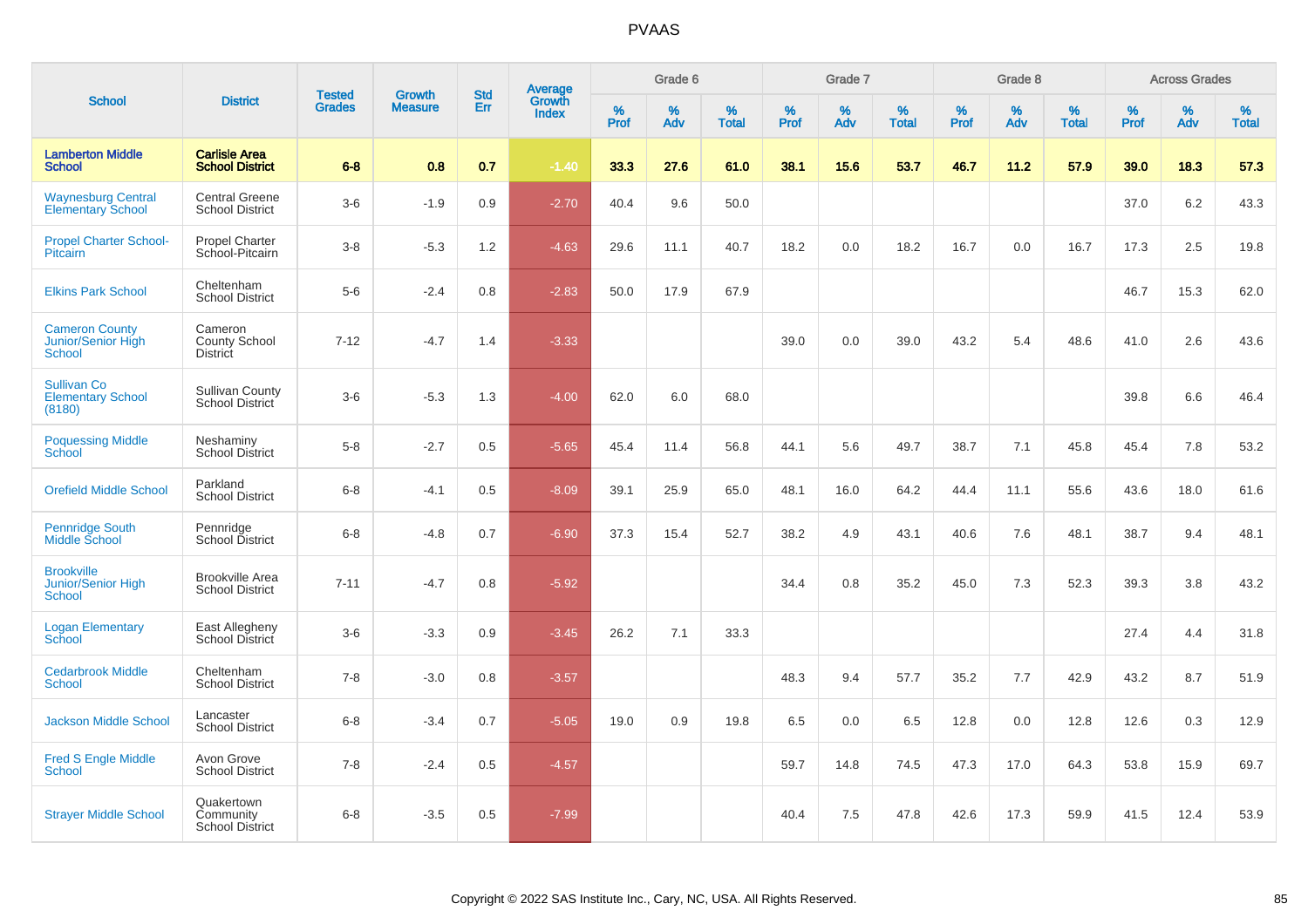PVAAS

| School | District | Tested Grades | Growth Measure | Std Err | Average Growth Index | Grade 6 | | | Grade 7 | | | Grade 8 | | | Across Grades | | |
|---|---|---|---|---|---|---|---|---|---|---|---|---|---|---|---|---|---|
| | | | | | | % Prof | % Adv | % Total | % Prof | % Adv | % Total | % Prof | % Adv | % Total | % Prof | % Adv | % Total |
| **Lamberton Middle School** | **Carlisle Area School District** | **6-8** | **0.8** | **0.7** | **-1.40** | **33.3** | **27.6** | **61.0** | **38.1** | **15.6** | **53.7** | **46.7** | **11.2** | **57.9** | **39.0** | **18.3** | **57.3** |
| Waynesburg Central Elementary School | Central Greene School District | 3-6 | -1.9 | 0.9 | -2.70 | 40.4 | 9.6 | 50.0 | | | | | | | 37.0 | 6.2 | 43.3 |
| Propel Charter School-Pitcairn | Propel Charter School-Pitcairn | 3-8 | -5.3 | 1.2 | -4.63 | 29.6 | 11.1 | 40.7 | 18.2 | 0.0 | 18.2 | 16.7 | 0.0 | 16.7 | 17.3 | 2.5 | 19.8 |
| Elkins Park School | Cheltenham School District | 5-6 | -2.4 | 0.8 | -2.83 | 50.0 | 17.9 | 67.9 | | | | | | | 46.7 | 15.3 | 62.0 |
| Cameron County Junior/Senior High School | Cameron County School District | 7-12 | -4.7 | 1.4 | -3.33 | | | | 39.0 | 0.0 | 39.0 | 43.2 | 5.4 | 48.6 | 41.0 | 2.6 | 43.6 |
| Sullivan Co Elementary School (8180) | Sullivan County School District | 3-6 | -5.3 | 1.3 | -4.00 | 62.0 | 6.0 | 68.0 | | | | | | | 39.8 | 6.6 | 46.4 |
| Poquessing Middle School | Neshaminy School District | 5-8 | -2.7 | 0.5 | -5.65 | 45.4 | 11.4 | 56.8 | 44.1 | 5.6 | 49.7 | 38.7 | 7.1 | 45.8 | 45.4 | 7.8 | 53.2 |
| Orefield Middle School | Parkland School District | 6-8 | -4.1 | 0.5 | -8.09 | 39.1 | 25.9 | 65.0 | 48.1 | 16.0 | 64.2 | 44.4 | 11.1 | 55.6 | 43.6 | 18.0 | 61.6 |
| Pennridge South Middle School | Pennridge School District | 6-8 | -4.8 | 0.7 | -6.90 | 37.3 | 15.4 | 52.7 | 38.2 | 4.9 | 43.1 | 40.6 | 7.6 | 48.1 | 38.7 | 9.4 | 48.1 |
| Brookville Junior/Senior High School | Brookville Area School District | 7-11 | -4.7 | 0.8 | -5.92 | | | | 34.4 | 0.8 | 35.2 | 45.0 | 7.3 | 52.3 | 39.3 | 3.8 | 43.2 |
| Logan Elementary School | East Allegheny School District | 3-6 | -3.3 | 0.9 | -3.45 | 26.2 | 7.1 | 33.3 | | | | | | | 27.4 | 4.4 | 31.8 |
| Cedarbrook Middle School | Cheltenham School District | 7-8 | -3.0 | 0.8 | -3.57 | | | | 48.3 | 9.4 | 57.7 | 35.2 | 7.7 | 42.9 | 43.2 | 8.7 | 51.9 |
| Jackson Middle School | Lancaster School District | 6-8 | -3.4 | 0.7 | -5.05 | 19.0 | 0.9 | 19.8 | 6.5 | 0.0 | 6.5 | 12.8 | 0.0 | 12.8 | 12.6 | 0.3 | 12.9 |
| Fred S Engle Middle School | Avon Grove School District | 7-8 | -2.4 | 0.5 | -4.57 | | | | 59.7 | 14.8 | 74.5 | 47.3 | 17.0 | 64.3 | 53.8 | 15.9 | 69.7 |
| Strayer Middle School | Quakertown Community School District | 6-8 | -3.5 | 0.5 | -7.99 | | | | 40.4 | 7.5 | 47.8 | 42.6 | 17.3 | 59.9 | 41.5 | 12.4 | 53.9 |

Copyright © 2022 SAS Institute Inc., Cary, NC, USA. All Rights Reserved.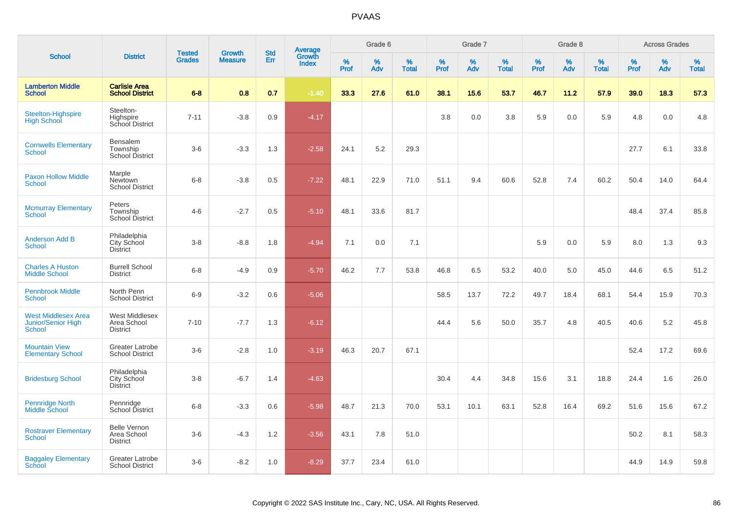# PVAAS

| School | District | Tested Grades | Growth Measure | Std Err | Average Growth Index | Grade 6 | | | Grade 7 | | | Grade 8 | | | Across Grades | | |
|---|---|---|---|---|---|---|---|---|---|---|---|---|---|---|---|---|---|
| | | | | | | % Prof | % Adv | % Total | % Prof | % Adv | % Total | % Prof | % Adv | % Total | % Prof | % Adv | % Total |
| **Lamberton Middle School** | **Carlisle Area School District** | **6-8** | **0.8** | **0.7** | **-1.40** | **33.3** | **27.6** | **61.0** | **38.1** | **15.6** | **53.7** | **46.7** | **11.2** | **57.9** | **39.0** | **18.3** | **57.3** |
| Steelton-Highspire High School | Steelton-Highspire School District | 7-11 | -3.8 | 0.9 | -4.17 | | | | 3.8 | 0.0 | 3.8 | 5.9 | 0.0 | 5.9 | 4.8 | 0.0 | 4.8 |
| Cornwells Elementary School | Bensalem Township School District | 3-6 | -3.3 | 1.3 | -2.58 | 24.1 | 5.2 | 29.3 | | | | | | | 27.7 | 6.1 | 33.8 |
| Paxon Hollow Middle School | Marple Newtown School District | 6-8 | -3.8 | 0.5 | -7.22 | 48.1 | 22.9 | 71.0 | 51.1 | 9.4 | 60.6 | 52.8 | 7.4 | 60.2 | 50.4 | 14.0 | 64.4 |
| Mcmurray Elementary School | Peters Township School District | 4-6 | -2.7 | 0.5 | -5.10 | 48.1 | 33.6 | 81.7 | | | | | | | 48.4 | 37.4 | 85.8 |
| Anderson Add B School | Philadelphia City School District | 3-8 | -8.8 | 1.8 | -4.94 | 7.1 | 0.0 | 7.1 | | | | 5.9 | 0.0 | 5.9 | 8.0 | 1.3 | 9.3 |
| Charles A Huston Middle School | Burrell School District | 6-8 | -4.9 | 0.9 | -5.70 | 46.2 | 7.7 | 53.8 | 46.8 | 6.5 | 53.2 | 40.0 | 5.0 | 45.0 | 44.6 | 6.5 | 51.2 |
| Pennbrook Middle School | North Penn School District | 6-9 | -3.2 | 0.6 | -5.06 | | | | 58.5 | 13.7 | 72.2 | 49.7 | 18.4 | 68.1 | 54.4 | 15.9 | 70.3 |
| West Middlesex Area Junior/Senior High School | West Middlesex Area School District | 7-10 | -7.7 | 1.3 | -6.12 | | | | 44.4 | 5.6 | 50.0 | 35.7 | 4.8 | 40.5 | 40.6 | 5.2 | 45.8 |
| Mountain View Elementary School | Greater Latrobe School District | 3-6 | -2.8 | 1.0 | -3.19 | 46.3 | 20.7 | 67.1 | | | | | | | 52.4 | 17.2 | 69.6 |
| Bridesburg School | Philadelphia City School District | 3-8 | -6.7 | 1.4 | -4.63 | | | | 30.4 | 4.4 | 34.8 | 15.6 | 3.1 | 18.8 | 24.4 | 1.6 | 26.0 |
| Pennridge North Middle School | Pennridge School District | 6-8 | -3.3 | 0.6 | -5.98 | 48.7 | 21.3 | 70.0 | 53.1 | 10.1 | 63.1 | 52.8 | 16.4 | 69.2 | 51.6 | 15.6 | 67.2 |
| Rostraver Elementary School | Belle Vernon Area School District | 3-6 | -4.3 | 1.2 | -3.56 | 43.1 | 7.8 | 51.0 | | | | | | | 50.2 | 8.1 | 58.3 |
| Baggaley Elementary School | Greater Latrobe School District | 3-6 | -8.2 | 1.0 | -8.29 | 37.7 | 23.4 | 61.0 | | | | | | | 44.9 | 14.9 | 59.8 |

Copyright © 2022 SAS Institute Inc., Cary, NC, USA. All Rights Reserved.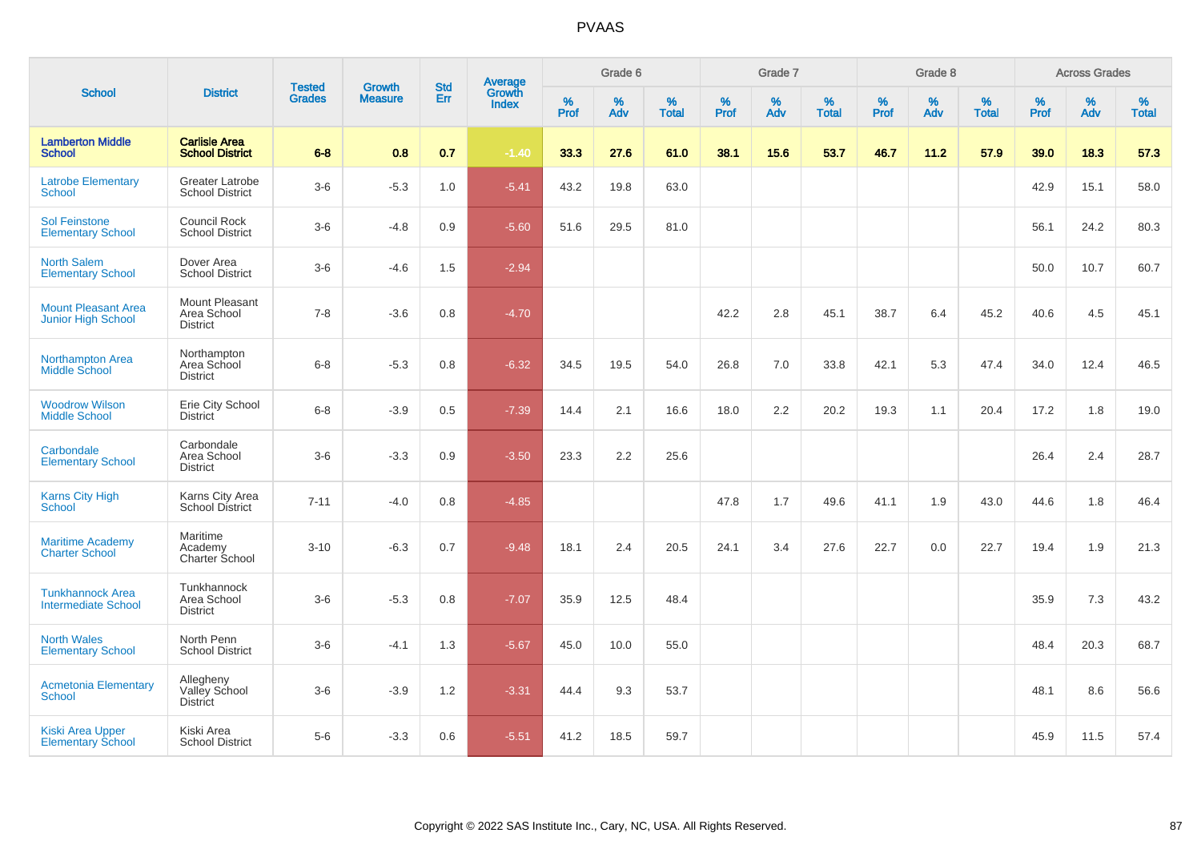# PVAAS

| School | District | Tested Grades | Growth Measure | Std Err | Average Growth Index | Grade 6 | | | Grade 7 | | | Grade 8 | | | Across Grades | | |
|---|---|---|---|---|---|---|---|---|---|---|---|---|---|---|---|---|---|
| | | | | | | % Prof | % Adv | % Total | % Prof | % Adv | % Total | % Prof | % Adv | % Total | % Prof | % Adv | % Total |
| **Lamberton Middle School** | **Carlisle Area School District** | **6-8** | **0.8** | **0.7** | **-1.40** | **33.3** | **27.6** | **61.0** | **38.1** | **15.6** | **53.7** | **46.7** | **11.2** | **57.9** | **39.0** | **18.3** | **57.3** |
| Latrobe Elementary School | Greater Latrobe School District | 3-6 | -5.3 | 1.0 | -5.41 | 43.2 | 19.8 | 63.0 | | | | | | | 42.9 | 15.1 | 58.0 |
| Sol Feinstone Elementary School | Council Rock School District | 3-6 | -4.8 | 0.9 | -5.60 | 51.6 | 29.5 | 81.0 | | | | | | | 56.1 | 24.2 | 80.3 |
| North Salem Elementary School | Dover Area School District | 3-6 | -4.6 | 1.5 | -2.94 | | | | | | | | | | 50.0 | 10.7 | 60.7 |
| Mount Pleasant Area Junior High School | Mount Pleasant Area School District | 7-8 | -3.6 | 0.8 | -4.70 | | | | 42.2 | 2.8 | 45.1 | 38.7 | 6.4 | 45.2 | 40.6 | 4.5 | 45.1 |
| Northampton Area Middle School | Northampton Area School District | 6-8 | -5.3 | 0.8 | -6.32 | 34.5 | 19.5 | 54.0 | 26.8 | 7.0 | 33.8 | 42.1 | 5.3 | 47.4 | 34.0 | 12.4 | 46.5 |
| Woodrow Wilson Middle School | Erie City School District | 6-8 | -3.9 | 0.5 | -7.39 | 14.4 | 2.1 | 16.6 | 18.0 | 2.2 | 20.2 | 19.3 | 1.1 | 20.4 | 17.2 | 1.8 | 19.0 |
| Carbondale Elementary School | Carbondale Area School District | 3-6 | -3.3 | 0.9 | -3.50 | 23.3 | 2.2 | 25.6 | | | | | | | 26.4 | 2.4 | 28.7 |
| Karns City High School | Karns City Area School District | 7-11 | -4.0 | 0.8 | -4.85 | | | | 47.8 | 1.7 | 49.6 | 41.1 | 1.9 | 43.0 | 44.6 | 1.8 | 46.4 |
| Maritime Academy Charter School | Maritime Academy Charter School | 3-10 | -6.3 | 0.7 | -9.48 | 18.1 | 2.4 | 20.5 | 24.1 | 3.4 | 27.6 | 22.7 | 0.0 | 22.7 | 19.4 | 1.9 | 21.3 |
| Tunkhannock Area Intermediate School | Tunkhannock Area School District | 3-6 | -5.3 | 0.8 | -7.07 | 35.9 | 12.5 | 48.4 | | | | | | | 35.9 | 7.3 | 43.2 |
| North Wales Elementary School | North Penn School District | 3-6 | -4.1 | 1.3 | -5.67 | 45.0 | 10.0 | 55.0 | | | | | | | 48.4 | 20.3 | 68.7 |
| Acmetonia Elementary School | Allegheny Valley School District | 3-6 | -3.9 | 1.2 | -3.31 | 44.4 | 9.3 | 53.7 | | | | | | | 48.1 | 8.6 | 56.6 |
| Kiski Area Upper Elementary School | Kiski Area School District | 5-6 | -3.3 | 0.6 | -5.51 | 41.2 | 18.5 | 59.7 | | | | | | | 45.9 | 11.5 | 57.4 |

Copyright © 2022 SAS Institute Inc., Cary, NC, USA. All Rights Reserved.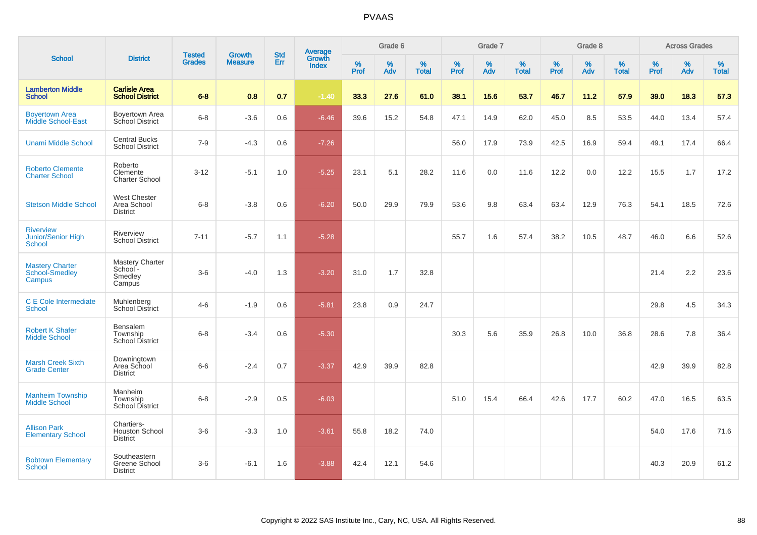# PVAAS

| School | District | Tested Grades | Growth Measure | Std Err | Average Growth Index | Grade 6 | | | Grade 7 | | | Grade 8 | | | Across Grades | | |
|---|---|---|---|---|---|---|---|---|---|---|---|---|---|---|---|---|---|
| | | | | | | % Prof | % Adv | % Total | % Prof | % Adv | % Total | % Prof | % Adv | % Total | % Prof | % Adv | % Total |
| **Lamberton Middle School** | **Carlisle Area School District** | **6-8** | **0.8** | **0.7** | **-1.40** | **33.3** | **27.6** | **61.0** | **38.1** | **15.6** | **53.7** | **46.7** | **11.2** | **57.9** | **39.0** | **18.3** | **57.3** |
| Boyertown Area Middle School-East | Boyertown Area School District | 6-8 | -3.6 | 0.6 | -6.46 | 39.6 | 15.2 | 54.8 | 47.1 | 14.9 | 62.0 | 45.0 | 8.5 | 53.5 | 44.0 | 13.4 | 57.4 |
| Unami Middle School | Central Bucks School District | 7-9 | -4.3 | 0.6 | -7.26 | | | | 56.0 | 17.9 | 73.9 | 42.5 | 16.9 | 59.4 | 49.1 | 17.4 | 66.4 |
| Roberto Clemente Charter School | Roberto Clemente Charter School | 3-12 | -5.1 | 1.0 | -5.25 | 23.1 | 5.1 | 28.2 | 11.6 | 0.0 | 11.6 | 12.2 | 0.0 | 12.2 | 15.5 | 1.7 | 17.2 |
| Stetson Middle School | West Chester Area School District | 6-8 | -3.8 | 0.6 | -6.20 | 50.0 | 29.9 | 79.9 | 53.6 | 9.8 | 63.4 | 63.4 | 12.9 | 76.3 | 54.1 | 18.5 | 72.6 |
| Riverview Junior/Senior High School | Riverview School District | 7-11 | -5.7 | 1.1 | -5.28 | | | | 55.7 | 1.6 | 57.4 | 38.2 | 10.5 | 48.7 | 46.0 | 6.6 | 52.6 |
| Mastery Charter School-Smedley Campus | Mastery Charter School - Smedley Campus | 3-6 | -4.0 | 1.3 | -3.20 | 31.0 | 1.7 | 32.8 | | | | | | | 21.4 | 2.2 | 23.6 |
| C E Cole Intermediate School | Muhlenberg School District | 4-6 | -1.9 | 0.6 | -5.81 | 23.8 | 0.9 | 24.7 | | | | | | | 29.8 | 4.5 | 34.3 |
| Robert K Shafer Middle School | Bensalem Township School District | 6-8 | -3.4 | 0.6 | -5.30 | | | | 30.3 | 5.6 | 35.9 | 26.8 | 10.0 | 36.8 | 28.6 | 7.8 | 36.4 |
| Marsh Creek Sixth Grade Center | Downingtown Area School District | 6-6 | -2.4 | 0.7 | -3.37 | 42.9 | 39.9 | 82.8 | | | | | | | 42.9 | 39.9 | 82.8 |
| Manheim Township Middle School | Manheim Township School District | 6-8 | -2.9 | 0.5 | -6.03 | | | | 51.0 | 15.4 | 66.4 | 42.6 | 17.7 | 60.2 | 47.0 | 16.5 | 63.5 |
| Allison Park Elementary School | Chartiers-Houston School District | 3-6 | -3.3 | 1.0 | -3.61 | 55.8 | 18.2 | 74.0 | | | | | | | 54.0 | 17.6 | 71.6 |
| Bobtown Elementary School | Southeastern Greene School District | 3-6 | -6.1 | 1.6 | -3.88 | 42.4 | 12.1 | 54.6 | | | | | | | 40.3 | 20.9 | 61.2 |

Copyright © 2022 SAS Institute Inc., Cary, NC, USA. All Rights Reserved.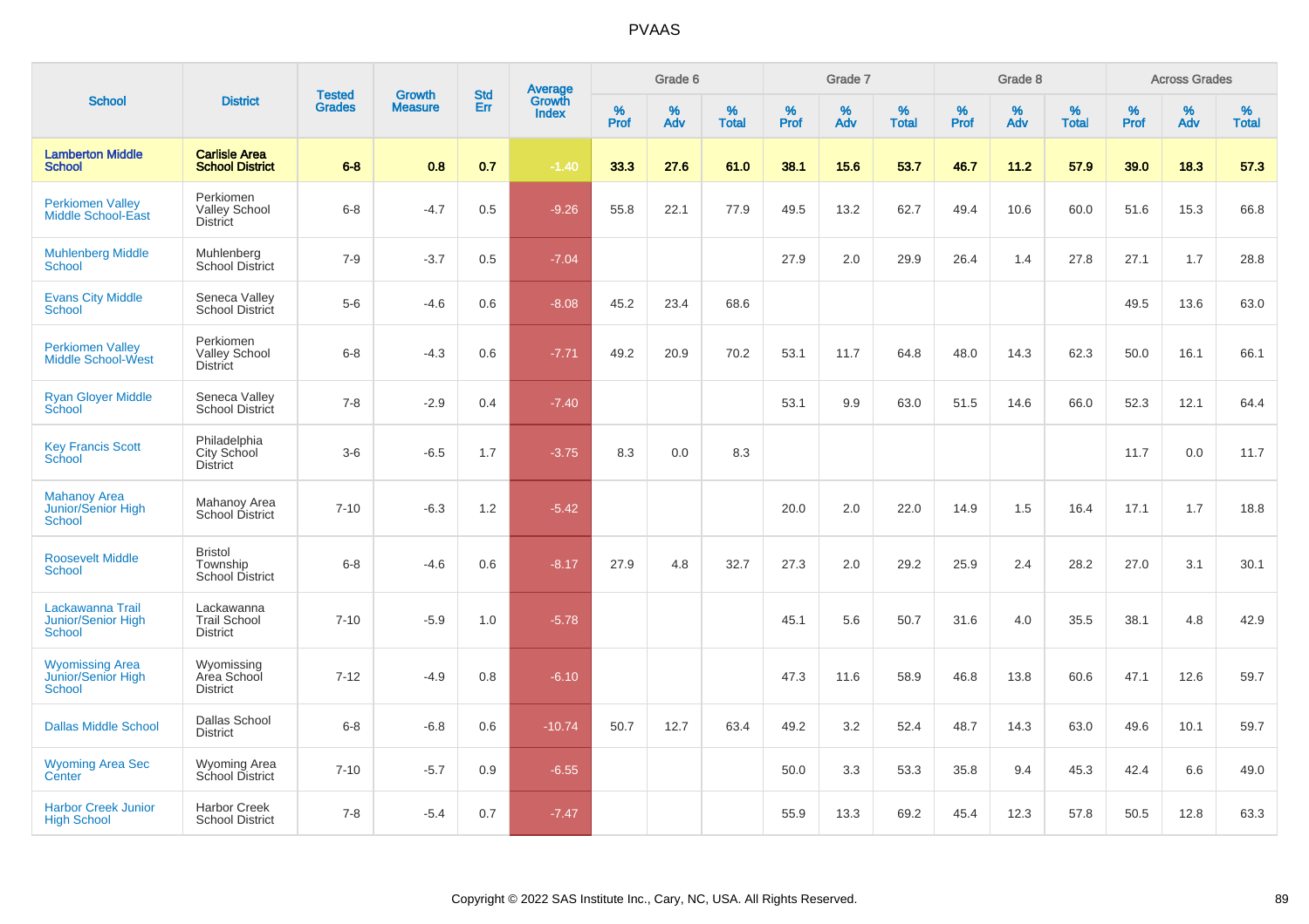# PVAAS

| School | District | Tested Grades | Growth Measure | Std Err | Average Growth Index | Grade 6 | | | Grade 7 | | | Grade 8 | | | Across Grades | | |
|---|---|---|---|---|---|---|---|---|---|---|---|---|---|---|---|---|---|
| | | | | | | % Prof | % Adv | % Total | % Prof | % Adv | % Total | % Prof | % Adv | % Total | % Prof | % Adv | % Total |
| **Lamberton Middle School** | **Carlisle Area School District** | **6-8** | **0.8** | **0.7** | **-1.40** | **33.3** | **27.6** | **61.0** | **38.1** | **15.6** | **53.7** | **46.7** | **11.2** | **57.9** | **39.0** | **18.3** | **57.3** |
| Perkiomen Valley Middle School-East | Perkiomen Valley School District | 6-8 | -4.7 | 0.5 | -9.26 | 55.8 | 22.1 | 77.9 | 49.5 | 13.2 | 62.7 | 49.4 | 10.6 | 60.0 | 51.6 | 15.3 | 66.8 |
| Muhlenberg Middle School | Muhlenberg School District | 7-9 | -3.7 | 0.5 | -7.04 | | | | 27.9 | 2.0 | 29.9 | 26.4 | 1.4 | 27.8 | 27.1 | 1.7 | 28.8 |
| Evans City Middle School | Seneca Valley School District | 5-6 | -4.6 | 0.6 | -8.08 | 45.2 | 23.4 | 68.6 | | | | | | | 49.5 | 13.6 | 63.0 |
| Perkiomen Valley Middle School-West | Perkiomen Valley School District | 6-8 | -4.3 | 0.6 | -7.71 | 49.2 | 20.9 | 70.2 | 53.1 | 11.7 | 64.8 | 48.0 | 14.3 | 62.3 | 50.0 | 16.1 | 66.1 |
| Ryan Gloyer Middle School | Seneca Valley School District | 7-8 | -2.9 | 0.4 | -7.40 | | | | 53.1 | 9.9 | 63.0 | 51.5 | 14.6 | 66.0 | 52.3 | 12.1 | 64.4 |
| Key Francis Scott School | Philadelphia City School District | 3-6 | -6.5 | 1.7 | -3.75 | 8.3 | 0.0 | 8.3 | | | | | | | 11.7 | 0.0 | 11.7 |
| Mahanoy Area Junior/Senior High School | Mahanoy Area School District | 7-10 | -6.3 | 1.2 | -5.42 | | | | 20.0 | 2.0 | 22.0 | 14.9 | 1.5 | 16.4 | 17.1 | 1.7 | 18.8 |
| Roosevelt Middle School | Bristol Township School District | 6-8 | -4.6 | 0.6 | -8.17 | 27.9 | 4.8 | 32.7 | 27.3 | 2.0 | 29.2 | 25.9 | 2.4 | 28.2 | 27.0 | 3.1 | 30.1 |
| Lackawanna Trail Junior/Senior High School | Lackawanna Trail School District | 7-10 | -5.9 | 1.0 | -5.78 | | | | 45.1 | 5.6 | 50.7 | 31.6 | 4.0 | 35.5 | 38.1 | 4.8 | 42.9 |
| Wyomissing Area Junior/Senior High School | Wyomissing Area School District | 7-12 | -4.9 | 0.8 | -6.10 | | | | 47.3 | 11.6 | 58.9 | 46.8 | 13.8 | 60.6 | 47.1 | 12.6 | 59.7 |
| Dallas Middle School | Dallas School District | 6-8 | -6.8 | 0.6 | -10.74 | 50.7 | 12.7 | 63.4 | 49.2 | 3.2 | 52.4 | 48.7 | 14.3 | 63.0 | 49.6 | 10.1 | 59.7 |
| Wyoming Area Sec Center | Wyoming Area School District | 7-10 | -5.7 | 0.9 | -6.55 | | | | 50.0 | 3.3 | 53.3 | 35.8 | 9.4 | 45.3 | 42.4 | 6.6 | 49.0 |
| Harbor Creek Junior High School | Harbor Creek School District | 7-8 | -5.4 | 0.7 | -7.47 | | | | 55.9 | 13.3 | 69.2 | 45.4 | 12.3 | 57.8 | 50.5 | 12.8 | 63.3 |

Copyright © 2022 SAS Institute Inc., Cary, NC, USA. All Rights Reserved.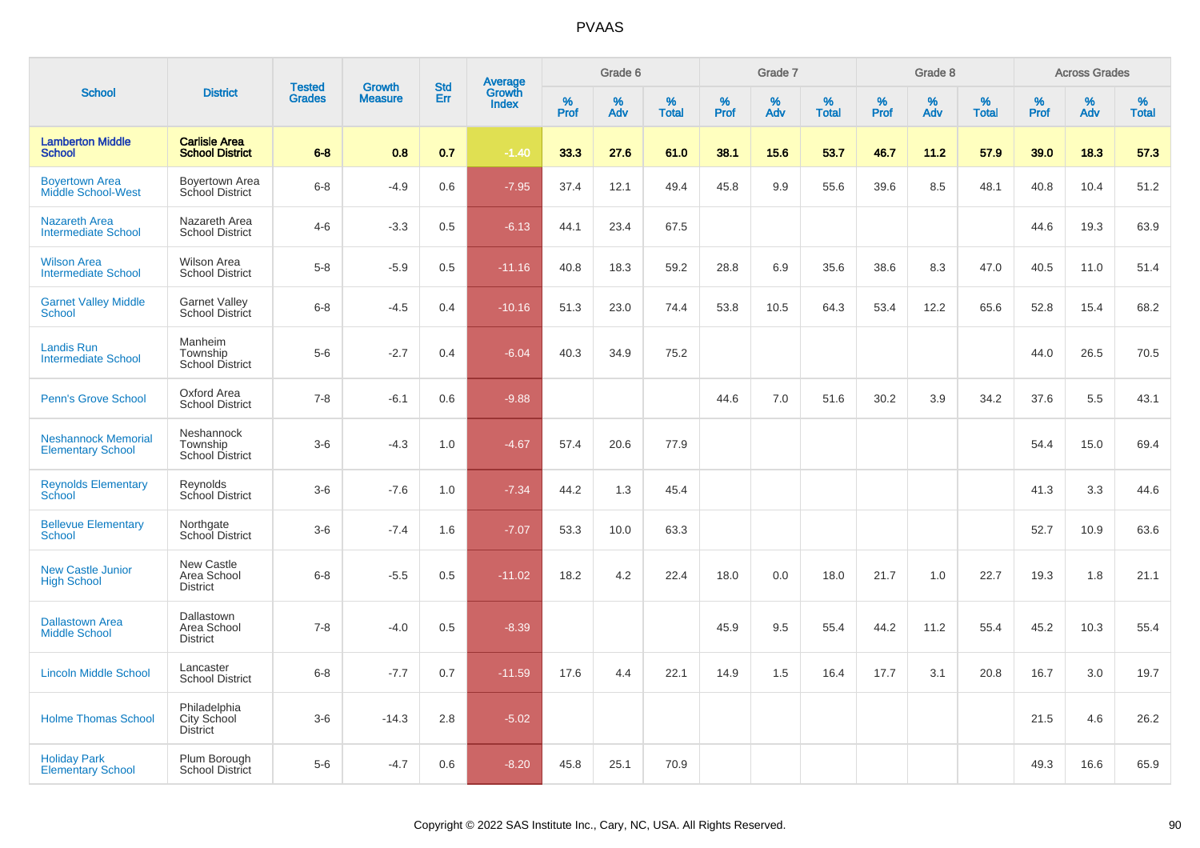# PVAAS

| School | District | Tested Grades | Growth Measure | Std Err | Average Growth Index | Grade 6 | | | Grade 7 | | | Grade 8 | | | Across Grades | | |
|---|---|---|---|---|---|---|---|---|---|---|---|---|---|---|---|---|---|
| | | | | | | % Prof | % Adv | % Total | % Prof | % Adv | % Total | % Prof | % Adv | % Total | % Prof | % Adv | % Total |
| **Lamberton Middle School** | **Carlisle Area School District** | **6-8** | **0.8** | **0.7** | **-1.40** | **33.3** | **27.6** | **61.0** | **38.1** | **15.6** | **53.7** | **46.7** | **11.2** | **57.9** | **39.0** | **18.3** | **57.3** |
| Boyertown Area Middle School-West | Boyertown Area School District | 6-8 | -4.9 | 0.6 | -7.95 | 37.4 | 12.1 | 49.4 | 45.8 | 9.9 | 55.6 | 39.6 | 8.5 | 48.1 | 40.8 | 10.4 | 51.2 |
| Nazareth Area Intermediate School | Nazareth Area School District | 4-6 | -3.3 | 0.5 | -6.13 | 44.1 | 23.4 | 67.5 | | | | | | | 44.6 | 19.3 | 63.9 |
| Wilson Area Intermediate School | Wilson Area School District | 5-8 | -5.9 | 0.5 | -11.16 | 40.8 | 18.3 | 59.2 | 28.8 | 6.9 | 35.6 | 38.6 | 8.3 | 47.0 | 40.5 | 11.0 | 51.4 |
| Garnet Valley Middle School | Garnet Valley School District | 6-8 | -4.5 | 0.4 | -10.16 | 51.3 | 23.0 | 74.4 | 53.8 | 10.5 | 64.3 | 53.4 | 12.2 | 65.6 | 52.8 | 15.4 | 68.2 |
| Landis Run Intermediate School | Manheim Township School District | 5-6 | -2.7 | 0.4 | -6.04 | 40.3 | 34.9 | 75.2 | | | | | | | 44.0 | 26.5 | 70.5 |
| Penn's Grove School | Oxford Area School District | 7-8 | -6.1 | 0.6 | -9.88 | | | | 44.6 | 7.0 | 51.6 | 30.2 | 3.9 | 34.2 | 37.6 | 5.5 | 43.1 |
| Neshannock Memorial Elementary School | Neshannock Township School District | 3-6 | -4.3 | 1.0 | -4.67 | 57.4 | 20.6 | 77.9 | | | | | | | 54.4 | 15.0 | 69.4 |
| Reynolds Elementary School | Reynolds School District | 3-6 | -7.6 | 1.0 | -7.34 | 44.2 | 1.3 | 45.4 | | | | | | | 41.3 | 3.3 | 44.6 |
| Bellevue Elementary School | Northgate School District | 3-6 | -7.4 | 1.6 | -7.07 | 53.3 | 10.0 | 63.3 | | | | | | | 52.7 | 10.9 | 63.6 |
| New Castle Junior High School | New Castle Area School District | 6-8 | -5.5 | 0.5 | -11.02 | 18.2 | 4.2 | 22.4 | 18.0 | 0.0 | 18.0 | 21.7 | 1.0 | 22.7 | 19.3 | 1.8 | 21.1 |
| Dallastown Area Middle School | Dallastown Area School District | 7-8 | -4.0 | 0.5 | -8.39 | | | | 45.9 | 9.5 | 55.4 | 44.2 | 11.2 | 55.4 | 45.2 | 10.3 | 55.4 |
| Lincoln Middle School | Lancaster School District | 6-8 | -7.7 | 0.7 | -11.59 | 17.6 | 4.4 | 22.1 | 14.9 | 1.5 | 16.4 | 17.7 | 3.1 | 20.8 | 16.7 | 3.0 | 19.7 |
| Holme Thomas School | Philadelphia City School District | 3-6 | -14.3 | 2.8 | -5.02 | | | | | | | | | | 21.5 | 4.6 | 26.2 |
| Holiday Park Elementary School | Plum Borough School District | 5-6 | -4.7 | 0.6 | -8.20 | 45.8 | 25.1 | 70.9 | | | | | | | 49.3 | 16.6 | 65.9 |

Copyright © 2022 SAS Institute Inc., Cary, NC, USA. All Rights Reserved.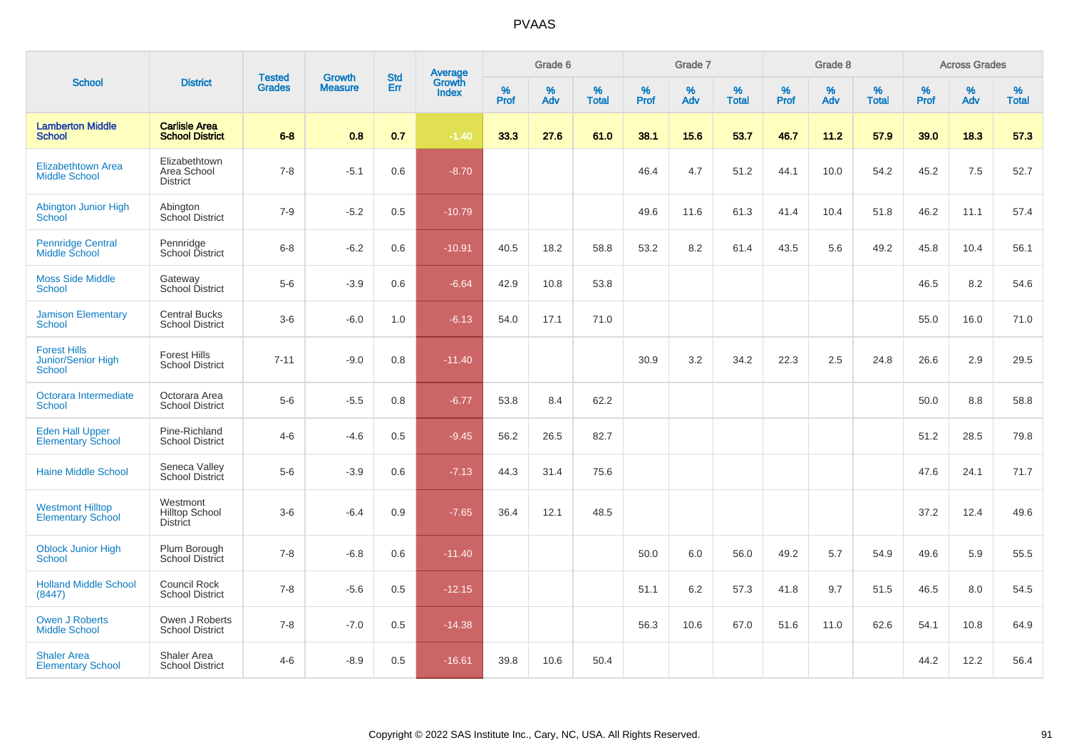# PVAAS

| School | District | Tested Grades | Growth Measure | Std Err | Average Growth Index | Grade 6 | | | Grade 7 | | | Grade 8 | | | Across Grades | | |
|---|---|---|---|---|---|---|---|---|---|---|---|---|---|---|---|---|---|
| | | | | | | % Prof | % Adv | % Total | % Prof | % Adv | % Total | % Prof | % Adv | % Total | % Prof | % Adv | % Total |
| **Lamberton Middle School** | **Carlisle Area School District** | **6-8** | **0.8** | **0.7** | **-1.40** | **33.3** | **27.6** | **61.0** | **38.1** | **15.6** | **53.7** | **46.7** | **11.2** | **57.9** | **39.0** | **18.3** | **57.3** |
| Elizabethtown Area Middle School | Elizabethtown Area School District | 7-8 | -5.1 | 0.6 | -8.70 | | | | 46.4 | 4.7 | 51.2 | 44.1 | 10.0 | 54.2 | 45.2 | 7.5 | 52.7 |
| Abington Junior High School | Abington School District | 7-9 | -5.2 | 0.5 | -10.79 | | | | 49.6 | 11.6 | 61.3 | 41.4 | 10.4 | 51.8 | 46.2 | 11.1 | 57.4 |
| Pennridge Central Middle School | Pennridge School District | 6-8 | -6.2 | 0.6 | -10.91 | 40.5 | 18.2 | 58.8 | 53.2 | 8.2 | 61.4 | 43.5 | 5.6 | 49.2 | 45.8 | 10.4 | 56.1 |
| Moss Side Middle School | Gateway School District | 5-6 | -3.9 | 0.6 | -6.64 | 42.9 | 10.8 | 53.8 | | | | | | | 46.5 | 8.2 | 54.6 |
| Jamison Elementary School | Central Bucks School District | 3-6 | -6.0 | 1.0 | -6.13 | 54.0 | 17.1 | 71.0 | | | | | | | 55.0 | 16.0 | 71.0 |
| Forest Hills Junior/Senior High School | Forest Hills School District | 7-11 | -9.0 | 0.8 | -11.40 | | | | 30.9 | 3.2 | 34.2 | 22.3 | 2.5 | 24.8 | 26.6 | 2.9 | 29.5 |
| Octorara Intermediate School | Octorara Area School District | 5-6 | -5.5 | 0.8 | -6.77 | 53.8 | 8.4 | 62.2 | | | | | | | 50.0 | 8.8 | 58.8 |
| Eden Hall Upper Elementary School | Pine-Richland School District | 4-6 | -4.6 | 0.5 | -9.45 | 56.2 | 26.5 | 82.7 | | | | | | | 51.2 | 28.5 | 79.8 |
| Haine Middle School | Seneca Valley School District | 5-6 | -3.9 | 0.6 | -7.13 | 44.3 | 31.4 | 75.6 | | | | | | | 47.6 | 24.1 | 71.7 |
| Westmont Hilltop Elementary School | Westmont Hilltop School District | 3-6 | -6.4 | 0.9 | -7.65 | 36.4 | 12.1 | 48.5 | | | | | | | 37.2 | 12.4 | 49.6 |
| Oblock Junior High School | Plum Borough School District | 7-8 | -6.8 | 0.6 | -11.40 | | | | 50.0 | 6.0 | 56.0 | 49.2 | 5.7 | 54.9 | 49.6 | 5.9 | 55.5 |
| Holland Middle School (8447) | Council Rock School District | 7-8 | -5.6 | 0.5 | -12.15 | | | | 51.1 | 6.2 | 57.3 | 41.8 | 9.7 | 51.5 | 46.5 | 8.0 | 54.5 |
| Owen J Roberts Middle School | Owen J Roberts School District | 7-8 | -7.0 | 0.5 | -14.38 | | | | 56.3 | 10.6 | 67.0 | 51.6 | 11.0 | 62.6 | 54.1 | 10.8 | 64.9 |
| Shaler Area Elementary School | Shaler Area School District | 4-6 | -8.9 | 0.5 | -16.61 | 39.8 | 10.6 | 50.4 | | | | | | | 44.2 | 12.2 | 56.4 |

Copyright © 2022 SAS Institute Inc., Cary, NC, USA. All Rights Reserved.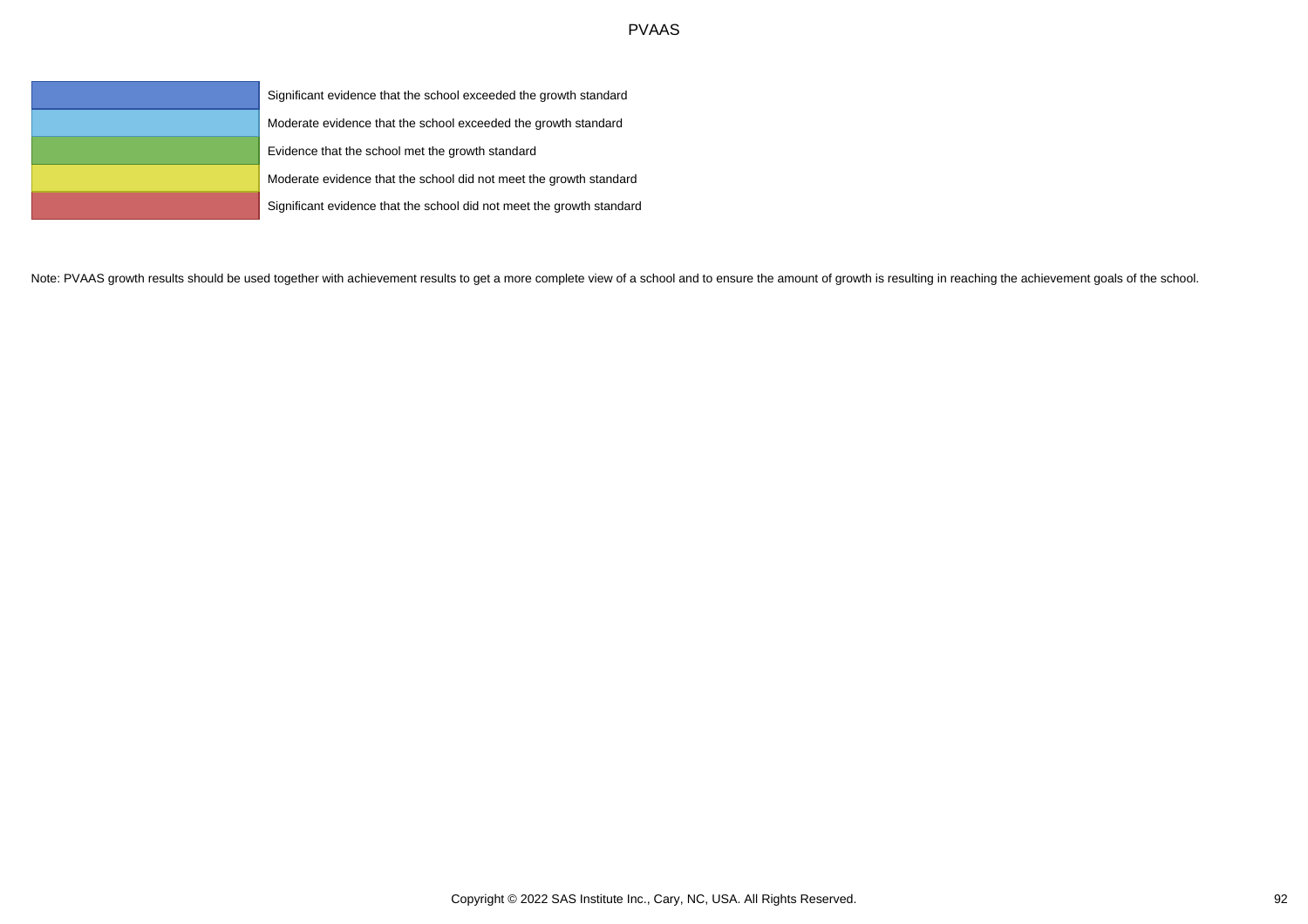Significant evidence that the school exceeded the growth standard

Moderate evidence that the school exceeded the growth standard

Evidence that the school met the growth standard

Moderate evidence that the school did not meet the growth standard

Significant evidence that the school did not meet the growth standard

Note: PVAAS growth results should be used together with achievement results to get a more complete view of a school and to ensure the amount of growth is resulting in reaching the achievement goals of the school.